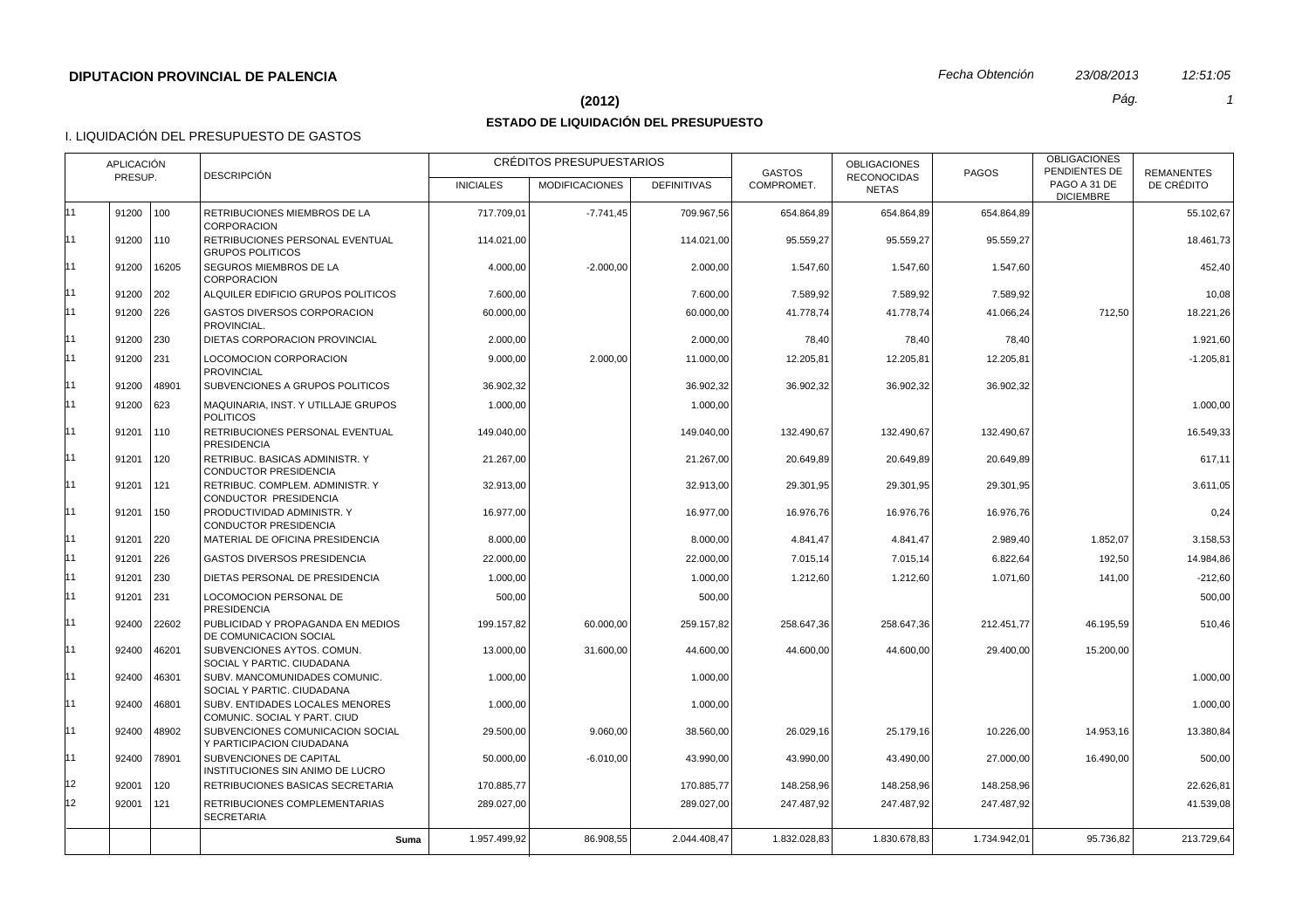**DIPUTACION PROVINCIAL DE PALENCIA**

*Fecha Obtención* *23/08/2013* *12:51:05*

## (2012)

## ESTADO DE LIQUIDACIÓN DEL PRESUPUESTO

I. LIQUIDACIÓN DEL PRESUPUESTO DE GASTOS

| APLICACIÓN PRESUP. | | | DESCRIPCIÓN | CRÉDITOS PRESUPUESTARIOS | | | GASTOS COMPROMET. | OBLIGACIONES RECONOCIDAS NETAS | PAGOS | OBLIGACIONES PENDIENTES DE PAGO A 31 DE DICIEMBRE | REMANENTES DE CRÉDITO |
|---|---|---|---|---|---|---|---|---|---|---|---|
| | | | | INICIALES | MODIFICACIONES | DEFINITIVAS | | | | | |
| 11 | 91200 | 100 | RETRIBUCIONES MIEMBROS DE LA CORPORACION | 717.709,01 | -7.741,45 | 709.967,56 | 654.864,89 | 654.864,89 | 654.864,89 | | 55.102,67 |
| 11 | 91200 | 110 | RETRIBUCIONES PERSONAL EVENTUAL GRUPOS POLITICOS | 114.021,00 | | 114.021,00 | 95.559,27 | 95.559,27 | 95.559,27 | | 18.461,73 |
| 11 | 91200 | 16205 | SEGUROS MIEMBROS DE LA CORPORACION | 4.000,00 | -2.000,00 | 2.000,00 | 1.547,60 | 1.547,60 | 1.547,60 | | 452,40 |
| 11 | 91200 | 202 | ALQUILER EDIFICIO GRUPOS POLITICOS | 7.600,00 | | 7.600,00 | 7.589,92 | 7.589,92 | 7.589,92 | | 10,08 |
| 11 | 91200 | 226 | GASTOS DIVERSOS CORPORACION PROVINCIAL. | 60.000,00 | | 60.000,00 | 41.778,74 | 41.778,74 | 41.066,24 | 712,50 | 18.221,26 |
| 11 | 91200 | 230 | DIETAS CORPORACION PROVINCIAL | 2.000,00 | | 2.000,00 | 78,40 | 78,40 | 78,40 | | 1.921,60 |
| 11 | 91200 | 231 | LOCOMOCION CORPORACION PROVINCIAL | 9.000,00 | 2.000,00 | 11.000,00 | 12.205,81 | 12.205,81 | 12.205,81 | | -1.205,81 |
| 11 | 91200 | 48901 | SUBVENCIONES A GRUPOS POLITICOS | 36.902,32 | | 36.902,32 | 36.902,32 | 36.902,32 | 36.902,32 | | |
| 11 | 91200 | 623 | MAQUINARIA, INST. Y UTILLAJE GRUPOS POLITICOS | 1.000,00 | | 1.000,00 | | | | | 1.000,00 |
| 11 | 91201 | 110 | RETRIBUCIONES PERSONAL EVENTUAL PRESIDENCIA | 149.040,00 | | 149.040,00 | 132.490,67 | 132.490,67 | 132.490,67 | | 16.549,33 |
| 11 | 91201 | 120 | RETRIBUC. BASICAS ADMINISTR. Y CONDUCTOR PRESIDENCIA | 21.267,00 | | 21.267,00 | 20.649,89 | 20.649,89 | 20.649,89 | | 617,11 |
| 11 | 91201 | 121 | RETRIBUC. COMPLEM. ADMINISTR. Y CONDUCTOR PRESIDENCIA | 32.913,00 | | 32.913,00 | 29.301,95 | 29.301,95 | 29.301,95 | | 3.611,05 |
| 11 | 91201 | 150 | PRODUCTIVIDAD ADMINISTR. Y CONDUCTOR PRESIDENCIA | 16.977,00 | | 16.977,00 | 16.976,76 | 16.976,76 | 16.976,76 | | 0,24 |
| 11 | 91201 | 220 | MATERIAL DE OFICINA PRESIDENCIA | 8.000,00 | | 8.000,00 | 4.841,47 | 4.841,47 | 2.989,40 | 1.852,07 | 3.158,53 |
| 11 | 91201 | 226 | GASTOS DIVERSOS PRESIDENCIA | 22.000,00 | | 22.000,00 | 7.015,14 | 7.015,14 | 6.822,64 | 192,50 | 14.984,86 |
| 11 | 91201 | 230 | DIETAS PERSONAL DE PRESIDENCIA | 1.000,00 | | 1.000,00 | 1.212,60 | 1.212,60 | 1.071,60 | 141,00 | -212,60 |
| 11 | 91201 | 231 | LOCOMOCION PERSONAL DE PRESIDENCIA | 500,00 | | 500,00 | | | | | 500,00 |
| 11 | 92400 | 22602 | PUBLICIDAD Y PROPAGANDA EN MEDIOS DE COMUNICACION SOCIAL | 199.157,82 | 60.000,00 | 259.157,82 | 258.647,36 | 258.647,36 | 212.451,77 | 46.195,59 | 510,46 |
| 11 | 92400 | 46201 | SUBVENCIONES AYTOS. COMUN. SOCIAL Y PARTIC. CIUDADANA | 13.000,00 | 31.600,00 | 44.600,00 | 44.600,00 | 44.600,00 | 29.400,00 | 15.200,00 | |
| 11 | 92400 | 46301 | SUBV. MANCOMUNIDADES COMUNIC. SOCIAL Y PARTIC. CIUDADANA | 1.000,00 | | 1.000,00 | | | | | 1.000,00 |
| 11 | 92400 | 46801 | SUBV. ENTIDADES LOCALES MENORES COMUNIC. SOCIAL Y PART. CIUD | 1.000,00 | | 1.000,00 | | | | | 1.000,00 |
| 11 | 92400 | 48902 | SUBVENCIONES COMUNICACION SOCIAL Y PARTICIPACION CIUDADANA | 29.500,00 | 9.060,00 | 38.560,00 | 26.029,16 | 25.179,16 | 10.226,00 | 14.953,16 | 13.380,84 |
| 11 | 92400 | 78901 | SUBVENCIONES DE CAPITAL INSTITUCIONES SIN ANIMO DE LUCRO | 50.000,00 | -6.010,00 | 43.990,00 | 43.990,00 | 43.490,00 | 27.000,00 | 16.490,00 | 500,00 |
| 12 | 92001 | 120 | RETRIBUCIONES BASICAS SECRETARIA | 170.885,77 | | 170.885,77 | 148.258,96 | 148.258,96 | 148.258,96 | | 22.626,81 |
| 12 | 92001 | 121 | RETRIBUCIONES COMPLEMENTARIAS SECRETARIA | 289.027,00 | | 289.027,00 | 247.487,92 | 247.487,92 | 247.487,92 | | 41.539,08 |
| | | | **Suma** | 1.957.499,92 | 86.908,55 | 2.044.408,47 | 1.832.028,83 | 1.830.678,83 | 1.734.942,01 | 95.736,82 | 213.729,64 |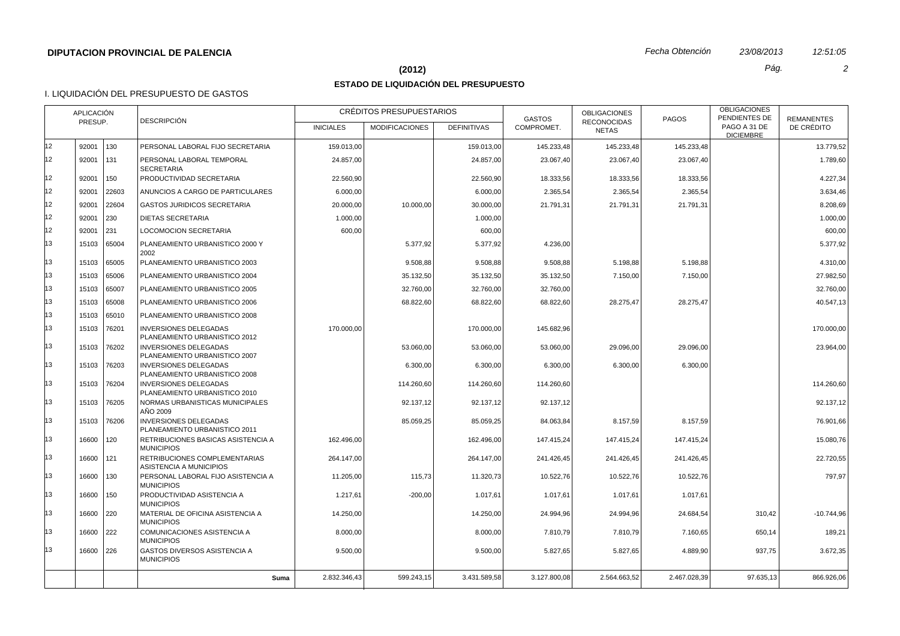**DIPUTACION PROVINCIAL DE PALENCIA**

*Fecha Obtención* *23/08/2013* *12:51:05*

## (2012)

## ESTADO DE LIQUIDACIÓN DEL PRESUPUESTO

I. LIQUIDACIÓN DEL PRESUPUESTO DE GASTOS

| APLICACIÓN PRESUP. | | | DESCRIPCIÓN | CRÉDITOS PRESUPUESTARIOS | | | GASTOS COMPROMET. | OBLIGACIONES RECONOCIDAS NETAS | PAGOS | OBLIGACIONES PENDIENTES DE PAGO A 31 DE DICIEMBRE | REMANENTES DE CRÉDITO |
|---|---|---|---|---|---|---|---|---|---|---|---|
| | | | | INICIALES | MODIFICACIONES | DEFINITIVAS | | | | | |
| 12 | 92001 | 130 | PERSONAL LABORAL FIJO SECRETARIA | 159.013,00 | | 159.013,00 | 145.233,48 | 145.233,48 | 145.233,48 | | 13.779,52 |
| 12 | 92001 | 131 | PERSONAL LABORAL TEMPORAL SECRETARIA | 24.857,00 | | 24.857,00 | 23.067,40 | 23.067,40 | 23.067,40 | | 1.789,60 |
| 12 | 92001 | 150 | PRODUCTIVIDAD SECRETARIA | 22.560,90 | | 22.560,90 | 18.333,56 | 18.333,56 | 18.333,56 | | 4.227,34 |
| 12 | 92001 | 22603 | ANUNCIOS A CARGO DE PARTICULARES | 6.000,00 | | 6.000,00 | 2.365,54 | 2.365,54 | 2.365,54 | | 3.634,46 |
| 12 | 92001 | 22604 | GASTOS JURIDICOS SECRETARIA | 20.000,00 | 10.000,00 | 30.000,00 | 21.791,31 | 21.791,31 | 21.791,31 | | 8.208,69 |
| 12 | 92001 | 230 | DIETAS SECRETARIA | 1.000,00 | | 1.000,00 | | | | | 1.000,00 |
| 12 | 92001 | 231 | LOCOMOCION SECRETARIA | 600,00 | | 600,00 | | | | | 600,00 |
| 13 | 15103 | 65004 | PLANEAMIENTO URBANISTICO 2000 Y 2002 | | 5.377,92 | 5.377,92 | 4.236,00 | | | | 5.377,92 |
| 13 | 15103 | 65005 | PLANEAMIENTO URBANISTICO 2003 | | 9.508,88 | 9.508,88 | 9.508,88 | 5.198,88 | 5.198,88 | | 4.310,00 |
| 13 | 15103 | 65006 | PLANEAMIENTO URBANISTICO 2004 | | 35.132,50 | 35.132,50 | 35.132,50 | 7.150,00 | 7.150,00 | | 27.982,50 |
| 13 | 15103 | 65007 | PLANEAMIENTO URBANISTICO 2005 | | 32.760,00 | 32.760,00 | 32.760,00 | | | | 32.760,00 |
| 13 | 15103 | 65008 | PLANEAMIENTO URBANISTICO 2006 | | 68.822,60 | 68.822,60 | 68.822,60 | 28.275,47 | 28.275,47 | | 40.547,13 |
| 13 | 15103 | 65010 | PLANEAMIENTO URBANISTICO 2008 | | | | | | | | |
| 13 | 15103 | 76201 | INVERSIONES DELEGADAS PLANEAMIENTO URBANISTICO 2012 | 170.000,00 | | 170.000,00 | 145.682,96 | | | | 170.000,00 |
| 13 | 15103 | 76202 | INVERSIONES DELEGADAS PLANEAMIENTO URBANISTICO 2007 | | 53.060,00 | 53.060,00 | 53.060,00 | 29.096,00 | 29.096,00 | | 23.964,00 |
| 13 | 15103 | 76203 | INVERSIONES DELEGADAS PLANEAMIENTO URBANISTICO 2008 | | 6.300,00 | 6.300,00 | 6.300,00 | 6.300,00 | 6.300,00 | | |
| 13 | 15103 | 76204 | INVERSIONES DELEGADAS PLANEAMIENTO URBANISTICO 2010 | | 114.260,60 | 114.260,60 | 114.260,60 | | | | 114.260,60 |
| 13 | 15103 | 76205 | NORMAS URBANISTICAS MUNICIPALES AÑO 2009 | | 92.137,12 | 92.137,12 | 92.137,12 | | | | 92.137,12 |
| 13 | 15103 | 76206 | INVERSIONES DELEGADAS PLANEAMIENTO URBANISTICO 2011 | | 85.059,25 | 85.059,25 | 84.063,84 | 8.157,59 | 8.157,59 | | 76.901,66 |
| 13 | 16600 | 120 | RETRIBUCIONES BASICAS ASISTENCIA A MUNICIPIOS | 162.496,00 | | 162.496,00 | 147.415,24 | 147.415,24 | 147.415,24 | | 15.080,76 |
| 13 | 16600 | 121 | RETRIBUCIONES COMPLEMENTARIAS ASISTENCIA A MUNICIPIOS | 264.147,00 | | 264.147,00 | 241.426,45 | 241.426,45 | 241.426,45 | | 22.720,55 |
| 13 | 16600 | 130 | PERSONAL LABORAL FIJO ASISTENCIA A MUNICIPIOS | 11.205,00 | 115,73 | 11.320,73 | 10.522,76 | 10.522,76 | 10.522,76 | | 797,97 |
| 13 | 16600 | 150 | PRODUCTIVIDAD ASISTENCIA A MUNICIPIOS | 1.217,61 | -200,00 | 1.017,61 | 1.017,61 | 1.017,61 | 1.017,61 | | |
| 13 | 16600 | 220 | MATERIAL DE OFICINA ASISTENCIA A MUNICIPIOS | 14.250,00 | | 14.250,00 | 24.994,96 | 24.994,96 | 24.684,54 | 310,42 | -10.744,96 |
| 13 | 16600 | 222 | COMUNICACIONES ASISTENCIA A MUNICIPIOS | 8.000,00 | | 8.000,00 | 7.810,79 | 7.810,79 | 7.160,65 | 650,14 | 189,21 |
| 13 | 16600 | 226 | GASTOS DIVERSOS ASISTENCIA A MUNICIPIOS | 9.500,00 | | 9.500,00 | 5.827,65 | 5.827,65 | 4.889,90 | 937,75 | 3.672,35 |
| | | | **Suma** | 2.832.346,43 | 599.243,15 | 3.431.589,58 | 3.127.800,08 | 2.564.663,52 | 2.467.028,39 | 97.635,13 | 866.926,06 |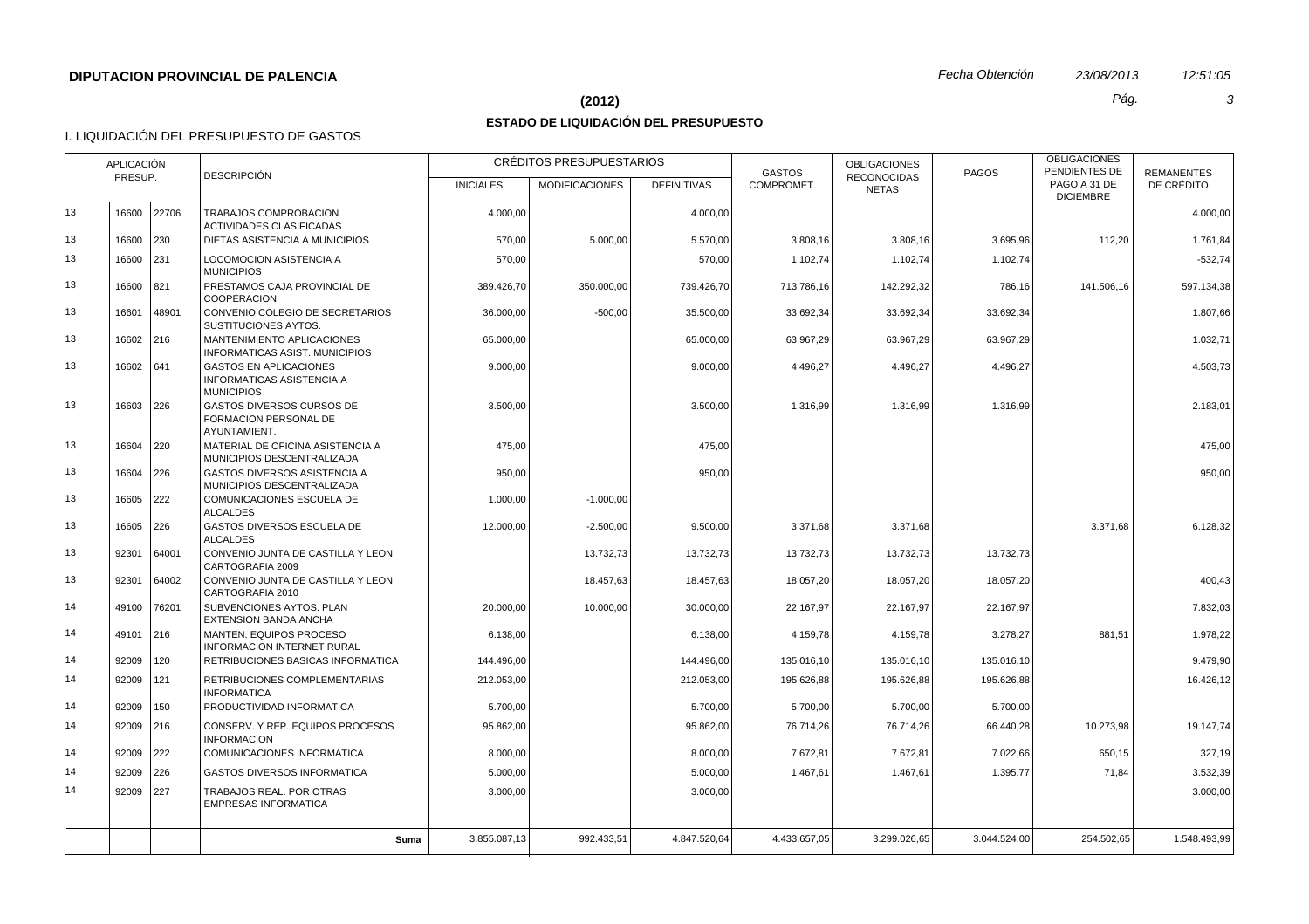**DIPUTACION PROVINCIAL DE PALENCIA**

*Fecha Obtención* *23/08/2013* *12:51:05*

**(2012)**

## ESTADO DE LIQUIDACIÓN DEL PRESUPUESTO

I. LIQUIDACIÓN DEL PRESUPUESTO DE GASTOS

| APLICACIÓN PRESUP. | | | DESCRIPCIÓN | CRÉDITOS PRESUPUESTARIOS | | | GASTOS COMPROMET. | OBLIGACIONES RECONOCIDAS NETAS | PAGOS | OBLIGACIONES PENDIENTES DE PAGO A 31 DE DICIEMBRE | REMANENTES DE CRÉDITO |
|---|---|---|---|---|---|---|---|---|---|---|---|
| | | | | INICIALES | MODIFICACIONES | DEFINITIVAS | | | | | |
| 13 | 16600 | 22706 | TRABAJOS COMPROBACION ACTIVIDADES CLASIFICADAS | 4.000,00 | | 4.000,00 | | | | | 4.000,00 |
| 13 | 16600 | 230 | DIETAS ASISTENCIA A MUNICIPIOS | 570,00 | 5.000,00 | 5.570,00 | 3.808,16 | 3.808,16 | 3.695,96 | 112,20 | 1.761,84 |
| 13 | 16600 | 231 | LOCOMOCION ASISTENCIA A MUNICIPIOS | 570,00 | | 570,00 | 1.102,74 | 1.102,74 | 1.102,74 | | -532,74 |
| 13 | 16600 | 821 | PRESTAMOS CAJA PROVINCIAL DE COOPERACION | 389.426,70 | 350.000,00 | 739.426,70 | 713.786,16 | 142.292,32 | 786,16 | 141.506,16 | 597.134,38 |
| 13 | 16601 | 48901 | CONVENIO COLEGIO DE SECRETARIOS SUSTITUCIONES AYTOS. | 36.000,00 | -500,00 | 35.500,00 | 33.692,34 | 33.692,34 | 33.692,34 | | 1.807,66 |
| 13 | 16602 | 216 | MANTENIMIENTO APLICACIONES INFORMATICAS ASIST. MUNICIPIOS | 65.000,00 | | 65.000,00 | 63.967,29 | 63.967,29 | 63.967,29 | | 1.032,71 |
| 13 | 16602 | 641 | GASTOS EN APLICACIONES INFORMATICAS ASISTENCIA A MUNICIPIOS | 9.000,00 | | 9.000,00 | 4.496,27 | 4.496,27 | 4.496,27 | | 4.503,73 |
| 13 | 16603 | 226 | GASTOS DIVERSOS CURSOS DE FORMACION PERSONAL DE AYUNTAMIENT. | 3.500,00 | | 3.500,00 | 1.316,99 | 1.316,99 | 1.316,99 | | 2.183,01 |
| 13 | 16604 | 220 | MATERIAL DE OFICINA ASISTENCIA A MUNICIPIOS DESCENTRALIZADA | 475,00 | | 475,00 | | | | | 475,00 |
| 13 | 16604 | 226 | GASTOS DIVERSOS ASISTENCIA A MUNICIPIOS DESCENTRALIZADA | 950,00 | | 950,00 | | | | | 950,00 |
| 13 | 16605 | 222 | COMUNICACIONES ESCUELA DE ALCALDES | 1.000,00 | -1.000,00 | | | | | | |
| 13 | 16605 | 226 | GASTOS DIVERSOS ESCUELA DE ALCALDES | 12.000,00 | -2.500,00 | 9.500,00 | 3.371,68 | 3.371,68 | | 3.371,68 | 6.128,32 |
| 13 | 92301 | 64001 | CONVENIO JUNTA DE CASTILLA Y LEON CARTOGRAFIA 2009 | | 13.732,73 | 13.732,73 | 13.732,73 | 13.732,73 | 13.732,73 | | |
| 13 | 92301 | 64002 | CONVENIO JUNTA DE CASTILLA Y LEON CARTOGRAFIA 2010 | | 18.457,63 | 18.457,63 | 18.057,20 | 18.057,20 | 18.057,20 | | 400,43 |
| 14 | 49100 | 76201 | SUBVENCIONES AYTOS. PLAN EXTENSION BANDA ANCHA | 20.000,00 | 10.000,00 | 30.000,00 | 22.167,97 | 22.167,97 | 22.167,97 | | 7.832,03 |
| 14 | 49101 | 216 | MANTEN. EQUIPOS PROCESO INFORMACION INTERNET RURAL | 6.138,00 | | 6.138,00 | 4.159,78 | 4.159,78 | 3.278,27 | 881,51 | 1.978,22 |
| 14 | 92009 | 120 | RETRIBUCIONES BASICAS INFORMATICA | 144.496,00 | | 144.496,00 | 135.016,10 | 135.016,10 | 135.016,10 | | 9.479,90 |
| 14 | 92009 | 121 | RETRIBUCIONES COMPLEMENTARIAS INFORMATICA | 212.053,00 | | 212.053,00 | 195.626,88 | 195.626,88 | 195.626,88 | | 16.426,12 |
| 14 | 92009 | 150 | PRODUCTIVIDAD INFORMATICA | 5.700,00 | | 5.700,00 | 5.700,00 | 5.700,00 | 5.700,00 | | |
| 14 | 92009 | 216 | CONSERV. Y REP. EQUIPOS PROCESOS INFORMACION | 95.862,00 | | 95.862,00 | 76.714,26 | 76.714,26 | 66.440,28 | 10.273,98 | 19.147,74 |
| 14 | 92009 | 222 | COMUNICACIONES INFORMATICA | 8.000,00 | | 8.000,00 | 7.672,81 | 7.672,81 | 7.022,66 | 650,15 | 327,19 |
| 14 | 92009 | 226 | GASTOS DIVERSOS INFORMATICA | 5.000,00 | | 5.000,00 | 1.467,61 | 1.467,61 | 1.395,77 | 71,84 | 3.532,39 |
| 14 | 92009 | 227 | TRABAJOS REAL. POR OTRAS EMPRESAS INFORMATICA | 3.000,00 | | 3.000,00 | | | | | 3.000,00 |
| | | | **Suma** | 3.855.087,13 | 992.433,51 | 4.847.520,64 | 4.433.657,05 | 3.299.026,65 | 3.044.524,00 | 254.502,65 | 1.548.493,99 |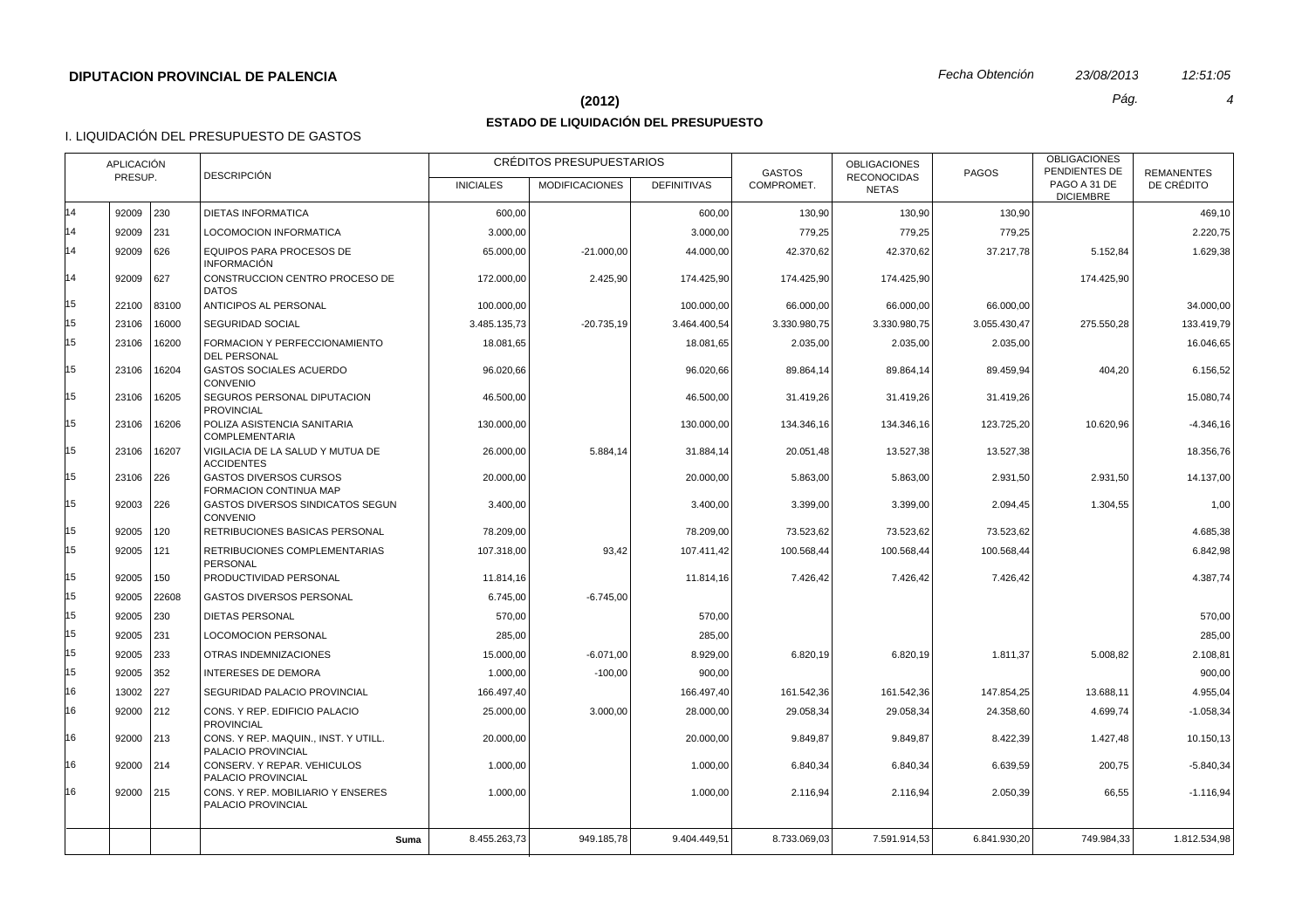**DIPUTACION PROVINCIAL DE PALENCIA**

*Fecha Obtención* *23/08/2013* *12:51:05*

## (2012)

## ESTADO DE LIQUIDACIÓN DEL PRESUPUESTO

### I. LIQUIDACIÓN DEL PRESUPUESTO DE GASTOS

| APLICACIÓN PRESUP. | | | DESCRIPCIÓN | CRÉDITOS PRESUPUESTARIOS | | | GASTOS COMPROMET. | OBLIGACIONES RECONOCIDAS NETAS | PAGOS | OBLIGACIONES PENDIENTES DE PAGO A 31 DE DICIEMBRE | REMANENTES DE CRÉDITO |
|---|---|---|---|---|---|---|---|---|---|---|---|
| | | | | INICIALES | MODIFICACIONES | DEFINITIVAS | | | | | |
| 14 | 92009 | 230 | DIETAS INFORMATICA | 600,00 | | 600,00 | 130,90 | 130,90 | 130,90 | | 469,10 |
| 14 | 92009 | 231 | LOCOMOCION INFORMATICA | 3.000,00 | | 3.000,00 | 779,25 | 779,25 | 779,25 | | 2.220,75 |
| 14 | 92009 | 626 | EQUIPOS PARA PROCESOS DE INFORMACIÓN | 65.000,00 | -21.000,00 | 44.000,00 | 42.370,62 | 42.370,62 | 37.217,78 | 5.152,84 | 1.629,38 |
| 14 | 92009 | 627 | CONSTRUCCION CENTRO PROCESO DE DATOS | 172.000,00 | 2.425,90 | 174.425,90 | 174.425,90 | 174.425,90 | | 174.425,90 | |
| 15 | 22100 | 83100 | ANTICIPOS AL PERSONAL | 100.000,00 | | 100.000,00 | 66.000,00 | 66.000,00 | 66.000,00 | | 34.000,00 |
| 15 | 23106 | 16000 | SEGURIDAD SOCIAL | 3.485.135,73 | -20.735,19 | 3.464.400,54 | 3.330.980,75 | 3.330.980,75 | 3.055.430,47 | 275.550,28 | 133.419,79 |
| 15 | 23106 | 16200 | FORMACION Y PERFECCIONAMIENTO DEL PERSONAL | 18.081,65 | | 18.081,65 | 2.035,00 | 2.035,00 | 2.035,00 | | 16.046,65 |
| 15 | 23106 | 16204 | GASTOS SOCIALES ACUERDO CONVENIO | 96.020,66 | | 96.020,66 | 89.864,14 | 89.864,14 | 89.459,94 | 404,20 | 6.156,52 |
| 15 | 23106 | 16205 | SEGUROS PERSONAL DIPUTACION PROVINCIAL | 46.500,00 | | 46.500,00 | 31.419,26 | 31.419,26 | 31.419,26 | | 15.080,74 |
| 15 | 23106 | 16206 | POLIZA ASISTENCIA SANITARIA COMPLEMENTARIA | 130.000,00 | | 130.000,00 | 134.346,16 | 134.346,16 | 123.725,20 | 10.620,96 | -4.346,16 |
| 15 | 23106 | 16207 | VIGILACIA DE LA SALUD Y MUTUA DE ACCIDENTES | 26.000,00 | 5.884,14 | 31.884,14 | 20.051,48 | 13.527,38 | 13.527,38 | | 18.356,76 |
| 15 | 23106 | 226 | GASTOS DIVERSOS CURSOS FORMACION CONTINUA MAP | 20.000,00 | | 20.000,00 | 5.863,00 | 5.863,00 | 2.931,50 | 2.931,50 | 14.137,00 |
| 15 | 92003 | 226 | GASTOS DIVERSOS SINDICATOS SEGUN CONVENIO | 3.400,00 | | 3.400,00 | 3.399,00 | 3.399,00 | 2.094,45 | 1.304,55 | 1,00 |
| 15 | 92005 | 120 | RETRIBUCIONES BASICAS PERSONAL | 78.209,00 | | 78.209,00 | 73.523,62 | 73.523,62 | 73.523,62 | | 4.685,38 |
| 15 | 92005 | 121 | RETRIBUCIONES COMPLEMENTARIAS PERSONAL | 107.318,00 | 93,42 | 107.411,42 | 100.568,44 | 100.568,44 | 100.568,44 | | 6.842,98 |
| 15 | 92005 | 150 | PRODUCTIVIDAD PERSONAL | 11.814,16 | | 11.814,16 | 7.426,42 | 7.426,42 | 7.426,42 | | 4.387,74 |
| 15 | 92005 | 22608 | GASTOS DIVERSOS PERSONAL | 6.745,00 | -6.745,00 | | | | | | |
| 15 | 92005 | 230 | DIETAS PERSONAL | 570,00 | | 570,00 | | | | | 570,00 |
| 15 | 92005 | 231 | LOCOMOCION PERSONAL | 285,00 | | 285,00 | | | | | 285,00 |
| 15 | 92005 | 233 | OTRAS INDEMNIZACIONES | 15.000,00 | -6.071,00 | 8.929,00 | 6.820,19 | 6.820,19 | 1.811,37 | 5.008,82 | 2.108,81 |
| 15 | 92005 | 352 | INTERESES DE DEMORA | 1.000,00 | -100,00 | 900,00 | | | | | 900,00 |
| 16 | 13002 | 227 | SEGURIDAD PALACIO PROVINCIAL | 166.497,40 | | 166.497,40 | 161.542,36 | 161.542,36 | 147.854,25 | 13.688,11 | 4.955,04 |
| 16 | 92000 | 212 | CONS. Y REP. EDIFICIO PALACIO PROVINCIAL | 25.000,00 | 3.000,00 | 28.000,00 | 29.058,34 | 29.058,34 | 24.358,60 | 4.699,74 | -1.058,34 |
| 16 | 92000 | 213 | CONS. Y REP. MAQUIN., INST. Y UTILL. PALACIO PROVINCIAL | 20.000,00 | | 20.000,00 | 9.849,87 | 9.849,87 | 8.422,39 | 1.427,48 | 10.150,13 |
| 16 | 92000 | 214 | CONSERV. Y REPAR. VEHICULOS PALACIO PROVINCIAL | 1.000,00 | | 1.000,00 | 6.840,34 | 6.840,34 | 6.639,59 | 200,75 | -5.840,34 |
| 16 | 92000 | 215 | CONS. Y REP. MOBILIARIO Y ENSERES PALACIO PROVINCIAL | 1.000,00 | | 1.000,00 | 2.116,94 | 2.116,94 | 2.050,39 | 66,55 | -1.116,94 |
| | | | **Suma** | 8.455.263,73 | 949.185,78 | 9.404.449,51 | 8.733.069,03 | 7.591.914,53 | 6.841.930,20 | 749.984,33 | 1.812.534,98 |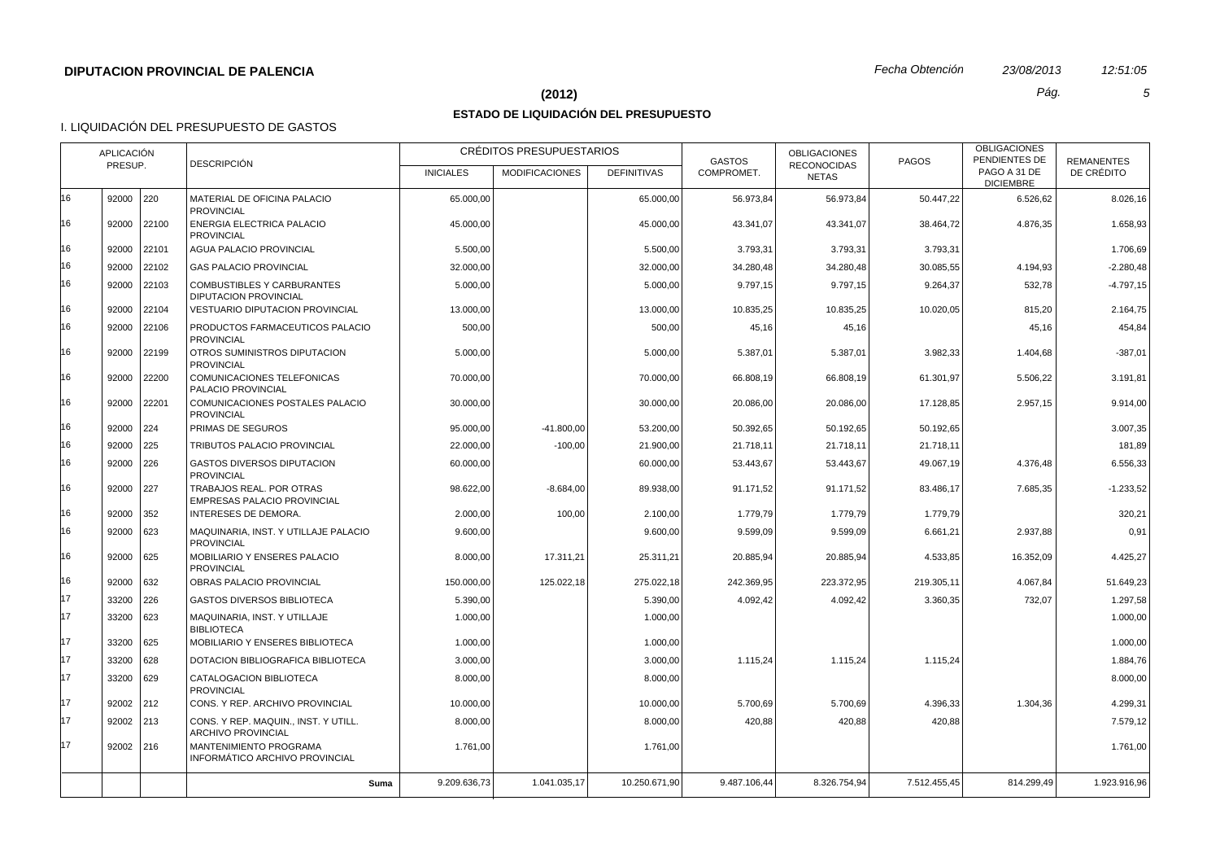**DIPUTACION PROVINCIAL DE PALENCIA**

*Fecha Obtención* *23/08/2013* *12:51:05*

## (2012)

## ESTADO DE LIQUIDACIÓN DEL PRESUPUESTO

I. LIQUIDACIÓN DEL PRESUPUESTO DE GASTOS

| APLICACIÓN PRESUP. | | | DESCRIPCIÓN | CRÉDITOS PRESUPUESTARIOS | | | GASTOS COMPROMET. | OBLIGACIONES RECONOCIDAS NETAS | PAGOS | OBLIGACIONES PENDIENTES DE PAGO A 31 DE DICIEMBRE | REMANENTES DE CRÉDITO |
|---|---|---|---|---|---|---|---|---|---|---|---|
| | | | | INICIALES | MODIFICACIONES | DEFINITIVAS | | | | | |
| 16 | 92000 | 220 | MATERIAL DE OFICINA PALACIO PROVINCIAL | 65.000,00 | | 65.000,00 | 56.973,84 | 56.973,84 | 50.447,22 | 6.526,62 | 8.026,16 |
| 16 | 92000 | 22100 | ENERGIA ELECTRICA PALACIO PROVINCIAL | 45.000,00 | | 45.000,00 | 43.341,07 | 43.341,07 | 38.464,72 | 4.876,35 | 1.658,93 |
| 16 | 92000 | 22101 | AGUA PALACIO PROVINCIAL | 5.500,00 | | 5.500,00 | 3.793,31 | 3.793,31 | 3.793,31 | | 1.706,69 |
| 16 | 92000 | 22102 | GAS PALACIO PROVINCIAL | 32.000,00 | | 32.000,00 | 34.280,48 | 34.280,48 | 30.085,55 | 4.194,93 | -2.280,48 |
| 16 | 92000 | 22103 | COMBUSTIBLES Y CARBURANTES DIPUTACION PROVINCIAL | 5.000,00 | | 5.000,00 | 9.797,15 | 9.797,15 | 9.264,37 | 532,78 | -4.797,15 |
| 16 | 92000 | 22104 | VESTUARIO DIPUTACION PROVINCIAL | 13.000,00 | | 13.000,00 | 10.835,25 | 10.835,25 | 10.020,05 | 815,20 | 2.164,75 |
| 16 | 92000 | 22106 | PRODUCTOS FARMACEUTICOS PALACIO PROVINCIAL | 500,00 | | 500,00 | 45,16 | 45,16 | | 45,16 | 454,84 |
| 16 | 92000 | 22199 | OTROS SUMINISTROS DIPUTACION PROVINCIAL | 5.000,00 | | 5.000,00 | 5.387,01 | 5.387,01 | 3.982,33 | 1.404,68 | -387,01 |
| 16 | 92000 | 22200 | COMUNICACIONES TELEFONICAS PALACIO PROVINCIAL | 70.000,00 | | 70.000,00 | 66.808,19 | 66.808,19 | 61.301,97 | 5.506,22 | 3.191,81 |
| 16 | 92000 | 22201 | COMUNICACIONES POSTALES PALACIO PROVINCIAL | 30.000,00 | | 30.000,00 | 20.086,00 | 20.086,00 | 17.128,85 | 2.957,15 | 9.914,00 |
| 16 | 92000 | 224 | PRIMAS DE SEGUROS | 95.000,00 | -41.800,00 | 53.200,00 | 50.392,65 | 50.192,65 | 50.192,65 | | 3.007,35 |
| 16 | 92000 | 225 | TRIBUTOS PALACIO PROVINCIAL | 22.000,00 | -100,00 | 21.900,00 | 21.718,11 | 21.718,11 | 21.718,11 | | 181,89 |
| 16 | 92000 | 226 | GASTOS DIVERSOS DIPUTACION PROVINCIAL | 60.000,00 | | 60.000,00 | 53.443,67 | 53.443,67 | 49.067,19 | 4.376,48 | 6.556,33 |
| 16 | 92000 | 227 | TRABAJOS REAL. POR OTRAS EMPRESAS PALACIO PROVINCIAL | 98.622,00 | -8.684,00 | 89.938,00 | 91.171,52 | 91.171,52 | 83.486,17 | 7.685,35 | -1.233,52 |
| 16 | 92000 | 352 | INTERESES DE DEMORA. | 2.000,00 | 100,00 | 2.100,00 | 1.779,79 | 1.779,79 | 1.779,79 | | 320,21 |
| 16 | 92000 | 623 | MAQUINARIA, INST. Y UTILLAJE PALACIO PROVINCIAL | 9.600,00 | | 9.600,00 | 9.599,09 | 9.599,09 | 6.661,21 | 2.937,88 | 0,91 |
| 16 | 92000 | 625 | MOBILIARIO Y ENSERES PALACIO PROVINCIAL | 8.000,00 | 17.311,21 | 25.311,21 | 20.885,94 | 20.885,94 | 4.533,85 | 16.352,09 | 4.425,27 |
| 16 | 92000 | 632 | OBRAS PALACIO PROVINCIAL | 150.000,00 | 125.022,18 | 275.022,18 | 242.369,95 | 223.372,95 | 219.305,11 | 4.067,84 | 51.649,23 |
| 17 | 33200 | 226 | GASTOS DIVERSOS BIBLIOTECA | 5.390,00 | | 5.390,00 | 4.092,42 | 4.092,42 | 3.360,35 | 732,07 | 1.297,58 |
| 17 | 33200 | 623 | MAQUINARIA, INST. Y UTILLAJE BIBLIOTECA | 1.000,00 | | 1.000,00 | | | | | 1.000,00 |
| 17 | 33200 | 625 | MOBILIARIO Y ENSERES BIBLIOTECA | 1.000,00 | | 1.000,00 | | | | | 1.000,00 |
| 17 | 33200 | 628 | DOTACION BIBLIOGRAFICA BIBLIOTECA | 3.000,00 | | 3.000,00 | 1.115,24 | 1.115,24 | 1.115,24 | | 1.884,76 |
| 17 | 33200 | 629 | CATALOGACION BIBLIOTECA PROVINCIAL | 8.000,00 | | 8.000,00 | | | | | 8.000,00 |
| 17 | 92002 | 212 | CONS. Y REP. ARCHIVO PROVINCIAL | 10.000,00 | | 10.000,00 | 5.700,69 | 5.700,69 | 4.396,33 | 1.304,36 | 4.299,31 |
| 17 | 92002 | 213 | CONS. Y REP. MAQUIN., INST. Y UTILL. ARCHIVO PROVINCIAL | 8.000,00 | | 8.000,00 | 420,88 | 420,88 | 420,88 | | 7.579,12 |
| 17 | 92002 | 216 | MANTENIMIENTO PROGRAMA INFORMÁTICO ARCHIVO PROVINCIAL | 1.761,00 | | 1.761,00 | | | | | 1.761,00 |
| | | | **Suma** | 9.209.636,73 | 1.041.035,17 | 10.250.671,90 | 9.487.106,44 | 8.326.754,94 | 7.512.455,45 | 814.299,49 | 1.923.916,96 |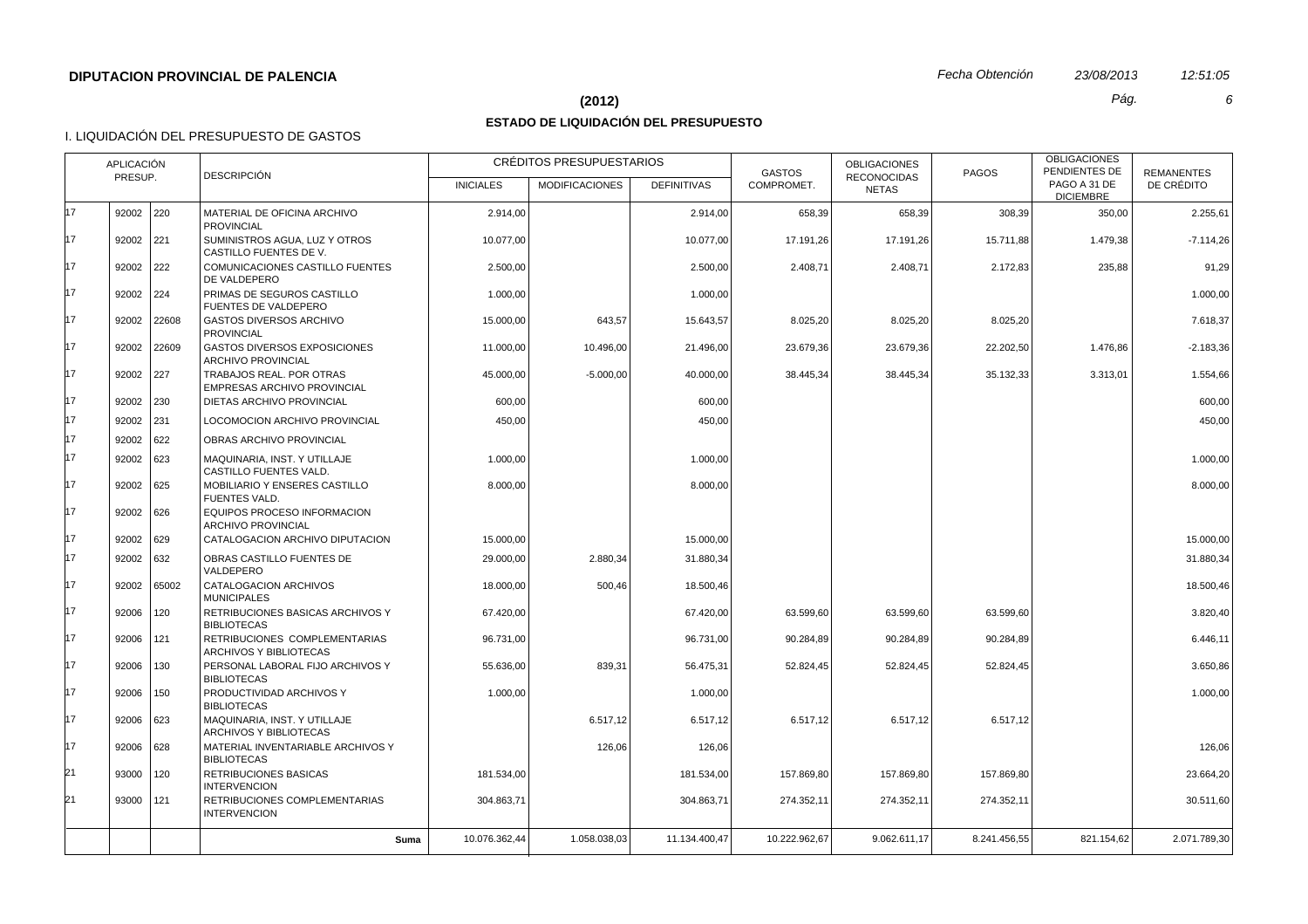**DIPUTACION PROVINCIAL DE PALENCIA**

*Fecha Obtención* *23/08/2013* *12:51:05*

**(2012)**

**ESTADO DE LIQUIDACIÓN DEL PRESUPUESTO**

I. LIQUIDACIÓN DEL PRESUPUESTO DE GASTOS

| APLICACIÓN PRESUP. | | | DESCRIPCIÓN | CRÉDITOS PRESUPUESTARIOS | | | GASTOS COMPROMET. | OBLIGACIONES RECONOCIDAS NETAS | PAGOS | OBLIGACIONES PENDIENTES DE PAGO A 31 DE DICIEMBRE | REMANENTES DE CRÉDITO |
|---|---|---|---|---|---|---|---|---|---|---|---|
| | | | | INICIALES | MODIFICACIONES | DEFINITIVAS | | | | | |
| 17 | 92002 | 220 | MATERIAL DE OFICINA ARCHIVO PROVINCIAL | 2.914,00 | | 2.914,00 | 658,39 | 658,39 | 308,39 | 350,00 | 2.255,61 |
| 17 | 92002 | 221 | SUMINISTROS AGUA, LUZ Y OTROS CASTILLO FUENTES DE V. | 10.077,00 | | 10.077,00 | 17.191,26 | 17.191,26 | 15.711,88 | 1.479,38 | -7.114,26 |
| 17 | 92002 | 222 | COMUNICACIONES CASTILLO FUENTES DE VALDEPERO | 2.500,00 | | 2.500,00 | 2.408,71 | 2.408,71 | 2.172,83 | 235,88 | 91,29 |
| 17 | 92002 | 224 | PRIMAS DE SEGUROS CASTILLO FUENTES DE VALDEPERO | 1.000,00 | | 1.000,00 | | | | | 1.000,00 |
| 17 | 92002 | 22608 | GASTOS DIVERSOS ARCHIVO PROVINCIAL | 15.000,00 | 643,57 | 15.643,57 | 8.025,20 | 8.025,20 | 8.025,20 | | 7.618,37 |
| 17 | 92002 | 22609 | GASTOS DIVERSOS EXPOSICIONES ARCHIVO PROVINCIAL | 11.000,00 | 10.496,00 | 21.496,00 | 23.679,36 | 23.679,36 | 22.202,50 | 1.476,86 | -2.183,36 |
| 17 | 92002 | 227 | TRABAJOS REAL. POR OTRAS EMPRESAS ARCHIVO PROVINCIAL | 45.000,00 | -5.000,00 | 40.000,00 | 38.445,34 | 38.445,34 | 35.132,33 | 3.313,01 | 1.554,66 |
| 17 | 92002 | 230 | DIETAS ARCHIVO PROVINCIAL | 600,00 | | 600,00 | | | | | 600,00 |
| 17 | 92002 | 231 | LOCOMOCION ARCHIVO PROVINCIAL | 450,00 | | 450,00 | | | | | 450,00 |
| 17 | 92002 | 622 | OBRAS ARCHIVO PROVINCIAL | | | | | | | | |
| 17 | 92002 | 623 | MAQUINARIA, INST. Y UTILLAJE CASTILLO FUENTES VALD. | 1.000,00 | | 1.000,00 | | | | | 1.000,00 |
| 17 | 92002 | 625 | MOBILIARIO Y ENSERES CASTILLO FUENTES VALD. | 8.000,00 | | 8.000,00 | | | | | 8.000,00 |
| 17 | 92002 | 626 | EQUIPOS PROCESO INFORMACION ARCHIVO PROVINCIAL | | | | | | | | |
| 17 | 92002 | 629 | CATALOGACION ARCHIVO DIPUTACION | 15.000,00 | | 15.000,00 | | | | | 15.000,00 |
| 17 | 92002 | 632 | OBRAS CASTILLO FUENTES DE VALDEPERO | 29.000,00 | 2.880,34 | 31.880,34 | | | | | 31.880,34 |
| 17 | 92002 | 65002 | CATALOGACION ARCHIVOS MUNICIPALES | 18.000,00 | 500,46 | 18.500,46 | | | | | 18.500,46 |
| 17 | 92006 | 120 | RETRIBUCIONES BASICAS ARCHIVOS Y BIBLIOTECAS | 67.420,00 | | 67.420,00 | 63.599,60 | 63.599,60 | 63.599,60 | | 3.820,40 |
| 17 | 92006 | 121 | RETRIBUCIONES COMPLEMENTARIAS ARCHIVOS Y BIBLIOTECAS | 96.731,00 | | 96.731,00 | 90.284,89 | 90.284,89 | 90.284,89 | | 6.446,11 |
| 17 | 92006 | 130 | PERSONAL LABORAL FIJO ARCHIVOS Y BIBLIOTECAS | 55.636,00 | 839,31 | 56.475,31 | 52.824,45 | 52.824,45 | 52.824,45 | | 3.650,86 |
| 17 | 92006 | 150 | PRODUCTIVIDAD ARCHIVOS Y BIBLIOTECAS | 1.000,00 | | 1.000,00 | | | | | 1.000,00 |
| 17 | 92006 | 623 | MAQUINARIA, INST. Y UTILLAJE ARCHIVOS Y BIBLIOTECAS | | 6.517,12 | 6.517,12 | 6.517,12 | 6.517,12 | 6.517,12 | | |
| 17 | 92006 | 628 | MATERIAL INVENTARIABLE ARCHIVOS Y BIBLIOTECAS | | 126,06 | 126,06 | | | | | 126,06 |
| 21 | 93000 | 120 | RETRIBUCIONES BASICAS INTERVENCION | 181.534,00 | | 181.534,00 | 157.869,80 | 157.869,80 | 157.869,80 | | 23.664,20 |
| 21 | 93000 | 121 | RETRIBUCIONES COMPLEMENTARIAS INTERVENCION | 304.863,71 | | 304.863,71 | 274.352,11 | 274.352,11 | 274.352,11 | | 30.511,60 |
| | | | **Suma** | 10.076.362,44 | 1.058.038,03 | 11.134.400,47 | 10.222.962,67 | 9.062.611,17 | 8.241.456,55 | 821.154,62 | 2.071.789,30 |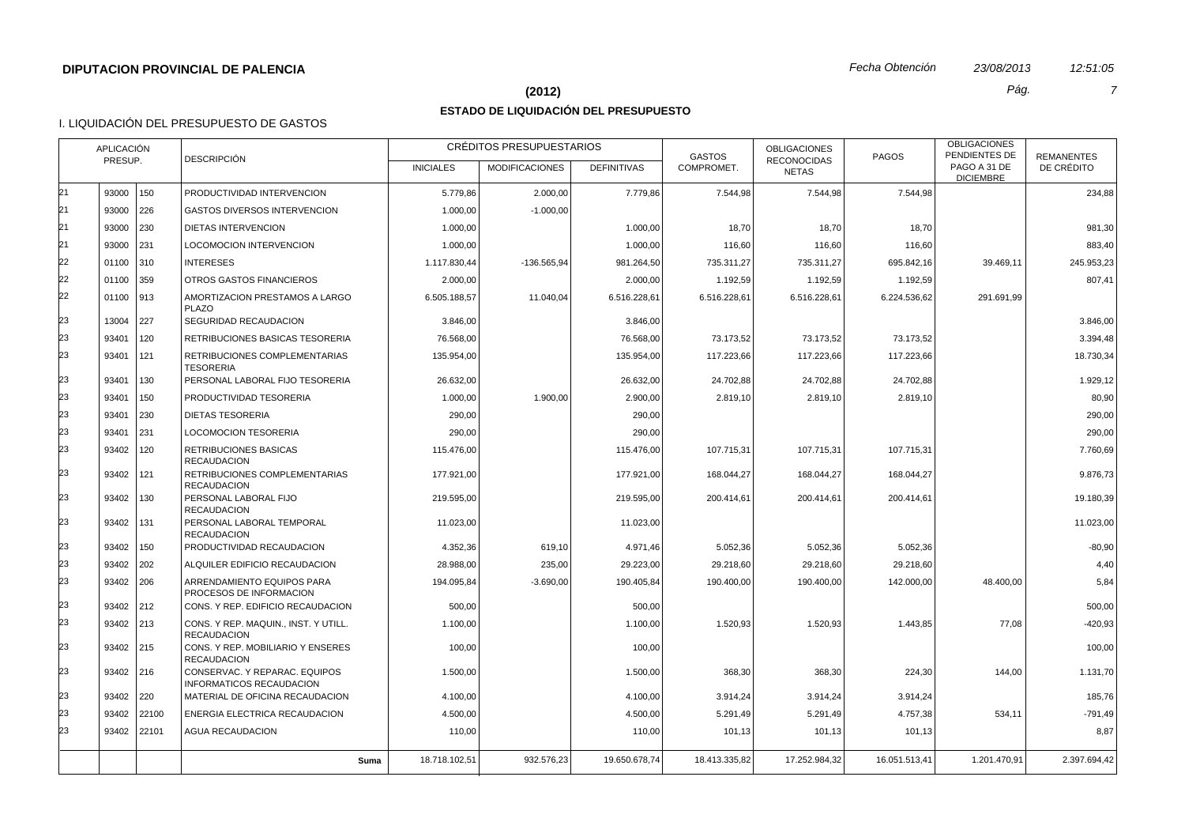**DIPUTACION PROVINCIAL DE PALENCIA**

*Fecha Obtención* *23/08/2013* *12:51:05*

## (2012)

## ESTADO DE LIQUIDACIÓN DEL PRESUPUESTO

### I. LIQUIDACIÓN DEL PRESUPUESTO DE GASTOS

| APLICACIÓN PRESUP. | | | DESCRIPCIÓN | CRÉDITOS PRESUPUESTARIOS | | | GASTOS COMPROMET. | OBLIGACIONES RECONOCIDAS NETAS | PAGOS | OBLIGACIONES PENDIENTES DE PAGO A 31 DE DICIEMBRE | REMANENTES DE CRÉDITO |
|---|---|---|---|---|---|---|---|---|---|---|---|
| | | | | INICIALES | MODIFICACIONES | DEFINITIVAS | | | | | |
| 21 | 93000 | 150 | PRODUCTIVIDAD INTERVENCION | 5.779,86 | 2.000,00 | 7.779,86 | 7.544,98 | 7.544,98 | 7.544,98 | | 234,88 |
| 21 | 93000 | 226 | GASTOS DIVERSOS INTERVENCION | 1.000,00 | -1.000,00 | | | | | | |
| 21 | 93000 | 230 | DIETAS INTERVENCION | 1.000,00 | | 1.000,00 | 18,70 | 18,70 | 18,70 | | 981,30 |
| 21 | 93000 | 231 | LOCOMOCION INTERVENCION | 1.000,00 | | 1.000,00 | 116,60 | 116,60 | 116,60 | | 883,40 |
| 22 | 01100 | 310 | INTERESES | 1.117.830,44 | -136.565,94 | 981.264,50 | 735.311,27 | 735.311,27 | 695.842,16 | 39.469,11 | 245.953,23 |
| 22 | 01100 | 359 | OTROS GASTOS FINANCIEROS | 2.000,00 | | 2.000,00 | 1.192,59 | 1.192,59 | 1.192,59 | | 807,41 |
| 22 | 01100 | 913 | AMORTIZACION PRESTAMOS A LARGO PLAZO | 6.505.188,57 | 11.040,04 | 6.516.228,61 | 6.516.228,61 | 6.516.228,61 | 6.224.536,62 | 291.691,99 | |
| 23 | 13004 | 227 | SEGURIDAD RECAUDACION | 3.846,00 | | 3.846,00 | | | | | 3.846,00 |
| 23 | 93401 | 120 | RETRIBUCIONES BASICAS TESORERIA | 76.568,00 | | 76.568,00 | 73.173,52 | 73.173,52 | 73.173,52 | | 3.394,48 |
| 23 | 93401 | 121 | RETRIBUCIONES COMPLEMENTARIAS TESORERIA | 135.954,00 | | 135.954,00 | 117.223,66 | 117.223,66 | 117.223,66 | | 18.730,34 |
| 23 | 93401 | 130 | PERSONAL LABORAL FIJO TESORERIA | 26.632,00 | | 26.632,00 | 24.702,88 | 24.702,88 | 24.702,88 | | 1.929,12 |
| 23 | 93401 | 150 | PRODUCTIVIDAD TESORERIA | 1.000,00 | 1.900,00 | 2.900,00 | 2.819,10 | 2.819,10 | 2.819,10 | | 80,90 |
| 23 | 93401 | 230 | DIETAS TESORERIA | 290,00 | | 290,00 | | | | | 290,00 |
| 23 | 93401 | 231 | LOCOMOCION TESORERIA | 290,00 | | 290,00 | | | | | 290,00 |
| 23 | 93402 | 120 | RETRIBUCIONES BASICAS RECAUDACION | 115.476,00 | | 115.476,00 | 107.715,31 | 107.715,31 | 107.715,31 | | 7.760,69 |
| 23 | 93402 | 121 | RETRIBUCIONES COMPLEMENTARIAS RECAUDACION | 177.921,00 | | 177.921,00 | 168.044,27 | 168.044,27 | 168.044,27 | | 9.876,73 |
| 23 | 93402 | 130 | PERSONAL LABORAL FIJO RECAUDACION | 219.595,00 | | 219.595,00 | 200.414,61 | 200.414,61 | 200.414,61 | | 19.180,39 |
| 23 | 93402 | 131 | PERSONAL LABORAL TEMPORAL RECAUDACION | 11.023,00 | | 11.023,00 | | | | | 11.023,00 |
| 23 | 93402 | 150 | PRODUCTIVIDAD RECAUDACION | 4.352,36 | 619,10 | 4.971,46 | 5.052,36 | 5.052,36 | 5.052,36 | | -80,90 |
| 23 | 93402 | 202 | ALQUILER EDIFICIO RECAUDACION | 28.988,00 | 235,00 | 29.223,00 | 29.218,60 | 29.218,60 | 29.218,60 | | 4,40 |
| 23 | 93402 | 206 | ARRENDAMIENTO EQUIPOS PARA PROCESOS DE INFORMACION | 194.095,84 | -3.690,00 | 190.405,84 | 190.400,00 | 190.400,00 | 142.000,00 | 48.400,00 | 5,84 |
| 23 | 93402 | 212 | CONS. Y REP. EDIFICIO RECAUDACION | 500,00 | | 500,00 | | | | | 500,00 |
| 23 | 93402 | 213 | CONS. Y REP. MAQUIN., INST. Y UTILL. RECAUDACION | 1.100,00 | | 1.100,00 | 1.520,93 | 1.520,93 | 1.443,85 | 77,08 | -420,93 |
| 23 | 93402 | 215 | CONS. Y REP. MOBILIARIO Y ENSERES RECAUDACION | 100,00 | | 100,00 | | | | | 100,00 |
| 23 | 93402 | 216 | CONSERVAC. Y REPARAC. EQUIPOS INFORMATICOS RECAUDACION | 1.500,00 | | 1.500,00 | 368,30 | 368,30 | 224,30 | 144,00 | 1.131,70 |
| 23 | 93402 | 220 | MATERIAL DE OFICINA RECAUDACION | 4.100,00 | | 4.100,00 | 3.914,24 | 3.914,24 | 3.914,24 | | 185,76 |
| 23 | 93402 | 22100 | ENERGIA ELECTRICA RECAUDACION | 4.500,00 | | 4.500,00 | 5.291,49 | 5.291,49 | 4.757,38 | 534,11 | -791,49 |
| 23 | 93402 | 22101 | AGUA RECAUDACION | 110,00 | | 110,00 | 101,13 | 101,13 | 101,13 | | 8,87 |
| | | | **Suma** | 18.718.102,51 | 932.576,23 | 19.650.678,74 | 18.413.335,82 | 17.252.984,32 | 16.051.513,41 | 1.201.470,91 | 2.397.694,42 |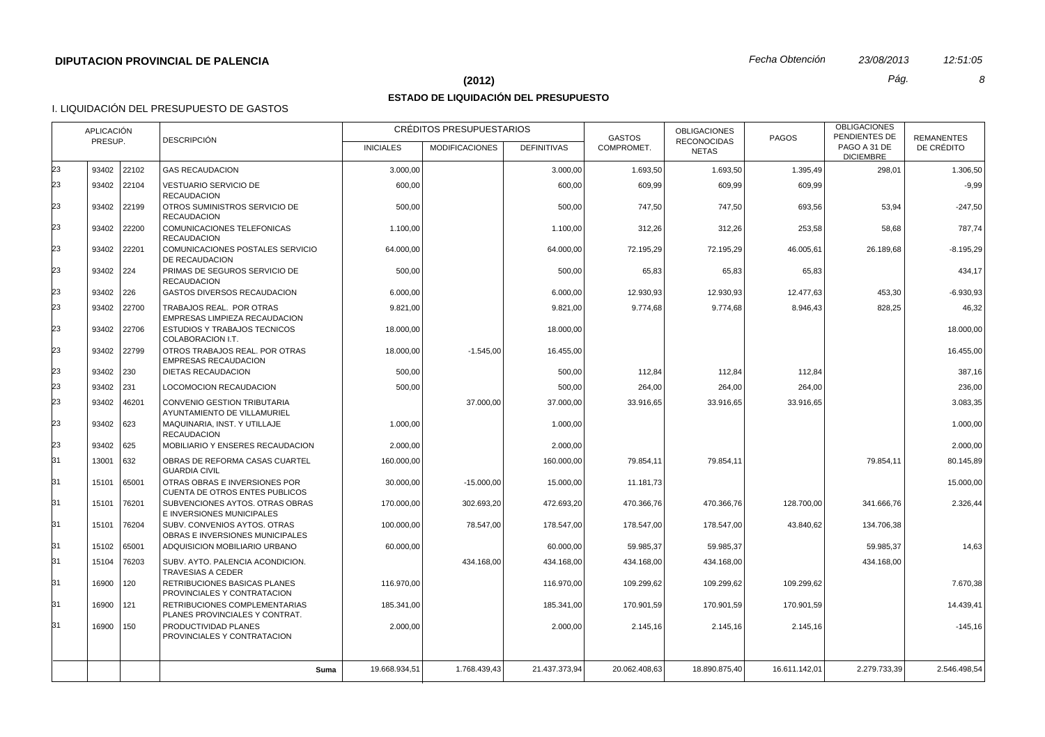**DIPUTACION PROVINCIAL DE PALENCIA**

*Fecha Obtención* *23/08/2013* *12:51:05*

**(2012)**

## ESTADO DE LIQUIDACIÓN DEL PRESUPUESTO

I. LIQUIDACIÓN DEL PRESUPUESTO DE GASTOS

| APLICACIÓN PRESUP. | | | DESCRIPCIÓN | CRÉDITOS PRESUPUESTARIOS | | | GASTOS COMPROMET. | OBLIGACIONES RECONOCIDAS NETAS | PAGOS | OBLIGACIONES PENDIENTES DE PAGO A 31 DE DICIEMBRE | REMANENTES DE CRÉDITO |
|---|---|---|---|---|---|---|---|---|---|---|---|
| | | | | INICIALES | MODIFICACIONES | DEFINITIVAS | | | | | |
| 23 | 93402 | 22102 | GAS RECAUDACION | 3.000,00 | | 3.000,00 | 1.693,50 | 1.693,50 | 1.395,49 | 298,01 | 1.306,50 |
| 23 | 93402 | 22104 | VESTUARIO SERVICIO DE RECAUDACION | 600,00 | | 600,00 | 609,99 | 609,99 | 609,99 | | -9,99 |
| 23 | 93402 | 22199 | OTROS SUMINISTROS SERVICIO DE RECAUDACION | 500,00 | | 500,00 | 747,50 | 747,50 | 693,56 | 53,94 | -247,50 |
| 23 | 93402 | 22200 | COMUNICACIONES TELEFONICAS RECAUDACION | 1.100,00 | | 1.100,00 | 312,26 | 312,26 | 253,58 | 58,68 | 787,74 |
| 23 | 93402 | 22201 | COMUNICACIONES POSTALES SERVICIO DE RECAUDACION | 64.000,00 | | 64.000,00 | 72.195,29 | 72.195,29 | 46.005,61 | 26.189,68 | -8.195,29 |
| 23 | 93402 | 224 | PRIMAS DE SEGUROS SERVICIO DE RECAUDACION | 500,00 | | 500,00 | 65,83 | 65,83 | 65,83 | | 434,17 |
| 23 | 93402 | 226 | GASTOS DIVERSOS RECAUDACION | 6.000,00 | | 6.000,00 | 12.930,93 | 12.930,93 | 12.477,63 | 453,30 | -6.930,93 |
| 23 | 93402 | 22700 | TRABAJOS REAL. POR OTRAS EMPRESAS LIMPIEZA RECAUDACION | 9.821,00 | | 9.821,00 | 9.774,68 | 9.774,68 | 8.946,43 | 828,25 | 46,32 |
| 23 | 93402 | 22706 | ESTUDIOS Y TRABAJOS TECNICOS COLABORACION I.T. | 18.000,00 | | 18.000,00 | | | | | 18.000,00 |
| 23 | 93402 | 22799 | OTROS TRABAJOS REAL. POR OTRAS EMPRESAS RECAUDACION | 18.000,00 | -1.545,00 | 16.455,00 | | | | | 16.455,00 |
| 23 | 93402 | 230 | DIETAS RECAUDACION | 500,00 | | 500,00 | 112,84 | 112,84 | 112,84 | | 387,16 |
| 23 | 93402 | 231 | LOCOMOCION RECAUDACION | 500,00 | | 500,00 | 264,00 | 264,00 | 264,00 | | 236,00 |
| 23 | 93402 | 46201 | CONVENIO GESTION TRIBUTARIA AYUNTAMIENTO DE VILLAMURIEL | | 37.000,00 | 37.000,00 | 33.916,65 | 33.916,65 | 33.916,65 | | 3.083,35 |
| 23 | 93402 | 623 | MAQUINARIA, INST. Y UTILLAJE RECAUDACION | 1.000,00 | | 1.000,00 | | | | | 1.000,00 |
| 23 | 93402 | 625 | MOBILIARIO Y ENSERES RECAUDACION | 2.000,00 | | 2.000,00 | | | | | 2.000,00 |
| 31 | 13001 | 632 | OBRAS DE REFORMA CASAS CUARTEL GUARDIA CIVIL | 160.000,00 | | 160.000,00 | 79.854,11 | 79.854,11 | | 79.854,11 | 80.145,89 |
| 31 | 15101 | 65001 | OTRAS OBRAS E INVERSIONES POR CUENTA DE OTROS ENTES PUBLICOS | 30.000,00 | -15.000,00 | 15.000,00 | 11.181,73 | | | | 15.000,00 |
| 31 | 15101 | 76201 | SUBVENCIONES AYTOS. OTRAS OBRAS E INVERSIONES MUNICIPALES | 170.000,00 | 302.693,20 | 472.693,20 | 470.366,76 | 470.366,76 | 128.700,00 | 341.666,76 | 2.326,44 |
| 31 | 15101 | 76204 | SUBV. CONVENIOS AYTOS. OTRAS OBRAS E INVERSIONES MUNICIPALES | 100.000,00 | 78.547,00 | 178.547,00 | 178.547,00 | 178.547,00 | 43.840,62 | 134.706,38 | |
| 31 | 15102 | 65001 | ADQUISICION MOBILIARIO URBANO | 60.000,00 | | 60.000,00 | 59.985,37 | 59.985,37 | | 59.985,37 | 14,63 |
| 31 | 15104 | 76203 | SUBV. AYTO. PALENCIA ACONDICION. TRAVESIAS A CEDER | | 434.168,00 | 434.168,00 | 434.168,00 | 434.168,00 | | 434.168,00 | |
| 31 | 16900 | 120 | RETRIBUCIONES BASICAS PLANES PROVINCIALES Y CONTRATACION | 116.970,00 | | 116.970,00 | 109.299,62 | 109.299,62 | 109.299,62 | | 7.670,38 |
| 31 | 16900 | 121 | RETRIBUCIONES COMPLEMENTARIAS PLANES PROVINCIALES Y CONTRAT. | 185.341,00 | | 185.341,00 | 170.901,59 | 170.901,59 | 170.901,59 | | 14.439,41 |
| 31 | 16900 | 150 | PRODUCTIVIDAD PLANES PROVINCIALES Y CONTRATACION | 2.000,00 | | 2.000,00 | 2.145,16 | 2.145,16 | 2.145,16 | | -145,16 |
| | | | **Suma** | 19.668.934,51 | 1.768.439,43 | 21.437.373,94 | 20.062.408,63 | 18.890.875,40 | 16.611.142,01 | 2.279.733,39 | 2.546.498,54 |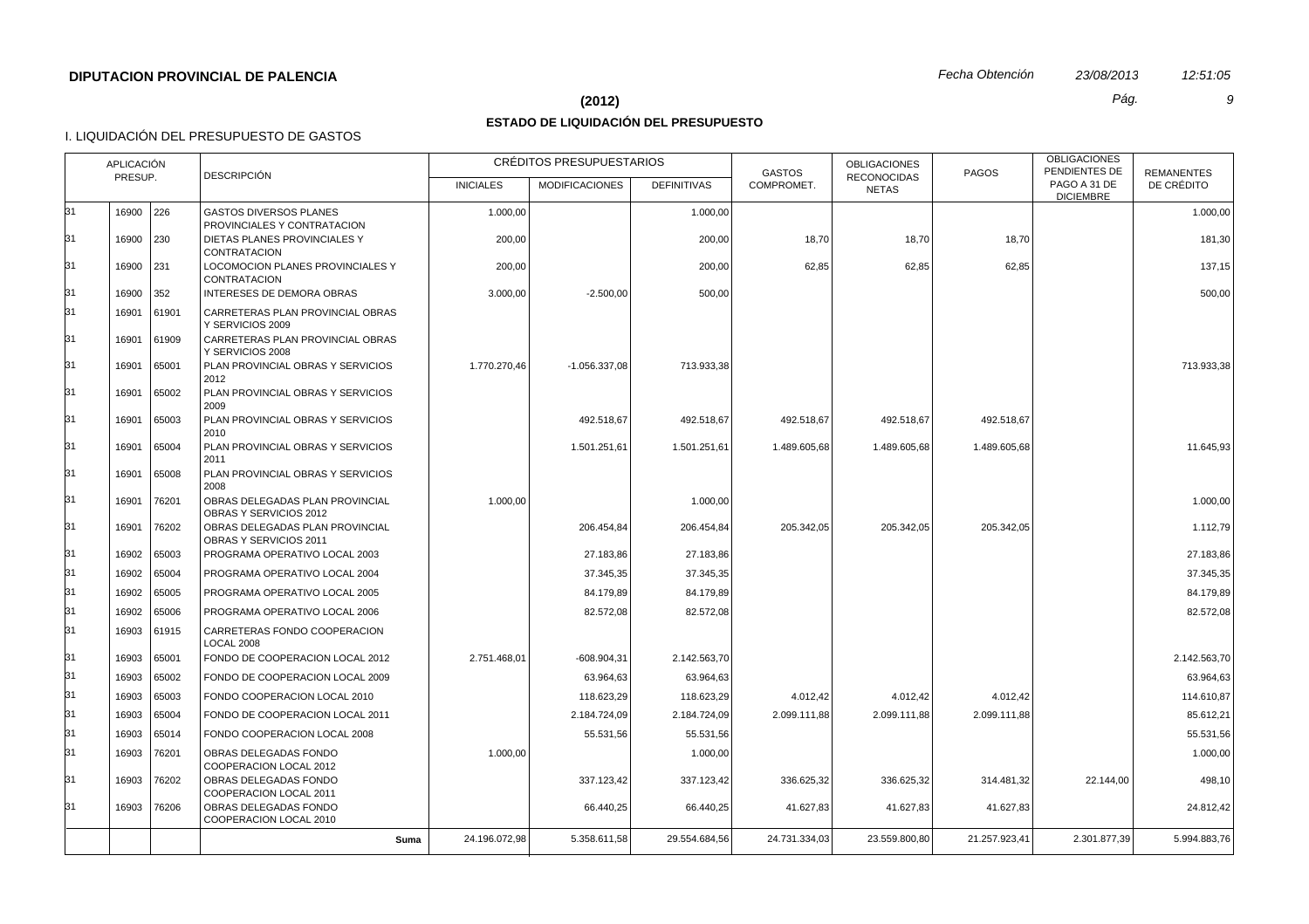**DIPUTACION PROVINCIAL DE PALENCIA**

*Fecha Obtención* *23/08/2013* *12:51:05*

## (2012)

## ESTADO DE LIQUIDACIÓN DEL PRESUPUESTO

I. LIQUIDACIÓN DEL PRESUPUESTO DE GASTOS

| APLICACIÓN PRESUP. | | | DESCRIPCIÓN | CRÉDITOS PRESUPUESTARIOS | | | GASTOS COMPROMET. | OBLIGACIONES RECONOCIDAS NETAS | PAGOS | OBLIGACIONES PENDIENTES DE PAGO A 31 DE DICIEMBRE | REMANENTES DE CRÉDITO |
|---|---|---|---|---|---|---|---|---|---|---|---|
| | | | | INICIALES | MODIFICACIONES | DEFINITIVAS | | | | | |
| 31 | 16900 | 226 | GASTOS DIVERSOS PLANES PROVINCIALES Y CONTRATACION | 1.000,00 | | 1.000,00 | | | | | 1.000,00 |
| 31 | 16900 | 230 | DIETAS PLANES PROVINCIALES Y CONTRATACION | 200,00 | | 200,00 | 18,70 | 18,70 | 18,70 | | 181,30 |
| 31 | 16900 | 231 | LOCOMOCION PLANES PROVINCIALES Y CONTRATACION | 200,00 | | 200,00 | 62,85 | 62,85 | 62,85 | | 137,15 |
| 31 | 16900 | 352 | INTERESES DE DEMORA OBRAS | 3.000,00 | -2.500,00 | 500,00 | | | | | 500,00 |
| 31 | 16901 | 61901 | CARRETERAS PLAN PROVINCIAL OBRAS Y SERVICIOS 2009 | | | | | | | | |
| 31 | 16901 | 61909 | CARRETERAS PLAN PROVINCIAL OBRAS Y SERVICIOS 2008 | | | | | | | | |
| 31 | 16901 | 65001 | PLAN PROVINCIAL OBRAS Y SERVICIOS 2012 | 1.770.270,46 | -1.056.337,08 | 713.933,38 | | | | | 713.933,38 |
| 31 | 16901 | 65002 | PLAN PROVINCIAL OBRAS Y SERVICIOS 2009 | | | | | | | | |
| 31 | 16901 | 65003 | PLAN PROVINCIAL OBRAS Y SERVICIOS 2010 | | 492.518,67 | 492.518,67 | 492.518,67 | 492.518,67 | 492.518,67 | | |
| 31 | 16901 | 65004 | PLAN PROVINCIAL OBRAS Y SERVICIOS 2011 | | 1.501.251,61 | 1.501.251,61 | 1.489.605,68 | 1.489.605,68 | 1.489.605,68 | | 11.645,93 |
| 31 | 16901 | 65008 | PLAN PROVINCIAL OBRAS Y SERVICIOS 2008 | | | | | | | | |
| 31 | 16901 | 76201 | OBRAS DELEGADAS PLAN PROVINCIAL OBRAS Y SERVICIOS 2012 | 1.000,00 | | 1.000,00 | | | | | 1.000,00 |
| 31 | 16901 | 76202 | OBRAS DELEGADAS PLAN PROVINCIAL OBRAS Y SERVICIOS 2011 | | 206.454,84 | 206.454,84 | 205.342,05 | 205.342,05 | 205.342,05 | | 1.112,79 |
| 31 | 16902 | 65003 | PROGRAMA OPERATIVO LOCAL 2003 | | 27.183,86 | 27.183,86 | | | | | 27.183,86 |
| 31 | 16902 | 65004 | PROGRAMA OPERATIVO LOCAL 2004 | | 37.345,35 | 37.345,35 | | | | | 37.345,35 |
| 31 | 16902 | 65005 | PROGRAMA OPERATIVO LOCAL 2005 | | 84.179,89 | 84.179,89 | | | | | 84.179,89 |
| 31 | 16902 | 65006 | PROGRAMA OPERATIVO LOCAL 2006 | | 82.572,08 | 82.572,08 | | | | | 82.572,08 |
| 31 | 16903 | 61915 | CARRETERAS FONDO COOPERACION LOCAL 2008 | | | | | | | | |
| 31 | 16903 | 65001 | FONDO DE COOPERACION LOCAL 2012 | 2.751.468,01 | -608.904,31 | 2.142.563,70 | | | | | 2.142.563,70 |
| 31 | 16903 | 65002 | FONDO DE COOPERACION LOCAL 2009 | | 63.964,63 | 63.964,63 | | | | | 63.964,63 |
| 31 | 16903 | 65003 | FONDO COOPERACION LOCAL 2010 | | 118.623,29 | 118.623,29 | 4.012,42 | 4.012,42 | 4.012,42 | | 114.610,87 |
| 31 | 16903 | 65004 | FONDO DE COOPERACION LOCAL 2011 | | 2.184.724,09 | 2.184.724,09 | 2.099.111,88 | 2.099.111,88 | 2.099.111,88 | | 85.612,21 |
| 31 | 16903 | 65014 | FONDO COOPERACION LOCAL 2008 | | 55.531,56 | 55.531,56 | | | | | 55.531,56 |
| 31 | 16903 | 76201 | OBRAS DELEGADAS FONDO COOPERACION LOCAL 2012 | 1.000,00 | | 1.000,00 | | | | | 1.000,00 |
| 31 | 16903 | 76202 | OBRAS DELEGADAS FONDO COOPERACION LOCAL 2011 | | 337.123,42 | 337.123,42 | 336.625,32 | 336.625,32 | 314.481,32 | 22.144,00 | 498,10 |
| 31 | 16903 | 76206 | OBRAS DELEGADAS FONDO COOPERACION LOCAL 2010 | | 66.440,25 | 66.440,25 | 41.627,83 | 41.627,83 | 41.627,83 | | 24.812,42 |
| | | | **Suma** | 24.196.072,98 | 5.358.611,58 | 29.554.684,56 | 24.731.334,03 | 23.559.800,80 | 21.257.923,41 | 2.301.877,39 | 5.994.883,76 |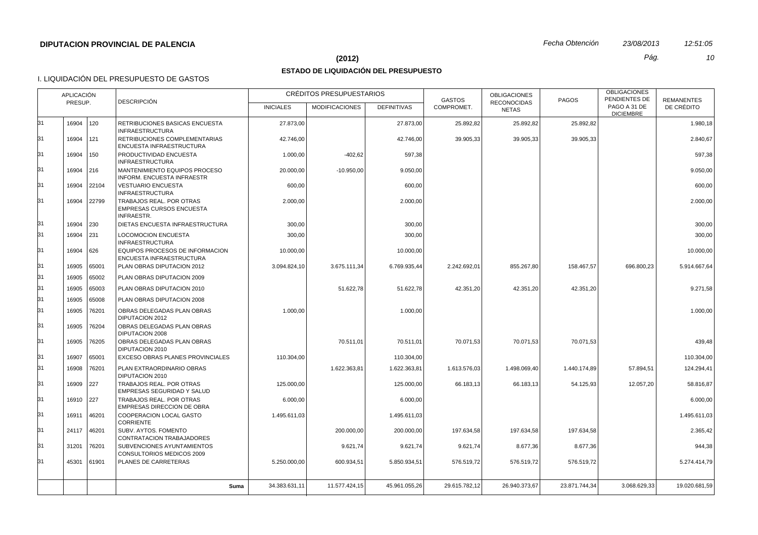**DIPUTACION PROVINCIAL DE PALENCIA**

*Fecha Obtención* *23/08/2013* *12:51:05*

## (2012)

## ESTADO DE LIQUIDACIÓN DEL PRESUPUESTO

I. LIQUIDACIÓN DEL PRESUPUESTO DE GASTOS

| APLICACIÓN PRESUP. | | | DESCRIPCIÓN | CRÉDITOS PRESUPUESTARIOS | | | GASTOS COMPROMET. | OBLIGACIONES RECONOCIDAS NETAS | PAGOS | OBLIGACIONES PENDIENTES DE PAGO A 31 DE DICIEMBRE | REMANENTES DE CRÉDITO |
|---|---|---|---|---|---|---|---|---|---|---|---|
| | | | | INICIALES | MODIFICACIONES | DEFINITIVAS | | | | | |
| 31 | 16904 | 120 | RETRIBUCIONES BASICAS ENCUESTA INFRAESTRUCTURA | 27.873,00 | | 27.873,00 | 25.892,82 | 25.892,82 | 25.892,82 | | 1.980,18 |
| 31 | 16904 | 121 | RETRIBUCIONES COMPLEMENTARIAS ENCUESTA INFRAESTRUCTURA | 42.746,00 | | 42.746,00 | 39.905,33 | 39.905,33 | 39.905,33 | | 2.840,67 |
| 31 | 16904 | 150 | PRODUCTIVIDAD ENCUESTA INFRAESTRUCTURA | 1.000,00 | -402,62 | 597,38 | | | | | 597,38 |
| 31 | 16904 | 216 | MANTENIMIENTO EQUIPOS PROCESO INFORM. ENCUESTA INFRAESTR | 20.000,00 | -10.950,00 | 9.050,00 | | | | | 9.050,00 |
| 31 | 16904 | 22104 | VESTUARIO ENCUESTA INFRAESTRUCTURA | 600,00 | | 600,00 | | | | | 600,00 |
| 31 | 16904 | 22799 | TRABAJOS REAL. POR OTRAS EMPRESAS CURSOS ENCUESTA INFRAESTR. | 2.000,00 | | 2.000,00 | | | | | 2.000,00 |
| 31 | 16904 | 230 | DIETAS ENCUESTA INFRAESTRUCTURA | 300,00 | | 300,00 | | | | | 300,00 |
| 31 | 16904 | 231 | LOCOMOCION ENCUESTA INFRAESTRUCTURA | 300,00 | | 300,00 | | | | | 300,00 |
| 31 | 16904 | 626 | EQUIPOS PROCESOS DE INFORMACION ENCUESTA INFRAESTRUCTURA | 10.000,00 | | 10.000,00 | | | | | 10.000,00 |
| 31 | 16905 | 65001 | PLAN OBRAS DIPUTACION 2012 | 3.094.824,10 | 3.675.111,34 | 6.769.935,44 | 2.242.692,01 | 855.267,80 | 158.467,57 | 696.800,23 | 5.914.667,64 |
| 31 | 16905 | 65002 | PLAN OBRAS DIPUTACION 2009 | | | | | | | | |
| 31 | 16905 | 65003 | PLAN OBRAS DIPUTACION 2010 | | 51.622,78 | 51.622,78 | 42.351,20 | 42.351,20 | 42.351,20 | | 9.271,58 |
| 31 | 16905 | 65008 | PLAN OBRAS DIPUTACION 2008 | | | | | | | | |
| 31 | 16905 | 76201 | OBRAS DELEGADAS PLAN OBRAS DIPUTACION 2012 | 1.000,00 | | 1.000,00 | | | | | 1.000,00 |
| 31 | 16905 | 76204 | OBRAS DELEGADAS PLAN OBRAS DIPUTACION 2008 | | | | | | | | |
| 31 | 16905 | 76205 | OBRAS DELEGADAS PLAN OBRAS DIPUTACION 2010 | | 70.511,01 | 70.511,01 | 70.071,53 | 70.071,53 | 70.071,53 | | 439,48 |
| 31 | 16907 | 65001 | EXCESO OBRAS PLANES PROVINCIALES | 110.304,00 | | 110.304,00 | | | | | 110.304,00 |
| 31 | 16908 | 76201 | PLAN EXTRAORDINARIO OBRAS DIPUTACION 2010 | | 1.622.363,81 | 1.622.363,81 | 1.613.576,03 | 1.498.069,40 | 1.440.174,89 | 57.894,51 | 124.294,41 |
| 31 | 16909 | 227 | TRABAJOS REAL. POR OTRAS EMPRESAS SEGURIDAD Y SALUD | 125.000,00 | | 125.000,00 | 66.183,13 | 66.183,13 | 54.125,93 | 12.057,20 | 58.816,87 |
| 31 | 16910 | 227 | TRABAJOS REAL. POR OTRAS EMPRESAS DIRECCION DE OBRA | 6.000,00 | | 6.000,00 | | | | | 6.000,00 |
| 31 | 16911 | 46201 | COOPERACION LOCAL GASTO CORRIENTE | 1.495.611,03 | | 1.495.611,03 | | | | | 1.495.611,03 |
| 31 | 24117 | 46201 | SUBV. AYTOS. FOMENTO CONTRATACION TRABAJADORES | | 200.000,00 | 200.000,00 | 197.634,58 | 197.634,58 | 197.634,58 | | 2.365,42 |
| 31 | 31201 | 76201 | SUBVENCIONES AYUNTAMIENTOS CONSULTORIOS MEDICOS 2009 | | 9.621,74 | 9.621,74 | 9.621,74 | 8.677,36 | 8.677,36 | | 944,38 |
| 31 | 45301 | 61901 | PLANES DE CARRETERAS | 5.250.000,00 | 600.934,51 | 5.850.934,51 | 576.519,72 | 576.519,72 | 576.519,72 | | 5.274.414,79 |
| | | | **Suma** | 34.383.631,11 | 11.577.424,15 | 45.961.055,26 | 29.615.782,12 | 26.940.373,67 | 23.871.744,34 | 3.068.629,33 | 19.020.681,59 |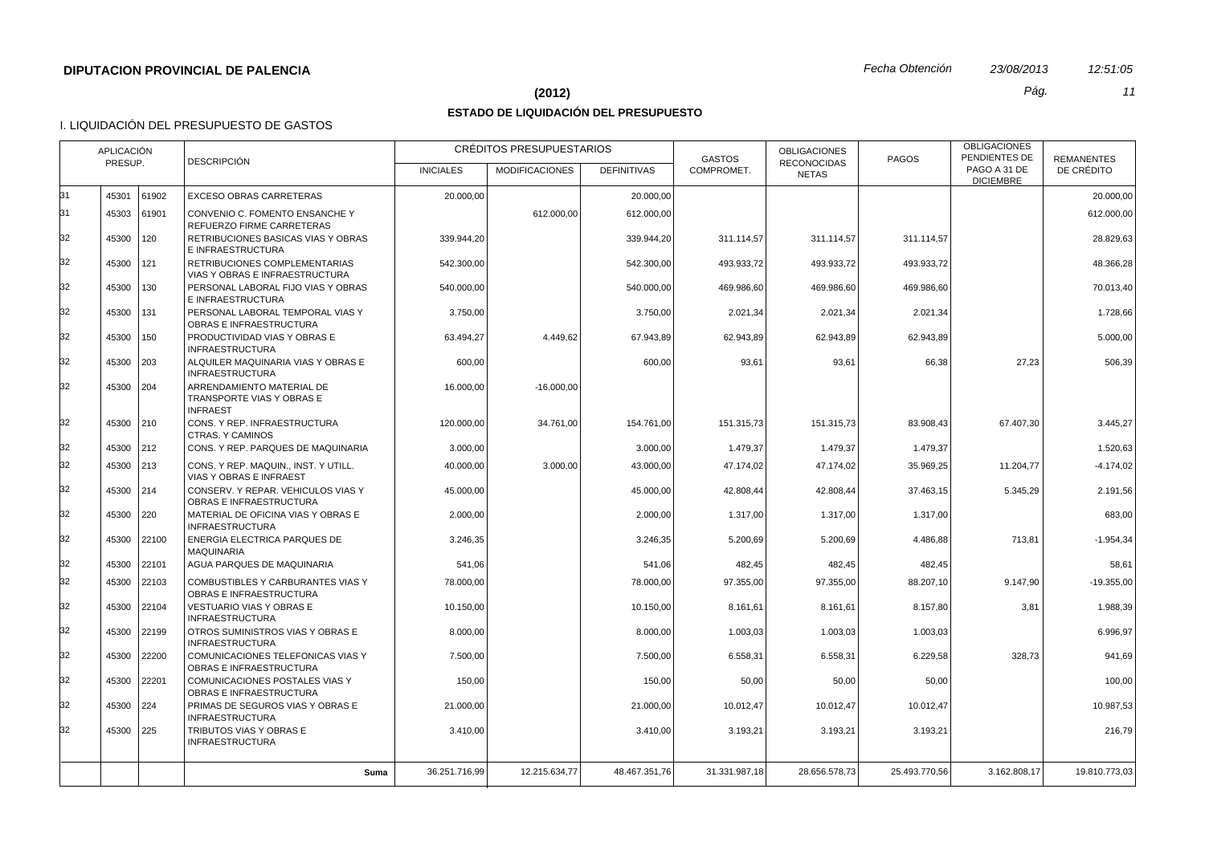**DIPUTACION PROVINCIAL DE PALENCIA**

*Fecha Obtención* *23/08/2013* *12:51:05*

**(2012)**

**ESTADO DE LIQUIDACIÓN DEL PRESUPUESTO**

I. LIQUIDACIÓN DEL PRESUPUESTO DE GASTOS

| APLICACIÓN PRESUP. | | | DESCRIPCIÓN | CRÉDITOS PRESUPUESTARIOS | | | GASTOS COMPROMET. | OBLIGACIONES RECONOCIDAS NETAS | PAGOS | OBLIGACIONES PENDIENTES DE PAGO A 31 DE DICIEMBRE | REMANENTES DE CRÉDITO |
|---|---|---|---|---|---|---|---|---|---|---|---|
| | | | | INICIALES | MODIFICACIONES | DEFINITIVAS | | | | | |
| 31 | 45301 | 61902 | EXCESO OBRAS CARRETERAS | 20.000,00 | | 20.000,00 | | | | | 20.000,00 |
| 31 | 45303 | 61901 | CONVENIO C. FOMENTO ENSANCHE Y REFUERZO FIRME CARRETERAS | | 612.000,00 | 612.000,00 | | | | | 612.000,00 |
| 32 | 45300 | 120 | RETRIBUCIONES BASICAS VIAS Y OBRAS E INFRAESTRUCTURA | 339.944,20 | | 339.944,20 | 311.114,57 | 311.114,57 | 311.114,57 | | 28.829,63 |
| 32 | 45300 | 121 | RETRIBUCIONES COMPLEMENTARIAS VIAS Y OBRAS E INFRAESTRUCTURA | 542.300,00 | | 542.300,00 | 493.933,72 | 493.933,72 | 493.933,72 | | 48.366,28 |
| 32 | 45300 | 130 | PERSONAL LABORAL FIJO VIAS Y OBRAS E INFRAESTRUCTURA | 540.000,00 | | 540.000,00 | 469.986,60 | 469.986,60 | 469.986,60 | | 70.013,40 |
| 32 | 45300 | 131 | PERSONAL LABORAL TEMPORAL VIAS Y OBRAS E INFRAESTRUCTURA | 3.750,00 | | 3.750,00 | 2.021,34 | 2.021,34 | 2.021,34 | | 1.728,66 |
| 32 | 45300 | 150 | PRODUCTIVIDAD VIAS Y OBRAS E INFRAESTRUCTURA | 63.494,27 | 4.449,62 | 67.943,89 | 62.943,89 | 62.943,89 | 62.943,89 | | 5.000,00 |
| 32 | 45300 | 203 | ALQUILER MAQUINARIA VIAS Y OBRAS E INFRAESTRUCTURA | 600,00 | | 600,00 | 93,61 | 93,61 | 66,38 | 27,23 | 506,39 |
| 32 | 45300 | 204 | ARRENDAMIENTO MATERIAL DE TRANSPORTE VIAS Y OBRAS E INFRAEST | 16.000,00 | -16.000,00 | | | | | | |
| 32 | 45300 | 210 | CONS. Y REP. INFRAESTRUCTURA CTRAS. Y CAMINOS | 120.000,00 | 34.761,00 | 154.761,00 | 151.315,73 | 151.315,73 | 83.908,43 | 67.407,30 | 3.445,27 |
| 32 | 45300 | 212 | CONS. Y REP. PARQUES DE MAQUINARIA | 3.000,00 | | 3.000,00 | 1.479,37 | 1.479,37 | 1.479,37 | | 1.520,63 |
| 32 | 45300 | 213 | CONS. Y REP. MAQUIN., INST. Y UTILL. VIAS Y OBRAS E INFRAEST | 40.000,00 | 3.000,00 | 43.000,00 | 47.174,02 | 47.174,02 | 35.969,25 | 11.204,77 | -4.174,02 |
| 32 | 45300 | 214 | CONSERV. Y REPAR. VEHICULOS VIAS Y OBRAS E INFRAESTRUCTURA | 45.000,00 | | 45.000,00 | 42.808,44 | 42.808,44 | 37.463,15 | 5.345,29 | 2.191,56 |
| 32 | 45300 | 220 | MATERIAL DE OFICINA VIAS Y OBRAS E INFRAESTRUCTURA | 2.000,00 | | 2.000,00 | 1.317,00 | 1.317,00 | 1.317,00 | | 683,00 |
| 32 | 45300 | 22100 | ENERGIA ELECTRICA PARQUES DE MAQUINARIA | 3.246,35 | | 3.246,35 | 5.200,69 | 5.200,69 | 4.486,88 | 713,81 | -1.954,34 |
| 32 | 45300 | 22101 | AGUA PARQUES DE MAQUINARIA | 541,06 | | 541,06 | 482,45 | 482,45 | 482,45 | | 58,61 |
| 32 | 45300 | 22103 | COMBUSTIBLES Y CARBURANTES VIAS Y OBRAS E INFRAESTRUCTURA | 78.000,00 | | 78.000,00 | 97.355,00 | 97.355,00 | 88.207,10 | 9.147,90 | -19.355,00 |
| 32 | 45300 | 22104 | VESTUARIO VIAS Y OBRAS E INFRAESTRUCTURA | 10.150,00 | | 10.150,00 | 8.161,61 | 8.161,61 | 8.157,80 | 3,81 | 1.988,39 |
| 32 | 45300 | 22199 | OTROS SUMINISTROS VIAS Y OBRAS E INFRAESTRUCTURA | 8.000,00 | | 8.000,00 | 1.003,03 | 1.003,03 | 1.003,03 | | 6.996,97 |
| 32 | 45300 | 22200 | COMUNICACIONES TELEFONICAS VIAS Y OBRAS E INFRAESTRUCTURA | 7.500,00 | | 7.500,00 | 6.558,31 | 6.558,31 | 6.229,58 | 328,73 | 941,69 |
| 32 | 45300 | 22201 | COMUNICACIONES POSTALES VIAS Y OBRAS E INFRAESTRUCTURA | 150,00 | | 150,00 | 50,00 | 50,00 | 50,00 | | 100,00 |
| 32 | 45300 | 224 | PRIMAS DE SEGUROS VIAS Y OBRAS E INFRAESTRUCTURA | 21.000,00 | | 21.000,00 | 10.012,47 | 10.012,47 | 10.012,47 | | 10.987,53 |
| 32 | 45300 | 225 | TRIBUTOS VIAS Y OBRAS E INFRAESTRUCTURA | 3.410,00 | | 3.410,00 | 3.193,21 | 3.193,21 | 3.193,21 | | 216,79 |
| | | | **Suma** | 36.251.716,99 | 12.215.634,77 | 48.467.351,76 | 31.331.987,18 | 28.656.578,73 | 25.493.770,56 | 3.162.808,17 | 19.810.773,03 |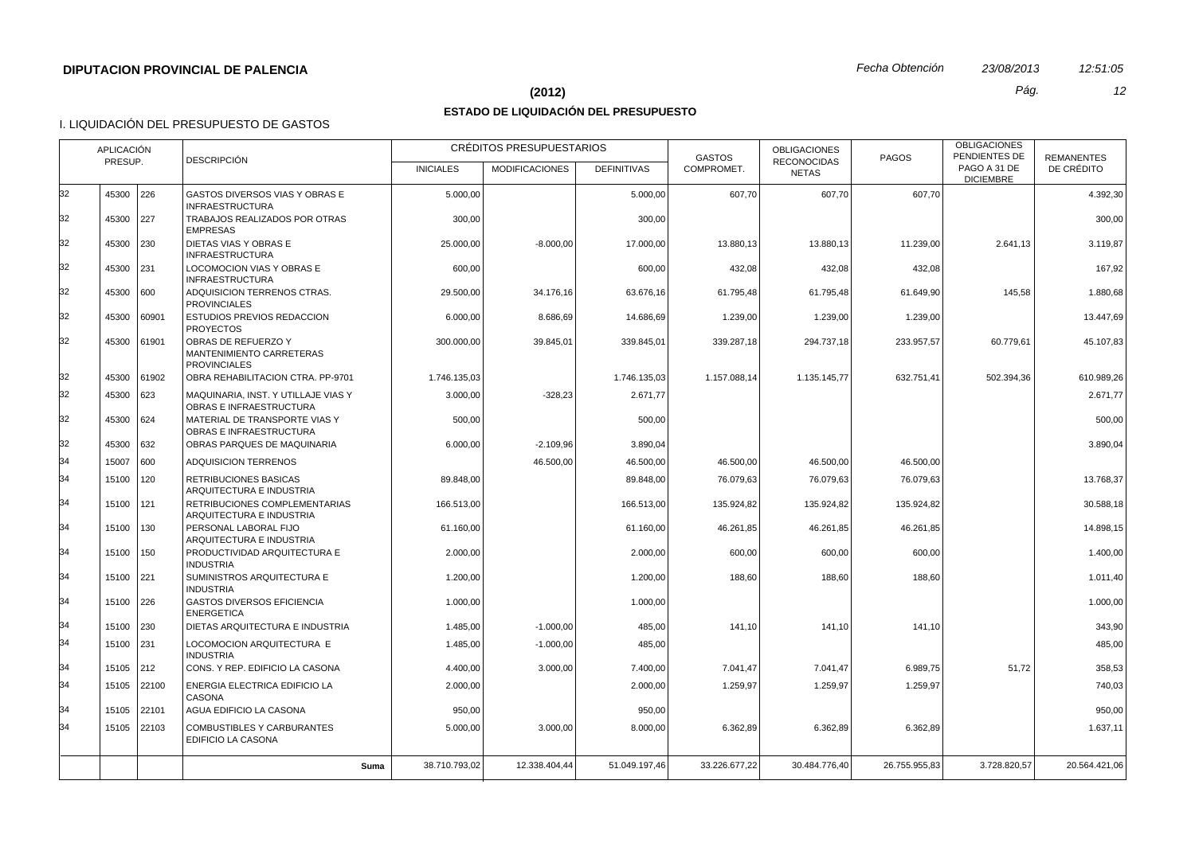**DIPUTACION PROVINCIAL DE PALENCIA**

*Fecha Obtención* *23/08/2013* *12:51:05*

**(2012)**

## ESTADO DE LIQUIDACIÓN DEL PRESUPUESTO

I. LIQUIDACIÓN DEL PRESUPUESTO DE GASTOS

| APLICACIÓN PRESUP. | | | DESCRIPCIÓN | CRÉDITOS PRESUPUESTARIOS | | | GASTOS COMPROMET. | OBLIGACIONES RECONOCIDAS NETAS | PAGOS | OBLIGACIONES PENDIENTES DE PAGO A 31 DE DICIEMBRE | REMANENTES DE CRÉDITO |
|---|---|---|---|---|---|---|---|---|---|---|---|
| | | | | INICIALES | MODIFICACIONES | DEFINITIVAS | | | | | |
| 32 | 45300 | 226 | GASTOS DIVERSOS VIAS Y OBRAS E INFRAESTRUCTURA | 5.000,00 | | 5.000,00 | 607,70 | 607,70 | 607,70 | | 4.392,30 |
| 32 | 45300 | 227 | TRABAJOS REALIZADOS POR OTRAS EMPRESAS | 300,00 | | 300,00 | | | | | 300,00 |
| 32 | 45300 | 230 | DIETAS VIAS Y OBRAS E INFRAESTRUCTURA | 25.000,00 | -8.000,00 | 17.000,00 | 13.880,13 | 13.880,13 | 11.239,00 | 2.641,13 | 3.119,87 |
| 32 | 45300 | 231 | LOCOMOCION VIAS Y OBRAS E INFRAESTRUCTURA | 600,00 | | 600,00 | 432,08 | 432,08 | 432,08 | | 167,92 |
| 32 | 45300 | 600 | ADQUISICION TERRENOS CTRAS. PROVINCIALES | 29.500,00 | 34.176,16 | 63.676,16 | 61.795,48 | 61.795,48 | 61.649,90 | 145,58 | 1.880,68 |
| 32 | 45300 | 60901 | ESTUDIOS PREVIOS REDACCION PROYECTOS | 6.000,00 | 8.686,69 | 14.686,69 | 1.239,00 | 1.239,00 | 1.239,00 | | 13.447,69 |
| 32 | 45300 | 61901 | OBRAS DE REFUERZO Y MANTENIMIENTO CARRETERAS PROVINCIALES | 300.000,00 | 39.845,01 | 339.845,01 | 339.287,18 | 294.737,18 | 233.957,57 | 60.779,61 | 45.107,83 |
| 32 | 45300 | 61902 | OBRA REHABILITACION CTRA. PP-9701 | 1.746.135,03 | | 1.746.135,03 | 1.157.088,14 | 1.135.145,77 | 632.751,41 | 502.394,36 | 610.989,26 |
| 32 | 45300 | 623 | MAQUINARIA, INST. Y UTILLAJE VIAS Y OBRAS E INFRAESTRUCTURA | 3.000,00 | -328,23 | 2.671,77 | | | | | 2.671,77 |
| 32 | 45300 | 624 | MATERIAL DE TRANSPORTE VIAS Y OBRAS E INFRAESTRUCTURA | 500,00 | | 500,00 | | | | | 500,00 |
| 32 | 45300 | 632 | OBRAS PARQUES DE MAQUINARIA | 6.000,00 | -2.109,96 | 3.890,04 | | | | | 3.890,04 |
| 34 | 15007 | 600 | ADQUISICION TERRENOS | | 46.500,00 | 46.500,00 | 46.500,00 | 46.500,00 | 46.500,00 | | |
| 34 | 15100 | 120 | RETRIBUCIONES BASICAS ARQUITECTURA E INDUSTRIA | 89.848,00 | | 89.848,00 | 76.079,63 | 76.079,63 | 76.079,63 | | 13.768,37 |
| 34 | 15100 | 121 | RETRIBUCIONES COMPLEMENTARIAS ARQUITECTURA E INDUSTRIA | 166.513,00 | | 166.513,00 | 135.924,82 | 135.924,82 | 135.924,82 | | 30.588,18 |
| 34 | 15100 | 130 | PERSONAL LABORAL FIJO ARQUITECTURA E INDUSTRIA | 61.160,00 | | 61.160,00 | 46.261,85 | 46.261,85 | 46.261,85 | | 14.898,15 |
| 34 | 15100 | 150 | PRODUCTIVIDAD ARQUITECTURA E INDUSTRIA | 2.000,00 | | 2.000,00 | 600,00 | 600,00 | 600,00 | | 1.400,00 |
| 34 | 15100 | 221 | SUMINISTROS ARQUITECTURA E INDUSTRIA | 1.200,00 | | 1.200,00 | 188,60 | 188,60 | 188,60 | | 1.011,40 |
| 34 | 15100 | 226 | GASTOS DIVERSOS EFICIENCIA ENERGETICA | 1.000,00 | | 1.000,00 | | | | | 1.000,00 |
| 34 | 15100 | 230 | DIETAS ARQUITECTURA E INDUSTRIA | 1.485,00 | -1.000,00 | 485,00 | 141,10 | 141,10 | 141,10 | | 343,90 |
| 34 | 15100 | 231 | LOCOMOCION ARQUITECTURA E INDUSTRIA | 1.485,00 | -1.000,00 | 485,00 | | | | | 485,00 |
| 34 | 15105 | 212 | CONS. Y REP. EDIFICIO LA CASONA | 4.400,00 | 3.000,00 | 7.400,00 | 7.041,47 | 7.041,47 | 6.989,75 | 51,72 | 358,53 |
| 34 | 15105 | 22100 | ENERGIA ELECTRICA EDIFICIO LA CASONA | 2.000,00 | | 2.000,00 | 1.259,97 | 1.259,97 | 1.259,97 | | 740,03 |
| 34 | 15105 | 22101 | AGUA EDIFICIO LA CASONA | 950,00 | | 950,00 | | | | | 950,00 |
| 34 | 15105 | 22103 | COMBUSTIBLES Y CARBURANTES EDIFICIO LA CASONA | 5.000,00 | 3.000,00 | 8.000,00 | 6.362,89 | 6.362,89 | 6.362,89 | | 1.637,11 |
| | | | **Suma** | 38.710.793,02 | 12.338.404,44 | 51.049.197,46 | 33.226.677,22 | 30.484.776,40 | 26.755.955,83 | 3.728.820,57 | 20.564.421,06 |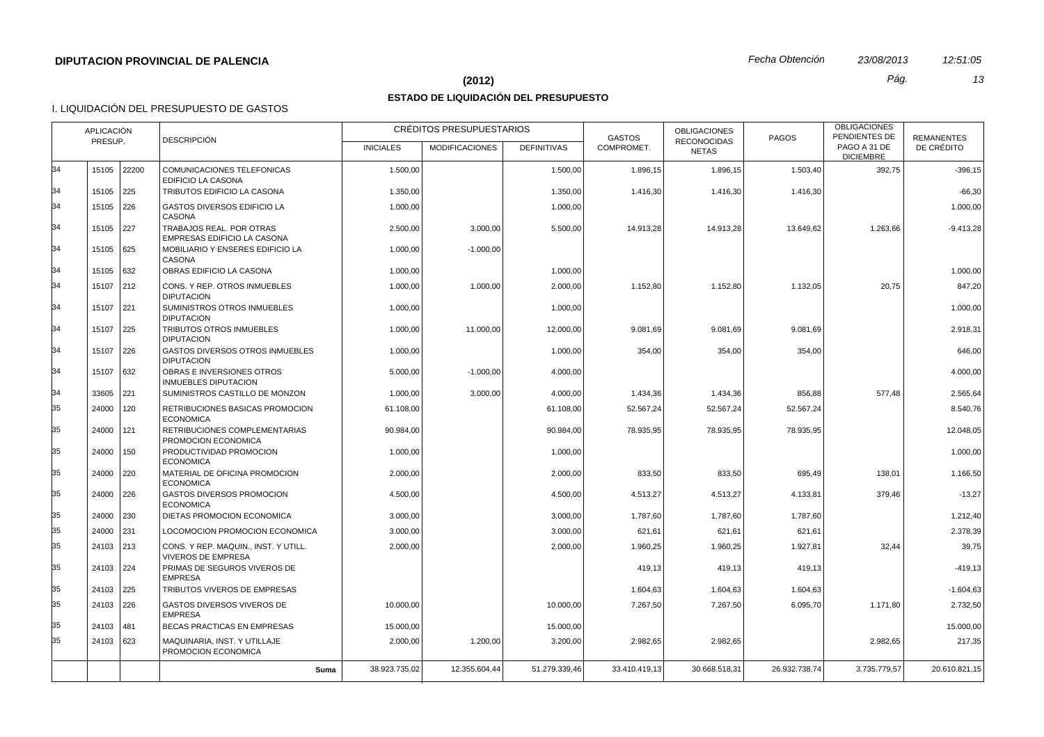**DIPUTACION PROVINCIAL DE PALENCIA** *Fecha Obtención* *23/08/2013* *12:51:05*

**(2012)**

## ESTADO DE LIQUIDACIÓN DEL PRESUPUESTO

I. LIQUIDACIÓN DEL PRESUPUESTO DE GASTOS

| APLICACIÓN PRESUP. | | | DESCRIPCIÓN | CRÉDITOS PRESUPUESTARIOS | | | GASTOS COMPROMET. | OBLIGACIONES RECONOCIDAS NETAS | PAGOS | OBLIGACIONES PENDIENTES DE PAGO A 31 DE DICIEMBRE | REMANENTES DE CRÉDITO |
|---|---|---|---|---|---|---|---|---|---|---|---|
| | | | | INICIALES | MODIFICACIONES | DEFINITIVAS | | | | | |
| 34 | 15105 | 22200 | COMUNICACIONES TELEFONICAS EDIFICIO LA CASONA | 1.500,00 | | 1.500,00 | 1.896,15 | 1.896,15 | 1.503,40 | 392,75 | -396,15 |
| 34 | 15105 | 225 | TRIBUTOS EDIFICIO LA CASONA | 1.350,00 | | 1.350,00 | 1.416,30 | 1.416,30 | 1.416,30 | | -66,30 |
| 34 | 15105 | 226 | GASTOS DIVERSOS EDIFICIO LA CASONA | 1.000,00 | | 1.000,00 | | | | | 1.000,00 |
| 34 | 15105 | 227 | TRABAJOS REAL. POR OTRAS EMPRESAS EDIFICIO LA CASONA | 2.500,00 | 3.000,00 | 5.500,00 | 14.913,28 | 14.913,28 | 13.649,62 | 1.263,66 | -9.413,28 |
| 34 | 15105 | 625 | MOBILIARIO Y ENSERES EDIFICIO LA CASONA | 1.000,00 | -1.000,00 | | | | | | |
| 34 | 15105 | 632 | OBRAS EDIFICIO LA CASONA | 1.000,00 | | 1.000,00 | | | | | 1.000,00 |
| 34 | 15107 | 212 | CONS. Y REP. OTROS INMUEBLES DIPUTACION | 1.000,00 | 1.000,00 | 2.000,00 | 1.152,80 | 1.152,80 | 1.132,05 | 20,75 | 847,20 |
| 34 | 15107 | 221 | SUMINISTROS OTROS INMUEBLES DIPUTACION | 1.000,00 | | 1.000,00 | | | | | 1.000,00 |
| 34 | 15107 | 225 | TRIBUTOS OTROS INMUEBLES DIPUTACION | 1.000,00 | 11.000,00 | 12.000,00 | 9.081,69 | 9.081,69 | 9.081,69 | | 2.918,31 |
| 34 | 15107 | 226 | GASTOS DIVERSOS OTROS INMUEBLES DIPUTACION | 1.000,00 | | 1.000,00 | 354,00 | 354,00 | 354,00 | | 646,00 |
| 34 | 15107 | 632 | OBRAS E INVERSIONES OTROS INMUEBLES DIPUTACION | 5.000,00 | -1.000,00 | 4.000,00 | | | | | 4.000,00 |
| 34 | 33605 | 221 | SUMINISTROS CASTILLO DE MONZON | 1.000,00 | 3.000,00 | 4.000,00 | 1.434,36 | 1.434,36 | 856,88 | 577,48 | 2.565,64 |
| 35 | 24000 | 120 | RETRIBUCIONES BASICAS PROMOCION ECONOMICA | 61.108,00 | | 61.108,00 | 52.567,24 | 52.567,24 | 52.567,24 | | 8.540,76 |
| 35 | 24000 | 121 | RETRIBUCIONES COMPLEMENTARIAS PROMOCION ECONOMICA | 90.984,00 | | 90.984,00 | 78.935,95 | 78.935,95 | 78.935,95 | | 12.048,05 |
| 35 | 24000 | 150 | PRODUCTIVIDAD PROMOCION ECONOMICA | 1.000,00 | | 1.000,00 | | | | | 1.000,00 |
| 35 | 24000 | 220 | MATERIAL DE OFICINA PROMOCION ECONOMICA | 2.000,00 | | 2.000,00 | 833,50 | 833,50 | 695,49 | 138,01 | 1.166,50 |
| 35 | 24000 | 226 | GASTOS DIVERSOS PROMOCION ECONOMICA | 4.500,00 | | 4.500,00 | 4.513,27 | 4.513,27 | 4.133,81 | 379,46 | -13,27 |
| 35 | 24000 | 230 | DIETAS PROMOCION ECONOMICA | 3.000,00 | | 3.000,00 | 1.787,60 | 1.787,60 | 1.787,60 | | 1.212,40 |
| 35 | 24000 | 231 | LOCOMOCION PROMOCION ECONOMICA | 3.000,00 | | 3.000,00 | 621,61 | 621,61 | 621,61 | | 2.378,39 |
| 35 | 24103 | 213 | CONS. Y REP. MAQUIN., INST. Y UTILL. VIVEROS DE EMPRESA | 2.000,00 | | 2.000,00 | 1.960,25 | 1.960,25 | 1.927,81 | 32,44 | 39,75 |
| 35 | 24103 | 224 | PRIMAS DE SEGUROS VIVEROS DE EMPRESA | | | | 419,13 | 419,13 | 419,13 | | -419,13 |
| 35 | 24103 | 225 | TRIBUTOS VIVEROS DE EMPRESAS | | | | 1.604,63 | 1.604,63 | 1.604,63 | | -1.604,63 |
| 35 | 24103 | 226 | GASTOS DIVERSOS VIVEROS DE EMPRESA | 10.000,00 | | 10.000,00 | 7.267,50 | 7.267,50 | 6.095,70 | 1.171,80 | 2.732,50 |
| 35 | 24103 | 481 | BECAS PRACTICAS EN EMPRESAS | 15.000,00 | | 15.000,00 | | | | | 15.000,00 |
| 35 | 24103 | 623 | MAQUINARIA, INST. Y UTILLAJE PROMOCION ECONOMICA | 2.000,00 | 1.200,00 | 3.200,00 | 2.982,65 | 2.982,65 | | 2.982,65 | 217,35 |
| | | | **Suma** | 38.923.735,02 | 12.355.604,44 | 51.279.339,46 | 33.410.419,13 | 30.668.518,31 | 26.932.738,74 | 3.735.779,57 | 20.610.821,15 |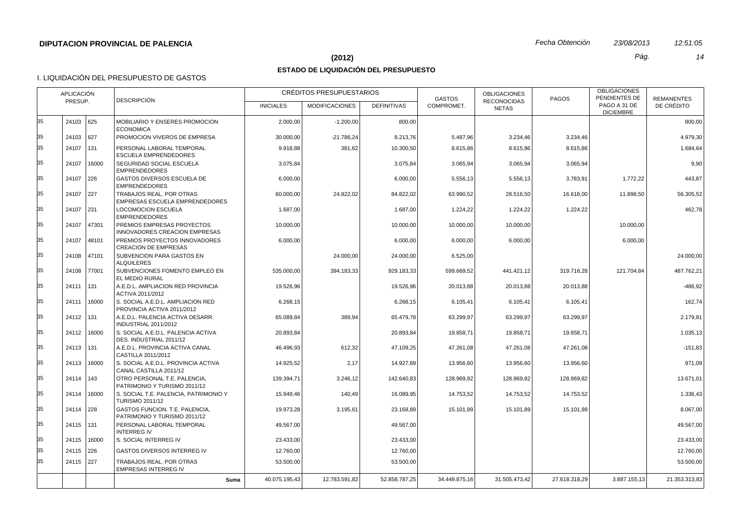**DIPUTACION PROVINCIAL DE PALENCIA**

*Fecha Obtención* *23/08/2013* *12:51:05*

**(2012)**

## ESTADO DE LIQUIDACIÓN DEL PRESUPUESTO

I. LIQUIDACIÓN DEL PRESUPUESTO DE GASTOS

| APLICACIÓN PRESUP. | | | DESCRIPCIÓN | CRÉDITOS PRESUPUESTARIOS | | | GASTOS COMPROMET. | OBLIGACIONES RECONOCIDAS NETAS | PAGOS | OBLIGACIONES PENDIENTES DE PAGO A 31 DE DICIEMBRE | REMANENTES DE CRÉDITO |
|---|---|---|---|---|---|---|---|---|---|---|---|
| | | | | INICIALES | MODIFICACIONES | DEFINITIVAS | | | | | |
| 35 | 24103 | 625 | MOBILIARIO Y ENSERES PROMOCION ECONOMICA | 2.000,00 | -1.200,00 | 800,00 | | | | | 800,00 |
| 35 | 24103 | 627 | PROMOCION VIVEROS DE EMPRESA | 30.000,00 | -21.786,24 | 8.213,76 | 5.487,96 | 3.234,46 | 3.234,46 | | 4.979,30 |
| 35 | 24107 | 131 | PERSONAL LABORAL TEMPORAL ESCUELA EMPRENDEDORES | 9.918,88 | 381,62 | 10.300,50 | 8.615,86 | 8.615,86 | 8.615,86 | | 1.684,64 |
| 35 | 24107 | 16000 | SEGURIDAD SOCIAL ESCUELA EMPRENDEDORES | 3.075,84 | | 3.075,84 | 3.065,94 | 3.065,94 | 3.065,94 | | 9,90 |
| 35 | 24107 | 226 | GASTOS DIVERSOS ESCUELA DE EMPRENDEDORES | 6.000,00 | | 6.000,00 | 5.556,13 | 5.556,13 | 3.783,91 | 1.772,22 | 443,87 |
| 35 | 24107 | 227 | TRABAJOS REAL. POR OTRAS EMPRESAS ESCUELA EMPRENDEDORES | 60.000,00 | 24.822,02 | 84.822,02 | 63.990,52 | 28.516,50 | 16.618,00 | 11.898,50 | 56.305,52 |
| 35 | 24107 | 231 | LOCOMOCION ESCUELA EMPRENDEDORES | 1.687,00 | | 1.687,00 | 1.224,22 | 1.224,22 | 1.224,22 | | 462,78 |
| 35 | 24107 | 47301 | PREMIOS EMPRESAS PROYECTOS INNOVADORES CREACION EMPRESAS | 10.000,00 | | 10.000,00 | 10.000,00 | 10.000,00 | | 10.000,00 | |
| 35 | 24107 | 48101 | PREMIOS PROYECTOS INNOVADORES CREACION DE EMPRESAS | 6.000,00 | | 6.000,00 | 6.000,00 | 6.000,00 | | 6.000,00 | |
| 35 | 24108 | 47101 | SUBVENCION PARA GASTOS EN ALQUILERES | | 24.000,00 | 24.000,00 | 6.525,00 | | | | 24.000,00 |
| 35 | 24108 | 77001 | SUBVENCIONES FOMENTO EMPLEO EN EL MEDIO RURAL | 535.000,00 | 394.183,33 | 929.183,33 | 599.669,52 | 441.421,12 | 319.716,28 | 121.704,84 | 487.762,21 |
| 35 | 24111 | 131 | A.E.D.L. AMPLIACION RED PROVINCIA ACTIVA 2011/2012 | 19.526,96 | | 19.526,96 | 20.013,88 | 20.013,88 | 20.013,88 | | -486,92 |
| 35 | 24111 | 16000 | S. SOCIAL A.E.D.L. AMPLIACION RED PROVINCIA ACTIVA 2011/2012 | 6.268,15 | | 6.268,15 | 6.105,41 | 6.105,41 | 6.105,41 | | 162,74 |
| 35 | 24112 | 131 | A.E.D.L. PALENCIA ACTIVA DESARR. INDUSTRIAL 2011/2012 | 65.089,84 | 389,94 | 65.479,78 | 63.299,97 | 63.299,97 | 63.299,97 | | 2.179,81 |
| 35 | 24112 | 16000 | S. SOCIAL A.E.D.L. PALENCIA ACTIVA DES. INDUSTRIAL 2011/12 | 20.893,84 | | 20.893,84 | 19.858,71 | 19.858,71 | 19.858,71 | | 1.035,13 |
| 35 | 24113 | 131 | A.E.D.L. PROVINCIA ACTIVA CANAL CASTILLA 2011/2012 | 46.496,93 | 612,32 | 47.109,25 | 47.261,08 | 47.261,08 | 47.261,08 | | -151,83 |
| 35 | 24113 | 16000 | S. SOCIAL A.E.D.L. PROVINCIA ACTIVA CANAL CASTILLA 2011/12 | 14.925,52 | 2,17 | 14.927,69 | 13.956,60 | 13.956,60 | 13.956,60 | | 971,09 |
| 35 | 24114 | 143 | OTRO PERSONAL T.E. PALENCIA, PATRIMONIO Y TURISMO 2011/12 | 139.394,71 | 3.246,12 | 142.640,83 | 128.969,82 | 128.969,82 | 128.969,82 | | 13.671,01 |
| 35 | 24114 | 16000 | S. SOCIAL T.E. PALENCIA, PATRIMONIO Y TURISMO 2011/12 | 15.949,46 | 140,49 | 16.089,95 | 14.753,52 | 14.753,52 | 14.753,52 | | 1.336,43 |
| 35 | 24114 | 228 | GASTOS FUNCION. T.E. PALENCIA, PATRIMONIO Y TURISMO 2011/12 | 19.973,28 | 3.195,61 | 23.168,89 | 15.101,89 | 15.101,89 | 15.101,89 | | 8.067,00 |
| 35 | 24115 | 131 | PERSONAL LABORAL TEMPORAL INTERREG IV | 49.567,00 | | 49.567,00 | | | | | 49.567,00 |
| 35 | 24115 | 16000 | S. SOCIAL INTERREG IV | 23.433,00 | | 23.433,00 | | | | | 23.433,00 |
| 35 | 24115 | 226 | GASTOS DIVERSOS INTERREG IV | 12.760,00 | | 12.760,00 | | | | | 12.760,00 |
| 35 | 24115 | 227 | TRABAJOS REAL. POR OTRAS EMPRESAS INTERREG IV | 53.500,00 | | 53.500,00 | | | | | 53.500,00 |
| | | | **Suma** | 40.075.195,43 | 12.783.591,82 | 52.858.787,25 | 34.449.875,16 | 31.505.473,42 | 27.618.318,29 | 3.887.155,13 | 21.353.313,83 |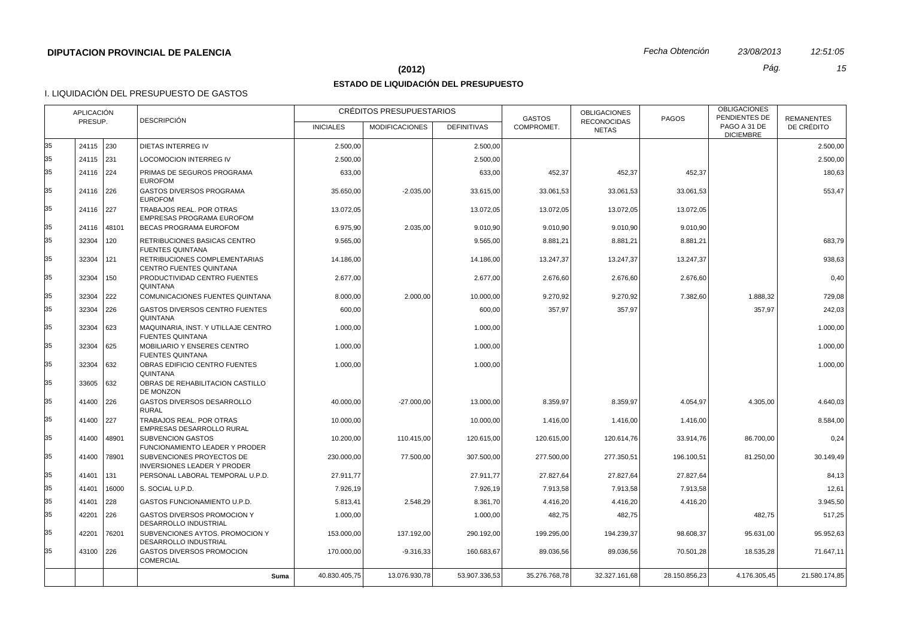**DIPUTACION PROVINCIAL DE PALENCIA** *Fecha Obtención* *23/08/2013* *12:51:05*

**(2012)**

## ESTADO DE LIQUIDACIÓN DEL PRESUPUESTO

I. LIQUIDACIÓN DEL PRESUPUESTO DE GASTOS

| APLICACIÓN PRESUP. | | | DESCRIPCIÓN | CRÉDITOS PRESUPUESTARIOS | | | GASTOS COMPROMET. | OBLIGACIONES RECONOCIDAS NETAS | PAGOS | OBLIGACIONES PENDIENTES DE PAGO A 31 DE DICIEMBRE | REMANENTES DE CRÉDITO |
|---|---|---|---|---|---|---|---|---|---|---|---|
| | | | | INICIALES | MODIFICACIONES | DEFINITIVAS | | | | | |
| 35 | 24115 | 230 | DIETAS INTERREG IV | 2.500,00 | | 2.500,00 | | | | | 2.500,00 |
| 35 | 24115 | 231 | LOCOMOCION INTERREG IV | 2.500,00 | | 2.500,00 | | | | | 2.500,00 |
| 35 | 24116 | 224 | PRIMAS DE SEGUROS PROGRAMA EUROFOM | 633,00 | | 633,00 | 452,37 | 452,37 | 452,37 | | 180,63 |
| 35 | 24116 | 226 | GASTOS DIVERSOS PROGRAMA EUROFOM | 35.650,00 | -2.035,00 | 33.615,00 | 33.061,53 | 33.061,53 | 33.061,53 | | 553,47 |
| 35 | 24116 | 227 | TRABAJOS REAL. POR OTRAS EMPRESAS PROGRAMA EUROFOM | 13.072,05 | | 13.072,05 | 13.072,05 | 13.072,05 | 13.072,05 | | |
| 35 | 24116 | 48101 | BECAS PROGRAMA EUROFOM | 6.975,90 | 2.035,00 | 9.010,90 | 9.010,90 | 9.010,90 | 9.010,90 | | |
| 35 | 32304 | 120 | RETRIBUCIONES BASICAS CENTRO FUENTES QUINTANA | 9.565,00 | | 9.565,00 | 8.881,21 | 8.881,21 | 8.881,21 | | 683,79 |
| 35 | 32304 | 121 | RETRIBUCIONES COMPLEMENTARIAS CENTRO FUENTES QUINTANA | 14.186,00 | | 14.186,00 | 13.247,37 | 13.247,37 | 13.247,37 | | 938,63 |
| 35 | 32304 | 150 | PRODUCTIVIDAD CENTRO FUENTES QUINTANA | 2.677,00 | | 2.677,00 | 2.676,60 | 2.676,60 | 2.676,60 | | 0,40 |
| 35 | 32304 | 222 | COMUNICACIONES FUENTES QUINTANA | 8.000,00 | 2.000,00 | 10.000,00 | 9.270,92 | 9.270,92 | 7.382,60 | 1.888,32 | 729,08 |
| 35 | 32304 | 226 | GASTOS DIVERSOS CENTRO FUENTES QUINTANA | 600,00 | | 600,00 | 357,97 | 357,97 | | 357,97 | 242,03 |
| 35 | 32304 | 623 | MAQUINARIA, INST. Y UTILLAJE CENTRO FUENTES QUINTANA | 1.000,00 | | 1.000,00 | | | | | 1.000,00 |
| 35 | 32304 | 625 | MOBILIARIO Y ENSERES CENTRO FUENTES QUINTANA | 1.000,00 | | 1.000,00 | | | | | 1.000,00 |
| 35 | 32304 | 632 | OBRAS EDIFICIO CENTRO FUENTES QUINTANA | 1.000,00 | | 1.000,00 | | | | | 1.000,00 |
| 35 | 33605 | 632 | OBRAS DE REHABILITACION CASTILLO DE MONZON | | | | | | | | |
| 35 | 41400 | 226 | GASTOS DIVERSOS DESARROLLO RURAL | 40.000,00 | -27.000,00 | 13.000,00 | 8.359,97 | 8.359,97 | 4.054,97 | 4.305,00 | 4.640,03 |
| 35 | 41400 | 227 | TRABAJOS REAL. POR OTRAS EMPRESAS DESARROLLO RURAL | 10.000,00 | | 10.000,00 | 1.416,00 | 1.416,00 | 1.416,00 | | 8.584,00 |
| 35 | 41400 | 48901 | SUBVENCION GASTOS FUNCIONAMIENTO LEADER Y PRODER | 10.200,00 | 110.415,00 | 120.615,00 | 120.615,00 | 120.614,76 | 33.914,76 | 86.700,00 | 0,24 |
| 35 | 41400 | 78901 | SUBVENCIONES PROYECTOS DE INVERSIONES LEADER Y PRODER | 230.000,00 | 77.500,00 | 307.500,00 | 277.500,00 | 277.350,51 | 196.100,51 | 81.250,00 | 30.149,49 |
| 35 | 41401 | 131 | PERSONAL LABORAL TEMPORAL U.P.D. | 27.911,77 | | 27.911,77 | 27.827,64 | 27.827,64 | 27.827,64 | | 84,13 |
| 35 | 41401 | 16000 | S. SOCIAL U.P.D. | 7.926,19 | | 7.926,19 | 7.913,58 | 7.913,58 | 7.913,58 | | 12,61 |
| 35 | 41401 | 228 | GASTOS FUNCIONAMIENTO U.P.D. | 5.813,41 | 2.548,29 | 8.361,70 | 4.416,20 | 4.416,20 | 4.416,20 | | 3.945,50 |
| 35 | 42201 | 226 | GASTOS DIVERSOS PROMOCION Y DESARROLLO INDUSTRIAL | 1.000,00 | | 1.000,00 | 482,75 | 482,75 | | 482,75 | 517,25 |
| 35 | 42201 | 76201 | SUBVENCIONES AYTOS. PROMOCION Y DESARROLLO INDUSTRIAL | 153.000,00 | 137.192,00 | 290.192,00 | 199.295,00 | 194.239,37 | 98.608,37 | 95.631,00 | 95.952,63 |
| 35 | 43100 | 226 | GASTOS DIVERSOS PROMOCION COMERCIAL | 170.000,00 | -9.316,33 | 160.683,67 | 89.036,56 | 89.036,56 | 70.501,28 | 18.535,28 | 71.647,11 |
| | | | **Suma** | 40.830.405,75 | 13.076.930,78 | 53.907.336,53 | 35.276.768,78 | 32.327.161,68 | 28.150.856,23 | 4.176.305,45 | 21.580.174,85 |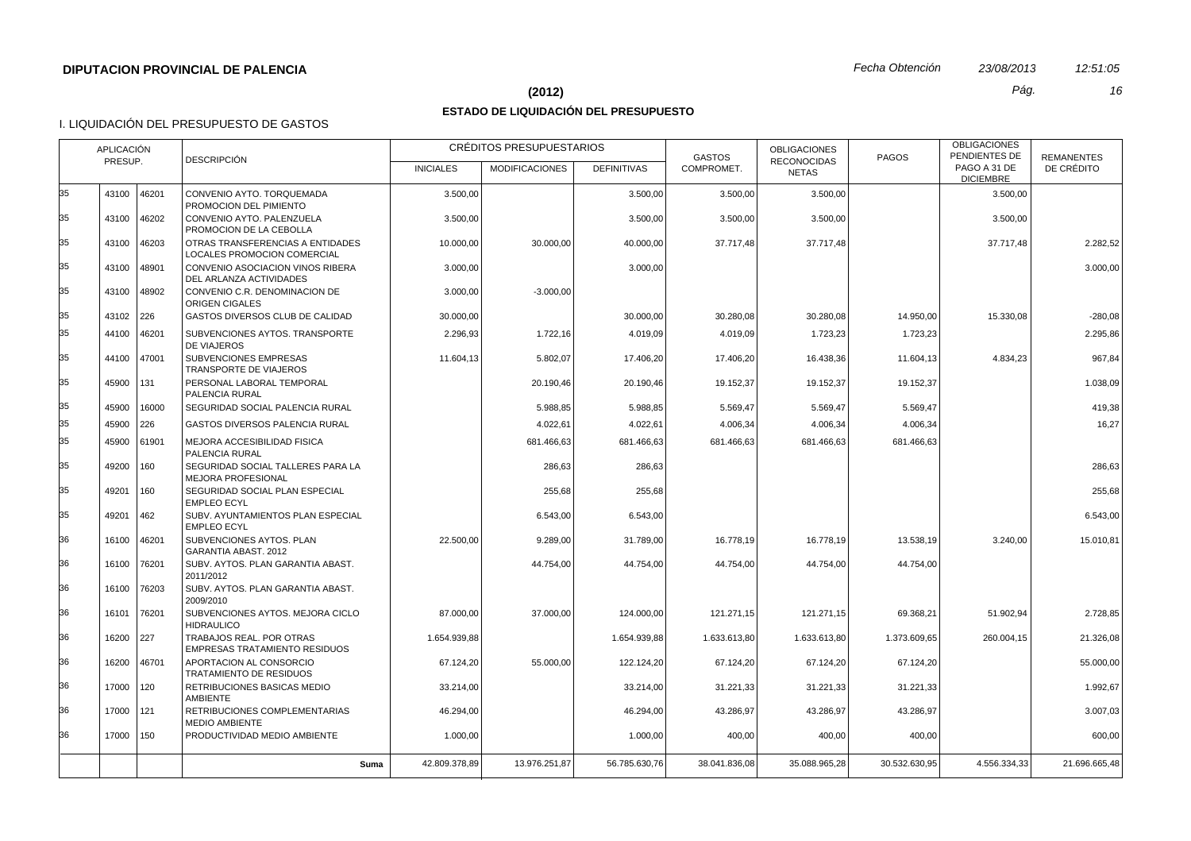**DIPUTACION PROVINCIAL DE PALENCIA**

*Fecha Obtención* *23/08/2013* *12:51:05*

**(2012)**

## ESTADO DE LIQUIDACIÓN DEL PRESUPUESTO

I. LIQUIDACIÓN DEL PRESUPUESTO DE GASTOS

| APLICACIÓN PRESUP. | | | DESCRIPCIÓN | CRÉDITOS PRESUPUESTARIOS | | | GASTOS COMPROMET. | OBLIGACIONES RECONOCIDAS NETAS | PAGOS | OBLIGACIONES PENDIENTES DE PAGO A 31 DE DICIEMBRE | REMANENTES DE CRÉDITO |
|---|---|---|---|---|---|---|---|---|---|---|---|
| | | | | INICIALES | MODIFICACIONES | DEFINITIVAS | | | | | |
| 35 | 43100 | 46201 | CONVENIO AYTO. TORQUEMADA PROMOCION DEL PIMIENTO | 3.500,00 | | 3.500,00 | 3.500,00 | 3.500,00 | | 3.500,00 | |
| 35 | 43100 | 46202 | CONVENIO AYTO. PALENZUELA PROMOCION DE LA CEBOLLA | 3.500,00 | | 3.500,00 | 3.500,00 | 3.500,00 | | 3.500,00 | |
| 35 | 43100 | 46203 | OTRAS TRANSFERENCIAS A ENTIDADES LOCALES PROMOCION COMERCIAL | 10.000,00 | 30.000,00 | 40.000,00 | 37.717,48 | 37.717,48 | | 37.717,48 | 2.282,52 |
| 35 | 43100 | 48901 | CONVENIO ASOCIACION VINOS RIBERA DEL ARLANZA ACTIVIDADES | 3.000,00 | | 3.000,00 | | | | | 3.000,00 |
| 35 | 43100 | 48902 | CONVENIO C.R. DENOMINACION DE ORIGEN CIGALES | 3.000,00 | -3.000,00 | | | | | | |
| 35 | 43102 | 226 | GASTOS DIVERSOS CLUB DE CALIDAD | 30.000,00 | | 30.000,00 | 30.280,08 | 30.280,08 | 14.950,00 | 15.330,08 | -280,08 |
| 35 | 44100 | 46201 | SUBVENCIONES AYTOS. TRANSPORTE DE VIAJEROS | 2.296,93 | 1.722,16 | 4.019,09 | 4.019,09 | 1.723,23 | 1.723,23 | | 2.295,86 |
| 35 | 44100 | 47001 | SUBVENCIONES EMPRESAS TRANSPORTE DE VIAJEROS | 11.604,13 | 5.802,07 | 17.406,20 | 17.406,20 | 16.438,36 | 11.604,13 | 4.834,23 | 967,84 |
| 35 | 45900 | 131 | PERSONAL LABORAL TEMPORAL PALENCIA RURAL | | 20.190,46 | 20.190,46 | 19.152,37 | 19.152,37 | 19.152,37 | | 1.038,09 |
| 35 | 45900 | 16000 | SEGURIDAD SOCIAL PALENCIA RURAL | | 5.988,85 | 5.988,85 | 5.569,47 | 5.569,47 | 5.569,47 | | 419,38 |
| 35 | 45900 | 226 | GASTOS DIVERSOS PALENCIA RURAL | | 4.022,61 | 4.022,61 | 4.006,34 | 4.006,34 | 4.006,34 | | 16,27 |
| 35 | 45900 | 61901 | MEJORA ACCESIBILIDAD FISICA PALENCIA RURAL | | 681.466,63 | 681.466,63 | 681.466,63 | 681.466,63 | 681.466,63 | | |
| 35 | 49200 | 160 | SEGURIDAD SOCIAL TALLERES PARA LA MEJORA PROFESIONAL | | 286,63 | 286,63 | | | | | 286,63 |
| 35 | 49201 | 160 | SEGURIDAD SOCIAL PLAN ESPECIAL EMPLEO ECYL | | 255,68 | 255,68 | | | | | 255,68 |
| 35 | 49201 | 462 | SUBV. AYUNTAMIENTOS PLAN ESPECIAL EMPLEO ECYL | | 6.543,00 | 6.543,00 | | | | | 6.543,00 |
| 36 | 16100 | 46201 | SUBVENCIONES AYTOS. PLAN GARANTIA ABAST. 2012 | 22.500,00 | 9.289,00 | 31.789,00 | 16.778,19 | 16.778,19 | 13.538,19 | 3.240,00 | 15.010,81 |
| 36 | 16100 | 76201 | SUBV. AYTOS. PLAN GARANTIA ABAST. 2011/2012 | | 44.754,00 | 44.754,00 | 44.754,00 | 44.754,00 | 44.754,00 | | |
| 36 | 16100 | 76203 | SUBV. AYTOS. PLAN GARANTIA ABAST. 2009/2010 | | | | | | | | |
| 36 | 16101 | 76201 | SUBVENCIONES AYTOS. MEJORA CICLO HIDRAULICO | 87.000,00 | 37.000,00 | 124.000,00 | 121.271,15 | 121.271,15 | 69.368,21 | 51.902,94 | 2.728,85 |
| 36 | 16200 | 227 | TRABAJOS REAL. POR OTRAS EMPRESAS TRATAMIENTO RESIDUOS | 1.654.939,88 | | 1.654.939,88 | 1.633.613,80 | 1.633.613,80 | 1.373.609,65 | 260.004,15 | 21.326,08 |
| 36 | 16200 | 46701 | APORTACION AL CONSORCIO TRATAMIENTO DE RESIDUOS | 67.124,20 | 55.000,00 | 122.124,20 | 67.124,20 | 67.124,20 | 67.124,20 | | 55.000,00 |
| 36 | 17000 | 120 | RETRIBUCIONES BASICAS MEDIO AMBIENTE | 33.214,00 | | 33.214,00 | 31.221,33 | 31.221,33 | 31.221,33 | | 1.992,67 |
| 36 | 17000 | 121 | RETRIBUCIONES COMPLEMENTARIAS MEDIO AMBIENTE | 46.294,00 | | 46.294,00 | 43.286,97 | 43.286,97 | 43.286,97 | | 3.007,03 |
| 36 | 17000 | 150 | PRODUCTIVIDAD MEDIO AMBIENTE | 1.000,00 | | 1.000,00 | 400,00 | 400,00 | 400,00 | | 600,00 |
| | | | **Suma** | 42.809.378,89 | 13.976.251,87 | 56.785.630,76 | 38.041.836,08 | 35.088.965,28 | 30.532.630,95 | 4.556.334,33 | 21.696.665,48 |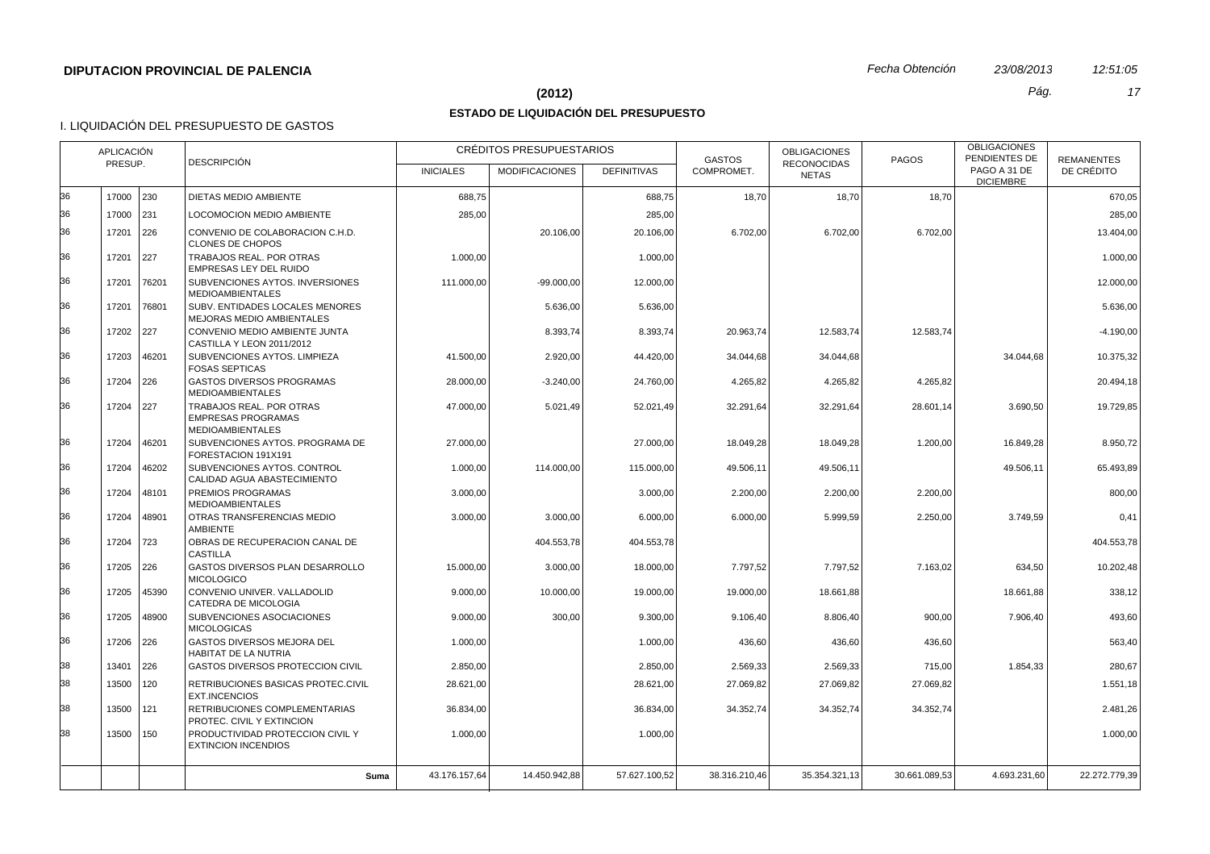**DIPUTACION PROVINCIAL DE PALENCIA**

*Fecha Obtención* *23/08/2013* *12:51:05*

## (2012)

## ESTADO DE LIQUIDACIÓN DEL PRESUPUESTO

I. LIQUIDACIÓN DEL PRESUPUESTO DE GASTOS

| APLICACIÓN PRESUP. | | | DESCRIPCIÓN | CRÉDITOS PRESUPUESTARIOS | | | GASTOS COMPROMET. | OBLIGACIONES RECONOCIDAS NETAS | PAGOS | OBLIGACIONES PENDIENTES DE PAGO A 31 DE DICIEMBRE | REMANENTES DE CRÉDITO |
|---|---|---|---|---|---|---|---|---|---|---|---|
| | | | | INICIALES | MODIFICACIONES | DEFINITIVAS | | | | | |
| 36 | 17000 | 230 | DIETAS MEDIO AMBIENTE | 688,75 | | 688,75 | 18,70 | 18,70 | 18,70 | | 670,05 |
| 36 | 17000 | 231 | LOCOMOCION MEDIO AMBIENTE | 285,00 | | 285,00 | | | | | 285,00 |
| 36 | 17201 | 226 | CONVENIO DE COLABORACION C.H.D. CLONES DE CHOPOS | | 20.106,00 | 20.106,00 | 6.702,00 | 6.702,00 | 6.702,00 | | 13.404,00 |
| 36 | 17201 | 227 | TRABAJOS REAL. POR OTRAS EMPRESAS LEY DEL RUIDO | 1.000,00 | | 1.000,00 | | | | | 1.000,00 |
| 36 | 17201 | 76201 | SUBVENCIONES AYTOS. INVERSIONES MEDIOAMBIENTALES | 111.000,00 | -99.000,00 | 12.000,00 | | | | | 12.000,00 |
| 36 | 17201 | 76801 | SUBV. ENTIDADES LOCALES MENORES MEJORAS MEDIO AMBIENTALES | | 5.636,00 | 5.636,00 | | | | | 5.636,00 |
| 36 | 17202 | 227 | CONVENIO MEDIO AMBIENTE JUNTA CASTILLA Y LEON 2011/2012 | | 8.393,74 | 8.393,74 | 20.963,74 | 12.583,74 | 12.583,74 | | -4.190,00 |
| 36 | 17203 | 46201 | SUBVENCIONES AYTOS. LIMPIEZA FOSAS SEPTICAS | 41.500,00 | 2.920,00 | 44.420,00 | 34.044,68 | 34.044,68 | | 34.044,68 | 10.375,32 |
| 36 | 17204 | 226 | GASTOS DIVERSOS PROGRAMAS MEDIOAMBIENTALES | 28.000,00 | -3.240,00 | 24.760,00 | 4.265,82 | 4.265,82 | 4.265,82 | | 20.494,18 |
| 36 | 17204 | 227 | TRABAJOS REAL. POR OTRAS EMPRESAS PROGRAMAS MEDIOAMBIENTALES | 47.000,00 | 5.021,49 | 52.021,49 | 32.291,64 | 32.291,64 | 28.601,14 | 3.690,50 | 19.729,85 |
| 36 | 17204 | 46201 | SUBVENCIONES AYTOS. PROGRAMA DE FORESTACION 191X191 | 27.000,00 | | 27.000,00 | 18.049,28 | 18.049,28 | 1.200,00 | 16.849,28 | 8.950,72 |
| 36 | 17204 | 46202 | SUBVENCIONES AYTOS. CONTROL CALIDAD AGUA ABASTECIMIENTO | 1.000,00 | 114.000,00 | 115.000,00 | 49.506,11 | 49.506,11 | | 49.506,11 | 65.493,89 |
| 36 | 17204 | 48101 | PREMIOS PROGRAMAS MEDIOAMBIENTALES | 3.000,00 | | 3.000,00 | 2.200,00 | 2.200,00 | 2.200,00 | | 800,00 |
| 36 | 17204 | 48901 | OTRAS TRANSFERENCIAS MEDIO AMBIENTE | 3.000,00 | 3.000,00 | 6.000,00 | 6.000,00 | 5.999,59 | 2.250,00 | 3.749,59 | 0,41 |
| 36 | 17204 | 723 | OBRAS DE RECUPERACION CANAL DE CASTILLA | | 404.553,78 | 404.553,78 | | | | | 404.553,78 |
| 36 | 17205 | 226 | GASTOS DIVERSOS PLAN DESARROLLO MICOLOGICO | 15.000,00 | 3.000,00 | 18.000,00 | 7.797,52 | 7.797,52 | 7.163,02 | 634,50 | 10.202,48 |
| 36 | 17205 | 45390 | CONVENIO UNIVER. VALLADOLID CATEDRA DE MICOLOGIA | 9.000,00 | 10.000,00 | 19.000,00 | 19.000,00 | 18.661,88 | | 18.661,88 | 338,12 |
| 36 | 17205 | 48900 | SUBVENCIONES ASOCIACIONES MICOLOGICAS | 9.000,00 | 300,00 | 9.300,00 | 9.106,40 | 8.806,40 | 900,00 | 7.906,40 | 493,60 |
| 36 | 17206 | 226 | GASTOS DIVERSOS MEJORA DEL HABITAT DE LA NUTRIA | 1.000,00 | | 1.000,00 | 436,60 | 436,60 | 436,60 | | 563,40 |
| 38 | 13401 | 226 | GASTOS DIVERSOS PROTECCION CIVIL | 2.850,00 | | 2.850,00 | 2.569,33 | 2.569,33 | 715,00 | 1.854,33 | 280,67 |
| 38 | 13500 | 120 | RETRIBUCIONES BASICAS PROTEC.CIVIL EXT.INCENCIOS | 28.621,00 | | 28.621,00 | 27.069,82 | 27.069,82 | 27.069,82 | | 1.551,18 |
| 38 | 13500 | 121 | RETRIBUCIONES COMPLEMENTARIAS PROTEC. CIVIL Y EXTINCION | 36.834,00 | | 36.834,00 | 34.352,74 | 34.352,74 | 34.352,74 | | 2.481,26 |
| 38 | 13500 | 150 | PRODUCTIVIDAD PROTECCION CIVIL Y EXTINCION INCENDIOS | 1.000,00 | | 1.000,00 | | | | | 1.000,00 |
| | | | **Suma** | 43.176.157,64 | 14.450.942,88 | 57.627.100,52 | 38.316.210,46 | 35.354.321,13 | 30.661.089,53 | 4.693.231,60 | 22.272.779,39 |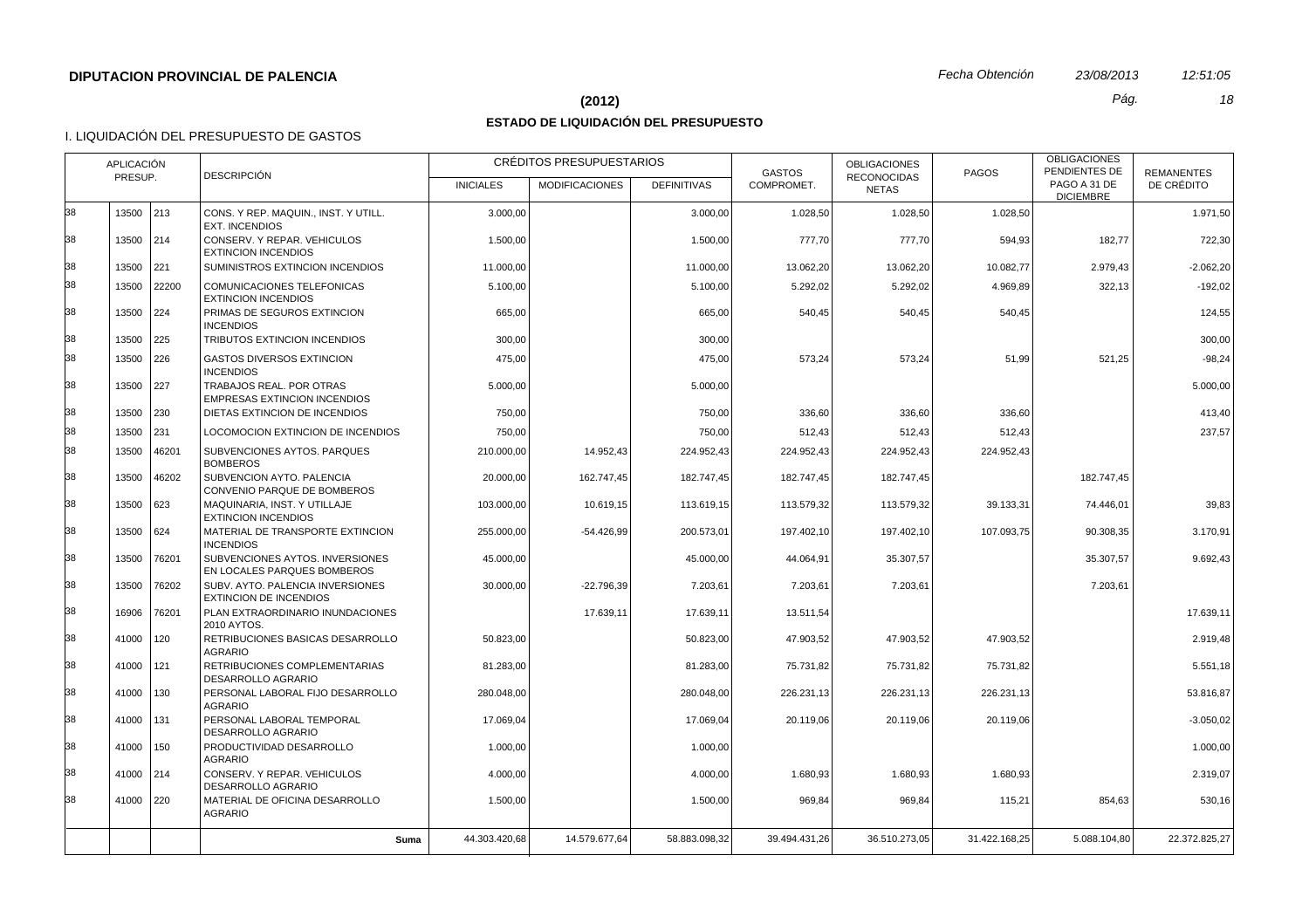**DIPUTACION PROVINCIAL DE PALENCIA**

*Fecha Obtención* *23/08/2013* *12:51:05*

**(2012)**

## ESTADO DE LIQUIDACIÓN DEL PRESUPUESTO

I. LIQUIDACIÓN DEL PRESUPUESTO DE GASTOS

| APLICACIÓN PRESUP. | | | DESCRIPCIÓN | CRÉDITOS PRESUPUESTARIOS | | | GASTOS COMPROMET. | OBLIGACIONES RECONOCIDAS NETAS | PAGOS | OBLIGACIONES PENDIENTES DE PAGO A 31 DE DICIEMBRE | REMANENTES DE CRÉDITO |
|---|---|---|---|---|---|---|---|---|---|---|---|
| | | | | INICIALES | MODIFICACIONES | DEFINITIVAS | | | | | |
| 38 | 13500 | 213 | CONS. Y REP. MAQUIN., INST. Y UTILL. EXT. INCENDIOS | 3.000,00 | | 3.000,00 | 1.028,50 | 1.028,50 | 1.028,50 | | 1.971,50 |
| 38 | 13500 | 214 | CONSERV. Y REPAR. VEHICULOS EXTINCION INCENDIOS | 1.500,00 | | 1.500,00 | 777,70 | 777,70 | 594,93 | 182,77 | 722,30 |
| 38 | 13500 | 221 | SUMINISTROS EXTINCION INCENDIOS | 11.000,00 | | 11.000,00 | 13.062,20 | 13.062,20 | 10.082,77 | 2.979,43 | -2.062,20 |
| 38 | 13500 | 22200 | COMUNICACIONES TELEFONICAS EXTINCION INCENDIOS | 5.100,00 | | 5.100,00 | 5.292,02 | 5.292,02 | 4.969,89 | 322,13 | -192,02 |
| 38 | 13500 | 224 | PRIMAS DE SEGUROS EXTINCION INCENDIOS | 665,00 | | 665,00 | 540,45 | 540,45 | 540,45 | | 124,55 |
| 38 | 13500 | 225 | TRIBUTOS EXTINCION INCENDIOS | 300,00 | | 300,00 | | | | | 300,00 |
| 38 | 13500 | 226 | GASTOS DIVERSOS EXTINCION INCENDIOS | 475,00 | | 475,00 | 573,24 | 573,24 | 51,99 | 521,25 | -98,24 |
| 38 | 13500 | 227 | TRABAJOS REAL. POR OTRAS EMPRESAS EXTINCION INCENDIOS | 5.000,00 | | 5.000,00 | | | | | 5.000,00 |
| 38 | 13500 | 230 | DIETAS EXTINCION DE INCENDIOS | 750,00 | | 750,00 | 336,60 | 336,60 | 336,60 | | 413,40 |
| 38 | 13500 | 231 | LOCOMOCION EXTINCION DE INCENDIOS | 750,00 | | 750,00 | 512,43 | 512,43 | 512,43 | | 237,57 |
| 38 | 13500 | 46201 | SUBVENCIONES AYTOS. PARQUES BOMBEROS | 210.000,00 | 14.952,43 | 224.952,43 | 224.952,43 | 224.952,43 | 224.952,43 | | |
| 38 | 13500 | 46202 | SUBVENCION AYTO. PALENCIA CONVENIO PARQUE DE BOMBEROS | 20.000,00 | 162.747,45 | 182.747,45 | 182.747,45 | 182.747,45 | | 182.747,45 | |
| 38 | 13500 | 623 | MAQUINARIA, INST. Y UTILLAJE EXTINCION INCENDIOS | 103.000,00 | 10.619,15 | 113.619,15 | 113.579,32 | 113.579,32 | 39.133,31 | 74.446,01 | 39,83 |
| 38 | 13500 | 624 | MATERIAL DE TRANSPORTE EXTINCION INCENDIOS | 255.000,00 | -54.426,99 | 200.573,01 | 197.402,10 | 197.402,10 | 107.093,75 | 90.308,35 | 3.170,91 |
| 38 | 13500 | 76201 | SUBVENCIONES AYTOS. INVERSIONES EN LOCALES PARQUES BOMBEROS | 45.000,00 | | 45.000,00 | 44.064,91 | 35.307,57 | | 35.307,57 | 9.692,43 |
| 38 | 13500 | 76202 | SUBV. AYTO. PALENCIA INVERSIONES EXTINCION DE INCENDIOS | 30.000,00 | -22.796,39 | 7.203,61 | 7.203,61 | 7.203,61 | | 7.203,61 | |
| 38 | 16906 | 76201 | PLAN EXTRAORDINARIO INUNDACIONES 2010 AYTOS. | | 17.639,11 | 17.639,11 | 13.511,54 | | | | 17.639,11 |
| 38 | 41000 | 120 | RETRIBUCIONES BASICAS DESARROLLO AGRARIO | 50.823,00 | | 50.823,00 | 47.903,52 | 47.903,52 | 47.903,52 | | 2.919,48 |
| 38 | 41000 | 121 | RETRIBUCIONES COMPLEMENTARIAS DESARROLLO AGRARIO | 81.283,00 | | 81.283,00 | 75.731,82 | 75.731,82 | 75.731,82 | | 5.551,18 |
| 38 | 41000 | 130 | PERSONAL LABORAL FIJO DESARROLLO AGRARIO | 280.048,00 | | 280.048,00 | 226.231,13 | 226.231,13 | 226.231,13 | | 53.816,87 |
| 38 | 41000 | 131 | PERSONAL LABORAL TEMPORAL DESARROLLO AGRARIO | 17.069,04 | | 17.069,04 | 20.119,06 | 20.119,06 | 20.119,06 | | -3.050,02 |
| 38 | 41000 | 150 | PRODUCTIVIDAD DESARROLLO AGRARIO | 1.000,00 | | 1.000,00 | | | | | 1.000,00 |
| 38 | 41000 | 214 | CONSERV. Y REPAR. VEHICULOS DESARROLLO AGRARIO | 4.000,00 | | 4.000,00 | 1.680,93 | 1.680,93 | 1.680,93 | | 2.319,07 |
| 38 | 41000 | 220 | MATERIAL DE OFICINA DESARROLLO AGRARIO | 1.500,00 | | 1.500,00 | 969,84 | 969,84 | 115,21 | 854,63 | 530,16 |
| | | | **Suma** | 44.303.420,68 | 14.579.677,64 | 58.883.098,32 | 39.494.431,26 | 36.510.273,05 | 31.422.168,25 | 5.088.104,80 | 22.372.825,27 |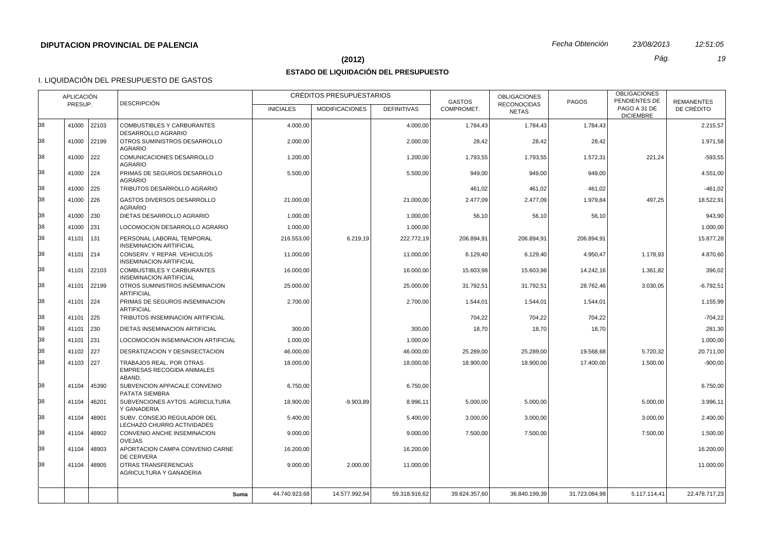**DIPUTACION PROVINCIAL DE PALENCIA**

*Fecha Obtención* *23/08/2013* *12:51:05*

**(2012)**

**ESTADO DE LIQUIDACIÓN DEL PRESUPUESTO**

I. LIQUIDACIÓN DEL PRESUPUESTO DE GASTOS

| APLICACIÓN PRESUP. | | | DESCRIPCIÓN | CRÉDITOS PRESUPUESTARIOS | | | GASTOS COMPROMET. | OBLIGACIONES RECONOCIDAS NETAS | PAGOS | OBLIGACIONES PENDIENTES DE PAGO A 31 DE DICIEMBRE | REMANENTES DE CRÉDITO |
|---|---|---|---|---|---|---|---|---|---|---|---|
| | | | | INICIALES | MODIFICACIONES | DEFINITIVAS | | | | | |
| 38 | 41000 | 22103 | COMBUSTIBLES Y CARBURANTES DESARROLLO AGRARIO | 4.000,00 | | 4.000,00 | 1.784,43 | 1.784,43 | 1.784,43 | | 2.215,57 |
| 38 | 41000 | 22199 | OTROS SUMINISTROS DESARROLLO AGRARIO | 2.000,00 | | 2.000,00 | 28,42 | 28,42 | 28,42 | | 1.971,58 |
| 38 | 41000 | 222 | COMUNICACIONES DESARROLLO AGRARIO | 1.200,00 | | 1.200,00 | 1.793,55 | 1.793,55 | 1.572,31 | 221,24 | -593,55 |
| 38 | 41000 | 224 | PRIMAS DE SEGUROS DESARROLLO AGRARIO | 5.500,00 | | 5.500,00 | 949,00 | 949,00 | 949,00 | | 4.551,00 |
| 38 | 41000 | 225 | TRIBUTOS DESARROLLO AGRARIO | | | | 461,02 | 461,02 | 461,02 | | -461,02 |
| 38 | 41000 | 226 | GASTOS DIVERSOS DESARROLLO AGRARIO | 21.000,00 | | 21.000,00 | 2.477,09 | 2.477,09 | 1.979,84 | 497,25 | 18.522,91 |
| 38 | 41000 | 230 | DIETAS DESARROLLO AGRARIO | 1.000,00 | | 1.000,00 | 56,10 | 56,10 | 56,10 | | 943,90 |
| 38 | 41000 | 231 | LOCOMOCION DESARROLLO AGRARIO | 1.000,00 | | 1.000,00 | | | | | 1.000,00 |
| 38 | 41101 | 131 | PERSONAL LABORAL TEMPORAL INSEMINACION ARTIFICIAL | 216.553,00 | 6.219,19 | 222.772,19 | 206.894,91 | 206.894,91 | 206.894,91 | | 15.877,28 |
| 38 | 41101 | 214 | CONSERV. Y REPAR. VEHICULOS INSEMINACION ARTIFICIAL | 11.000,00 | | 11.000,00 | 6.129,40 | 6.129,40 | 4.950,47 | 1.178,93 | 4.870,60 |
| 38 | 41101 | 22103 | COMBUSTIBLES Y CARBURANTES INSEMINACION ARTIFICIAL | 16.000,00 | | 16.000,00 | 15.603,98 | 15.603,98 | 14.242,16 | 1.361,82 | 396,02 |
| 38 | 41101 | 22199 | OTROS SUMINISTROS INSEMINACION ARTIFICIAL | 25.000,00 | | 25.000,00 | 31.792,51 | 31.792,51 | 28.762,46 | 3.030,05 | -6.792,51 |
| 38 | 41101 | 224 | PRIMAS DE SEGUROS INSEMINACION ARTIFICIAL | 2.700,00 | | 2.700,00 | 1.544,01 | 1.544,01 | 1.544,01 | | 1.155,99 |
| 38 | 41101 | 225 | TRIBUTOS INSEMINACION ARTIFICIAL | | | | 704,22 | 704,22 | 704,22 | | -704,22 |
| 38 | 41101 | 230 | DIETAS INSEMINACION ARTIFICIAL | 300,00 | | 300,00 | 18,70 | 18,70 | 18,70 | | 281,30 |
| 38 | 41101 | 231 | LOCOMOCION INSEMINACION ARTIFICIAL | 1.000,00 | | 1.000,00 | | | | | 1.000,00 |
| 38 | 41102 | 227 | DESRATIZACION Y DESINSECTACION | 46.000,00 | | 46.000,00 | 25.289,00 | 25.289,00 | 19.568,68 | 5.720,32 | 20.711,00 |
| 38 | 41103 | 227 | TRABAJOS REAL. POR OTRAS EMPRESAS RECOGIDA ANIMALES ABAND. | 18.000,00 | | 18.000,00 | 18.900,00 | 18.900,00 | 17.400,00 | 1.500,00 | -900,00 |
| 38 | 41104 | 45390 | SUBVENCION APPACALE CONVENIO PATATA SIEMBRA | 6.750,00 | | 6.750,00 | | | | | 6.750,00 |
| 38 | 41104 | 46201 | SUBVENCIONES AYTOS. AGRICULTURA Y GANADERIA | 18.900,00 | -9.903,89 | 8.996,11 | 5.000,00 | 5.000,00 | | 5.000,00 | 3.996,11 |
| 38 | 41104 | 48901 | SUBV. CONSEJO REGULADOR DEL LECHAZO CHURRO ACTIVIDADES | 5.400,00 | | 5.400,00 | 3.000,00 | 3.000,00 | | 3.000,00 | 2.400,00 |
| 38 | 41104 | 48902 | CONVENIO ANCHE INSEMINACION OVEJAS | 9.000,00 | | 9.000,00 | 7.500,00 | 7.500,00 | | 7.500,00 | 1.500,00 |
| 38 | 41104 | 48903 | APORTACION CAMPA CONVENIO CARNE DE CERVERA | 16.200,00 | | 16.200,00 | | | | | 16.200,00 |
| 38 | 41104 | 48905 | OTRAS TRANSFERENCIAS AGRICULTURA Y GANADERIA | 9.000,00 | 2.000,00 | 11.000,00 | | | | | 11.000,00 |
| | | | **Suma** | 44.740.923,68 | 14.577.992,94 | 59.318.916,62 | 39.824.357,60 | 36.840.199,39 | 31.723.084,98 | 5.117.114,41 | 22.478.717,23 |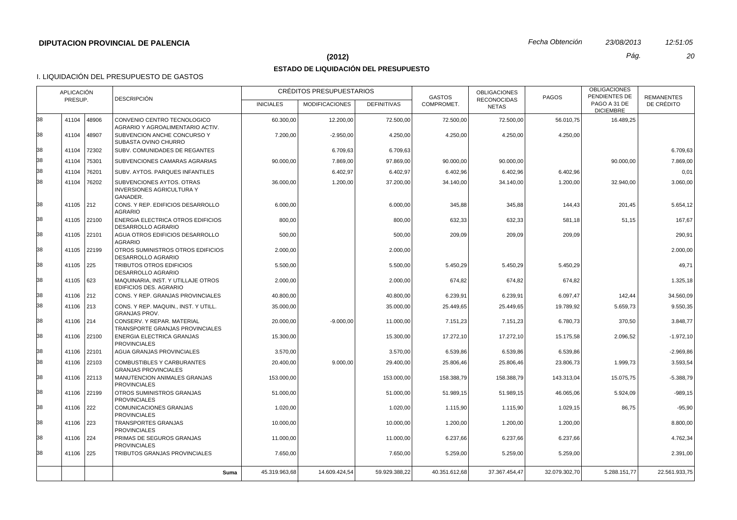**DIPUTACION PROVINCIAL DE PALENCIA**

*Fecha Obtención* *23/08/2013* *12:51:05*

**(2012)**

**ESTADO DE LIQUIDACIÓN DEL PRESUPUESTO**

I. LIQUIDACIÓN DEL PRESUPUESTO DE GASTOS

| APLICACIÓN PRESUP. | | | DESCRIPCIÓN | CRÉDITOS PRESUPUESTARIOS | | | GASTOS COMPROMET. | OBLIGACIONES RECONOCIDAS NETAS | PAGOS | OBLIGACIONES PENDIENTES DE PAGO A 31 DE DICIEMBRE | REMANENTES DE CRÉDITO |
|---|---|---|---|---|---|---|---|---|---|---|---|
| | | | | INICIALES | MODIFICACIONES | DEFINITIVAS | | | | | |
| 38 | 41104 | 48906 | CONVENIO CENTRO TECNOLOGICO AGRARIO Y AGROALIMENTARIO ACTIV. | 60.300,00 | 12.200,00 | 72.500,00 | 72.500,00 | 72.500,00 | 56.010,75 | 16.489,25 | |
| 38 | 41104 | 48907 | SUBVENCION ANCHE CONCURSO Y SUBASTA OVINO CHURRO | 7.200,00 | -2.950,00 | 4.250,00 | 4.250,00 | 4.250,00 | 4.250,00 | | |
| 38 | 41104 | 72302 | SUBV. COMUNIDADES DE REGANTES | | 6.709,63 | 6.709,63 | | | | | 6.709,63 |
| 38 | 41104 | 75301 | SUBVENCIONES CAMARAS AGRARIAS | 90.000,00 | 7.869,00 | 97.869,00 | 90.000,00 | 90.000,00 | | 90.000,00 | 7.869,00 |
| 38 | 41104 | 76201 | SUBV. AYTOS. PARQUES INFANTILES | | 6.402,97 | 6.402,97 | 6.402,96 | 6.402,96 | 6.402,96 | | 0,01 |
| 38 | 41104 | 76202 | SUBVENCIONES AYTOS. OTRAS INVERSIONES AGRICULTURA Y GANADER. | 36.000,00 | 1.200,00 | 37.200,00 | 34.140,00 | 34.140,00 | 1.200,00 | 32.940,00 | 3.060,00 |
| 38 | 41105 | 212 | CONS. Y REP. EDIFICIOS DESARROLLO AGRARIO | 6.000,00 | | 6.000,00 | 345,88 | 345,88 | 144,43 | 201,45 | 5.654,12 |
| 38 | 41105 | 22100 | ENERGIA ELECTRICA OTROS EDIFICIOS DESARROLLO AGRARIO | 800,00 | | 800,00 | 632,33 | 632,33 | 581,18 | 51,15 | 167,67 |
| 38 | 41105 | 22101 | AGUA OTROS EDIFICIOS DESARROLLO AGRARIO | 500,00 | | 500,00 | 209,09 | 209,09 | 209,09 | | 290,91 |
| 38 | 41105 | 22199 | OTROS SUMINISTROS OTROS EDIFICIOS DESARROLLO AGRARIO | 2.000,00 | | 2.000,00 | | | | | 2.000,00 |
| 38 | 41105 | 225 | TRIBUTOS OTROS EDIFICIOS DESARROLLO AGRARIO | 5.500,00 | | 5.500,00 | 5.450,29 | 5.450,29 | 5.450,29 | | 49,71 |
| 38 | 41105 | 623 | MAQUINARIA, INST. Y UTILLAJE OTROS EDIFICIOS DES. AGRARIO | 2.000,00 | | 2.000,00 | 674,82 | 674,82 | 674,82 | | 1.325,18 |
| 38 | 41106 | 212 | CONS. Y REP. GRANJAS PROVINCIALES | 40.800,00 | | 40.800,00 | 6.239,91 | 6.239,91 | 6.097,47 | 142,44 | 34.560,09 |
| 38 | 41106 | 213 | CONS. Y REP. MAQUIN., INST. Y UTILL. GRANJAS PROV. | 35.000,00 | | 35.000,00 | 25.449,65 | 25.449,65 | 19.789,92 | 5.659,73 | 9.550,35 |
| 38 | 41106 | 214 | CONSERV. Y REPAR. MATERIAL TRANSPORTE GRANJAS PROVINCIALES | 20.000,00 | -9.000,00 | 11.000,00 | 7.151,23 | 7.151,23 | 6.780,73 | 370,50 | 3.848,77 |
| 38 | 41106 | 22100 | ENERGIA ELECTRICA GRANJAS PROVINCIALES | 15.300,00 | | 15.300,00 | 17.272,10 | 17.272,10 | 15.175,58 | 2.096,52 | -1.972,10 |
| 38 | 41106 | 22101 | AGUA GRANJAS PROVINCIALES | 3.570,00 | | 3.570,00 | 6.539,86 | 6.539,86 | 6.539,86 | | -2.969,86 |
| 38 | 41106 | 22103 | COMBUSTIBLES Y CARBURANTES GRANJAS PROVINCIALES | 20.400,00 | 9.000,00 | 29.400,00 | 25.806,46 | 25.806,46 | 23.806,73 | 1.999,73 | 3.593,54 |
| 38 | 41106 | 22113 | MANUTENCION ANIMALES GRANJAS PROVINCIALES | 153.000,00 | | 153.000,00 | 158.388,79 | 158.388,79 | 143.313,04 | 15.075,75 | -5.388,79 |
| 38 | 41106 | 22199 | OTROS SUMINISTROS GRANJAS PROVINCIALES | 51.000,00 | | 51.000,00 | 51.989,15 | 51.989,15 | 46.065,06 | 5.924,09 | -989,15 |
| 38 | 41106 | 222 | COMUNICACIONES GRANJAS PROVINCIALES | 1.020,00 | | 1.020,00 | 1.115,90 | 1.115,90 | 1.029,15 | 86,75 | -95,90 |
| 38 | 41106 | 223 | TRANSPORTES GRANJAS PROVINCIALES | 10.000,00 | | 10.000,00 | 1.200,00 | 1.200,00 | 1.200,00 | | 8.800,00 |
| 38 | 41106 | 224 | PRIMAS DE SEGUROS GRANJAS PROVINCIALES | 11.000,00 | | 11.000,00 | 6.237,66 | 6.237,66 | 6.237,66 | | 4.762,34 |
| 38 | 41106 | 225 | TRIBUTOS GRANJAS PROVINCIALES | 7.650,00 | | 7.650,00 | 5.259,00 | 5.259,00 | 5.259,00 | | 2.391,00 |
| | | | **Suma** | 45.319.963,68 | 14.609.424,54 | 59.929.388,22 | 40.351.612,68 | 37.367.454,47 | 32.079.302,70 | 5.288.151,77 | 22.561.933,75 |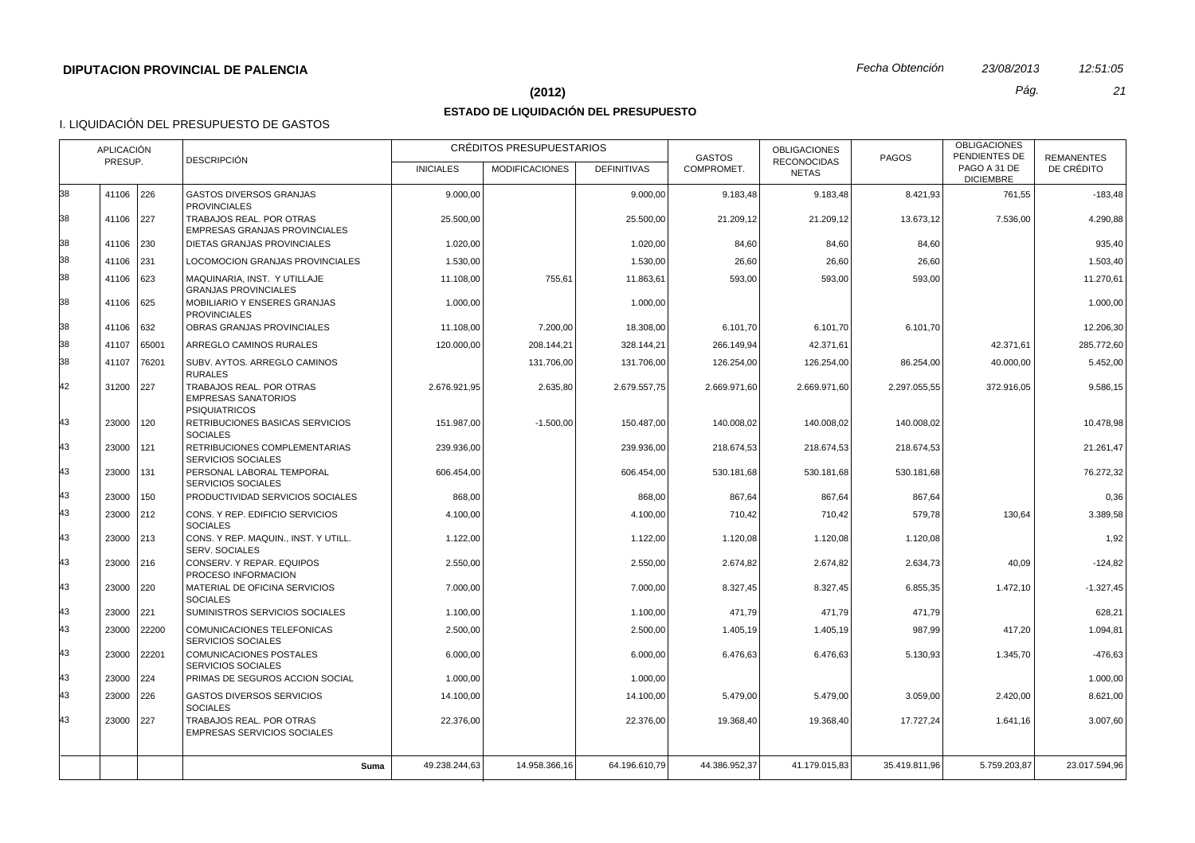**DIPUTACION PROVINCIAL DE PALENCIA**

*Fecha Obtención* *23/08/2013* *12:51:05*

## (2012)

## ESTADO DE LIQUIDACIÓN DEL PRESUPUESTO

I. LIQUIDACIÓN DEL PRESUPUESTO DE GASTOS

| APLICACIÓN PRESUP. | | | DESCRIPCIÓN | CRÉDITOS PRESUPUESTARIOS | | | GASTOS COMPROMET. | OBLIGACIONES RECONOCIDAS NETAS | PAGOS | OBLIGACIONES PENDIENTES DE PAGO A 31 DE DICIEMBRE | REMANENTES DE CRÉDITO |
|---|---|---|---|---|---|---|---|---|---|---|---|
| | | | | INICIALES | MODIFICACIONES | DEFINITIVAS | | | | | |
| 38 | 41106 | 226 | GASTOS DIVERSOS GRANJAS PROVINCIALES | 9.000,00 | | 9.000,00 | 9.183,48 | 9.183,48 | 8.421,93 | 761,55 | -183,48 |
| 38 | 41106 | 227 | TRABAJOS REAL. POR OTRAS EMPRESAS GRANJAS PROVINCIALES | 25.500,00 | | 25.500,00 | 21.209,12 | 21.209,12 | 13.673,12 | 7.536,00 | 4.290,88 |
| 38 | 41106 | 230 | DIETAS GRANJAS PROVINCIALES | 1.020,00 | | 1.020,00 | 84,60 | 84,60 | 84,60 | | 935,40 |
| 38 | 41106 | 231 | LOCOMOCION GRANJAS PROVINCIALES | 1.530,00 | | 1.530,00 | 26,60 | 26,60 | 26,60 | | 1.503,40 |
| 38 | 41106 | 623 | MAQUINARIA, INST. Y UTILLAJE GRANJAS PROVINCIALES | 11.108,00 | 755,61 | 11.863,61 | 593,00 | 593,00 | 593,00 | | 11.270,61 |
| 38 | 41106 | 625 | MOBILIARIO Y ENSERES GRANJAS PROVINCIALES | 1.000,00 | | 1.000,00 | | | | | 1.000,00 |
| 38 | 41106 | 632 | OBRAS GRANJAS PROVINCIALES | 11.108,00 | 7.200,00 | 18.308,00 | 6.101,70 | 6.101,70 | 6.101,70 | | 12.206,30 |
| 38 | 41107 | 65001 | ARREGLO CAMINOS RURALES | 120.000,00 | 208.144,21 | 328.144,21 | 266.149,94 | 42.371,61 | | 42.371,61 | 285.772,60 |
| 38 | 41107 | 76201 | SUBV. AYTOS. ARREGLO CAMINOS RURALES | | 131.706,00 | 131.706,00 | 126.254,00 | 126.254,00 | 86.254,00 | 40.000,00 | 5.452,00 |
| 42 | 31200 | 227 | TRABAJOS REAL. POR OTRAS EMPRESAS SANATORIOS PSIQUIATRICOS | 2.676.921,95 | 2.635,80 | 2.679.557,75 | 2.669.971,60 | 2.669.971,60 | 2.297.055,55 | 372.916,05 | 9.586,15 |
| 43 | 23000 | 120 | RETRIBUCIONES BASICAS SERVICIOS SOCIALES | 151.987,00 | -1.500,00 | 150.487,00 | 140.008,02 | 140.008,02 | 140.008,02 | | 10.478,98 |
| 43 | 23000 | 121 | RETRIBUCIONES COMPLEMENTARIAS SERVICIOS SOCIALES | 239.936,00 | | 239.936,00 | 218.674,53 | 218.674,53 | 218.674,53 | | 21.261,47 |
| 43 | 23000 | 131 | PERSONAL LABORAL TEMPORAL SERVICIOS SOCIALES | 606.454,00 | | 606.454,00 | 530.181,68 | 530.181,68 | 530.181,68 | | 76.272,32 |
| 43 | 23000 | 150 | PRODUCTIVIDAD SERVICIOS SOCIALES | 868,00 | | 868,00 | 867,64 | 867,64 | 867,64 | | 0,36 |
| 43 | 23000 | 212 | CONS. Y REP. EDIFICIO SERVICIOS SOCIALES | 4.100,00 | | 4.100,00 | 710,42 | 710,42 | 579,78 | 130,64 | 3.389,58 |
| 43 | 23000 | 213 | CONS. Y REP. MAQUIN., INST. Y UTILL. SERV. SOCIALES | 1.122,00 | | 1.122,00 | 1.120,08 | 1.120,08 | 1.120,08 | | 1,92 |
| 43 | 23000 | 216 | CONSERV. Y REPAR. EQUIPOS PROCESO INFORMACION | 2.550,00 | | 2.550,00 | 2.674,82 | 2.674,82 | 2.634,73 | 40,09 | -124,82 |
| 43 | 23000 | 220 | MATERIAL DE OFICINA SERVICIOS SOCIALES | 7.000,00 | | 7.000,00 | 8.327,45 | 8.327,45 | 6.855,35 | 1.472,10 | -1.327,45 |
| 43 | 23000 | 221 | SUMINISTROS SERVICIOS SOCIALES | 1.100,00 | | 1.100,00 | 471,79 | 471,79 | 471,79 | | 628,21 |
| 43 | 23000 | 22200 | COMUNICACIONES TELEFONICAS SERVICIOS SOCIALES | 2.500,00 | | 2.500,00 | 1.405,19 | 1.405,19 | 987,99 | 417,20 | 1.094,81 |
| 43 | 23000 | 22201 | COMUNICACIONES POSTALES SERVICIOS SOCIALES | 6.000,00 | | 6.000,00 | 6.476,63 | 6.476,63 | 5.130,93 | 1.345,70 | -476,63 |
| 43 | 23000 | 224 | PRIMAS DE SEGUROS ACCION SOCIAL | 1.000,00 | | 1.000,00 | | | | | 1.000,00 |
| 43 | 23000 | 226 | GASTOS DIVERSOS SERVICIOS SOCIALES | 14.100,00 | | 14.100,00 | 5.479,00 | 5.479,00 | 3.059,00 | 2.420,00 | 8.621,00 |
| 43 | 23000 | 227 | TRABAJOS REAL. POR OTRAS EMPRESAS SERVICIOS SOCIALES | 22.376,00 | | 22.376,00 | 19.368,40 | 19.368,40 | 17.727,24 | 1.641,16 | 3.007,60 |
| | | | **Suma** | 49.238.244,63 | 14.958.366,16 | 64.196.610,79 | 44.386.952,37 | 41.179.015,83 | 35.419.811,96 | 5.759.203,87 | 23.017.594,96 |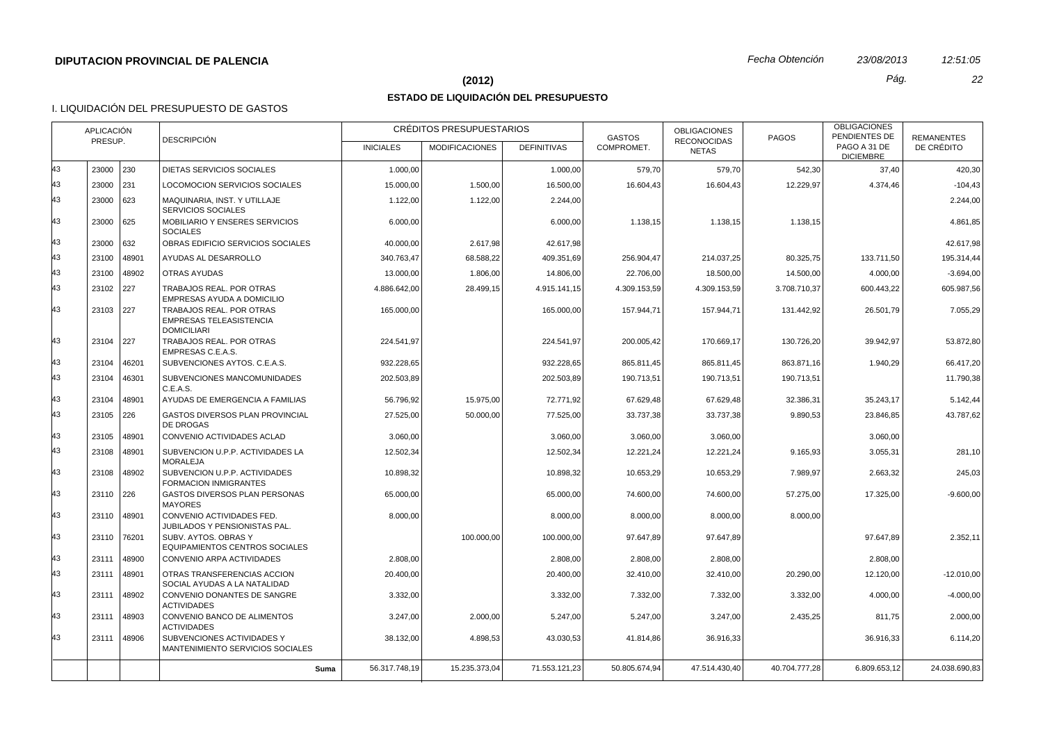**DIPUTACION PROVINCIAL DE PALENCIA**

*Fecha Obtención* *23/08/2013* *12:51:05*

**(2012)**

## ESTADO DE LIQUIDACIÓN DEL PRESUPUESTO

I. LIQUIDACIÓN DEL PRESUPUESTO DE GASTOS

| APLICACIÓN PRESUP. | | | DESCRIPCIÓN | CRÉDITOS PRESUPUESTARIOS | | | GASTOS COMPROMET. | OBLIGACIONES RECONOCIDAS NETAS | PAGOS | OBLIGACIONES PENDIENTES DE PAGO A 31 DE DICIEMBRE | REMANENTES DE CRÉDITO |
|---|---|---|---|---|---|---|---|---|---|---|---|
| | | | | INICIALES | MODIFICACIONES | DEFINITIVAS | | | | | |
| 43 | 23000 | 230 | DIETAS SERVICIOS SOCIALES | 1.000,00 | | 1.000,00 | 579,70 | 579,70 | 542,30 | 37,40 | 420,30 |
| 43 | 23000 | 231 | LOCOMOCION SERVICIOS SOCIALES | 15.000,00 | 1.500,00 | 16.500,00 | 16.604,43 | 16.604,43 | 12.229,97 | 4.374,46 | -104,43 |
| 43 | 23000 | 623 | MAQUINARIA, INST. Y UTILLAJE SERVICIOS SOCIALES | 1.122,00 | 1.122,00 | 2.244,00 | | | | | 2.244,00 |
| 43 | 23000 | 625 | MOBILIARIO Y ENSERES SERVICIOS SOCIALES | 6.000,00 | | 6.000,00 | 1.138,15 | 1.138,15 | 1.138,15 | | 4.861,85 |
| 43 | 23000 | 632 | OBRAS EDIFICIO SERVICIOS SOCIALES | 40.000,00 | 2.617,98 | 42.617,98 | | | | | 42.617,98 |
| 43 | 23100 | 48901 | AYUDAS AL DESARROLLO | 340.763,47 | 68.588,22 | 409.351,69 | 256.904,47 | 214.037,25 | 80.325,75 | 133.711,50 | 195.314,44 |
| 43 | 23100 | 48902 | OTRAS AYUDAS | 13.000,00 | 1.806,00 | 14.806,00 | 22.706,00 | 18.500,00 | 14.500,00 | 4.000,00 | -3.694,00 |
| 43 | 23102 | 227 | TRABAJOS REAL. POR OTRAS EMPRESAS AYUDA A DOMICILIO | 4.886.642,00 | 28.499,15 | 4.915.141,15 | 4.309.153,59 | 4.309.153,59 | 3.708.710,37 | 600.443,22 | 605.987,56 |
| 43 | 23103 | 227 | TRABAJOS REAL. POR OTRAS EMPRESAS TELEASISTENCIA DOMICILIARI | 165.000,00 | | 165.000,00 | 157.944,71 | 157.944,71 | 131.442,92 | 26.501,79 | 7.055,29 |
| 43 | 23104 | 227 | TRABAJOS REAL. POR OTRAS EMPRESAS C.E.A.S. | 224.541,97 | | 224.541,97 | 200.005,42 | 170.669,17 | 130.726,20 | 39.942,97 | 53.872,80 |
| 43 | 23104 | 46201 | SUBVENCIONES AYTOS. C.E.A.S. | 932.228,65 | | 932.228,65 | 865.811,45 | 865.811,45 | 863.871,16 | 1.940,29 | 66.417,20 |
| 43 | 23104 | 46301 | SUBVENCIONES MANCOMUNIDADES C.E.A.S. | 202.503,89 | | 202.503,89 | 190.713,51 | 190.713,51 | 190.713,51 | | 11.790,38 |
| 43 | 23104 | 48901 | AYUDAS DE EMERGENCIA A FAMILIAS | 56.796,92 | 15.975,00 | 72.771,92 | 67.629,48 | 67.629,48 | 32.386,31 | 35.243,17 | 5.142,44 |
| 43 | 23105 | 226 | GASTOS DIVERSOS PLAN PROVINCIAL DE DROGAS | 27.525,00 | 50.000,00 | 77.525,00 | 33.737,38 | 33.737,38 | 9.890,53 | 23.846,85 | 43.787,62 |
| 43 | 23105 | 48901 | CONVENIO ACTIVIDADES ACLAD | 3.060,00 | | 3.060,00 | 3.060,00 | 3.060,00 | | 3.060,00 | |
| 43 | 23108 | 48901 | SUBVENCION U.P.P. ACTIVIDADES LA MORALEJA | 12.502,34 | | 12.502,34 | 12.221,24 | 12.221,24 | 9.165,93 | 3.055,31 | 281,10 |
| 43 | 23108 | 48902 | SUBVENCION U.P.P. ACTIVIDADES FORMACION INMIGRANTES | 10.898,32 | | 10.898,32 | 10.653,29 | 10.653,29 | 7.989,97 | 2.663,32 | 245,03 |
| 43 | 23110 | 226 | GASTOS DIVERSOS PLAN PERSONAS MAYORES | 65.000,00 | | 65.000,00 | 74.600,00 | 74.600,00 | 57.275,00 | 17.325,00 | -9.600,00 |
| 43 | 23110 | 48901 | CONVENIO ACTIVIDADES FED. JUBILADOS Y PENSIONISTAS PAL. | 8.000,00 | | 8.000,00 | 8.000,00 | 8.000,00 | 8.000,00 | | |
| 43 | 23110 | 76201 | SUBV. AYTOS. OBRAS Y EQUIPAMIENTOS CENTROS SOCIALES | | 100.000,00 | 100.000,00 | 97.647,89 | 97.647,89 | | 97.647,89 | 2.352,11 |
| 43 | 23111 | 48900 | CONVENIO ARPA ACTIVIDADES | 2.808,00 | | 2.808,00 | 2.808,00 | 2.808,00 | | 2.808,00 | |
| 43 | 23111 | 48901 | OTRAS TRANSFERENCIAS ACCION SOCIAL AYUDAS A LA NATALIDAD | 20.400,00 | | 20.400,00 | 32.410,00 | 32.410,00 | 20.290,00 | 12.120,00 | -12.010,00 |
| 43 | 23111 | 48902 | CONVENIO DONANTES DE SANGRE ACTIVIDADES | 3.332,00 | | 3.332,00 | 7.332,00 | 7.332,00 | 3.332,00 | 4.000,00 | -4.000,00 |
| 43 | 23111 | 48903 | CONVENIO BANCO DE ALIMENTOS ACTIVIDADES | 3.247,00 | 2.000,00 | 5.247,00 | 5.247,00 | 3.247,00 | 2.435,25 | 811,75 | 2.000,00 |
| 43 | 23111 | 48906 | SUBVENCIONES ACTIVIDADES Y MANTENIMIENTO SERVICIOS SOCIALES | 38.132,00 | 4.898,53 | 43.030,53 | 41.814,86 | 36.916,33 | | 36.916,33 | 6.114,20 |
| | | | **Suma** | 56.317.748,19 | 15.235.373,04 | 71.553.121,23 | 50.805.674,94 | 47.514.430,40 | 40.704.777,28 | 6.809.653,12 | 24.038.690,83 |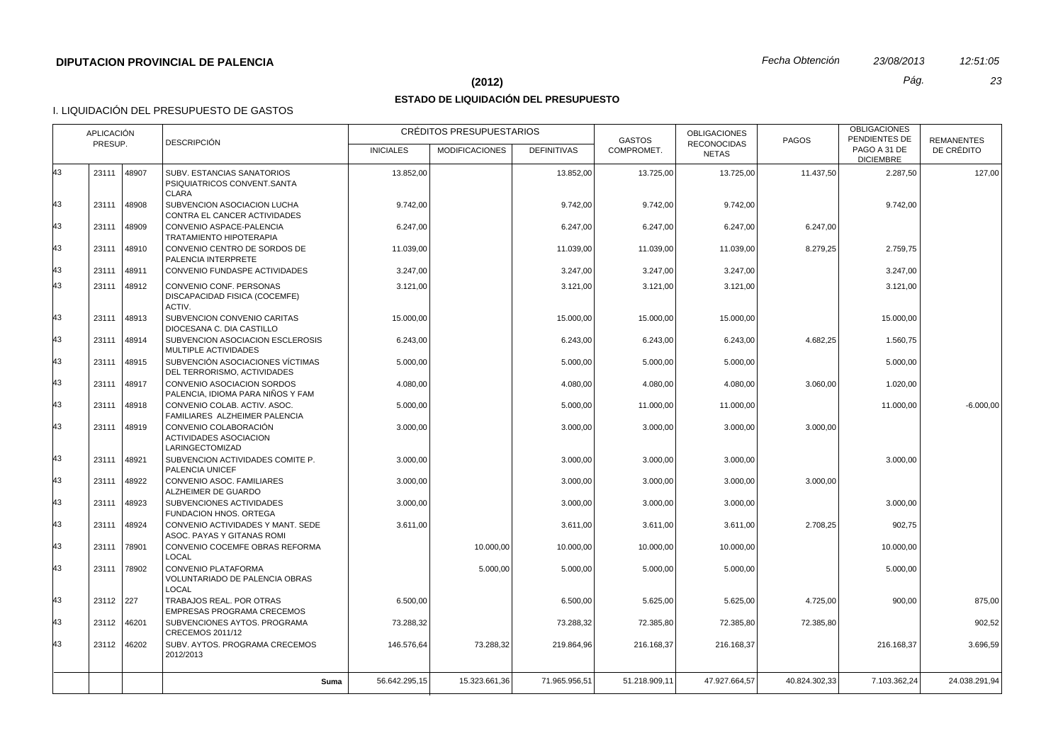**DIPUTACION PROVINCIAL DE PALENCIA** *Fecha Obtención* *23/08/2013* *12:51:05*

**(2012)**

## ESTADO DE LIQUIDACIÓN DEL PRESUPUESTO

I. LIQUIDACIÓN DEL PRESUPUESTO DE GASTOS

| APLICACIÓN PRESUP. | | | DESCRIPCIÓN | CRÉDITOS PRESUPUESTARIOS | | | GASTOS COMPROMET. | OBLIGACIONES RECONOCIDAS NETAS | PAGOS | OBLIGACIONES PENDIENTES DE PAGO A 31 DE DICIEMBRE | REMANENTES DE CRÉDITO |
|---|---|---|---|---|---|---|---|---|---|---|---|
| | | | | INICIALES | MODIFICACIONES | DEFINITIVAS | | | | | |
| 43 | 23111 | 48907 | SUBV. ESTANCIAS SANATORIOS PSIQUIATRICOS CONVENT.SANTA CLARA | 13.852,00 | | 13.852,00 | 13.725,00 | 13.725,00 | 11.437,50 | 2.287,50 | 127,00 |
| 43 | 23111 | 48908 | SUBVENCION ASOCIACION LUCHA CONTRA EL CANCER ACTIVIDADES | 9.742,00 | | 9.742,00 | 9.742,00 | 9.742,00 | | 9.742,00 | |
| 43 | 23111 | 48909 | CONVENIO ASPACE-PALENCIA TRATAMIENTO HIPOTERAPIA | 6.247,00 | | 6.247,00 | 6.247,00 | 6.247,00 | 6.247,00 | | |
| 43 | 23111 | 48910 | CONVENIO CENTRO DE SORDOS DE PALENCIA INTERPRETE | 11.039,00 | | 11.039,00 | 11.039,00 | 11.039,00 | 8.279,25 | 2.759,75 | |
| 43 | 23111 | 48911 | CONVENIO FUNDASPE ACTIVIDADES | 3.247,00 | | 3.247,00 | 3.247,00 | 3.247,00 | | 3.247,00 | |
| 43 | 23111 | 48912 | CONVENIO CONF. PERSONAS DISCAPACIDAD FISICA (COCEMFE) ACTIV. | 3.121,00 | | 3.121,00 | 3.121,00 | 3.121,00 | | 3.121,00 | |
| 43 | 23111 | 48913 | SUBVENCION CONVENIO CARITAS DIOCESANA C. DIA CASTILLO | 15.000,00 | | 15.000,00 | 15.000,00 | 15.000,00 | | 15.000,00 | |
| 43 | 23111 | 48914 | SUBVENCION ASOCIACION ESCLEROSIS MULTIPLE ACTIVIDADES | 6.243,00 | | 6.243,00 | 6.243,00 | 6.243,00 | 4.682,25 | 1.560,75 | |
| 43 | 23111 | 48915 | SUBVENCIÓN ASOCIACIONES VÍCTIMAS DEL TERRORISMO, ACTIVIDADES | 5.000,00 | | 5.000,00 | 5.000,00 | 5.000,00 | | 5.000,00 | |
| 43 | 23111 | 48917 | CONVENIO ASOCIACION SORDOS PALENCIA, IDIOMA PARA NIÑOS Y FAM | 4.080,00 | | 4.080,00 | 4.080,00 | 4.080,00 | 3.060,00 | 1.020,00 | |
| 43 | 23111 | 48918 | CONVENIO COLAB. ACTIV. ASOC. FAMILIARES ALZHEIMER PALENCIA | 5.000,00 | | 5.000,00 | 11.000,00 | 11.000,00 | | 11.000,00 | -6.000,00 |
| 43 | 23111 | 48919 | CONVENIO COLABORACIÓN ACTIVIDADES ASOCIACION LARINGECTOMIZAD | 3.000,00 | | 3.000,00 | 3.000,00 | 3.000,00 | 3.000,00 | | |
| 43 | 23111 | 48921 | SUBVENCION ACTIVIDADES COMITE P. PALENCIA UNICEF | 3.000,00 | | 3.000,00 | 3.000,00 | 3.000,00 | | 3.000,00 | |
| 43 | 23111 | 48922 | CONVENIO ASOC. FAMILIARES ALZHEIMER DE GUARDO | 3.000,00 | | 3.000,00 | 3.000,00 | 3.000,00 | 3.000,00 | | |
| 43 | 23111 | 48923 | SUBVENCIONES ACTIVIDADES FUNDACION HNOS. ORTEGA | 3.000,00 | | 3.000,00 | 3.000,00 | 3.000,00 | | 3.000,00 | |
| 43 | 23111 | 48924 | CONVENIO ACTIVIDADES Y MANT. SEDE ASOC. PAYAS Y GITANAS ROMI | 3.611,00 | | 3.611,00 | 3.611,00 | 3.611,00 | 2.708,25 | 902,75 | |
| 43 | 23111 | 78901 | CONVENIO COCEMFE OBRAS REFORMA LOCAL | | 10.000,00 | 10.000,00 | 10.000,00 | 10.000,00 | | 10.000,00 | |
| 43 | 23111 | 78902 | CONVENIO PLATAFORMA VOLUNTARIADO DE PALENCIA OBRAS LOCAL | | 5.000,00 | 5.000,00 | 5.000,00 | 5.000,00 | | 5.000,00 | |
| 43 | 23112 | 227 | TRABAJOS REAL. POR OTRAS EMPRESAS PROGRAMA CRECEMOS | 6.500,00 | | 6.500,00 | 5.625,00 | 5.625,00 | 4.725,00 | 900,00 | 875,00 |
| 43 | 23112 | 46201 | SUBVENCIONES AYTOS. PROGRAMA CRECEMOS 2011/12 | 73.288,32 | | 73.288,32 | 72.385,80 | 72.385,80 | 72.385,80 | | 902,52 |
| 43 | 23112 | 46202 | SUBV. AYTOS. PROGRAMA CRECEMOS 2012/2013 | 146.576,64 | 73.288,32 | 219.864,96 | 216.168,37 | 216.168,37 | | 216.168,37 | 3.696,59 |
| | | | **Suma** | 56.642.295,15 | 15.323.661,36 | 71.965.956,51 | 51.218.909,11 | 47.927.664,57 | 40.824.302,33 | 7.103.362,24 | 24.038.291,94 |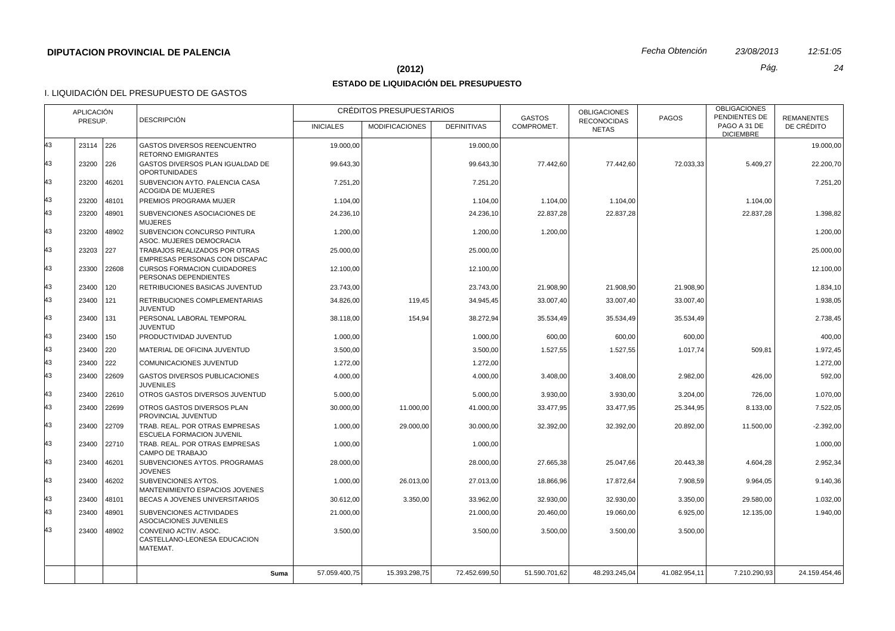**DIPUTACION PROVINCIAL DE PALENCIA**

*Fecha Obtención* *23/08/2013* *12:51:05*

**(2012)**

## ESTADO DE LIQUIDACIÓN DEL PRESUPUESTO

I. LIQUIDACIÓN DEL PRESUPUESTO DE GASTOS

| APLICACIÓN PRESUP. | | | DESCRIPCIÓN | CRÉDITOS PRESUPUESTARIOS | | | GASTOS COMPROMET. | OBLIGACIONES RECONOCIDAS NETAS | PAGOS | OBLIGACIONES PENDIENTES DE PAGO A 31 DE DICIEMBRE | REMANENTES DE CRÉDITO |
|---|---|---|---|---|---|---|---|---|---|---|---|
| | | | | INICIALES | MODIFICACIONES | DEFINITIVAS | | | | | |
| 43 | 23114 | 226 | GASTOS DIVERSOS REENCUENTRO RETORNO EMIGRANTES | 19.000,00 | | 19.000,00 | | | | | 19.000,00 |
| 43 | 23200 | 226 | GASTOS DIVERSOS PLAN IGUALDAD DE OPORTUNIDADES | 99.643,30 | | 99.643,30 | 77.442,60 | 77.442,60 | 72.033,33 | 5.409,27 | 22.200,70 |
| 43 | 23200 | 46201 | SUBVENCION AYTO. PALENCIA CASA ACOGIDA DE MUJERES | 7.251,20 | | 7.251,20 | | | | | 7.251,20 |
| 43 | 23200 | 48101 | PREMIOS PROGRAMA MUJER | 1.104,00 | | 1.104,00 | 1.104,00 | 1.104,00 | | 1.104,00 | |
| 43 | 23200 | 48901 | SUBVENCIONES ASOCIACIONES DE MUJERES | 24.236,10 | | 24.236,10 | 22.837,28 | 22.837,28 | | 22.837,28 | 1.398,82 |
| 43 | 23200 | 48902 | SUBVENCION CONCURSO PINTURA ASOC. MUJERES DEMOCRACIA | 1.200,00 | | 1.200,00 | 1.200,00 | | | | 1.200,00 |
| 43 | 23203 | 227 | TRABAJOS REALIZADOS POR OTRAS EMPRESAS PERSONAS CON DISCAPAC | 25.000,00 | | 25.000,00 | | | | | 25.000,00 |
| 43 | 23300 | 22608 | CURSOS FORMACION CUIDADORES PERSONAS DEPENDIENTES | 12.100,00 | | 12.100,00 | | | | | 12.100,00 |
| 43 | 23400 | 120 | RETRIBUCIONES BASICAS JUVENTUD | 23.743,00 | | 23.743,00 | 21.908,90 | 21.908,90 | 21.908,90 | | 1.834,10 |
| 43 | 23400 | 121 | RETRIBUCIONES COMPLEMENTARIAS JUVENTUD | 34.826,00 | 119,45 | 34.945,45 | 33.007,40 | 33.007,40 | 33.007,40 | | 1.938,05 |
| 43 | 23400 | 131 | PERSONAL LABORAL TEMPORAL JUVENTUD | 38.118,00 | 154,94 | 38.272,94 | 35.534,49 | 35.534,49 | 35.534,49 | | 2.738,45 |
| 43 | 23400 | 150 | PRODUCTIVIDAD JUVENTUD | 1.000,00 | | 1.000,00 | 600,00 | 600,00 | 600,00 | | 400,00 |
| 43 | 23400 | 220 | MATERIAL DE OFICINA JUVENTUD | 3.500,00 | | 3.500,00 | 1.527,55 | 1.527,55 | 1.017,74 | 509,81 | 1.972,45 |
| 43 | 23400 | 222 | COMUNICACIONES JUVENTUD | 1.272,00 | | 1.272,00 | | | | | 1.272,00 |
| 43 | 23400 | 22609 | GASTOS DIVERSOS PUBLICACIONES JUVENILES | 4.000,00 | | 4.000,00 | 3.408,00 | 3.408,00 | 2.982,00 | 426,00 | 592,00 |
| 43 | 23400 | 22610 | OTROS GASTOS DIVERSOS JUVENTUD | 5.000,00 | | 5.000,00 | 3.930,00 | 3.930,00 | 3.204,00 | 726,00 | 1.070,00 |
| 43 | 23400 | 22699 | OTROS GASTOS DIVERSOS PLAN PROVINCIAL JUVENTUD | 30.000,00 | 11.000,00 | 41.000,00 | 33.477,95 | 33.477,95 | 25.344,95 | 8.133,00 | 7.522,05 |
| 43 | 23400 | 22709 | TRAB. REAL. POR OTRAS EMPRESAS ESCUELA FORMACION JUVENIL | 1.000,00 | 29.000,00 | 30.000,00 | 32.392,00 | 32.392,00 | 20.892,00 | 11.500,00 | -2.392,00 |
| 43 | 23400 | 22710 | TRAB. REAL. POR OTRAS EMPRESAS CAMPO DE TRABAJO | 1.000,00 | | 1.000,00 | | | | | 1.000,00 |
| 43 | 23400 | 46201 | SUBVENCIONES AYTOS. PROGRAMAS JOVENES | 28.000,00 | | 28.000,00 | 27.665,38 | 25.047,66 | 20.443,38 | 4.604,28 | 2.952,34 |
| 43 | 23400 | 46202 | SUBVENCIONES AYTOS. MANTENIMIENTO ESPACIOS JOVENES | 1.000,00 | 26.013,00 | 27.013,00 | 18.866,96 | 17.872,64 | 7.908,59 | 9.964,05 | 9.140,36 |
| 43 | 23400 | 48101 | BECAS A JOVENES UNIVERSITARIOS | 30.612,00 | 3.350,00 | 33.962,00 | 32.930,00 | 32.930,00 | 3.350,00 | 29.580,00 | 1.032,00 |
| 43 | 23400 | 48901 | SUBVENCIONES ACTIVIDADES ASOCIACIONES JUVENILES | 21.000,00 | | 21.000,00 | 20.460,00 | 19.060,00 | 6.925,00 | 12.135,00 | 1.940,00 |
| 43 | 23400 | 48902 | CONVENIO ACTIV. ASOC. CASTELLANO-LEONESA EDUCACION MATEMAT. | 3.500,00 | | 3.500,00 | 3.500,00 | 3.500,00 | 3.500,00 | | |
| | | | **Suma** | 57.059.400,75 | 15.393.298,75 | 72.452.699,50 | 51.590.701,62 | 48.293.245,04 | 41.082.954,11 | 7.210.290,93 | 24.159.454,46 |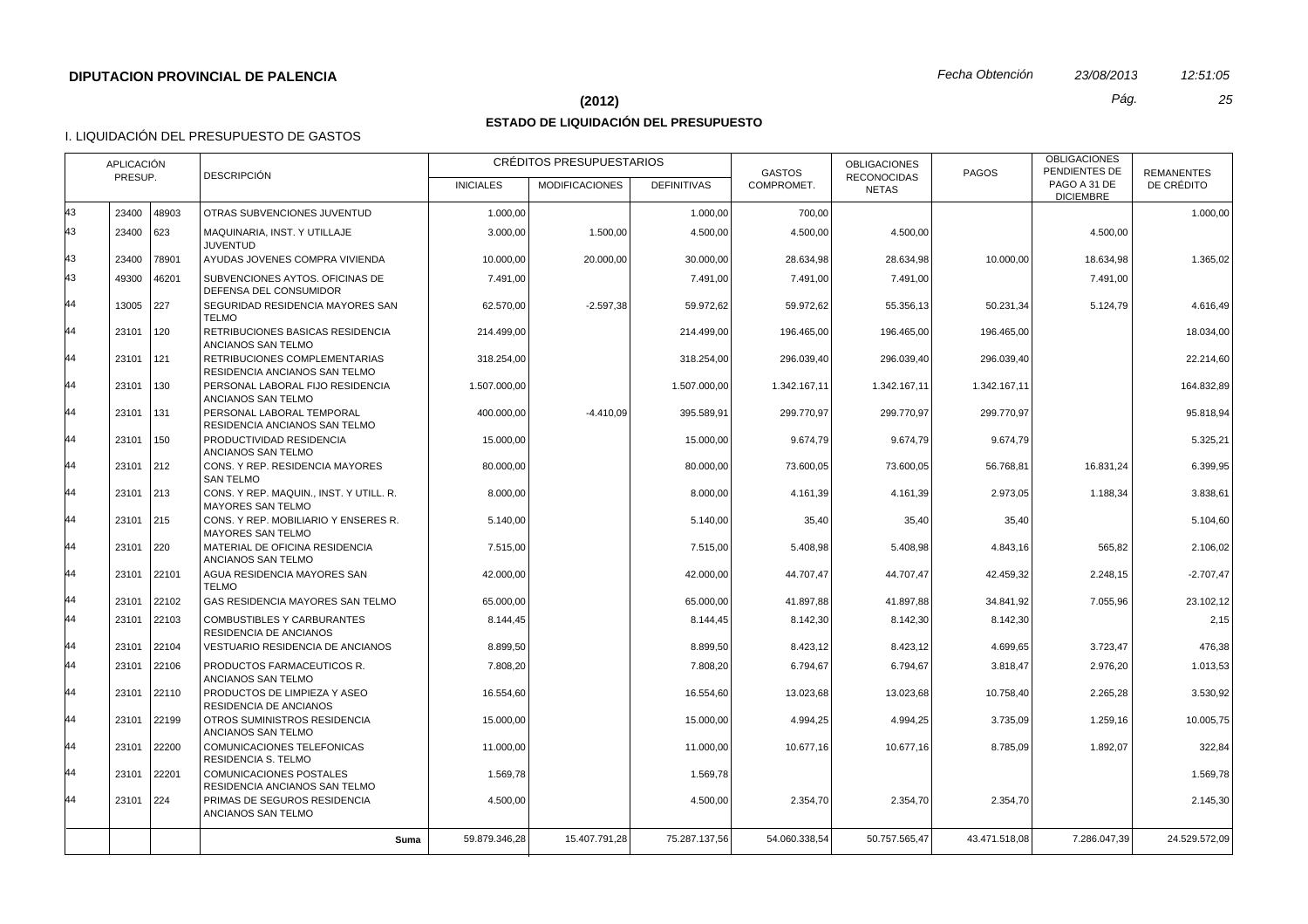**DIPUTACION PROVINCIAL DE PALENCIA**

*Fecha Obtención* *23/08/2013* *12:51:05*

## (2012)

## ESTADO DE LIQUIDACIÓN DEL PRESUPUESTO

### I. LIQUIDACIÓN DEL PRESUPUESTO DE GASTOS

| APLICACIÓN PRESUP. | | | DESCRIPCIÓN | CRÉDITOS PRESUPUESTARIOS | | | GASTOS COMPROMET. | OBLIGACIONES RECONOCIDAS NETAS | PAGOS | OBLIGACIONES PENDIENTES DE PAGO A 31 DE DICIEMBRE | REMANENTES DE CRÉDITO |
|---|---|---|---|---|---|---|---|---|---|---|---|
| | | | | INICIALES | MODIFICACIONES | DEFINITIVAS | | | | | |
| 43 | 23400 | 48903 | OTRAS SUBVENCIONES JUVENTUD | 1.000,00 | | 1.000,00 | 700,00 | | | | 1.000,00 |
| 43 | 23400 | 623 | MAQUINARIA, INST. Y UTILLAJE JUVENTUD | 3.000,00 | 1.500,00 | 4.500,00 | 4.500,00 | 4.500,00 | | 4.500,00 | |
| 43 | 23400 | 78901 | AYUDAS JOVENES COMPRA VIVIENDA | 10.000,00 | 20.000,00 | 30.000,00 | 28.634,98 | 28.634,98 | 10.000,00 | 18.634,98 | 1.365,02 |
| 43 | 49300 | 46201 | SUBVENCIONES AYTOS. OFICINAS DE DEFENSA DEL CONSUMIDOR | 7.491,00 | | 7.491,00 | 7.491,00 | 7.491,00 | | 7.491,00 | |
| 44 | 13005 | 227 | SEGURIDAD RESIDENCIA MAYORES SAN TELMO | 62.570,00 | -2.597,38 | 59.972,62 | 59.972,62 | 55.356,13 | 50.231,34 | 5.124,79 | 4.616,49 |
| 44 | 23101 | 120 | RETRIBUCIONES BASICAS RESIDENCIA ANCIANOS SAN TELMO | 214.499,00 | | 214.499,00 | 196.465,00 | 196.465,00 | 196.465,00 | | 18.034,00 |
| 44 | 23101 | 121 | RETRIBUCIONES COMPLEMENTARIAS RESIDENCIA ANCIANOS SAN TELMO | 318.254,00 | | 318.254,00 | 296.039,40 | 296.039,40 | 296.039,40 | | 22.214,60 |
| 44 | 23101 | 130 | PERSONAL LABORAL FIJO RESIDENCIA ANCIANOS SAN TELMO | 1.507.000,00 | | 1.507.000,00 | 1.342.167,11 | 1.342.167,11 | 1.342.167,11 | | 164.832,89 |
| 44 | 23101 | 131 | PERSONAL LABORAL TEMPORAL RESIDENCIA ANCIANOS SAN TELMO | 400.000,00 | -4.410,09 | 395.589,91 | 299.770,97 | 299.770,97 | 299.770,97 | | 95.818,94 |
| 44 | 23101 | 150 | PRODUCTIVIDAD RESIDENCIA ANCIANOS SAN TELMO | 15.000,00 | | 15.000,00 | 9.674,79 | 9.674,79 | 9.674,79 | | 5.325,21 |
| 44 | 23101 | 212 | CONS. Y REP. RESIDENCIA MAYORES SAN TELMO | 80.000,00 | | 80.000,00 | 73.600,05 | 73.600,05 | 56.768,81 | 16.831,24 | 6.399,95 |
| 44 | 23101 | 213 | CONS. Y REP. MAQUIN., INST. Y UTILL. R. MAYORES SAN TELMO | 8.000,00 | | 8.000,00 | 4.161,39 | 4.161,39 | 2.973,05 | 1.188,34 | 3.838,61 |
| 44 | 23101 | 215 | CONS. Y REP. MOBILIARIO Y ENSERES R. MAYORES SAN TELMO | 5.140,00 | | 5.140,00 | 35,40 | 35,40 | 35,40 | | 5.104,60 |
| 44 | 23101 | 220 | MATERIAL DE OFICINA RESIDENCIA ANCIANOS SAN TELMO | 7.515,00 | | 7.515,00 | 5.408,98 | 5.408,98 | 4.843,16 | 565,82 | 2.106,02 |
| 44 | 23101 | 22101 | AGUA RESIDENCIA MAYORES SAN TELMO | 42.000,00 | | 42.000,00 | 44.707,47 | 44.707,47 | 42.459,32 | 2.248,15 | -2.707,47 |
| 44 | 23101 | 22102 | GAS RESIDENCIA MAYORES SAN TELMO | 65.000,00 | | 65.000,00 | 41.897,88 | 41.897,88 | 34.841,92 | 7.055,96 | 23.102,12 |
| 44 | 23101 | 22103 | COMBUSTIBLES Y CARBURANTES RESIDENCIA DE ANCIANOS | 8.144,45 | | 8.144,45 | 8.142,30 | 8.142,30 | 8.142,30 | | 2,15 |
| 44 | 23101 | 22104 | VESTUARIO RESIDENCIA DE ANCIANOS | 8.899,50 | | 8.899,50 | 8.423,12 | 8.423,12 | 4.699,65 | 3.723,47 | 476,38 |
| 44 | 23101 | 22106 | PRODUCTOS FARMACEUTICOS R. ANCIANOS SAN TELMO | 7.808,20 | | 7.808,20 | 6.794,67 | 6.794,67 | 3.818,47 | 2.976,20 | 1.013,53 |
| 44 | 23101 | 22110 | PRODUCTOS DE LIMPIEZA Y ASEO RESIDENCIA DE ANCIANOS | 16.554,60 | | 16.554,60 | 13.023,68 | 13.023,68 | 10.758,40 | 2.265,28 | 3.530,92 |
| 44 | 23101 | 22199 | OTROS SUMINISTROS RESIDENCIA ANCIANOS SAN TELMO | 15.000,00 | | 15.000,00 | 4.994,25 | 4.994,25 | 3.735,09 | 1.259,16 | 10.005,75 |
| 44 | 23101 | 22200 | COMUNICACIONES TELEFONICAS RESIDENCIA S. TELMO | 11.000,00 | | 11.000,00 | 10.677,16 | 10.677,16 | 8.785,09 | 1.892,07 | 322,84 |
| 44 | 23101 | 22201 | COMUNICACIONES POSTALES RESIDENCIA ANCIANOS SAN TELMO | 1.569,78 | | 1.569,78 | | | | | 1.569,78 |
| 44 | 23101 | 224 | PRIMAS DE SEGUROS RESIDENCIA ANCIANOS SAN TELMO | 4.500,00 | | 4.500,00 | 2.354,70 | 2.354,70 | 2.354,70 | | 2.145,30 |
| | | | **Suma** | 59.879.346,28 | 15.407.791,28 | 75.287.137,56 | 54.060.338,54 | 50.757.565,47 | 43.471.518,08 | 7.286.047,39 | 24.529.572,09 |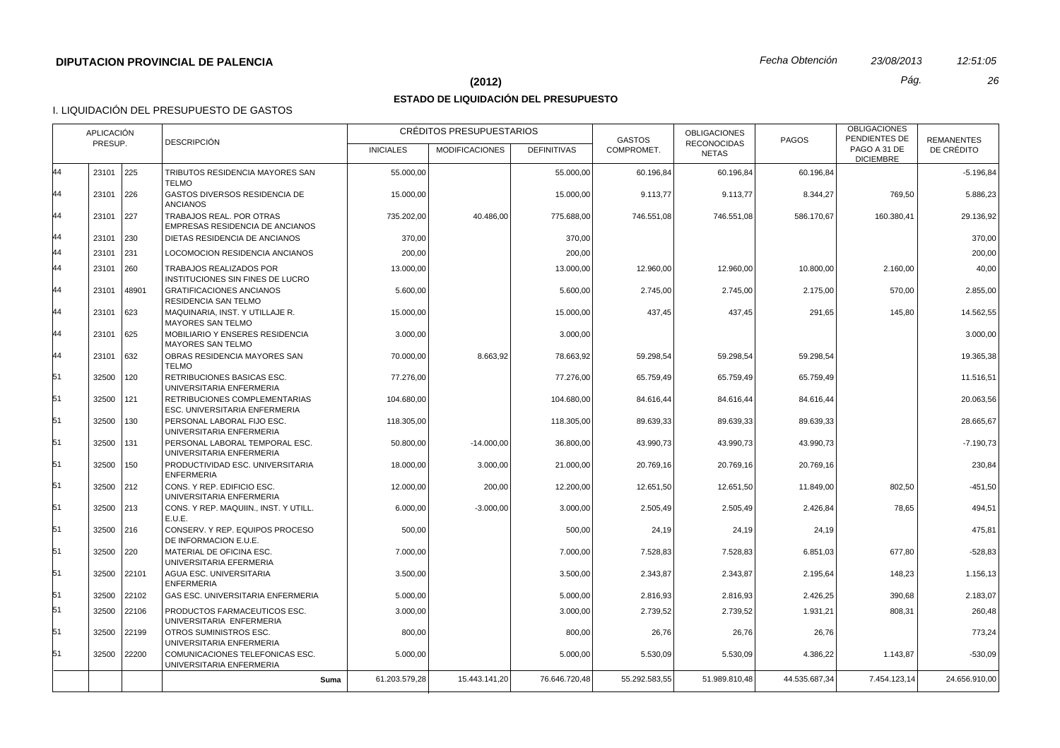**DIPUTACION PROVINCIAL DE PALENCIA** *Fecha Obtención* *23/08/2013* *12:51:05*

**(2012)**

## ESTADO DE LIQUIDACIÓN DEL PRESUPUESTO

I. LIQUIDACIÓN DEL PRESUPUESTO DE GASTOS

| APLICACIÓN PRESUP. | | | DESCRIPCIÓN | CRÉDITOS PRESUPUESTARIOS | | | GASTOS COMPROMET. | OBLIGACIONES RECONOCIDAS NETAS | PAGOS | OBLIGACIONES PENDIENTES DE PAGO A 31 DE DICIEMBRE | REMANENTES DE CRÉDITO |
|---|---|---|---|---|---|---|---|---|---|---|---|
| | | | | INICIALES | MODIFICACIONES | DEFINITIVAS | | | | | |
| 44 | 23101 | 225 | TRIBUTOS RESIDENCIA MAYORES SAN TELMO | 55.000,00 | | 55.000,00 | 60.196,84 | 60.196,84 | 60.196,84 | | -5.196,84 |
| 44 | 23101 | 226 | GASTOS DIVERSOS RESIDENCIA DE ANCIANOS | 15.000,00 | | 15.000,00 | 9.113,77 | 9.113,77 | 8.344,27 | 769,50 | 5.886,23 |
| 44 | 23101 | 227 | TRABAJOS REAL. POR OTRAS EMPRESAS RESIDENCIA DE ANCIANOS | 735.202,00 | 40.486,00 | 775.688,00 | 746.551,08 | 746.551,08 | 586.170,67 | 160.380,41 | 29.136,92 |
| 44 | 23101 | 230 | DIETAS RESIDENCIA DE ANCIANOS | 370,00 | | 370,00 | | | | | 370,00 |
| 44 | 23101 | 231 | LOCOMOCION RESIDENCIA ANCIANOS | 200,00 | | 200,00 | | | | | 200,00 |
| 44 | 23101 | 260 | TRABAJOS REALIZADOS POR INSTITUCIONES SIN FINES DE LUCRO | 13.000,00 | | 13.000,00 | 12.960,00 | 12.960,00 | 10.800,00 | 2.160,00 | 40,00 |
| 44 | 23101 | 48901 | GRATIFICACIONES ANCIANOS RESIDENCIA SAN TELMO | 5.600,00 | | 5.600,00 | 2.745,00 | 2.745,00 | 2.175,00 | 570,00 | 2.855,00 |
| 44 | 23101 | 623 | MAQUINARIA, INST. Y UTILLAJE R. MAYORES SAN TELMO | 15.000,00 | | 15.000,00 | 437,45 | 437,45 | 291,65 | 145,80 | 14.562,55 |
| 44 | 23101 | 625 | MOBILIARIO Y ENSERES RESIDENCIA MAYORES SAN TELMO | 3.000,00 | | 3.000,00 | | | | | 3.000,00 |
| 44 | 23101 | 632 | OBRAS RESIDENCIA MAYORES SAN TELMO | 70.000,00 | 8.663,92 | 78.663,92 | 59.298,54 | 59.298,54 | 59.298,54 | | 19.365,38 |
| 51 | 32500 | 120 | RETRIBUCIONES BASICAS ESC. UNIVERSITARIA ENFERMERIA | 77.276,00 | | 77.276,00 | 65.759,49 | 65.759,49 | 65.759,49 | | 11.516,51 |
| 51 | 32500 | 121 | RETRIBUCIONES COMPLEMENTARIAS ESC. UNIVERSITARIA ENFERMERIA | 104.680,00 | | 104.680,00 | 84.616,44 | 84.616,44 | 84.616,44 | | 20.063,56 |
| 51 | 32500 | 130 | PERSONAL LABORAL FIJO ESC. UNIVERSITARIA ENFERMERIA | 118.305,00 | | 118.305,00 | 89.639,33 | 89.639,33 | 89.639,33 | | 28.665,67 |
| 51 | 32500 | 131 | PERSONAL LABORAL TEMPORAL ESC. UNIVERSITARIA ENFERMERIA | 50.800,00 | -14.000,00 | 36.800,00 | 43.990,73 | 43.990,73 | 43.990,73 | | -7.190,73 |
| 51 | 32500 | 150 | PRODUCTIVIDAD ESC. UNIVERSITARIA ENFERMERIA | 18.000,00 | 3.000,00 | 21.000,00 | 20.769,16 | 20.769,16 | 20.769,16 | | 230,84 |
| 51 | 32500 | 212 | CONS. Y REP. EDIFICIO ESC. UNIVERSITARIA ENFERMERIA | 12.000,00 | 200,00 | 12.200,00 | 12.651,50 | 12.651,50 | 11.849,00 | 802,50 | -451,50 |
| 51 | 32500 | 213 | CONS. Y REP. MAQUIIN., INST. Y UTILL. E.U.E. | 6.000,00 | -3.000,00 | 3.000,00 | 2.505,49 | 2.505,49 | 2.426,84 | 78,65 | 494,51 |
| 51 | 32500 | 216 | CONSERV. Y REP. EQUIPOS PROCESO DE INFORMACION E.U.E. | 500,00 | | 500,00 | 24,19 | 24,19 | 24,19 | | 475,81 |
| 51 | 32500 | 220 | MATERIAL DE OFICINA ESC. UNIVERSITARIA EFERMERIA | 7.000,00 | | 7.000,00 | 7.528,83 | 7.528,83 | 6.851,03 | 677,80 | -528,83 |
| 51 | 32500 | 22101 | AGUA ESC. UNIVERSITARIA ENFERMERIA | 3.500,00 | | 3.500,00 | 2.343,87 | 2.343,87 | 2.195,64 | 148,23 | 1.156,13 |
| 51 | 32500 | 22102 | GAS ESC. UNIVERSITARIA ENFERMERIA | 5.000,00 | | 5.000,00 | 2.816,93 | 2.816,93 | 2.426,25 | 390,68 | 2.183,07 |
| 51 | 32500 | 22106 | PRODUCTOS FARMACEUTICOS ESC. UNIVERSITARIA ENFERMERIA | 3.000,00 | | 3.000,00 | 2.739,52 | 2.739,52 | 1.931,21 | 808,31 | 260,48 |
| 51 | 32500 | 22199 | OTROS SUMINISTROS ESC. UNIVERSITARIA ENFERMERIA | 800,00 | | 800,00 | 26,76 | 26,76 | 26,76 | | 773,24 |
| 51 | 32500 | 22200 | COMUNICACIONES TELEFONICAS ESC. UNIVERSITARIA ENFERMERIA | 5.000,00 | | 5.000,00 | 5.530,09 | 5.530,09 | 4.386,22 | 1.143,87 | -530,09 |
| | | | **Suma** | 61.203.579,28 | 15.443.141,20 | 76.646.720,48 | 55.292.583,55 | 51.989.810,48 | 44.535.687,34 | 7.454.123,14 | 24.656.910,00 |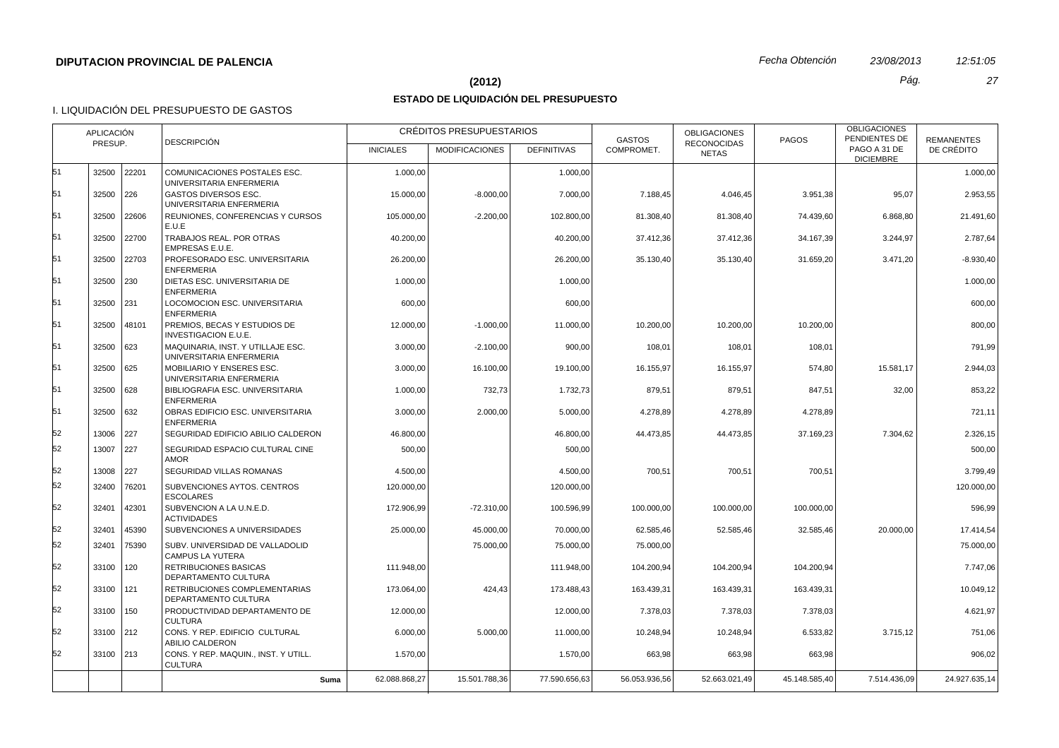**DIPUTACION PROVINCIAL DE PALENCIA**

*Fecha Obtención* *23/08/2013* *12:51:05*

**(2012)**

## ESTADO DE LIQUIDACIÓN DEL PRESUPUESTO

I. LIQUIDACIÓN DEL PRESUPUESTO DE GASTOS

| APLICACIÓN PRESUP. | | | DESCRIPCIÓN | CRÉDITOS PRESUPUESTARIOS | | | GASTOS COMPROMET. | OBLIGACIONES RECONOCIDAS NETAS | PAGOS | OBLIGACIONES PENDIENTES DE PAGO A 31 DE DICIEMBRE | REMANENTES DE CRÉDITO |
|---|---|---|---|---|---|---|---|---|---|---|---|
| | | | | INICIALES | MODIFICACIONES | DEFINITIVAS | | | | | |
| 51 | 32500 | 22201 | COMUNICACIONES POSTALES ESC. UNIVERSITARIA ENFERMERIA | 1.000,00 | | 1.000,00 | | | | | 1.000,00 |
| 51 | 32500 | 226 | GASTOS DIVERSOS ESC. UNIVERSITARIA ENFERMERIA | 15.000,00 | -8.000,00 | 7.000,00 | 7.188,45 | 4.046,45 | 3.951,38 | 95,07 | 2.953,55 |
| 51 | 32500 | 22606 | REUNIONES, CONFERENCIAS Y CURSOS E.U.E | 105.000,00 | -2.200,00 | 102.800,00 | 81.308,40 | 81.308,40 | 74.439,60 | 6.868,80 | 21.491,60 |
| 51 | 32500 | 22700 | TRABAJOS REAL. POR OTRAS EMPRESAS E.U.E. | 40.200,00 | | 40.200,00 | 37.412,36 | 37.412,36 | 34.167,39 | 3.244,97 | 2.787,64 |
| 51 | 32500 | 22703 | PROFESORADO ESC. UNIVERSITARIA ENFERMERIA | 26.200,00 | | 26.200,00 | 35.130,40 | 35.130,40 | 31.659,20 | 3.471,20 | -8.930,40 |
| 51 | 32500 | 230 | DIETAS ESC. UNIVERSITARIA DE ENFERMERIA | 1.000,00 | | 1.000,00 | | | | | 1.000,00 |
| 51 | 32500 | 231 | LOCOMOCION ESC. UNIVERSITARIA ENFERMERIA | 600,00 | | 600,00 | | | | | 600,00 |
| 51 | 32500 | 48101 | PREMIOS, BECAS Y ESTUDIOS DE INVESTIGACION E.U.E. | 12.000,00 | -1.000,00 | 11.000,00 | 10.200,00 | 10.200,00 | 10.200,00 | | 800,00 |
| 51 | 32500 | 623 | MAQUINARIA, INST. Y UTILLAJE ESC. UNIVERSITARIA ENFERMERIA | 3.000,00 | -2.100,00 | 900,00 | 108,01 | 108,01 | 108,01 | | 791,99 |
| 51 | 32500 | 625 | MOBILIARIO Y ENSERES ESC. UNIVERSITARIA ENFERMERIA | 3.000,00 | 16.100,00 | 19.100,00 | 16.155,97 | 16.155,97 | 574,80 | 15.581,17 | 2.944,03 |
| 51 | 32500 | 628 | BIBLIOGRAFIA ESC. UNIVERSITARIA ENFERMERIA | 1.000,00 | 732,73 | 1.732,73 | 879,51 | 879,51 | 847,51 | 32,00 | 853,22 |
| 51 | 32500 | 632 | OBRAS EDIFICIO ESC. UNIVERSITARIA ENFERMERIA | 3.000,00 | 2.000,00 | 5.000,00 | 4.278,89 | 4.278,89 | 4.278,89 | | 721,11 |
| 52 | 13006 | 227 | SEGURIDAD EDIFICIO ABILIO CALDERON | 46.800,00 | | 46.800,00 | 44.473,85 | 44.473,85 | 37.169,23 | 7.304,62 | 2.326,15 |
| 52 | 13007 | 227 | SEGURIDAD ESPACIO CULTURAL CINE AMOR | 500,00 | | 500,00 | | | | | 500,00 |
| 52 | 13008 | 227 | SEGURIDAD VILLAS ROMANAS | 4.500,00 | | 4.500,00 | 700,51 | 700,51 | 700,51 | | 3.799,49 |
| 52 | 32400 | 76201 | SUBVENCIONES AYTOS. CENTROS ESCOLARES | 120.000,00 | | 120.000,00 | | | | | 120.000,00 |
| 52 | 32401 | 42301 | SUBVENCION A LA U.N.E.D. ACTIVIDADES | 172.906,99 | -72.310,00 | 100.596,99 | 100.000,00 | 100.000,00 | 100.000,00 | | 596,99 |
| 52 | 32401 | 45390 | SUBVENCIONES A UNIVERSIDADES | 25.000,00 | 45.000,00 | 70.000,00 | 62.585,46 | 52.585,46 | 32.585,46 | 20.000,00 | 17.414,54 |
| 52 | 32401 | 75390 | SUBV. UNIVERSIDAD DE VALLADOLID CAMPUS LA YUTERA | | 75.000,00 | 75.000,00 | 75.000,00 | | | | 75.000,00 |
| 52 | 33100 | 120 | RETRIBUCIONES BASICAS DEPARTAMENTO CULTURA | 111.948,00 | | 111.948,00 | 104.200,94 | 104.200,94 | 104.200,94 | | 7.747,06 |
| 52 | 33100 | 121 | RETRIBUCIONES COMPLEMENTARIAS DEPARTAMENTO CULTURA | 173.064,00 | 424,43 | 173.488,43 | 163.439,31 | 163.439,31 | 163.439,31 | | 10.049,12 |
| 52 | 33100 | 150 | PRODUCTIVIDAD DEPARTAMENTO DE CULTURA | 12.000,00 | | 12.000,00 | 7.378,03 | 7.378,03 | 7.378,03 | | 4.621,97 |
| 52 | 33100 | 212 | CONS. Y REP. EDIFICIO CULTURAL ABILIO CALDERON | 6.000,00 | 5.000,00 | 11.000,00 | 10.248,94 | 10.248,94 | 6.533,82 | 3.715,12 | 751,06 |
| 52 | 33100 | 213 | CONS. Y REP. MAQUIN., INST. Y UTILL. CULTURA | 1.570,00 | | 1.570,00 | 663,98 | 663,98 | 663,98 | | 906,02 |
| | | | **Suma** | 62.088.868,27 | 15.501.788,36 | 77.590.656,63 | 56.053.936,56 | 52.663.021,49 | 45.148.585,40 | 7.514.436,09 | 24.927.635,14 |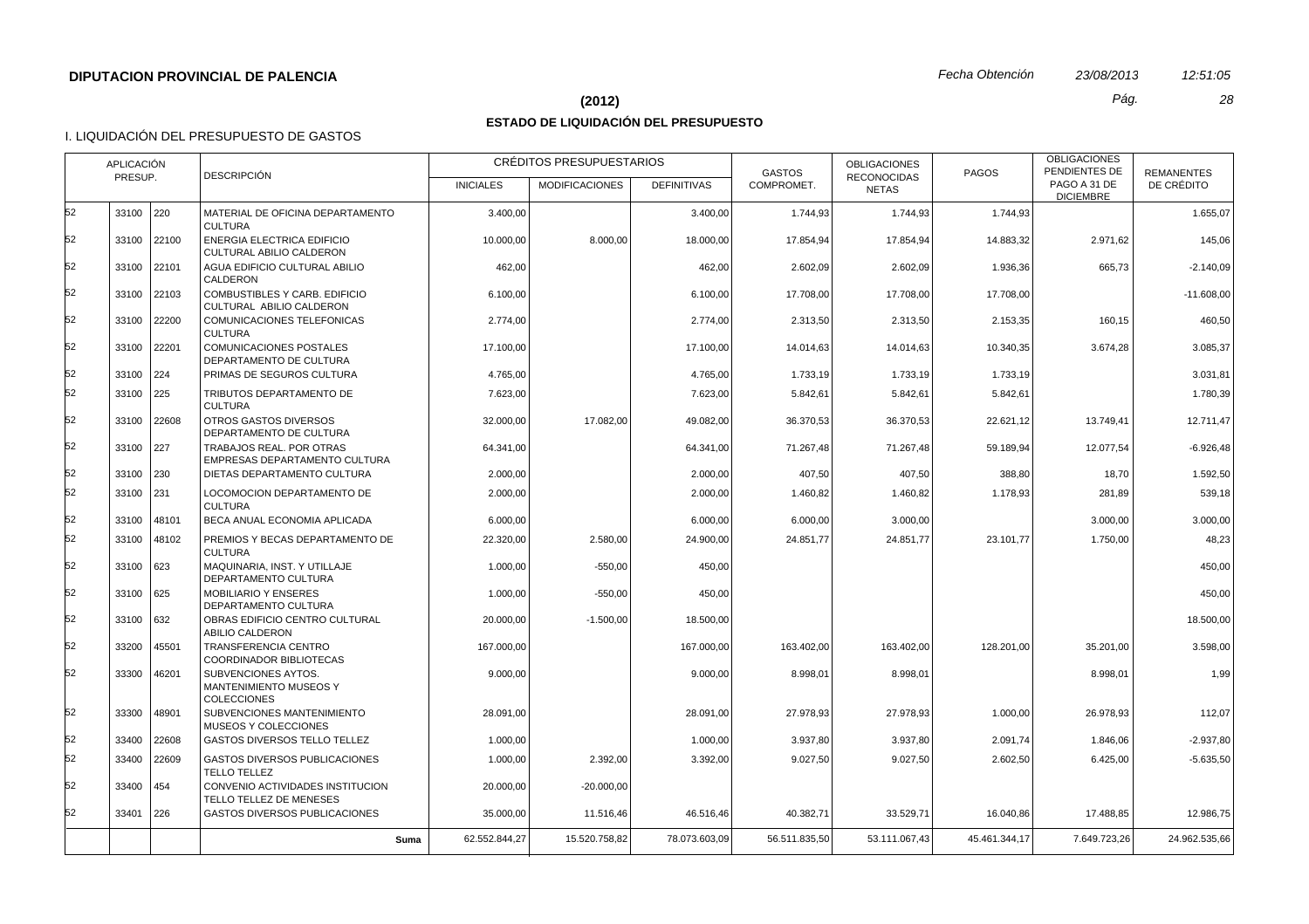**DIPUTACION PROVINCIAL DE PALENCIA** *Fecha Obtención* *23/08/2013* *12:51:05*

## (2012)

## ESTADO DE LIQUIDACIÓN DEL PRESUPUESTO

### I. LIQUIDACIÓN DEL PRESUPUESTO DE GASTOS

| APLICACIÓN PRESUP. | | | DESCRIPCIÓN | CRÉDITOS PRESUPUESTARIOS | | | GASTOS COMPROMET. | OBLIGACIONES RECONOCIDAS NETAS | PAGOS | OBLIGACIONES PENDIENTES DE PAGO A 31 DE DICIEMBRE | REMANENTES DE CRÉDITO |
|---|---|---|---|---|---|---|---|---|---|---|---|
| | | | | INICIALES | MODIFICACIONES | DEFINITIVAS | | | | | |
| 52 | 33100 | 220 | MATERIAL DE OFICINA DEPARTAMENTO CULTURA | 3.400,00 | | 3.400,00 | 1.744,93 | 1.744,93 | 1.744,93 | | 1.655,07 |
| 52 | 33100 | 22100 | ENERGIA ELECTRICA EDIFICIO CULTURAL ABILIO CALDERON | 10.000,00 | 8.000,00 | 18.000,00 | 17.854,94 | 17.854,94 | 14.883,32 | 2.971,62 | 145,06 |
| 52 | 33100 | 22101 | AGUA EDIFICIO CULTURAL ABILIO CALDERON | 462,00 | | 462,00 | 2.602,09 | 2.602,09 | 1.936,36 | 665,73 | -2.140,09 |
| 52 | 33100 | 22103 | COMBUSTIBLES Y CARB. EDIFICIO CULTURAL ABILIO CALDERON | 6.100,00 | | 6.100,00 | 17.708,00 | 17.708,00 | 17.708,00 | | -11.608,00 |
| 52 | 33100 | 22200 | COMUNICACIONES TELEFONICAS CULTURA | 2.774,00 | | 2.774,00 | 2.313,50 | 2.313,50 | 2.153,35 | 160,15 | 460,50 |
| 52 | 33100 | 22201 | COMUNICACIONES POSTALES DEPARTAMENTO DE CULTURA | 17.100,00 | | 17.100,00 | 14.014,63 | 14.014,63 | 10.340,35 | 3.674,28 | 3.085,37 |
| 52 | 33100 | 224 | PRIMAS DE SEGUROS CULTURA | 4.765,00 | | 4.765,00 | 1.733,19 | 1.733,19 | 1.733,19 | | 3.031,81 |
| 52 | 33100 | 225 | TRIBUTOS DEPARTAMENTO DE CULTURA | 7.623,00 | | 7.623,00 | 5.842,61 | 5.842,61 | 5.842,61 | | 1.780,39 |
| 52 | 33100 | 22608 | OTROS GASTOS DIVERSOS DEPARTAMENTO DE CULTURA | 32.000,00 | 17.082,00 | 49.082,00 | 36.370,53 | 36.370,53 | 22.621,12 | 13.749,41 | 12.711,47 |
| 52 | 33100 | 227 | TRABAJOS REAL. POR OTRAS EMPRESAS DEPARTAMENTO CULTURA | 64.341,00 | | 64.341,00 | 71.267,48 | 71.267,48 | 59.189,94 | 12.077,54 | -6.926,48 |
| 52 | 33100 | 230 | DIETAS DEPARTAMENTO CULTURA | 2.000,00 | | 2.000,00 | 407,50 | 407,50 | 388,80 | 18,70 | 1.592,50 |
| 52 | 33100 | 231 | LOCOMOCION DEPARTAMENTO DE CULTURA | 2.000,00 | | 2.000,00 | 1.460,82 | 1.460,82 | 1.178,93 | 281,89 | 539,18 |
| 52 | 33100 | 48101 | BECA ANUAL ECONOMIA APLICADA | 6.000,00 | | 6.000,00 | 6.000,00 | 3.000,00 | | 3.000,00 | 3.000,00 |
| 52 | 33100 | 48102 | PREMIOS Y BECAS DEPARTAMENTO DE CULTURA | 22.320,00 | 2.580,00 | 24.900,00 | 24.851,77 | 24.851,77 | 23.101,77 | 1.750,00 | 48,23 |
| 52 | 33100 | 623 | MAQUINARIA, INST. Y UTILLAJE DEPARTAMENTO CULTURA | 1.000,00 | -550,00 | 450,00 | | | | | 450,00 |
| 52 | 33100 | 625 | MOBILIARIO Y ENSERES DEPARTAMENTO CULTURA | 1.000,00 | -550,00 | 450,00 | | | | | 450,00 |
| 52 | 33100 | 632 | OBRAS EDIFICIO CENTRO CULTURAL ABILIO CALDERON | 20.000,00 | -1.500,00 | 18.500,00 | | | | | 18.500,00 |
| 52 | 33200 | 45501 | TRANSFERENCIA CENTRO COORDINADOR BIBLIOTECAS | 167.000,00 | | 167.000,00 | 163.402,00 | 163.402,00 | 128.201,00 | 35.201,00 | 3.598,00 |
| 52 | 33300 | 46201 | SUBVENCIONES AYTOS. MANTENIMIENTO MUSEOS Y COLECCIONES | 9.000,00 | | 9.000,00 | 8.998,01 | 8.998,01 | | 8.998,01 | 1,99 |
| 52 | 33300 | 48901 | SUBVENCIONES MANTENIMIENTO MUSEOS Y COLECCIONES | 28.091,00 | | 28.091,00 | 27.978,93 | 27.978,93 | 1.000,00 | 26.978,93 | 112,07 |
| 52 | 33400 | 22608 | GASTOS DIVERSOS TELLO TELLEZ | 1.000,00 | | 1.000,00 | 3.937,80 | 3.937,80 | 2.091,74 | 1.846,06 | -2.937,80 |
| 52 | 33400 | 22609 | GASTOS DIVERSOS PUBLICACIONES TELLO TELLEZ | 1.000,00 | 2.392,00 | 3.392,00 | 9.027,50 | 9.027,50 | 2.602,50 | 6.425,00 | -5.635,50 |
| 52 | 33400 | 454 | CONVENIO ACTIVIDADES INSTITUCION TELLO TELLEZ DE MENESES | 20.000,00 | -20.000,00 | | | | | | |
| 52 | 33401 | 226 | GASTOS DIVERSOS PUBLICACIONES | 35.000,00 | 11.516,46 | 46.516,46 | 40.382,71 | 33.529,71 | 16.040,86 | 17.488,85 | 12.986,75 |
| | | | **Suma** | 62.552.844,27 | 15.520.758,82 | 78.073.603,09 | 56.511.835,50 | 53.111.067,43 | 45.461.344,17 | 7.649.723,26 | 24.962.535,66 |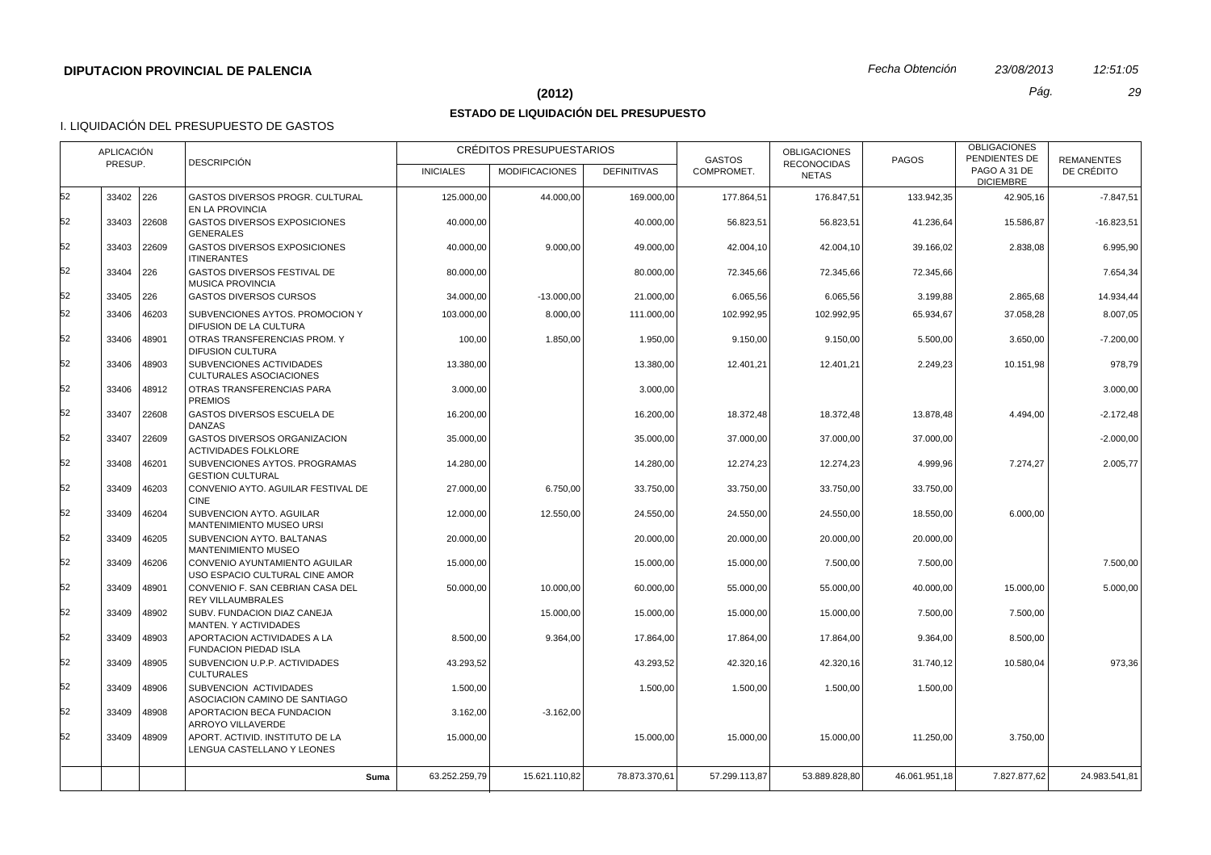**DIPUTACION PROVINCIAL DE PALENCIA** *Fecha Obtención* *23/08/2013* *12:51:05*

**(2012)**

## ESTADO DE LIQUIDACIÓN DEL PRESUPUESTO

I. LIQUIDACIÓN DEL PRESUPUESTO DE GASTOS

| APLICACIÓN PRESUP. | | | DESCRIPCIÓN | CRÉDITOS PRESUPUESTARIOS | | | GASTOS COMPROMET. | OBLIGACIONES RECONOCIDAS NETAS | PAGOS | OBLIGACIONES PENDIENTES DE PAGO A 31 DE DICIEMBRE | REMANENTES DE CRÉDITO |
|---|---|---|---|---|---|---|---|---|---|---|---|
| | | | | INICIALES | MODIFICACIONES | DEFINITIVAS | | | | | |
| 52 | 33402 | 226 | GASTOS DIVERSOS PROGR. CULTURAL EN LA PROVINCIA | 125.000,00 | 44.000,00 | 169.000,00 | 177.864,51 | 176.847,51 | 133.942,35 | 42.905,16 | -7.847,51 |
| 52 | 33403 | 22608 | GASTOS DIVERSOS EXPOSICIONES GENERALES | 40.000,00 | | 40.000,00 | 56.823,51 | 56.823,51 | 41.236,64 | 15.586,87 | -16.823,51 |
| 52 | 33403 | 22609 | GASTOS DIVERSOS EXPOSICIONES ITINERANTES | 40.000,00 | 9.000,00 | 49.000,00 | 42.004,10 | 42.004,10 | 39.166,02 | 2.838,08 | 6.995,90 |
| 52 | 33404 | 226 | GASTOS DIVERSOS FESTIVAL DE MUSICA PROVINCIA | 80.000,00 | | 80.000,00 | 72.345,66 | 72.345,66 | 72.345,66 | | 7.654,34 |
| 52 | 33405 | 226 | GASTOS DIVERSOS CURSOS | 34.000,00 | -13.000,00 | 21.000,00 | 6.065,56 | 6.065,56 | 3.199,88 | 2.865,68 | 14.934,44 |
| 52 | 33406 | 46203 | SUBVENCIONES AYTOS. PROMOCION Y DIFUSION DE LA CULTURA | 103.000,00 | 8.000,00 | 111.000,00 | 102.992,95 | 102.992,95 | 65.934,67 | 37.058,28 | 8.007,05 |
| 52 | 33406 | 48901 | OTRAS TRANSFERENCIAS PROM. Y DIFUSION CULTURA | 100,00 | 1.850,00 | 1.950,00 | 9.150,00 | 9.150,00 | 5.500,00 | 3.650,00 | -7.200,00 |
| 52 | 33406 | 48903 | SUBVENCIONES ACTIVIDADES CULTURALES ASOCIACIONES | 13.380,00 | | 13.380,00 | 12.401,21 | 12.401,21 | 2.249,23 | 10.151,98 | 978,79 |
| 52 | 33406 | 48912 | OTRAS TRANSFERENCIAS PARA PREMIOS | 3.000,00 | | 3.000,00 | | | | | 3.000,00 |
| 52 | 33407 | 22608 | GASTOS DIVERSOS ESCUELA DE DANZAS | 16.200,00 | | 16.200,00 | 18.372,48 | 18.372,48 | 13.878,48 | 4.494,00 | -2.172,48 |
| 52 | 33407 | 22609 | GASTOS DIVERSOS ORGANIZACION ACTIVIDADES FOLKLORE | 35.000,00 | | 35.000,00 | 37.000,00 | 37.000,00 | 37.000,00 | | -2.000,00 |
| 52 | 33408 | 46201 | SUBVENCIONES AYTOS. PROGRAMAS GESTION CULTURAL | 14.280,00 | | 14.280,00 | 12.274,23 | 12.274,23 | 4.999,96 | 7.274,27 | 2.005,77 |
| 52 | 33409 | 46203 | CONVENIO AYTO. AGUILAR FESTIVAL DE CINE | 27.000,00 | 6.750,00 | 33.750,00 | 33.750,00 | 33.750,00 | 33.750,00 | | |
| 52 | 33409 | 46204 | SUBVENCION AYTO. AGUILAR MANTENIMIENTO MUSEO URSI | 12.000,00 | 12.550,00 | 24.550,00 | 24.550,00 | 24.550,00 | 18.550,00 | 6.000,00 | |
| 52 | 33409 | 46205 | SUBVENCION AYTO. BALTANAS MANTENIMIENTO MUSEO | 20.000,00 | | 20.000,00 | 20.000,00 | 20.000,00 | 20.000,00 | | |
| 52 | 33409 | 46206 | CONVENIO AYUNTAMIENTO AGUILAR USO ESPACIO CULTURAL CINE AMOR | 15.000,00 | | 15.000,00 | 15.000,00 | 7.500,00 | 7.500,00 | | 7.500,00 |
| 52 | 33409 | 48901 | CONVENIO F. SAN CEBRIAN CASA DEL REY VILLAUMBRALES | 50.000,00 | 10.000,00 | 60.000,00 | 55.000,00 | 55.000,00 | 40.000,00 | 15.000,00 | 5.000,00 |
| 52 | 33409 | 48902 | SUBV. FUNDACION DIAZ CANEJA MANTEN. Y ACTIVIDADES | | 15.000,00 | 15.000,00 | 15.000,00 | 15.000,00 | 7.500,00 | 7.500,00 | |
| 52 | 33409 | 48903 | APORTACION ACTIVIDADES A LA FUNDACION PIEDAD ISLA | 8.500,00 | 9.364,00 | 17.864,00 | 17.864,00 | 17.864,00 | 9.364,00 | 8.500,00 | |
| 52 | 33409 | 48905 | SUBVENCION U.P.P. ACTIVIDADES CULTURALES | 43.293,52 | | 43.293,52 | 42.320,16 | 42.320,16 | 31.740,12 | 10.580,04 | 973,36 |
| 52 | 33409 | 48906 | SUBVENCION ACTIVIDADES ASOCIACION CAMINO DE SANTIAGO | 1.500,00 | | 1.500,00 | 1.500,00 | 1.500,00 | 1.500,00 | | |
| 52 | 33409 | 48908 | APORTACION BECA FUNDACION ARROYO VILLAVERDE | 3.162,00 | -3.162,00 | | | | | | |
| 52 | 33409 | 48909 | APORT. ACTIVID. INSTITUTO DE LA LENGUA CASTELLANO Y LEONES | 15.000,00 | | 15.000,00 | 15.000,00 | 15.000,00 | 11.250,00 | 3.750,00 | |
| | | | **Suma** | 63.252.259,79 | 15.621.110,82 | 78.873.370,61 | 57.299.113,87 | 53.889.828,80 | 46.061.951,18 | 7.827.877,62 | 24.983.541,81 |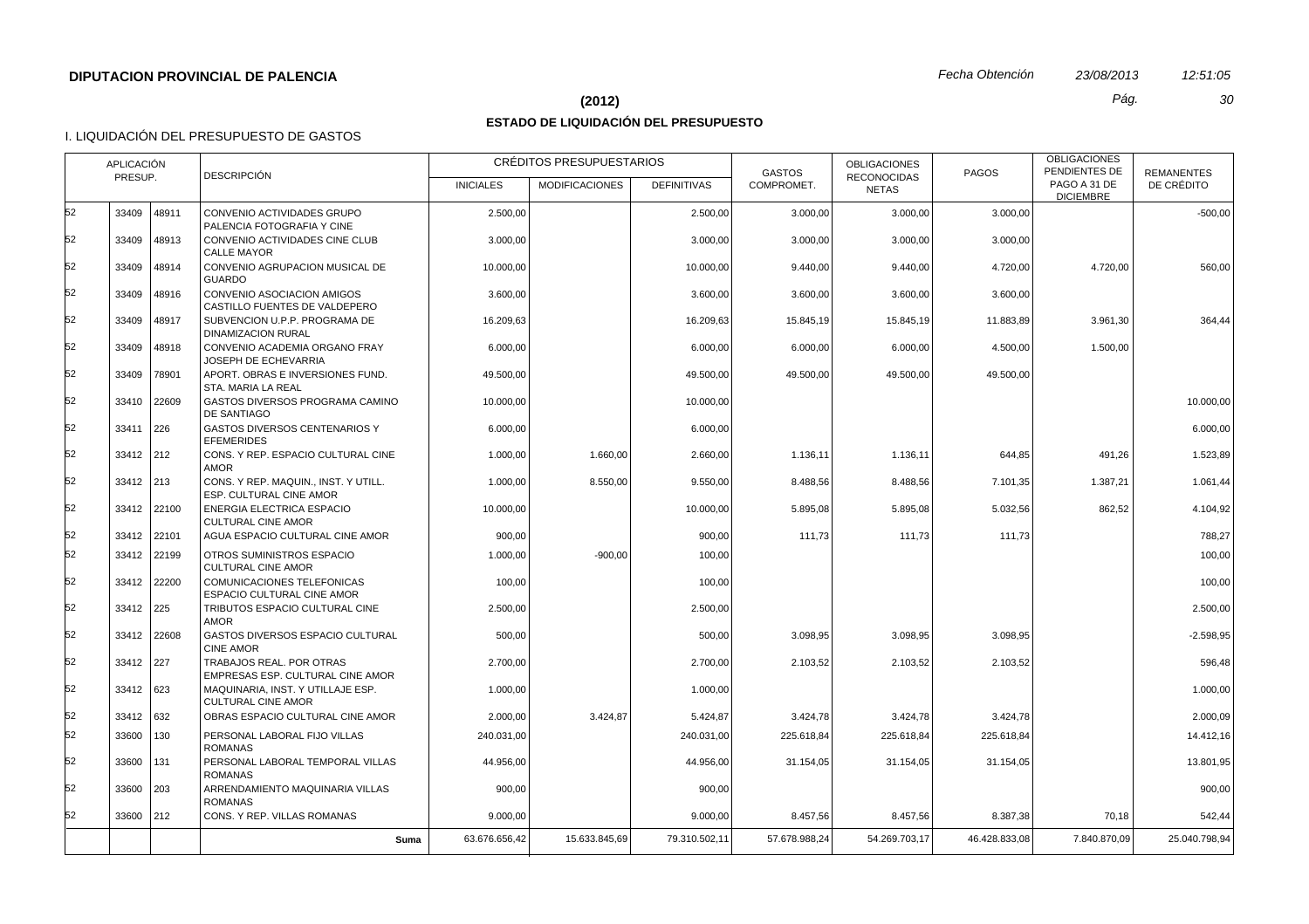**DIPUTACION PROVINCIAL DE PALENCIA** *Fecha Obtención* *23/08/2013* *12:51:05*

**(2012)**

**ESTADO DE LIQUIDACIÓN DEL PRESUPUESTO**

I. LIQUIDACIÓN DEL PRESUPUESTO DE GASTOS

| APLICACIÓN PRESUP. | | | DESCRIPCIÓN | CRÉDITOS PRESUPUESTARIOS | | | GASTOS COMPROMET. | OBLIGACIONES RECONOCIDAS NETAS | PAGOS | OBLIGACIONES PENDIENTES DE PAGO A 31 DE DICIEMBRE | REMANENTES DE CRÉDITO |
|---|---|---|---|---|---|---|---|---|---|---|---|
| | | | | INICIALES | MODIFICACIONES | DEFINITIVAS | | | | | |
| 52 | 33409 | 48911 | CONVENIO ACTIVIDADES GRUPO PALENCIA FOTOGRAFIA Y CINE | 2.500,00 | | 2.500,00 | 3.000,00 | 3.000,00 | 3.000,00 | | -500,00 |
| 52 | 33409 | 48913 | CONVENIO ACTIVIDADES CINE CLUB CALLE MAYOR | 3.000,00 | | 3.000,00 | 3.000,00 | 3.000,00 | 3.000,00 | | |
| 52 | 33409 | 48914 | CONVENIO AGRUPACION MUSICAL DE GUARDO | 10.000,00 | | 10.000,00 | 9.440,00 | 9.440,00 | 4.720,00 | 4.720,00 | 560,00 |
| 52 | 33409 | 48916 | CONVENIO ASOCIACION AMIGOS CASTILLO FUENTES DE VALDEPERO | 3.600,00 | | 3.600,00 | 3.600,00 | 3.600,00 | 3.600,00 | | |
| 52 | 33409 | 48917 | SUBVENCION U.P.P. PROGRAMA DE DINAMIZACION RURAL | 16.209,63 | | 16.209,63 | 15.845,19 | 15.845,19 | 11.883,89 | 3.961,30 | 364,44 |
| 52 | 33409 | 48918 | CONVENIO ACADEMIA ORGANO FRAY JOSEPH DE ECHEVARRIA | 6.000,00 | | 6.000,00 | 6.000,00 | 6.000,00 | 4.500,00 | 1.500,00 | |
| 52 | 33409 | 78901 | APORT. OBRAS E INVERSIONES FUND. STA. MARIA LA REAL | 49.500,00 | | 49.500,00 | 49.500,00 | 49.500,00 | 49.500,00 | | |
| 52 | 33410 | 22609 | GASTOS DIVERSOS PROGRAMA CAMINO DE SANTIAGO | 10.000,00 | | 10.000,00 | | | | | 10.000,00 |
| 52 | 33411 | 226 | GASTOS DIVERSOS CENTENARIOS Y EFEMERIDES | 6.000,00 | | 6.000,00 | | | | | 6.000,00 |
| 52 | 33412 | 212 | CONS. Y REP. ESPACIO CULTURAL CINE AMOR | 1.000,00 | 1.660,00 | 2.660,00 | 1.136,11 | 1.136,11 | 644,85 | 491,26 | 1.523,89 |
| 52 | 33412 | 213 | CONS. Y REP. MAQUIN., INST. Y UTILL. ESP. CULTURAL CINE AMOR | 1.000,00 | 8.550,00 | 9.550,00 | 8.488,56 | 8.488,56 | 7.101,35 | 1.387,21 | 1.061,44 |
| 52 | 33412 | 22100 | ENERGIA ELECTRICA ESPACIO CULTURAL CINE AMOR | 10.000,00 | | 10.000,00 | 5.895,08 | 5.895,08 | 5.032,56 | 862,52 | 4.104,92 |
| 52 | 33412 | 22101 | AGUA ESPACIO CULTURAL CINE AMOR | 900,00 | | 900,00 | 111,73 | 111,73 | 111,73 | | 788,27 |
| 52 | 33412 | 22199 | OTROS SUMINISTROS ESPACIO CULTURAL CINE AMOR | 1.000,00 | -900,00 | 100,00 | | | | | 100,00 |
| 52 | 33412 | 22200 | COMUNICACIONES TELEFONICAS ESPACIO CULTURAL CINE AMOR | 100,00 | | 100,00 | | | | | 100,00 |
| 52 | 33412 | 225 | TRIBUTOS ESPACIO CULTURAL CINE AMOR | 2.500,00 | | 2.500,00 | | | | | 2.500,00 |
| 52 | 33412 | 22608 | GASTOS DIVERSOS ESPACIO CULTURAL CINE AMOR | 500,00 | | 500,00 | 3.098,95 | 3.098,95 | 3.098,95 | | -2.598,95 |
| 52 | 33412 | 227 | TRABAJOS REAL. POR OTRAS EMPRESAS ESP. CULTURAL CINE AMOR | 2.700,00 | | 2.700,00 | 2.103,52 | 2.103,52 | 2.103,52 | | 596,48 |
| 52 | 33412 | 623 | MAQUINARIA, INST. Y UTILLAJE ESP. CULTURAL CINE AMOR | 1.000,00 | | 1.000,00 | | | | | 1.000,00 |
| 52 | 33412 | 632 | OBRAS ESPACIO CULTURAL CINE AMOR | 2.000,00 | 3.424,87 | 5.424,87 | 3.424,78 | 3.424,78 | 3.424,78 | | 2.000,09 |
| 52 | 33600 | 130 | PERSONAL LABORAL FIJO VILLAS ROMANAS | 240.031,00 | | 240.031,00 | 225.618,84 | 225.618,84 | 225.618,84 | | 14.412,16 |
| 52 | 33600 | 131 | PERSONAL LABORAL TEMPORAL VILLAS ROMANAS | 44.956,00 | | 44.956,00 | 31.154,05 | 31.154,05 | 31.154,05 | | 13.801,95 |
| 52 | 33600 | 203 | ARRENDAMIENTO MAQUINARIA VILLAS ROMANAS | 900,00 | | 900,00 | | | | | 900,00 |
| 52 | 33600 | 212 | CONS. Y REP. VILLAS ROMANAS | 9.000,00 | | 9.000,00 | 8.457,56 | 8.457,56 | 8.387,38 | 70,18 | 542,44 |
| | | | **Suma** | 63.676.656,42 | 15.633.845,69 | 79.310.502,11 | 57.678.988,24 | 54.269.703,17 | 46.428.833,08 | 7.840.870,09 | 25.040.798,94 |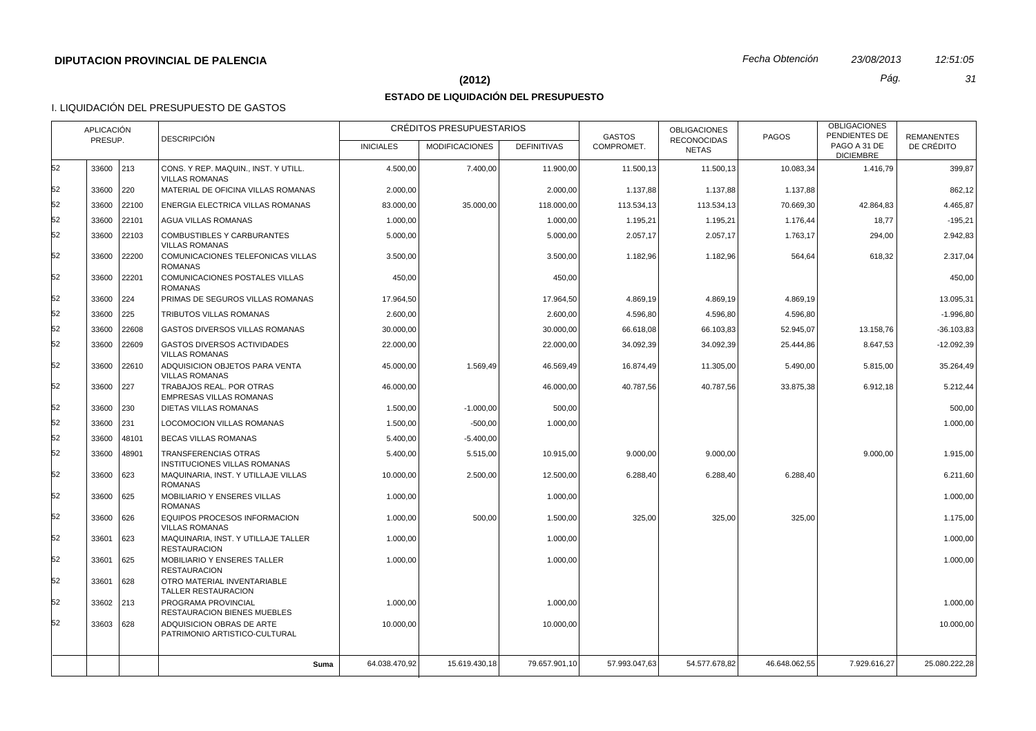**DIPUTACION PROVINCIAL DE PALENCIA**

*Fecha Obtención* *23/08/2013* *12:51:05*

## (2012)

## ESTADO DE LIQUIDACIÓN DEL PRESUPUESTO

I. LIQUIDACIÓN DEL PRESUPUESTO DE GASTOS

| APLICACIÓN PRESUP. | | | DESCRIPCIÓN | CRÉDITOS PRESUPUESTARIOS | | | GASTOS COMPROMET. | OBLIGACIONES RECONOCIDAS NETAS | PAGOS | OBLIGACIONES PENDIENTES DE PAGO A 31 DE DICIEMBRE | REMANENTES DE CRÉDITO |
|---|---|---|---|---|---|---|---|---|---|---|---|
| | | | | INICIALES | MODIFICACIONES | DEFINITIVAS | | | | | |
| 52 | 33600 | 213 | CONS. Y REP. MAQUIN., INST. Y UTILL. VILLAS ROMANAS | 4.500,00 | 7.400,00 | 11.900,00 | 11.500,13 | 11.500,13 | 10.083,34 | 1.416,79 | 399,87 |
| 52 | 33600 | 220 | MATERIAL DE OFICINA VILLAS ROMANAS | 2.000,00 | | 2.000,00 | 1.137,88 | 1.137,88 | 1.137,88 | | 862,12 |
| 52 | 33600 | 22100 | ENERGIA ELECTRICA VILLAS ROMANAS | 83.000,00 | 35.000,00 | 118.000,00 | 113.534,13 | 113.534,13 | 70.669,30 | 42.864,83 | 4.465,87 |
| 52 | 33600 | 22101 | AGUA VILLAS ROMANAS | 1.000,00 | | 1.000,00 | 1.195,21 | 1.195,21 | 1.176,44 | 18,77 | -195,21 |
| 52 | 33600 | 22103 | COMBUSTIBLES Y CARBURANTES VILLAS ROMANAS | 5.000,00 | | 5.000,00 | 2.057,17 | 2.057,17 | 1.763,17 | 294,00 | 2.942,83 |
| 52 | 33600 | 22200 | COMUNICACIONES TELEFONICAS VILLAS ROMANAS | 3.500,00 | | 3.500,00 | 1.182,96 | 1.182,96 | 564,64 | 618,32 | 2.317,04 |
| 52 | 33600 | 22201 | COMUNICACIONES POSTALES VILLAS ROMANAS | 450,00 | | 450,00 | | | | | 450,00 |
| 52 | 33600 | 224 | PRIMAS DE SEGUROS VILLAS ROMANAS | 17.964,50 | | 17.964,50 | 4.869,19 | 4.869,19 | 4.869,19 | | 13.095,31 |
| 52 | 33600 | 225 | TRIBUTOS VILLAS ROMANAS | 2.600,00 | | 2.600,00 | 4.596,80 | 4.596,80 | 4.596,80 | | -1.996,80 |
| 52 | 33600 | 22608 | GASTOS DIVERSOS VILLAS ROMANAS | 30.000,00 | | 30.000,00 | 66.618,08 | 66.103,83 | 52.945,07 | 13.158,76 | -36.103,83 |
| 52 | 33600 | 22609 | GASTOS DIVERSOS ACTIVIDADES VILLAS ROMANAS | 22.000,00 | | 22.000,00 | 34.092,39 | 34.092,39 | 25.444,86 | 8.647,53 | -12.092,39 |
| 52 | 33600 | 22610 | ADQUISICION OBJETOS PARA VENTA VILLAS ROMANAS | 45.000,00 | 1.569,49 | 46.569,49 | 16.874,49 | 11.305,00 | 5.490,00 | 5.815,00 | 35.264,49 |
| 52 | 33600 | 227 | TRABAJOS REAL. POR OTRAS EMPRESAS VILLAS ROMANAS | 46.000,00 | | 46.000,00 | 40.787,56 | 40.787,56 | 33.875,38 | 6.912,18 | 5.212,44 |
| 52 | 33600 | 230 | DIETAS VILLAS ROMANAS | 1.500,00 | -1.000,00 | 500,00 | | | | | 500,00 |
| 52 | 33600 | 231 | LOCOMOCION VILLAS ROMANAS | 1.500,00 | -500,00 | 1.000,00 | | | | | 1.000,00 |
| 52 | 33600 | 48101 | BECAS VILLAS ROMANAS | 5.400,00 | -5.400,00 | | | | | | |
| 52 | 33600 | 48901 | TRANSFERENCIAS OTRAS INSTITUCIONES VILLAS ROMANAS | 5.400,00 | 5.515,00 | 10.915,00 | 9.000,00 | 9.000,00 | | 9.000,00 | 1.915,00 |
| 52 | 33600 | 623 | MAQUINARIA, INST. Y UTILLAJE VILLAS ROMANAS | 10.000,00 | 2.500,00 | 12.500,00 | 6.288,40 | 6.288,40 | 6.288,40 | | 6.211,60 |
| 52 | 33600 | 625 | MOBILIARIO Y ENSERES VILLAS ROMANAS | 1.000,00 | | 1.000,00 | | | | | 1.000,00 |
| 52 | 33600 | 626 | EQUIPOS PROCESOS INFORMACION VILLAS ROMANAS | 1.000,00 | 500,00 | 1.500,00 | 325,00 | 325,00 | 325,00 | | 1.175,00 |
| 52 | 33601 | 623 | MAQUINARIA, INST. Y UTILLAJE TALLER RESTAURACION | 1.000,00 | | 1.000,00 | | | | | 1.000,00 |
| 52 | 33601 | 625 | MOBILIARIO Y ENSERES TALLER RESTAURACION | 1.000,00 | | 1.000,00 | | | | | 1.000,00 |
| 52 | 33601 | 628 | OTRO MATERIAL INVENTARIABLE TALLER RESTAURACION | | | | | | | | |
| 52 | 33602 | 213 | PROGRAMA PROVINCIAL RESTAURACION BIENES MUEBLES | 1.000,00 | | 1.000,00 | | | | | 1.000,00 |
| 52 | 33603 | 628 | ADQUISICION OBRAS DE ARTE PATRIMONIO ARTISTICO-CULTURAL | 10.000,00 | | 10.000,00 | | | | | 10.000,00 |
| | | | **Suma** | 64.038.470,92 | 15.619.430,18 | 79.657.901,10 | 57.993.047,63 | 54.577.678,82 | 46.648.062,55 | 7.929.616,27 | 25.080.222,28 |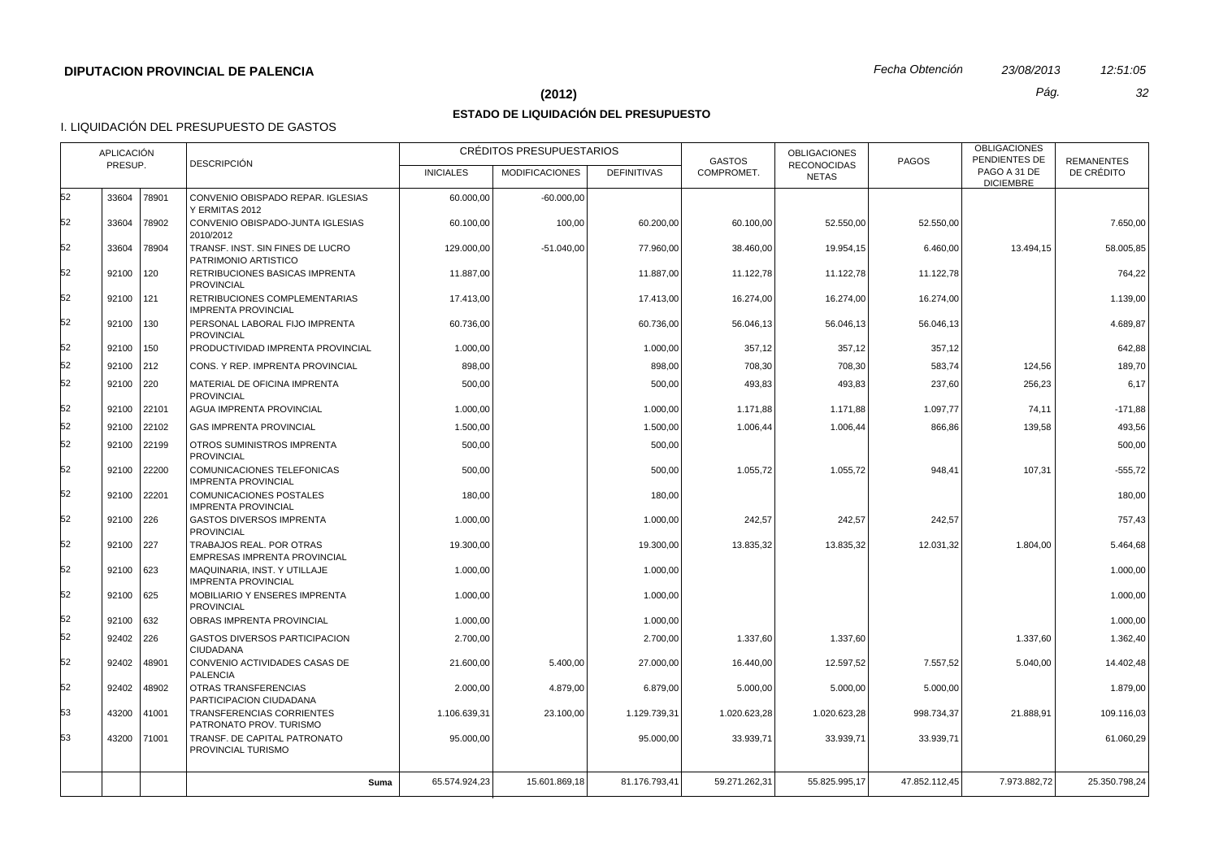**DIPUTACION PROVINCIAL DE PALENCIA**

*Fecha Obtención* *23/08/2013* *12:51:05*

**(2012)**

## ESTADO DE LIQUIDACIÓN DEL PRESUPUESTO

I. LIQUIDACIÓN DEL PRESUPUESTO DE GASTOS

| APLICACIÓN PRESUP. | | | DESCRIPCIÓN | CRÉDITOS PRESUPUESTARIOS | | | GASTOS COMPROMET. | OBLIGACIONES RECONOCIDAS NETAS | PAGOS | OBLIGACIONES PENDIENTES DE PAGO A 31 DE DICIEMBRE | REMANENTES DE CRÉDITO |
|---|---|---|---|---|---|---|---|---|---|---|---|
| | | | | INICIALES | MODIFICACIONES | DEFINITIVAS | | | | | |
| 52 | 33604 | 78901 | CONVENIO OBISPADO REPAR. IGLESIAS Y ERMITAS 2012 | 60.000,00 | -60.000,00 | | | | | | |
| 52 | 33604 | 78902 | CONVENIO OBISPADO-JUNTA IGLESIAS 2010/2012 | 60.100,00 | 100,00 | 60.200,00 | 60.100,00 | 52.550,00 | 52.550,00 | | 7.650,00 |
| 52 | 33604 | 78904 | TRANSF. INST. SIN FINES DE LUCRO PATRIMONIO ARTISTICO | 129.000,00 | -51.040,00 | 77.960,00 | 38.460,00 | 19.954,15 | 6.460,00 | 13.494,15 | 58.005,85 |
| 52 | 92100 | 120 | RETRIBUCIONES BASICAS IMPRENTA PROVINCIAL | 11.887,00 | | 11.887,00 | 11.122,78 | 11.122,78 | 11.122,78 | | 764,22 |
| 52 | 92100 | 121 | RETRIBUCIONES COMPLEMENTARIAS IMPRENTA PROVINCIAL | 17.413,00 | | 17.413,00 | 16.274,00 | 16.274,00 | 16.274,00 | | 1.139,00 |
| 52 | 92100 | 130 | PERSONAL LABORAL FIJO IMPRENTA PROVINCIAL | 60.736,00 | | 60.736,00 | 56.046,13 | 56.046,13 | 56.046,13 | | 4.689,87 |
| 52 | 92100 | 150 | PRODUCTIVIDAD IMPRENTA PROVINCIAL | 1.000,00 | | 1.000,00 | 357,12 | 357,12 | 357,12 | | 642,88 |
| 52 | 92100 | 212 | CONS. Y REP. IMPRENTA PROVINCIAL | 898,00 | | 898,00 | 708,30 | 708,30 | 583,74 | 124,56 | 189,70 |
| 52 | 92100 | 220 | MATERIAL DE OFICINA IMPRENTA PROVINCIAL | 500,00 | | 500,00 | 493,83 | 493,83 | 237,60 | 256,23 | 6,17 |
| 52 | 92100 | 22101 | AGUA IMPRENTA PROVINCIAL | 1.000,00 | | 1.000,00 | 1.171,88 | 1.171,88 | 1.097,77 | 74,11 | -171,88 |
| 52 | 92100 | 22102 | GAS IMPRENTA PROVINCIAL | 1.500,00 | | 1.500,00 | 1.006,44 | 1.006,44 | 866,86 | 139,58 | 493,56 |
| 52 | 92100 | 22199 | OTROS SUMINISTROS IMPRENTA PROVINCIAL | 500,00 | | 500,00 | | | | | 500,00 |
| 52 | 92100 | 22200 | COMUNICACIONES TELEFONICAS IMPRENTA PROVINCIAL | 500,00 | | 500,00 | 1.055,72 | 1.055,72 | 948,41 | 107,31 | -555,72 |
| 52 | 92100 | 22201 | COMUNICACIONES POSTALES IMPRENTA PROVINCIAL | 180,00 | | 180,00 | | | | | 180,00 |
| 52 | 92100 | 226 | GASTOS DIVERSOS IMPRENTA PROVINCIAL | 1.000,00 | | 1.000,00 | 242,57 | 242,57 | 242,57 | | 757,43 |
| 52 | 92100 | 227 | TRABAJOS REAL. POR OTRAS EMPRESAS IMPRENTA PROVINCIAL | 19.300,00 | | 19.300,00 | 13.835,32 | 13.835,32 | 12.031,32 | 1.804,00 | 5.464,68 |
| 52 | 92100 | 623 | MAQUINARIA, INST. Y UTILLAJE IMPRENTA PROVINCIAL | 1.000,00 | | 1.000,00 | | | | | 1.000,00 |
| 52 | 92100 | 625 | MOBILIARIO Y ENSERES IMPRENTA PROVINCIAL | 1.000,00 | | 1.000,00 | | | | | 1.000,00 |
| 52 | 92100 | 632 | OBRAS IMPRENTA PROVINCIAL | 1.000,00 | | 1.000,00 | | | | | 1.000,00 |
| 52 | 92402 | 226 | GASTOS DIVERSOS PARTICIPACION CIUDADANA | 2.700,00 | | 2.700,00 | 1.337,60 | 1.337,60 | | 1.337,60 | 1.362,40 |
| 52 | 92402 | 48901 | CONVENIO ACTIVIDADES CASAS DE PALENCIA | 21.600,00 | 5.400,00 | 27.000,00 | 16.440,00 | 12.597,52 | 7.557,52 | 5.040,00 | 14.402,48 |
| 52 | 92402 | 48902 | OTRAS TRANSFERENCIAS PARTICIPACION CIUDADANA | 2.000,00 | 4.879,00 | 6.879,00 | 5.000,00 | 5.000,00 | 5.000,00 | | 1.879,00 |
| 53 | 43200 | 41001 | TRANSFERENCIAS CORRIENTES PATRONATO PROV. TURISMO | 1.106.639,31 | 23.100,00 | 1.129.739,31 | 1.020.623,28 | 1.020.623,28 | 998.734,37 | 21.888,91 | 109.116,03 |
| 53 | 43200 | 71001 | TRANSF. DE CAPITAL PATRONATO PROVINCIAL TURISMO | 95.000,00 | | 95.000,00 | 33.939,71 | 33.939,71 | 33.939,71 | | 61.060,29 |
| | | | **Suma** | 65.574.924,23 | 15.601.869,18 | 81.176.793,41 | 59.271.262,31 | 55.825.995,17 | 47.852.112,45 | 7.973.882,72 | 25.350.798,24 |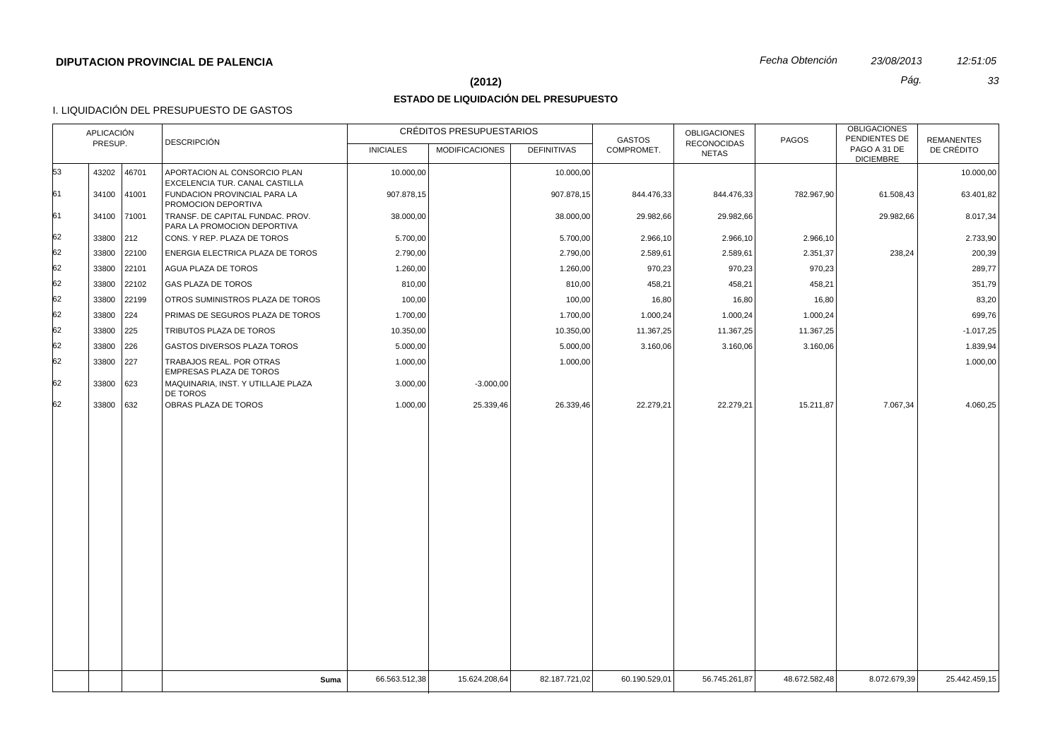**DIPUTACION PROVINCIAL DE PALENCIA**

*Fecha Obtención* *23/08/2013* *12:51:05*

**(2012)**

## ESTADO DE LIQUIDACIÓN DEL PRESUPUESTO

I. LIQUIDACIÓN DEL PRESUPUESTO DE GASTOS

| APLICACIÓN PRESUP. | | | DESCRIPCIÓN | CRÉDITOS PRESUPUESTARIOS | | | GASTOS COMPROMET. | OBLIGACIONES RECONOCIDAS NETAS | PAGOS | OBLIGACIONES PENDIENTES DE PAGO A 31 DE DICIEMBRE | REMANENTES DE CRÉDITO |
|---|---|---|---|---|---|---|---|---|---|---|---|
| | | | | INICIALES | MODIFICACIONES | DEFINITIVAS | | | | | |
| 53 | 43202 | 46701 | APORTACION AL CONSORCIO PLAN EXCELENCIA TUR. CANAL CASTILLA | 10.000,00 | | 10.000,00 | | | | | 10.000,00 |
| 61 | 34100 | 41001 | FUNDACION PROVINCIAL PARA LA PROMOCION DEPORTIVA | 907.878,15 | | 907.878,15 | 844.476,33 | 844.476,33 | 782.967,90 | 61.508,43 | 63.401,82 |
| 61 | 34100 | 71001 | TRANSF. DE CAPITAL FUNDAC. PROV. PARA LA PROMOCION DEPORTIVA | 38.000,00 | | 38.000,00 | 29.982,66 | 29.982,66 | | 29.982,66 | 8.017,34 |
| 62 | 33800 | 212 | CONS. Y REP. PLAZA DE TOROS | 5.700,00 | | 5.700,00 | 2.966,10 | 2.966,10 | 2.966,10 | | 2.733,90 |
| 62 | 33800 | 22100 | ENERGIA ELECTRICA PLAZA DE TOROS | 2.790,00 | | 2.790,00 | 2.589,61 | 2.589,61 | 2.351,37 | 238,24 | 200,39 |
| 62 | 33800 | 22101 | AGUA PLAZA DE TOROS | 1.260,00 | | 1.260,00 | 970,23 | 970,23 | 970,23 | | 289,77 |
| 62 | 33800 | 22102 | GAS PLAZA DE TOROS | 810,00 | | 810,00 | 458,21 | 458,21 | 458,21 | | 351,79 |
| 62 | 33800 | 22199 | OTROS SUMINISTROS PLAZA DE TOROS | 100,00 | | 100,00 | 16,80 | 16,80 | 16,80 | | 83,20 |
| 62 | 33800 | 224 | PRIMAS DE SEGUROS PLAZA DE TOROS | 1.700,00 | | 1.700,00 | 1.000,24 | 1.000,24 | 1.000,24 | | 699,76 |
| 62 | 33800 | 225 | TRIBUTOS PLAZA DE TOROS | 10.350,00 | | 10.350,00 | 11.367,25 | 11.367,25 | 11.367,25 | | -1.017,25 |
| 62 | 33800 | 226 | GASTOS DIVERSOS PLAZA TOROS | 5.000,00 | | 5.000,00 | 3.160,06 | 3.160,06 | 3.160,06 | | 1.839,94 |
| 62 | 33800 | 227 | TRABAJOS REAL. POR OTRAS EMPRESAS PLAZA DE TOROS | 1.000,00 | | 1.000,00 | | | | | 1.000,00 |
| 62 | 33800 | 623 | MAQUINARIA, INST. Y UTILLAJE PLAZA DE TOROS | 3.000,00 | -3.000,00 | | | | | | |
| 62 | 33800 | 632 | OBRAS PLAZA DE TOROS | 1.000,00 | 25.339,46 | 26.339,46 | 22.279,21 | 22.279,21 | 15.211,87 | 7.067,34 | 4.060,25 |
| | | | **Suma** | 66.563.512,38 | 15.624.208,64 | 82.187.721,02 | 60.190.529,01 | 56.745.261,87 | 48.672.582,48 | 8.072.679,39 | 25.442.459,15 |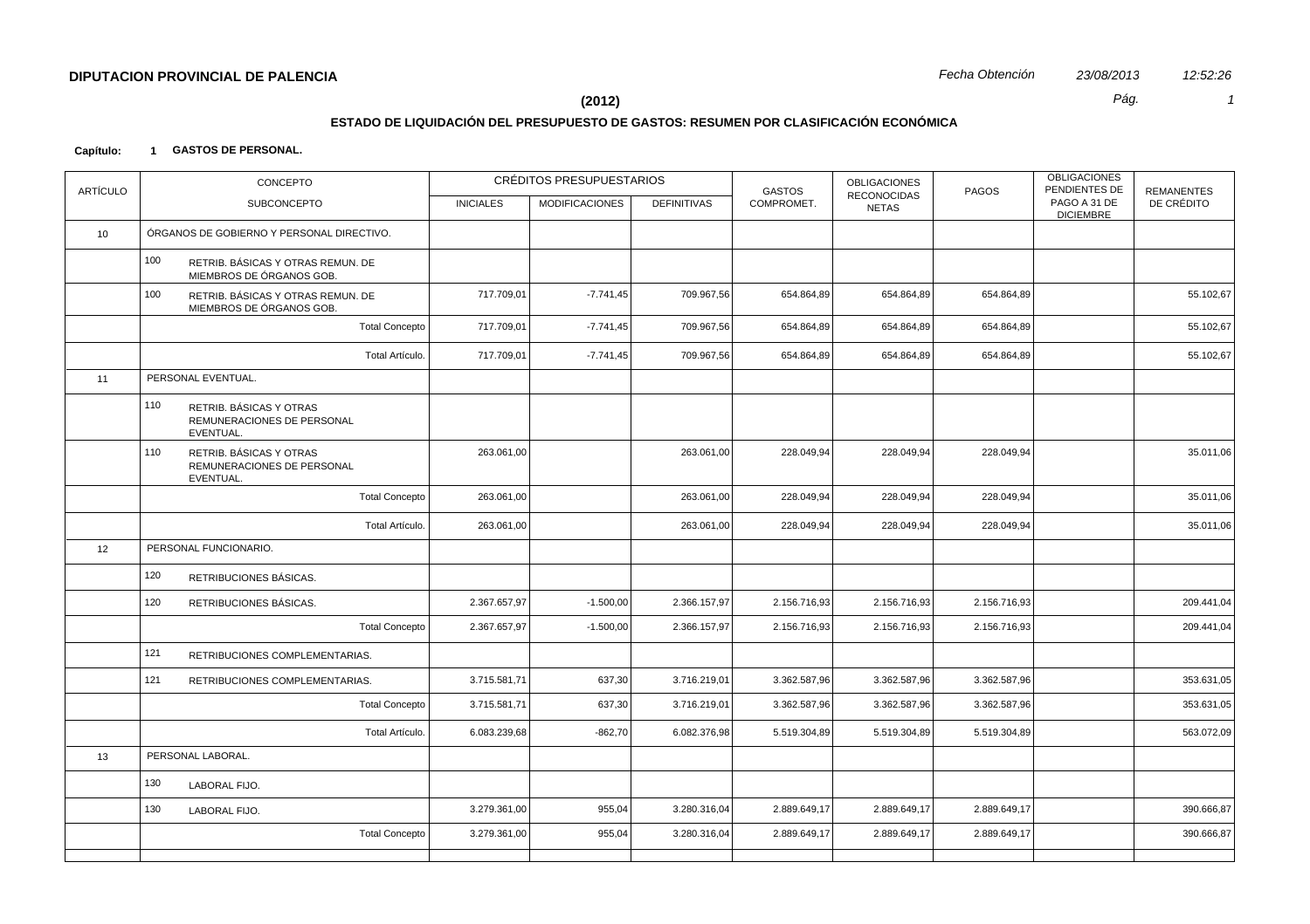**DIPUTACION PROVINCIAL DE PALENCIA** *Fecha Obtención* *23/08/2013* *12:52:26*

**(2012)**

## ESTADO DE LIQUIDACIÓN DEL PRESUPUESTO DE GASTOS: RESUMEN POR CLASIFICACIÓN ECONÓMICA

**Capítulo: 1 GASTOS DE PERSONAL.**

| ARTÍCULO | CONCEPTO / SUBCONCEPTO | CRÉDITOS PRESUPUESTARIOS INICIALES | MODIFICACIONES | DEFINITIVAS | GASTOS COMPROMET. | OBLIGACIONES RECONOCIDAS NETAS | PAGOS | OBLIGACIONES PENDIENTES DE PAGO A 31 DE DICIEMBRE | REMANENTES DE CRÉDITO |
|---|---|---|---|---|---|---|---|---|---|
| 10 | ÓRGANOS DE GOBIERNO Y PERSONAL DIRECTIVO. | | | | | | | | |
| | 100 RETRIB. BÁSICAS Y OTRAS REMUN. DE MIEMBROS DE ÓRGANOS GOB. | | | | | | | | |
| | 100 RETRIB. BÁSICAS Y OTRAS REMUN. DE MIEMBROS DE ÓRGANOS GOB. | 717.709,01 | -7.741,45 | 709.967,56 | 654.864,89 | 654.864,89 | 654.864,89 | | 55.102,67 |
| | Total Concepto | 717.709,01 | -7.741,45 | 709.967,56 | 654.864,89 | 654.864,89 | 654.864,89 | | 55.102,67 |
| | Total Artículo. | 717.709,01 | -7.741,45 | 709.967,56 | 654.864,89 | 654.864,89 | 654.864,89 | | 55.102,67 |
| 11 | PERSONAL EVENTUAL. | | | | | | | | |
| | 110 RETRIB. BÁSICAS Y OTRAS REMUNERACIONES DE PERSONAL EVENTUAL. | | | | | | | | |
| | 110 RETRIB. BÁSICAS Y OTRAS REMUNERACIONES DE PERSONAL EVENTUAL. | 263.061,00 | | 263.061,00 | 228.049,94 | 228.049,94 | 228.049,94 | | 35.011,06 |
| | Total Concepto | 263.061,00 | | 263.061,00 | 228.049,94 | 228.049,94 | 228.049,94 | | 35.011,06 |
| | Total Artículo. | 263.061,00 | | 263.061,00 | 228.049,94 | 228.049,94 | 228.049,94 | | 35.011,06 |
| 12 | PERSONAL FUNCIONARIO. | | | | | | | | |
| | 120 RETRIBUCIONES BÁSICAS. | | | | | | | | |
| | 120 RETRIBUCIONES BÁSICAS. | 2.367.657,97 | -1.500,00 | 2.366.157,97 | 2.156.716,93 | 2.156.716,93 | 2.156.716,93 | | 209.441,04 |
| | Total Concepto | 2.367.657,97 | -1.500,00 | 2.366.157,97 | 2.156.716,93 | 2.156.716,93 | 2.156.716,93 | | 209.441,04 |
| | 121 RETRIBUCIONES COMPLEMENTARIAS. | | | | | | | | |
| | 121 RETRIBUCIONES COMPLEMENTARIAS. | 3.715.581,71 | 637,30 | 3.716.219,01 | 3.362.587,96 | 3.362.587,96 | 3.362.587,96 | | 353.631,05 |
| | Total Concepto | 3.715.581,71 | 637,30 | 3.716.219,01 | 3.362.587,96 | 3.362.587,96 | 3.362.587,96 | | 353.631,05 |
| | Total Artículo. | 6.083.239,68 | -862,70 | 6.082.376,98 | 5.519.304,89 | 5.519.304,89 | 5.519.304,89 | | 563.072,09 |
| 13 | PERSONAL LABORAL. | | | | | | | | |
| | 130 LABORAL FIJO. | | | | | | | | |
| | 130 LABORAL FIJO. | 3.279.361,00 | 955,04 | 3.280.316,04 | 2.889.649,17 | 2.889.649,17 | 2.889.649,17 | | 390.666,87 |
| | Total Concepto | 3.279.361,00 | 955,04 | 3.280.316,04 | 2.889.649,17 | 2.889.649,17 | 2.889.649,17 | | 390.666,87 |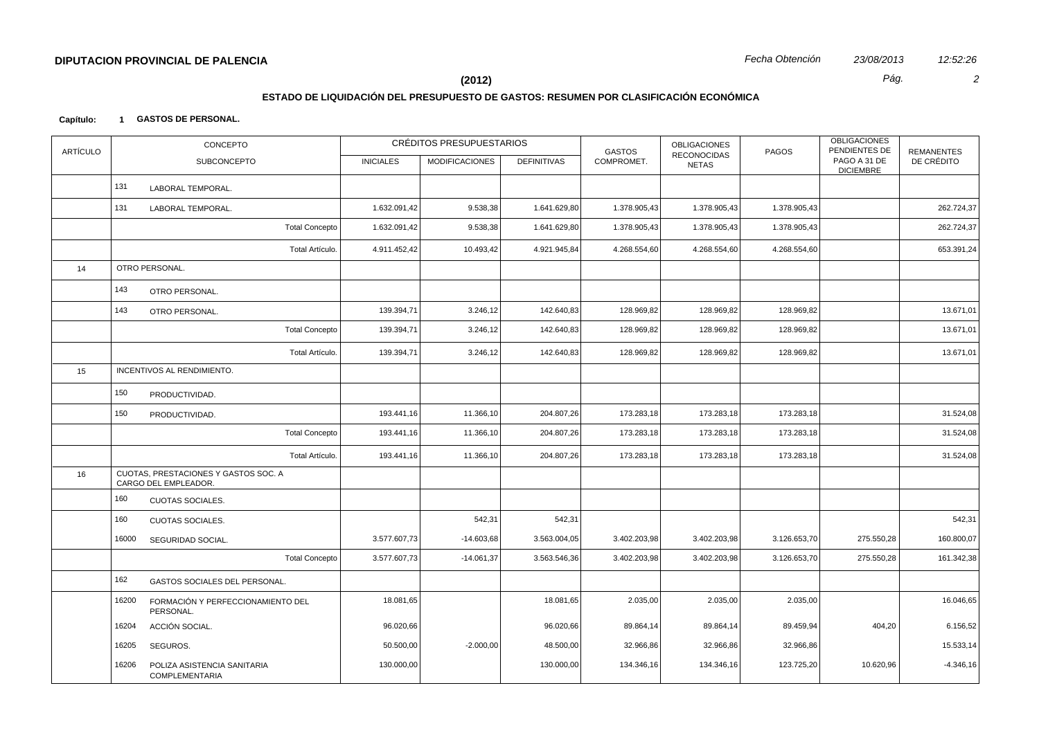**DIPUTACION PROVINCIAL DE PALENCIA**

*Fecha Obtención* *23/08/2013* *12:52:26*

**(2012)**

## ESTADO DE LIQUIDACIÓN DEL PRESUPUESTO DE GASTOS: RESUMEN POR CLASIFICACIÓN ECONÓMICA

**Capítulo: 1 GASTOS DE PERSONAL.**

| ARTÍCULO | CONCEPTO / SUBCONCEPTO | | CRÉDITOS PRESUPUESTARIOS INICIALES | MODIFICACIONES | DEFINITIVAS | GASTOS COMPROMET. | OBLIGACIONES RECONOCIDAS NETAS | PAGOS | OBLIGACIONES PENDIENTES DE PAGO A 31 DE DICIEMBRE | REMANENTES DE CRÉDITO |
|---|---|---|---|---|---|---|---|---|---|---|
| | 131 | LABORAL TEMPORAL. | | | | | | | | |
| | 131 | LABORAL TEMPORAL. | 1.632.091,42 | 9.538,38 | 1.641.629,80 | 1.378.905,43 | 1.378.905,43 | 1.378.905,43 | | 262.724,37 |
| | | Total Concepto | 1.632.091,42 | 9.538,38 | 1.641.629,80 | 1.378.905,43 | 1.378.905,43 | 1.378.905,43 | | 262.724,37 |
| | | Total Artículo. | 4.911.452,42 | 10.493,42 | 4.921.945,84 | 4.268.554,60 | 4.268.554,60 | 4.268.554,60 | | 653.391,24 |
| 14 | OTRO PERSONAL. | | | | | | | | | |
| | 143 | OTRO PERSONAL. | | | | | | | | |
| | 143 | OTRO PERSONAL. | 139.394,71 | 3.246,12 | 142.640,83 | 128.969,82 | 128.969,82 | 128.969,82 | | 13.671,01 |
| | | Total Concepto | 139.394,71 | 3.246,12 | 142.640,83 | 128.969,82 | 128.969,82 | 128.969,82 | | 13.671,01 |
| | | Total Artículo. | 139.394,71 | 3.246,12 | 142.640,83 | 128.969,82 | 128.969,82 | 128.969,82 | | 13.671,01 |
| 15 | INCENTIVOS AL RENDIMIENTO. | | | | | | | | | |
| | 150 | PRODUCTIVIDAD. | | | | | | | | |
| | 150 | PRODUCTIVIDAD. | 193.441,16 | 11.366,10 | 204.807,26 | 173.283,18 | 173.283,18 | 173.283,18 | | 31.524,08 |
| | | Total Concepto | 193.441,16 | 11.366,10 | 204.807,26 | 173.283,18 | 173.283,18 | 173.283,18 | | 31.524,08 |
| | | Total Artículo. | 193.441,16 | 11.366,10 | 204.807,26 | 173.283,18 | 173.283,18 | 173.283,18 | | 31.524,08 |
| 16 | CUOTAS, PRESTACIONES Y GASTOS SOC. A CARGO DEL EMPLEADOR. | | | | | | | | | |
| | 160 | CUOTAS SOCIALES. | | | | | | | | |
| | 160 | CUOTAS SOCIALES. | | 542,31 | 542,31 | | | | | 542,31 |
| | 16000 | SEGURIDAD SOCIAL. | 3.577.607,73 | -14.603,68 | 3.563.004,05 | 3.402.203,98 | 3.402.203,98 | 3.126.653,70 | 275.550,28 | 160.800,07 |
| | | Total Concepto | 3.577.607,73 | -14.061,37 | 3.563.546,36 | 3.402.203,98 | 3.402.203,98 | 3.126.653,70 | 275.550,28 | 161.342,38 |
| | 162 | GASTOS SOCIALES DEL PERSONAL. | | | | | | | | |
| | 16200 | FORMACIÓN Y PERFECCIONAMIENTO DEL PERSONAL. | 18.081,65 | | 18.081,65 | 2.035,00 | 2.035,00 | 2.035,00 | | 16.046,65 |
| | 16204 | ACCIÓN SOCIAL. | 96.020,66 | | 96.020,66 | 89.864,14 | 89.864,14 | 89.459,94 | 404,20 | 6.156,52 |
| | 16205 | SEGUROS. | 50.500,00 | -2.000,00 | 48.500,00 | 32.966,86 | 32.966,86 | 32.966,86 | | 15.533,14 |
| | 16206 | POLIZA ASISTENCIA SANITARIA COMPLEMENTARIA | 130.000,00 | | 130.000,00 | 134.346,16 | 134.346,16 | 123.725,20 | 10.620,96 | -4.346,16 |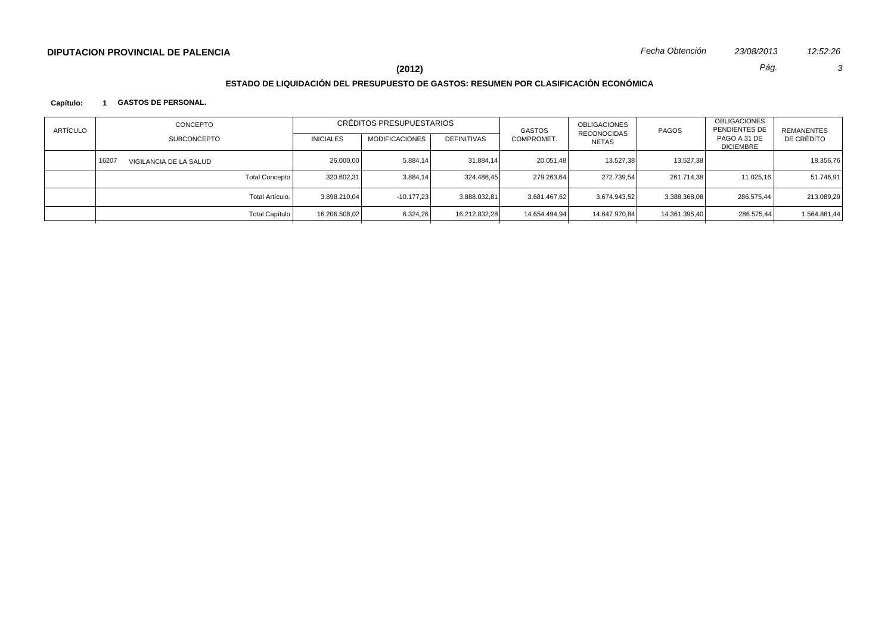**DIPUTACION PROVINCIAL DE PALENCIA**

*Fecha Obtención* *23/08/2013* *12:52:26*

**(2012)**

## ESTADO DE LIQUIDACIÓN DEL PRESUPUESTO DE GASTOS: RESUMEN POR CLASIFICACIÓN ECONÓMICA

**Capítulo: 1 GASTOS DE PERSONAL.**

| ARTÍCULO | CONCEPTO / SUBCONCEPTO | CRÉDITOS PRESUPUESTARIOS | | | GASTOS COMPROMET. | OBLIGACIONES RECONOCIDAS NETAS | PAGOS | OBLIGACIONES PENDIENTES DE PAGO A 31 DE DICIEMBRE | REMANENTES DE CRÉDITO |
|---|---|---|---|---|---|---|---|---|---|
| | | INICIALES | MODIFICACIONES | DEFINITIVAS | | | | | |
| | 16207 VIGILANCIA DE LA SALUD | 26.000,00 | 5.884,14 | 31.884,14 | 20.051,48 | 13.527,38 | 13.527,38 | | 18.356,76 |
| | Total Concepto | 320.602,31 | 3.884,14 | 324.486,45 | 279.263,64 | 272.739,54 | 261.714,38 | 11.025,16 | 51.746,91 |
| | Total Artículo. | 3.898.210,04 | -10.177,23 | 3.888.032,81 | 3.681.467,62 | 3.674.943,52 | 3.388.368,08 | 286.575,44 | 213.089,29 |
| | Total Capítulo | 16.206.508,02 | 6.324,26 | 16.212.832,28 | 14.654.494,94 | 14.647.970,84 | 14.361.395,40 | 286.575,44 | 1.564.861,44 |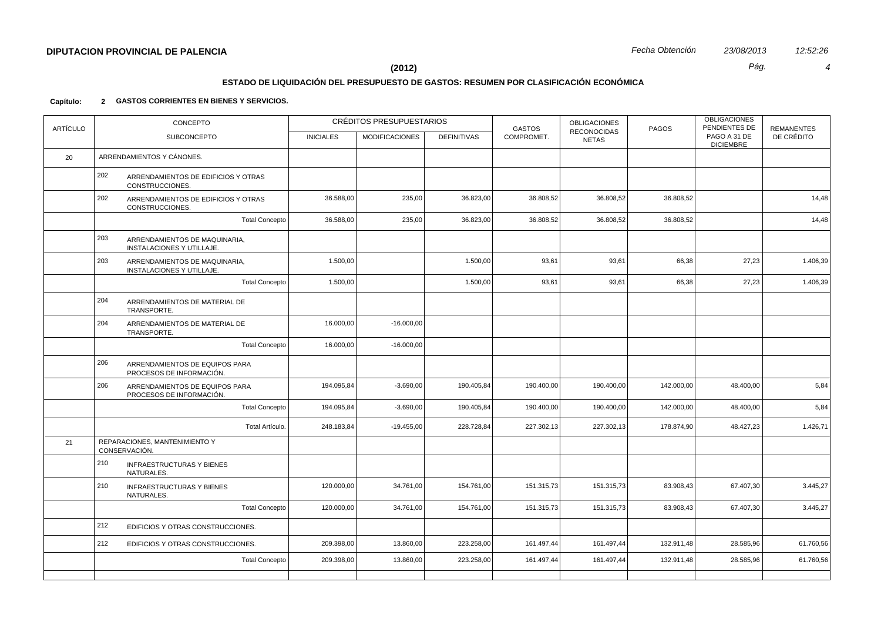**DIPUTACION PROVINCIAL DE PALENCIA**

*Fecha Obtención* *23/08/2013* *12:52:26*

**(2012)**

## ESTADO DE LIQUIDACIÓN DEL PRESUPUESTO DE GASTOS: RESUMEN POR CLASIFICACIÓN ECONÓMICA

**Capítulo: 2 GASTOS CORRIENTES EN BIENES Y SERVICIOS.**

| ARTÍCULO | CONCEPTO / SUBCONCEPTO | CRÉDITOS PRESUPUESTARIOS | | | GASTOS COMPROMET. | OBLIGACIONES RECONOCIDAS NETAS | PAGOS | OBLIGACIONES PENDIENTES DE PAGO A 31 DE DICIEMBRE | REMANENTES DE CRÉDITO |
|---|---|---|---|---|---|---|---|---|---|
| | | INICIALES | MODIFICACIONES | DEFINITIVAS | | | | | |
| 20 | ARRENDAMIENTOS Y CÁNONES. | | | | | | | | |
| | 202 ARRENDAMIENTOS DE EDIFICIOS Y OTRAS CONSTRUCCIONES. | | | | | | | | |
| | 202 ARRENDAMIENTOS DE EDIFICIOS Y OTRAS CONSTRUCCIONES. | 36.588,00 | 235,00 | 36.823,00 | 36.808,52 | 36.808,52 | 36.808,52 | | 14,48 |
| | Total Concepto | 36.588,00 | 235,00 | 36.823,00 | 36.808,52 | 36.808,52 | 36.808,52 | | 14,48 |
| | 203 ARRENDAMIENTOS DE MAQUINARIA, INSTALACIONES Y UTILLAJE. | | | | | | | | |
| | 203 ARRENDAMIENTOS DE MAQUINARIA, INSTALACIONES Y UTILLAJE. | 1.500,00 | | 1.500,00 | 93,61 | 93,61 | 66,38 | 27,23 | 1.406,39 |
| | Total Concepto | 1.500,00 | | 1.500,00 | 93,61 | 93,61 | 66,38 | 27,23 | 1.406,39 |
| | 204 ARRENDAMIENTOS DE MATERIAL DE TRANSPORTE. | | | | | | | | |
| | 204 ARRENDAMIENTOS DE MATERIAL DE TRANSPORTE. | 16.000,00 | -16.000,00 | | | | | | |
| | Total Concepto | 16.000,00 | -16.000,00 | | | | | | |
| | 206 ARRENDAMIENTOS DE EQUIPOS PARA PROCESOS DE INFORMACIÓN. | | | | | | | | |
| | 206 ARRENDAMIENTOS DE EQUIPOS PARA PROCESOS DE INFORMACIÓN. | 194.095,84 | -3.690,00 | 190.405,84 | 190.400,00 | 190.400,00 | 142.000,00 | 48.400,00 | 5,84 |
| | Total Concepto | 194.095,84 | -3.690,00 | 190.405,84 | 190.400,00 | 190.400,00 | 142.000,00 | 48.400,00 | 5,84 |
| | Total Artículo. | 248.183,84 | -19.455,00 | 228.728,84 | 227.302,13 | 227.302,13 | 178.874,90 | 48.427,23 | 1.426,71 |
| 21 | REPARACIONES, MANTENIMIENTO Y CONSERVACIÓN. | | | | | | | | |
| | 210 INFRAESTRUCTURAS Y BIENES NATURALES. | | | | | | | | |
| | 210 INFRAESTRUCTURAS Y BIENES NATURALES. | 120.000,00 | 34.761,00 | 154.761,00 | 151.315,73 | 151.315,73 | 83.908,43 | 67.407,30 | 3.445,27 |
| | Total Concepto | 120.000,00 | 34.761,00 | 154.761,00 | 151.315,73 | 151.315,73 | 83.908,43 | 67.407,30 | 3.445,27 |
| | 212 EDIFICIOS Y OTRAS CONSTRUCCIONES. | | | | | | | | |
| | 212 EDIFICIOS Y OTRAS CONSTRUCCIONES. | 209.398,00 | 13.860,00 | 223.258,00 | 161.497,44 | 161.497,44 | 132.911,48 | 28.585,96 | 61.760,56 |
| | Total Concepto | 209.398,00 | 13.860,00 | 223.258,00 | 161.497,44 | 161.497,44 | 132.911,48 | 28.585,96 | 61.760,56 |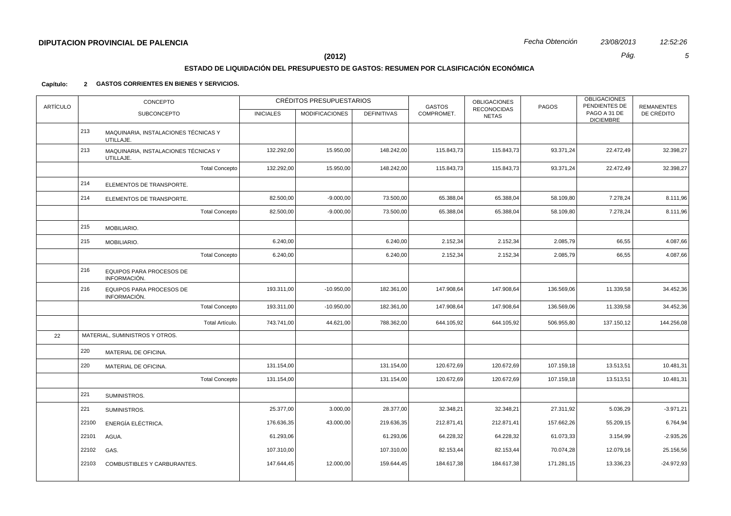**DIPUTACION PROVINCIAL DE PALENCIA**

**(2012)**

## ESTADO DE LIQUIDACIÓN DEL PRESUPUESTO DE GASTOS: RESUMEN POR CLASIFICACIÓN ECONÓMICA

**Capítulo: 2 GASTOS CORRIENTES EN BIENES Y SERVICIOS.**

| ARTÍCULO | CONCEPTO / SUBCONCEPTO | | CRÉDITOS PRESUPUESTARIOS | | | GASTOS COMPROMET. | OBLIGACIONES RECONOCIDAS NETAS | PAGOS | OBLIGACIONES PENDIENTES DE PAGO A 31 DE DICIEMBRE | REMANENTES DE CRÉDITO |
|---|---|---|---|---|---|---|---|---|---|---|
| | | | INICIALES | MODIFICACIONES | DEFINITIVAS | | | | | |
| | 213 | MAQUINARIA, INSTALACIONES TÉCNICAS Y UTILLAJE. | | | | | | | | |
| | 213 | MAQUINARIA, INSTALACIONES TÉCNICAS Y UTILLAJE. | 132.292,00 | 15.950,00 | 148.242,00 | 115.843,73 | 115.843,73 | 93.371,24 | 22.472,49 | 32.398,27 |
| | | Total Concepto | 132.292,00 | 15.950,00 | 148.242,00 | 115.843,73 | 115.843,73 | 93.371,24 | 22.472,49 | 32.398,27 |
| | 214 | ELEMENTOS DE TRANSPORTE. | | | | | | | | |
| | 214 | ELEMENTOS DE TRANSPORTE. | 82.500,00 | -9.000,00 | 73.500,00 | 65.388,04 | 65.388,04 | 58.109,80 | 7.278,24 | 8.111,96 |
| | | Total Concepto | 82.500,00 | -9.000,00 | 73.500,00 | 65.388,04 | 65.388,04 | 58.109,80 | 7.278,24 | 8.111,96 |
| | 215 | MOBILIARIO. | | | | | | | | |
| | 215 | MOBILIARIO. | 6.240,00 | | 6.240,00 | 2.152,34 | 2.152,34 | 2.085,79 | 66,55 | 4.087,66 |
| | | Total Concepto | 6.240,00 | | 6.240,00 | 2.152,34 | 2.152,34 | 2.085,79 | 66,55 | 4.087,66 |
| | 216 | EQUIPOS PARA PROCESOS DE INFORMACIÓN. | | | | | | | | |
| | 216 | EQUIPOS PARA PROCESOS DE INFORMACIÓN. | 193.311,00 | -10.950,00 | 182.361,00 | 147.908,64 | 147.908,64 | 136.569,06 | 11.339,58 | 34.452,36 |
| | | Total Concepto | 193.311,00 | -10.950,00 | 182.361,00 | 147.908,64 | 147.908,64 | 136.569,06 | 11.339,58 | 34.452,36 |
| | | Total Artículo. | 743.741,00 | 44.621,00 | 788.362,00 | 644.105,92 | 644.105,92 | 506.955,80 | 137.150,12 | 144.256,08 |
| 22 | MATERIAL, SUMINISTROS Y OTROS. | | | | | | | | | |
| | 220 | MATERIAL DE OFICINA. | | | | | | | | |
| | 220 | MATERIAL DE OFICINA. | 131.154,00 | | 131.154,00 | 120.672,69 | 120.672,69 | 107.159,18 | 13.513,51 | 10.481,31 |
| | | Total Concepto | 131.154,00 | | 131.154,00 | 120.672,69 | 120.672,69 | 107.159,18 | 13.513,51 | 10.481,31 |
| | 221 | SUMINISTROS. | | | | | | | | |
| | 221 | SUMINISTROS. | 25.377,00 | 3.000,00 | 28.377,00 | 32.348,21 | 32.348,21 | 27.311,92 | 5.036,29 | -3.971,21 |
| | 22100 | ENERGÍA ELÉCTRICA. | 176.636,35 | 43.000,00 | 219.636,35 | 212.871,41 | 212.871,41 | 157.662,26 | 55.209,15 | 6.764,94 |
| | 22101 | AGUA. | 61.293,06 | | 61.293,06 | 64.228,32 | 64.228,32 | 61.073,33 | 3.154,99 | -2.935,26 |
| | 22102 | GAS. | 107.310,00 | | 107.310,00 | 82.153,44 | 82.153,44 | 70.074,28 | 12.079,16 | 25.156,56 |
| | 22103 | COMBUSTIBLES Y CARBURANTES. | 147.644,45 | 12.000,00 | 159.644,45 | 184.617,38 | 184.617,38 | 171.281,15 | 13.336,23 | -24.972,93 |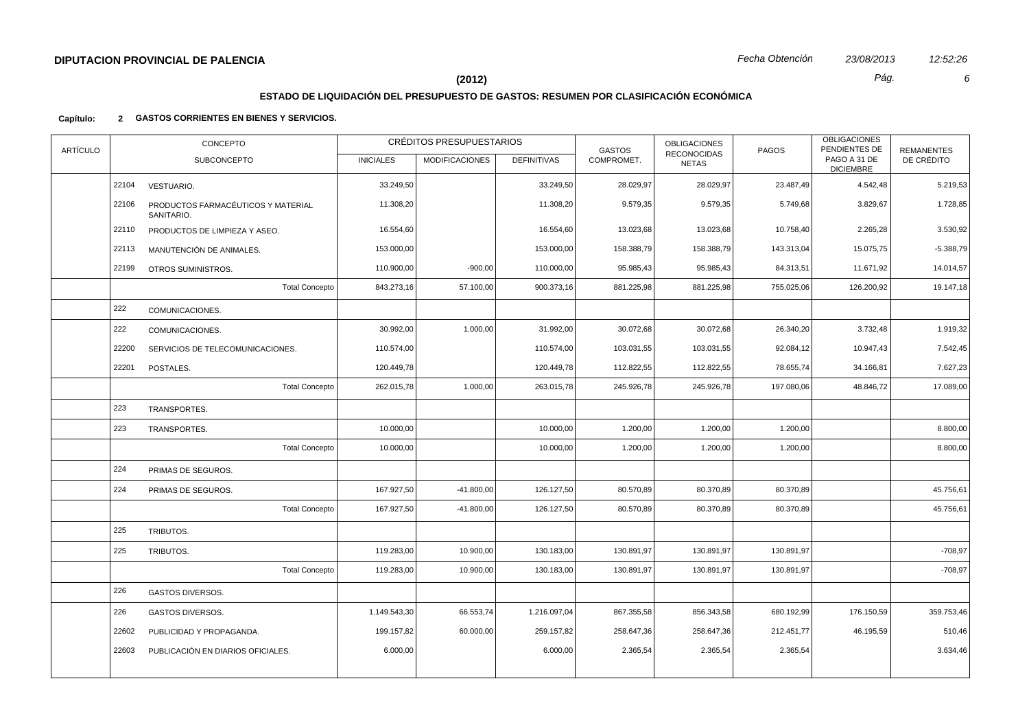**DIPUTACION PROVINCIAL DE PALENCIA**

*Fecha Obtención* *23/08/2013* *12:52:26*

**(2012)**

### ESTADO DE LIQUIDACIÓN DEL PRESUPUESTO DE GASTOS: RESUMEN POR CLASIFICACIÓN ECONÓMICA

**Capítulo: 2 GASTOS CORRIENTES EN BIENES Y SERVICIOS.**

| ARTÍCULO | CONCEPTO | | CRÉDITOS PRESUPUESTARIOS | | | GASTOS COMPROMET. | OBLIGACIONES RECONOCIDAS NETAS | PAGOS | OBLIGACIONES PENDIENTES DE PAGO A 31 DE DICIEMBRE | REMANENTES DE CRÉDITO |
|---|---|---|---|---|---|---|---|---|---|---|
| | SUBCONCEPTO | | INICIALES | MODIFICACIONES | DEFINITIVAS | | | | | |
| | 22104 | VESTUARIO. | 33.249,50 | | 33.249,50 | 28.029,97 | 28.029,97 | 23.487,49 | 4.542,48 | 5.219,53 |
| | 22106 | PRODUCTOS FARMACÉUTICOS Y MATERIAL SANITARIO. | 11.308,20 | | 11.308,20 | 9.579,35 | 9.579,35 | 5.749,68 | 3.829,67 | 1.728,85 |
| | 22110 | PRODUCTOS DE LIMPIEZA Y ASEO. | 16.554,60 | | 16.554,60 | 13.023,68 | 13.023,68 | 10.758,40 | 2.265,28 | 3.530,92 |
| | 22113 | MANUTENCIÓN DE ANIMALES. | 153.000,00 | | 153.000,00 | 158.388,79 | 158.388,79 | 143.313,04 | 15.075,75 | -5.388,79 |
| | 22199 | OTROS SUMINISTROS. | 110.900,00 | -900,00 | 110.000,00 | 95.985,43 | 95.985,43 | 84.313,51 | 11.671,92 | 14.014,57 |
| | | Total Concepto | 843.273,16 | 57.100,00 | 900.373,16 | 881.225,98 | 881.225,98 | 755.025,06 | 126.200,92 | 19.147,18 |
| | 222 | COMUNICACIONES. | | | | | | | | |
| | 222 | COMUNICACIONES. | 30.992,00 | 1.000,00 | 31.992,00 | 30.072,68 | 30.072,68 | 26.340,20 | 3.732,48 | 1.919,32 |
| | 22200 | SERVICIOS DE TELECOMUNICACIONES. | 110.574,00 | | 110.574,00 | 103.031,55 | 103.031,55 | 92.084,12 | 10.947,43 | 7.542,45 |
| | 22201 | POSTALES. | 120.449,78 | | 120.449,78 | 112.822,55 | 112.822,55 | 78.655,74 | 34.166,81 | 7.627,23 |
| | | Total Concepto | 262.015,78 | 1.000,00 | 263.015,78 | 245.926,78 | 245.926,78 | 197.080,06 | 48.846,72 | 17.089,00 |
| | 223 | TRANSPORTES. | | | | | | | | |
| | 223 | TRANSPORTES. | 10.000,00 | | 10.000,00 | 1.200,00 | 1.200,00 | 1.200,00 | | 8.800,00 |
| | | Total Concepto | 10.000,00 | | 10.000,00 | 1.200,00 | 1.200,00 | 1.200,00 | | 8.800,00 |
| | 224 | PRIMAS DE SEGUROS. | | | | | | | | |
| | 224 | PRIMAS DE SEGUROS. | 167.927,50 | -41.800,00 | 126.127,50 | 80.570,89 | 80.370,89 | 80.370,89 | | 45.756,61 |
| | | Total Concepto | 167.927,50 | -41.800,00 | 126.127,50 | 80.570,89 | 80.370,89 | 80.370,89 | | 45.756,61 |
| | 225 | TRIBUTOS. | | | | | | | | |
| | 225 | TRIBUTOS. | 119.283,00 | 10.900,00 | 130.183,00 | 130.891,97 | 130.891,97 | 130.891,97 | | -708,97 |
| | | Total Concepto | 119.283,00 | 10.900,00 | 130.183,00 | 130.891,97 | 130.891,97 | 130.891,97 | | -708,97 |
| | 226 | GASTOS DIVERSOS. | | | | | | | | |
| | 226 | GASTOS DIVERSOS. | 1.149.543,30 | 66.553,74 | 1.216.097,04 | 867.355,58 | 856.343,58 | 680.192,99 | 176.150,59 | 359.753,46 |
| | 22602 | PUBLICIDAD Y PROPAGANDA. | 199.157,82 | 60.000,00 | 259.157,82 | 258.647,36 | 258.647,36 | 212.451,77 | 46.195,59 | 510,46 |
| | 22603 | PUBLICACIÓN EN DIARIOS OFICIALES. | 6.000,00 | | 6.000,00 | 2.365,54 | 2.365,54 | 2.365,54 | | 3.634,46 |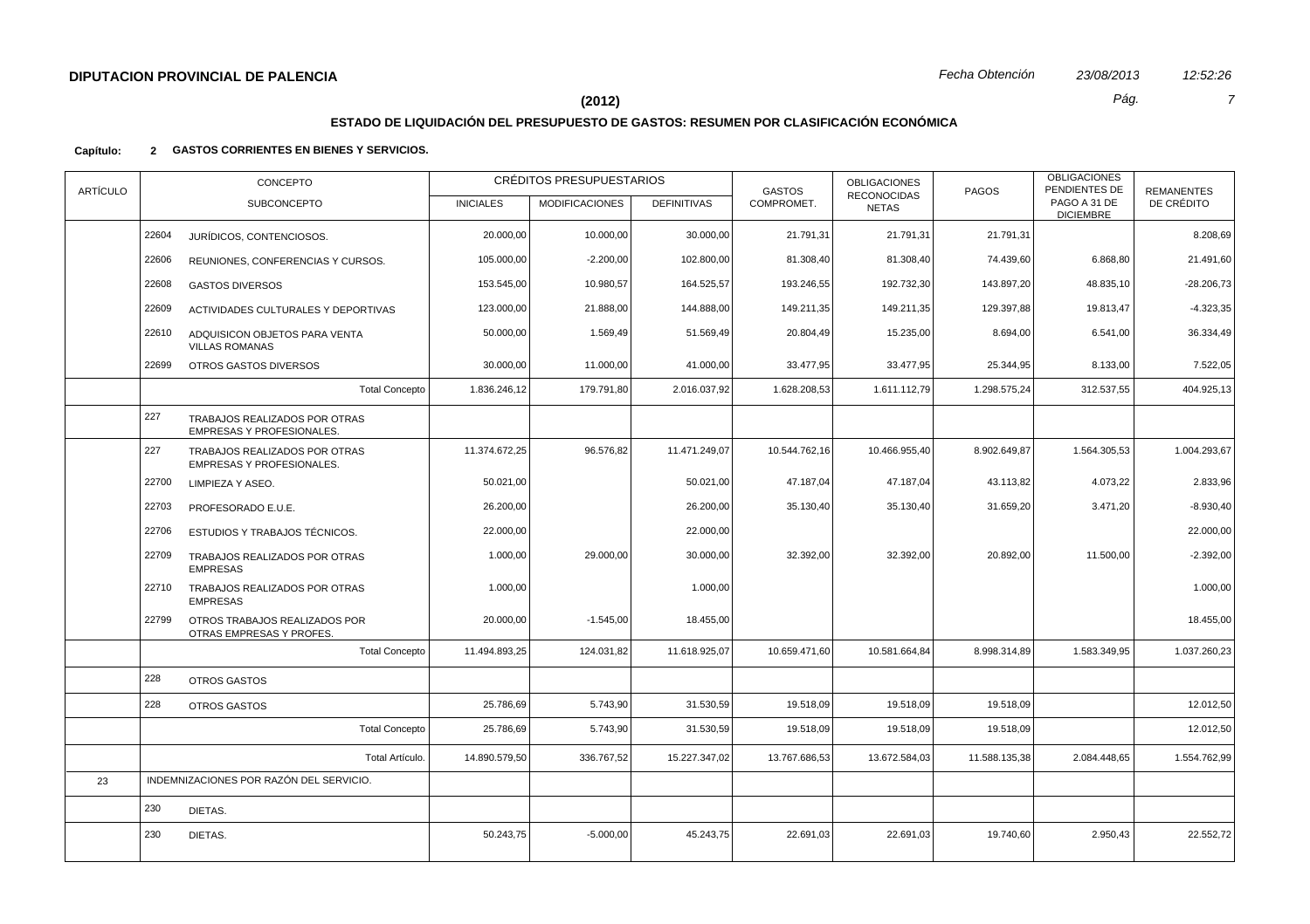**DIPUTACION PROVINCIAL DE PALENCIA**

*Fecha Obtención* *23/08/2013* *12:52:26*

**(2012)**

## ESTADO DE LIQUIDACIÓN DEL PRESUPUESTO DE GASTOS: RESUMEN POR CLASIFICACIÓN ECONÓMICA

**Capítulo: 2 GASTOS CORRIENTES EN BIENES Y SERVICIOS.**

| ARTÍCULO | CONCEPTO / SUBCONCEPTO | | CRÉDITOS PRESUPUESTARIOS INICIALES | MODIFICACIONES | DEFINITIVAS | GASTOS COMPROMET. | OBLIGACIONES RECONOCIDAS NETAS | PAGOS | OBLIGACIONES PENDIENTES DE PAGO A 31 DE DICIEMBRE | REMANENTES DE CRÉDITO |
|---|---|---|---|---|---|---|---|---|---|---|
| | 22604 | JURÍDICOS, CONTENCIOSOS. | 20.000,00 | 10.000,00 | 30.000,00 | 21.791,31 | 21.791,31 | 21.791,31 | | 8.208,69 |
| | 22606 | REUNIONES, CONFERENCIAS Y CURSOS. | 105.000,00 | -2.200,00 | 102.800,00 | 81.308,40 | 81.308,40 | 74.439,60 | 6.868,80 | 21.491,60 |
| | 22608 | GASTOS DIVERSOS | 153.545,00 | 10.980,57 | 164.525,57 | 193.246,55 | 192.732,30 | 143.897,20 | 48.835,10 | -28.206,73 |
| | 22609 | ACTIVIDADES CULTURALES Y DEPORTIVAS | 123.000,00 | 21.888,00 | 144.888,00 | 149.211,35 | 149.211,35 | 129.397,88 | 19.813,47 | -4.323,35 |
| | 22610 | ADQUISICON OBJETOS PARA VENTA VILLAS ROMANAS | 50.000,00 | 1.569,49 | 51.569,49 | 20.804,49 | 15.235,00 | 8.694,00 | 6.541,00 | 36.334,49 |
| | 22699 | OTROS GASTOS DIVERSOS | 30.000,00 | 11.000,00 | 41.000,00 | 33.477,95 | 33.477,95 | 25.344,95 | 8.133,00 | 7.522,05 |
| | | Total Concepto | 1.836.246,12 | 179.791,80 | 2.016.037,92 | 1.628.208,53 | 1.611.112,79 | 1.298.575,24 | 312.537,55 | 404.925,13 |
| | 227 | TRABAJOS REALIZADOS POR OTRAS EMPRESAS Y PROFESIONALES. | | | | | | | | |
| | 227 | TRABAJOS REALIZADOS POR OTRAS EMPRESAS Y PROFESIONALES. | 11.374.672,25 | 96.576,82 | 11.471.249,07 | 10.544.762,16 | 10.466.955,40 | 8.902.649,87 | 1.564.305,53 | 1.004.293,67 |
| | 22700 | LIMPIEZA Y ASEO. | 50.021,00 | | 50.021,00 | 47.187,04 | 47.187,04 | 43.113,82 | 4.073,22 | 2.833,96 |
| | 22703 | PROFESORADO E.U.E. | 26.200,00 | | 26.200,00 | 35.130,40 | 35.130,40 | 31.659,20 | 3.471,20 | -8.930,40 |
| | 22706 | ESTUDIOS Y TRABAJOS TÉCNICOS. | 22.000,00 | | 22.000,00 | | | | | 22.000,00 |
| | 22709 | TRABAJOS REALIZADOS POR OTRAS EMPRESAS | 1.000,00 | 29.000,00 | 30.000,00 | 32.392,00 | 32.392,00 | 20.892,00 | 11.500,00 | -2.392,00 |
| | 22710 | TRABAJOS REALIZADOS POR OTRAS EMPRESAS | 1.000,00 | | 1.000,00 | | | | | 1.000,00 |
| | 22799 | OTROS TRABAJOS REALIZADOS POR OTRAS EMPRESAS Y PROFES. | 20.000,00 | -1.545,00 | 18.455,00 | | | | | 18.455,00 |
| | | Total Concepto | 11.494.893,25 | 124.031,82 | 11.618.925,07 | 10.659.471,60 | 10.581.664,84 | 8.998.314,89 | 1.583.349,95 | 1.037.260,23 |
| | 228 | OTROS GASTOS | | | | | | | | |
| | 228 | OTROS GASTOS | 25.786,69 | 5.743,90 | 31.530,59 | 19.518,09 | 19.518,09 | 19.518,09 | | 12.012,50 |
| | | Total Concepto | 25.786,69 | 5.743,90 | 31.530,59 | 19.518,09 | 19.518,09 | 19.518,09 | | 12.012,50 |
| | | Total Artículo. | 14.890.579,50 | 336.767,52 | 15.227.347,02 | 13.767.686,53 | 13.672.584,03 | 11.588.135,38 | 2.084.448,65 | 1.554.762,99 |
| 23 | | INDEMNIZACIONES POR RAZÓN DEL SERVICIO. | | | | | | | | |
| | 230 | DIETAS. | | | | | | | | |
| | 230 | DIETAS. | 50.243,75 | -5.000,00 | 45.243,75 | 22.691,03 | 22.691,03 | 19.740,60 | 2.950,43 | 22.552,72 |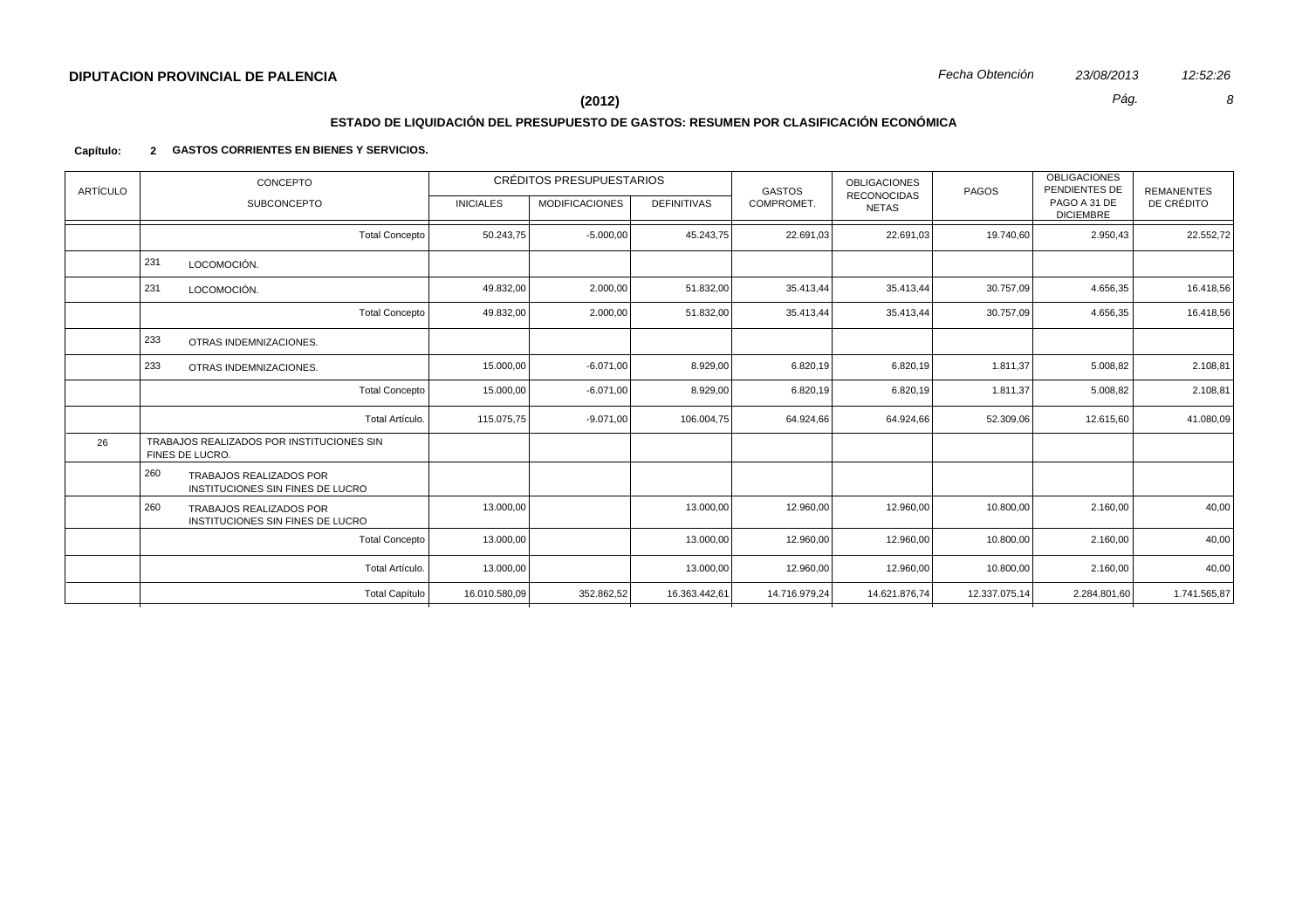**DIPUTACION PROVINCIAL DE PALENCIA**

*Fecha Obtención* *23/08/2013* *12:52:26*

**(2012)**

## ESTADO DE LIQUIDACIÓN DEL PRESUPUESTO DE GASTOS: RESUMEN POR CLASIFICACIÓN ECONÓMICA

**Capítulo: 2 GASTOS CORRIENTES EN BIENES Y SERVICIOS.**

| ARTÍCULO | CONCEPTO / SUBCONCEPTO | CRÉDITOS PRESUPUESTARIOS INICIALES | MODIFICACIONES | DEFINITIVAS | GASTOS COMPROMET. | OBLIGACIONES RECONOCIDAS NETAS | PAGOS | OBLIGACIONES PENDIENTES DE PAGO A 31 DE DICIEMBRE | REMANENTES DE CRÉDITO |
|---|---|---|---|---|---|---|---|---|---|
| | Total Concepto | 50.243,75 | -5.000,00 | 45.243,75 | 22.691,03 | 22.691,03 | 19.740,60 | 2.950,43 | 22.552,72 |
| | 231 LOCOMOCIÓN. | | | | | | | | |
| | 231 LOCOMOCIÓN. | 49.832,00 | 2.000,00 | 51.832,00 | 35.413,44 | 35.413,44 | 30.757,09 | 4.656,35 | 16.418,56 |
| | Total Concepto | 49.832,00 | 2.000,00 | 51.832,00 | 35.413,44 | 35.413,44 | 30.757,09 | 4.656,35 | 16.418,56 |
| | 233 OTRAS INDEMNIZACIONES. | | | | | | | | |
| | 233 OTRAS INDEMNIZACIONES. | 15.000,00 | -6.071,00 | 8.929,00 | 6.820,19 | 6.820,19 | 1.811,37 | 5.008,82 | 2.108,81 |
| | Total Concepto | 15.000,00 | -6.071,00 | 8.929,00 | 6.820,19 | 6.820,19 | 1.811,37 | 5.008,82 | 2.108,81 |
| | Total Artículo. | 115.075,75 | -9.071,00 | 106.004,75 | 64.924,66 | 64.924,66 | 52.309,06 | 12.615,60 | 41.080,09 |
| 26 | TRABAJOS REALIZADOS POR INSTITUCIONES SIN FINES DE LUCRO. | | | | | | | | |
| | 260 TRABAJOS REALIZADOS POR INSTITUCIONES SIN FINES DE LUCRO | | | | | | | | |
| | 260 TRABAJOS REALIZADOS POR INSTITUCIONES SIN FINES DE LUCRO | 13.000,00 | | 13.000,00 | 12.960,00 | 12.960,00 | 10.800,00 | 2.160,00 | 40,00 |
| | Total Concepto | 13.000,00 | | 13.000,00 | 12.960,00 | 12.960,00 | 10.800,00 | 2.160,00 | 40,00 |
| | Total Artículo. | 13.000,00 | | 13.000,00 | 12.960,00 | 12.960,00 | 10.800,00 | 2.160,00 | 40,00 |
| | Total Capítulo | 16.010.580,09 | 352.862,52 | 16.363.442,61 | 14.716.979,24 | 14.621.876,74 | 12.337.075,14 | 2.284.801,60 | 1.741.565,87 |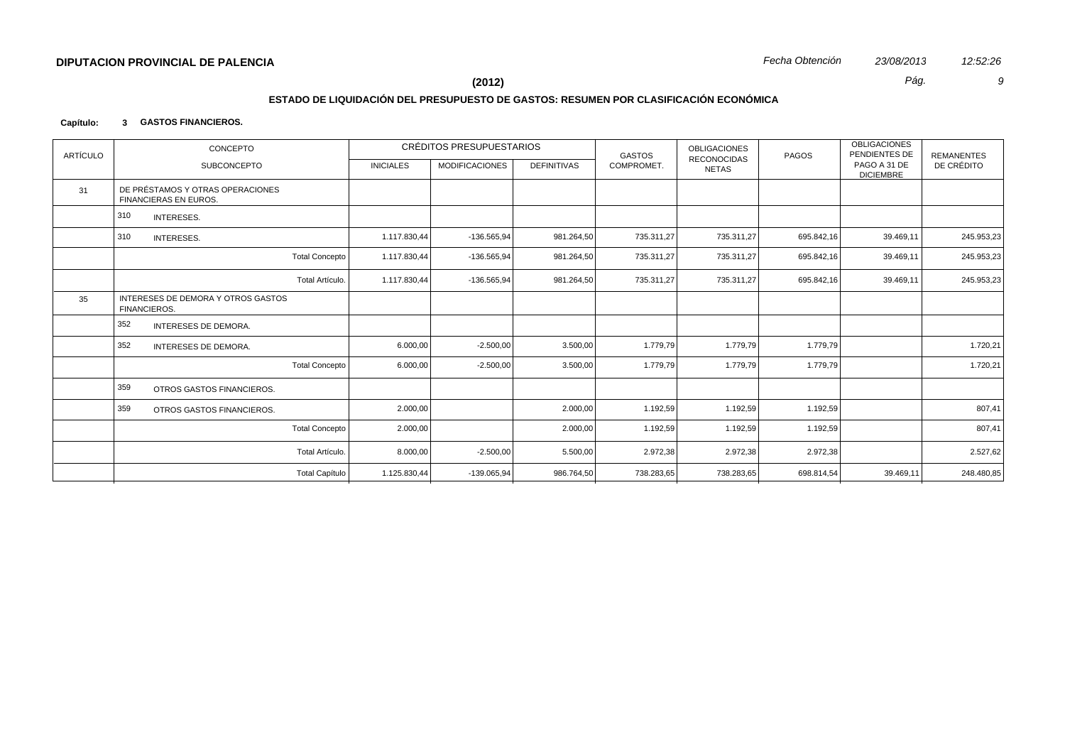**DIPUTACION PROVINCIAL DE PALENCIA**

*Fecha Obtención* *23/08/2013* *12:52:26*

**(2012)**

## ESTADO DE LIQUIDACIÓN DEL PRESUPUESTO DE GASTOS: RESUMEN POR CLASIFICACIÓN ECONÓMICA

**Capítulo: 3 GASTOS FINANCIEROS.**

| ARTÍCULO | CONCEPTO / SUBCONCEPTO | CRÉDITOS PRESUPUESTARIOS INICIALES | MODIFICACIONES | DEFINITIVAS | GASTOS COMPROMET. | OBLIGACIONES RECONOCIDAS NETAS | PAGOS | OBLIGACIONES PENDIENTES DE PAGO A 31 DE DICIEMBRE | REMANENTES DE CRÉDITO |
|---|---|---|---|---|---|---|---|---|---|
| 31 | DE PRÉSTAMOS Y OTRAS OPERACIONES FINANCIERAS EN EUROS. | | | | | | | | |
| | 310 INTERESES. | | | | | | | | |
| | 310 INTERESES. | 1.117.830,44 | -136.565,94 | 981.264,50 | 735.311,27 | 735.311,27 | 695.842,16 | 39.469,11 | 245.953,23 |
| | Total Concepto | 1.117.830,44 | -136.565,94 | 981.264,50 | 735.311,27 | 735.311,27 | 695.842,16 | 39.469,11 | 245.953,23 |
| | Total Artículo. | 1.117.830,44 | -136.565,94 | 981.264,50 | 735.311,27 | 735.311,27 | 695.842,16 | 39.469,11 | 245.953,23 |
| 35 | INTERESES DE DEMORA Y OTROS GASTOS FINANCIEROS. | | | | | | | | |
| | 352 INTERESES DE DEMORA. | | | | | | | | |
| | 352 INTERESES DE DEMORA. | 6.000,00 | -2.500,00 | 3.500,00 | 1.779,79 | 1.779,79 | 1.779,79 | | 1.720,21 |
| | Total Concepto | 6.000,00 | -2.500,00 | 3.500,00 | 1.779,79 | 1.779,79 | 1.779,79 | | 1.720,21 |
| | 359 OTROS GASTOS FINANCIEROS. | | | | | | | | |
| | 359 OTROS GASTOS FINANCIEROS. | 2.000,00 | | 2.000,00 | 1.192,59 | 1.192,59 | 1.192,59 | | 807,41 |
| | Total Concepto | 2.000,00 | | 2.000,00 | 1.192,59 | 1.192,59 | 1.192,59 | | 807,41 |
| | Total Artículo. | 8.000,00 | -2.500,00 | 5.500,00 | 2.972,38 | 2.972,38 | 2.972,38 | | 2.527,62 |
| | Total Capítulo | 1.125.830,44 | -139.065,94 | 986.764,50 | 738.283,65 | 738.283,65 | 698.814,54 | 39.469,11 | 248.480,85 |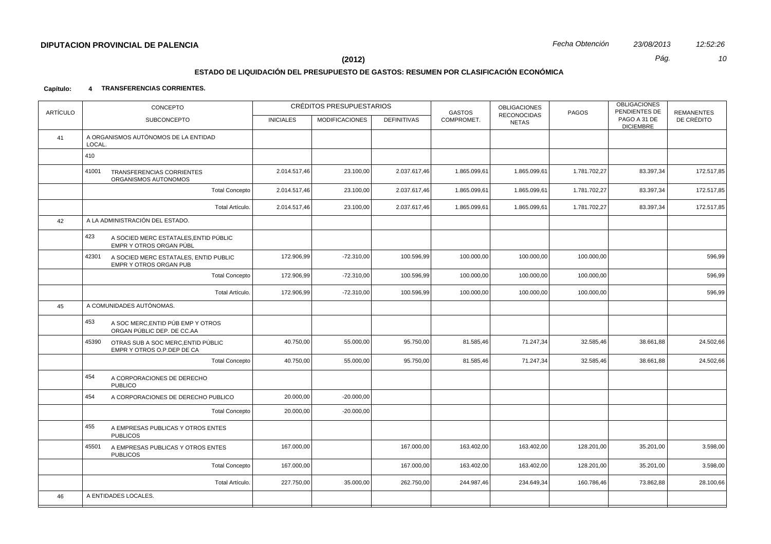**DIPUTACION PROVINCIAL DE PALENCIA**

*Fecha Obtención* *23/08/2013* *12:52:26*

**(2012)**

## ESTADO DE LIQUIDACIÓN DEL PRESUPUESTO DE GASTOS: RESUMEN POR CLASIFICACIÓN ECONÓMICA

**Capítulo: 4 TRANSFERENCIAS CORRIENTES.**

| ARTÍCULO | CONCEPTO / SUBCONCEPTO | CRÉDITOS PRESUPUESTARIOS INICIALES | MODIFICACIONES | DEFINITIVAS | GASTOS COMPROMET. | OBLIGACIONES RECONOCIDAS NETAS | PAGOS | OBLIGACIONES PENDIENTES DE PAGO A 31 DE DICIEMBRE | REMANENTES DE CRÉDITO |
|---|---|---|---|---|---|---|---|---|---|
| 41 | A ORGANISMOS AUTÓNOMOS DE LA ENTIDAD LOCAL. | | | | | | | | |
| | 410 | | | | | | | | |
| | 41001 TRANSFERENCIAS CORRIENTES ORGANISMOS AUTONOMOS | 2.014.517,46 | 23.100,00 | 2.037.617,46 | 1.865.099,61 | 1.865.099,61 | 1.781.702,27 | 83.397,34 | 172.517,85 |
| | Total Concepto | 2.014.517,46 | 23.100,00 | 2.037.617,46 | 1.865.099,61 | 1.865.099,61 | 1.781.702,27 | 83.397,34 | 172.517,85 |
| | Total Artículo. | 2.014.517,46 | 23.100,00 | 2.037.617,46 | 1.865.099,61 | 1.865.099,61 | 1.781.702,27 | 83.397,34 | 172.517,85 |
| 42 | A LA ADMINISTRACIÓN DEL ESTADO. | | | | | | | | |
| | 423 A SOCIED MERC ESTATALES,ENTID PÚBLIC EMPR Y OTROS ORGAN PÚBL | | | | | | | | |
| | 42301 A SOCIED MERC ESTATALES, ENTID PUBLIC EMPR Y OTROS ORGAN PUB | 172.906,99 | -72.310,00 | 100.596,99 | 100.000,00 | 100.000,00 | 100.000,00 | | 596,99 |
| | Total Concepto | 172.906,99 | -72.310,00 | 100.596,99 | 100.000,00 | 100.000,00 | 100.000,00 | | 596,99 |
| | Total Artículo. | 172.906,99 | -72.310,00 | 100.596,99 | 100.000,00 | 100.000,00 | 100.000,00 | | 596,99 |
| 45 | A COMUNIDADES AUTÓNOMAS. | | | | | | | | |
| | 453 A SOC MERC,ENTID PÚB EMP Y OTROS ORGAN PÚBLIC DEP. DE CC.AA | | | | | | | | |
| | 45390 OTRAS SUB A SOC MERC,ENTID PÚBLIC EMPR Y OTROS O.P.DEP DE CA | 40.750,00 | 55.000,00 | 95.750,00 | 81.585,46 | 71.247,34 | 32.585,46 | 38.661,88 | 24.502,66 |
| | Total Concepto | 40.750,00 | 55.000,00 | 95.750,00 | 81.585,46 | 71.247,34 | 32.585,46 | 38.661,88 | 24.502,66 |
| | 454 A CORPORACIONES DE DERECHO PUBLICO | | | | | | | | |
| | 454 A CORPORACIONES DE DERECHO PUBLICO | 20.000,00 | -20.000,00 | | | | | | |
| | Total Concepto | 20.000,00 | -20.000,00 | | | | | | |
| | 455 A EMPRESAS PUBLICAS Y OTROS ENTES PUBLICOS | | | | | | | | |
| | 45501 A EMPRESAS PUBLICAS Y OTROS ENTES PUBLICOS | 167.000,00 | | 167.000,00 | 163.402,00 | 163.402,00 | 128.201,00 | 35.201,00 | 3.598,00 |
| | Total Concepto | 167.000,00 | | 167.000,00 | 163.402,00 | 163.402,00 | 128.201,00 | 35.201,00 | 3.598,00 |
| | Total Artículo. | 227.750,00 | 35.000,00 | 262.750,00 | 244.987,46 | 234.649,34 | 160.786,46 | 73.862,88 | 28.100,66 |
| 46 | A ENTIDADES LOCALES. | | | | | | | | |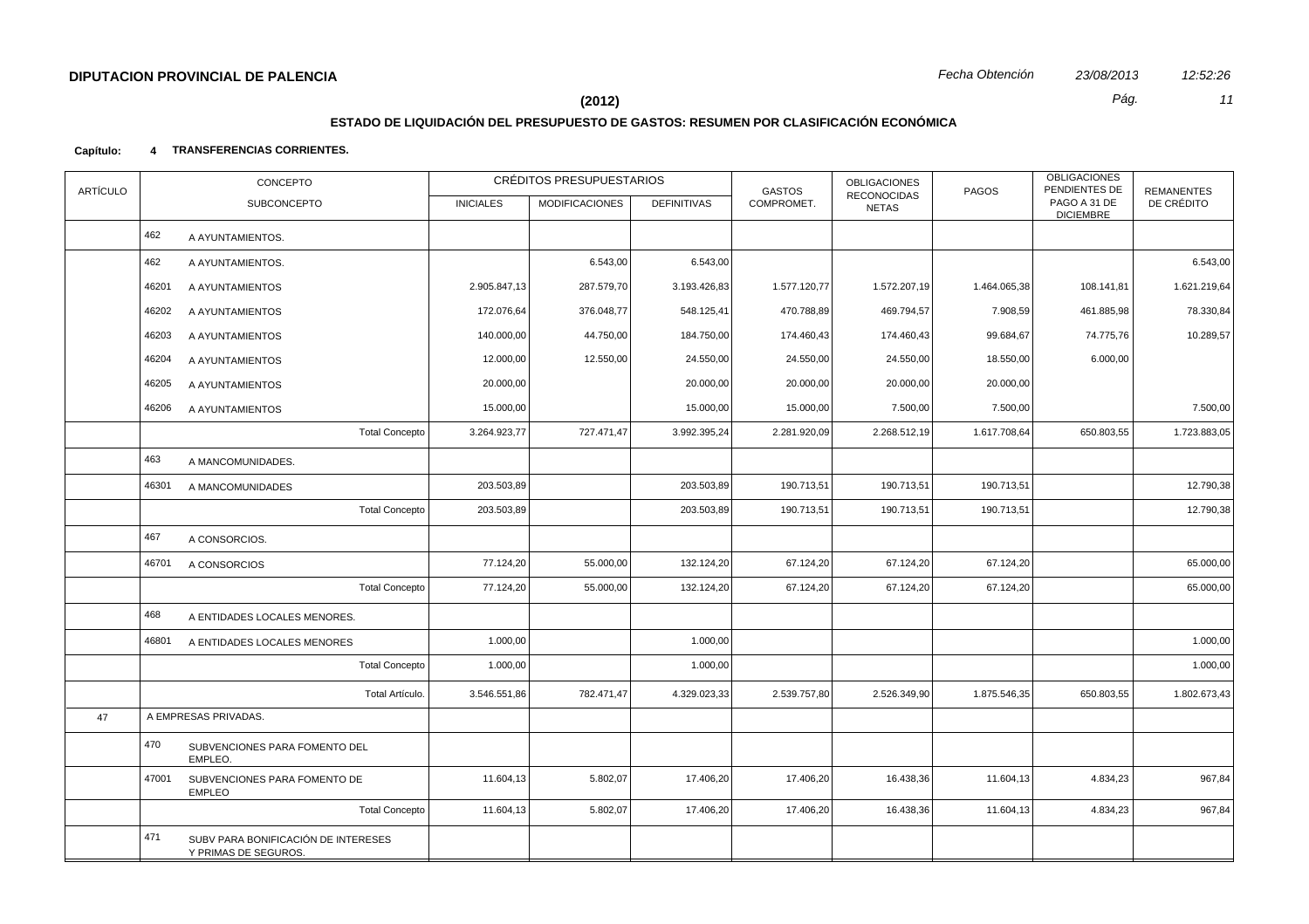**DIPUTACION PROVINCIAL DE PALENCIA** *Fecha Obtención* *23/08/2013* *12:52:26*

**(2012)**

## ESTADO DE LIQUIDACIÓN DEL PRESUPUESTO DE GASTOS: RESUMEN POR CLASIFICACIÓN ECONÓMICA

**Capítulo: 4 TRANSFERENCIAS CORRIENTES.**

| ARTÍCULO | CONCEPTO / SUBCONCEPTO | | CRÉDITOS PRESUPUESTARIOS INICIALES | MODIFICACIONES | DEFINITIVAS | GASTOS COMPROMET. | OBLIGACIONES RECONOCIDAS NETAS | PAGOS | OBLIGACIONES PENDIENTES DE PAGO A 31 DE DICIEMBRE | REMANENTES DE CRÉDITO |
|---|---|---|---|---|---|---|---|---|---|---|
| | 462 | A AYUNTAMIENTOS. | | | | | | | | |
| | 462 | A AYUNTAMIENTOS. | | 6.543,00 | 6.543,00 | | | | | 6.543,00 |
| | 46201 | A AYUNTAMIENTOS | 2.905.847,13 | 287.579,70 | 3.193.426,83 | 1.577.120,77 | 1.572.207,19 | 1.464.065,38 | 108.141,81 | 1.621.219,64 |
| | 46202 | A AYUNTAMIENTOS | 172.076,64 | 376.048,77 | 548.125,41 | 470.788,89 | 469.794,57 | 7.908,59 | 461.885,98 | 78.330,84 |
| | 46203 | A AYUNTAMIENTOS | 140.000,00 | 44.750,00 | 184.750,00 | 174.460,43 | 174.460,43 | 99.684,67 | 74.775,76 | 10.289,57 |
| | 46204 | A AYUNTAMIENTOS | 12.000,00 | 12.550,00 | 24.550,00 | 24.550,00 | 24.550,00 | 18.550,00 | 6.000,00 | |
| | 46205 | A AYUNTAMIENTOS | 20.000,00 | | 20.000,00 | 20.000,00 | 20.000,00 | 20.000,00 | | |
| | 46206 | A AYUNTAMIENTOS | 15.000,00 | | 15.000,00 | 15.000,00 | 7.500,00 | 7.500,00 | | 7.500,00 |
| | | Total Concepto | 3.264.923,77 | 727.471,47 | 3.992.395,24 | 2.281.920,09 | 2.268.512,19 | 1.617.708,64 | 650.803,55 | 1.723.883,05 |
| | 463 | A MANCOMUNIDADES. | | | | | | | | |
| | 46301 | A MANCOMUNIDADES | 203.503,89 | | 203.503,89 | 190.713,51 | 190.713,51 | 190.713,51 | | 12.790,38 |
| | | Total Concepto | 203.503,89 | | 203.503,89 | 190.713,51 | 190.713,51 | 190.713,51 | | 12.790,38 |
| | 467 | A CONSORCIOS. | | | | | | | | |
| | 46701 | A CONSORCIOS | 77.124,20 | 55.000,00 | 132.124,20 | 67.124,20 | 67.124,20 | 67.124,20 | | 65.000,00 |
| | | Total Concepto | 77.124,20 | 55.000,00 | 132.124,20 | 67.124,20 | 67.124,20 | 67.124,20 | | 65.000,00 |
| | 468 | A ENTIDADES LOCALES MENORES. | | | | | | | | |
| | 46801 | A ENTIDADES LOCALES MENORES | 1.000,00 | | 1.000,00 | | | | | 1.000,00 |
| | | Total Concepto | 1.000,00 | | 1.000,00 | | | | | 1.000,00 |
| | | Total Artículo. | 3.546.551,86 | 782.471,47 | 4.329.023,33 | 2.539.757,80 | 2.526.349,90 | 1.875.546,35 | 650.803,55 | 1.802.673,43 |
| 47 | | A EMPRESAS PRIVADAS. | | | | | | | | |
| | 470 | SUBVENCIONES PARA FOMENTO DEL EMPLEO. | | | | | | | | |
| | 47001 | SUBVENCIONES PARA FOMENTO DE EMPLEO | 11.604,13 | 5.802,07 | 17.406,20 | 17.406,20 | 16.438,36 | 11.604,13 | 4.834,23 | 967,84 |
| | | Total Concepto | 11.604,13 | 5.802,07 | 17.406,20 | 17.406,20 | 16.438,36 | 11.604,13 | 4.834,23 | 967,84 |
| | 471 | SUBV PARA BONIFICACIÓN DE INTERESES Y PRIMAS DE SEGUROS. | | | | | | | | |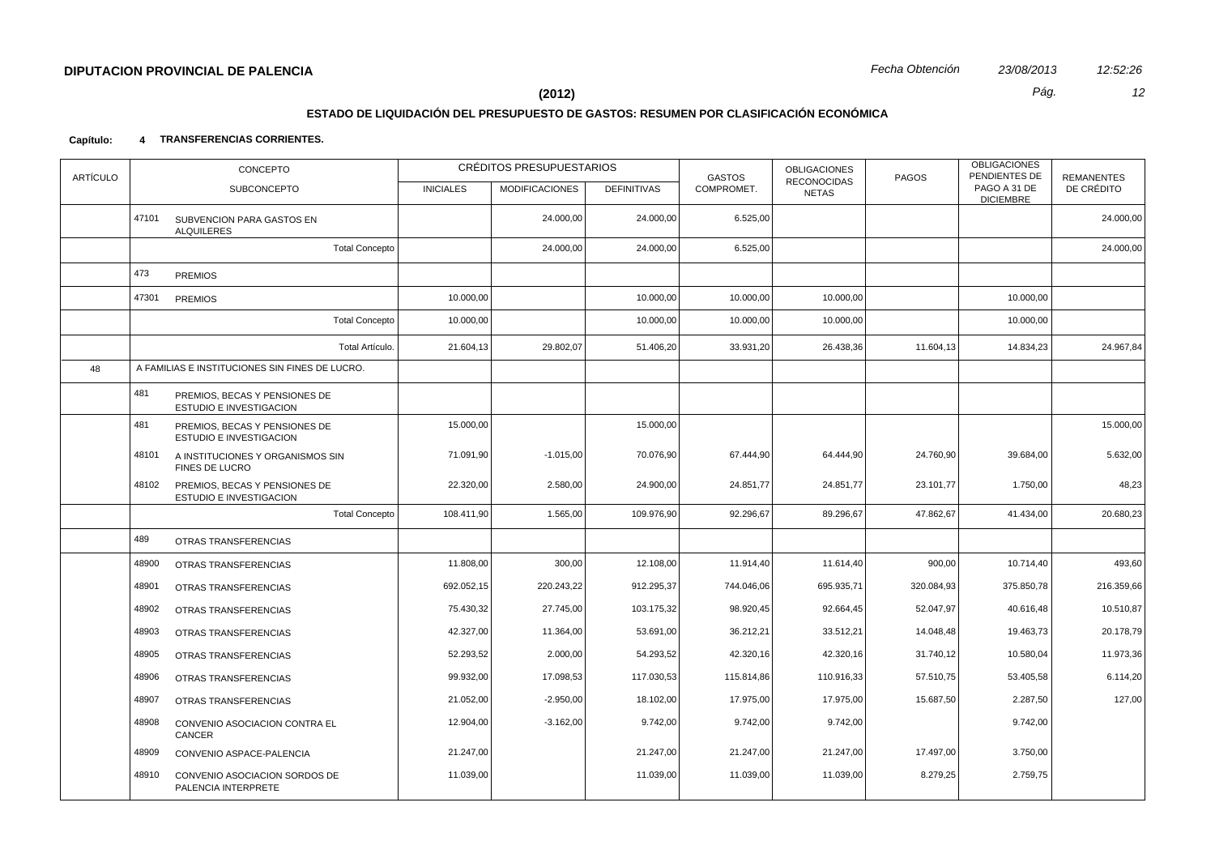**DIPUTACION PROVINCIAL DE PALENCIA**

**(2012)**

## ESTADO DE LIQUIDACIÓN DEL PRESUPUESTO DE GASTOS: RESUMEN POR CLASIFICACIÓN ECONÓMICA

**Capítulo: 4 TRANSFERENCIAS CORRIENTES.**

| ARTÍCULO | CONCEPTO | | CRÉDITOS PRESUPUESTARIOS | | | GASTOS COMPROMET. | OBLIGACIONES RECONOCIDAS NETAS | PAGOS | OBLIGACIONES PENDIENTES DE PAGO A 31 DE DICIEMBRE | REMANENTES DE CRÉDITO |
|---|---|---|---|---|---|---|---|---|---|---|
| | SUBCONCEPTO | | INICIALES | MODIFICACIONES | DEFINITIVAS | | | | | |
| | 47101 | SUBVENCION PARA GASTOS EN ALQUILERES | | 24.000,00 | 24.000,00 | 6.525,00 | | | | 24.000,00 |
| | | Total Concepto | | 24.000,00 | 24.000,00 | 6.525,00 | | | | 24.000,00 |
| | 473 | PREMIOS | | | | | | | | |
| | 47301 | PREMIOS | 10.000,00 | | 10.000,00 | 10.000,00 | 10.000,00 | | 10.000,00 | |
| | | Total Concepto | 10.000,00 | | 10.000,00 | 10.000,00 | 10.000,00 | | 10.000,00 | |
| | | Total Artículo. | 21.604,13 | 29.802,07 | 51.406,20 | 33.931,20 | 26.438,36 | 11.604,13 | 14.834,23 | 24.967,84 |
| 48 | A FAMILIAS E INSTITUCIONES SIN FINES DE LUCRO. | | | | | | | | | |
| | 481 | PREMIOS, BECAS Y PENSIONES DE ESTUDIO E INVESTIGACION | | | | | | | | |
| | 481 | PREMIOS, BECAS Y PENSIONES DE ESTUDIO E INVESTIGACION | 15.000,00 | | 15.000,00 | | | | | 15.000,00 |
| | 48101 | A INSTITUCIONES Y ORGANISMOS SIN FINES DE LUCRO | 71.091,90 | -1.015,00 | 70.076,90 | 67.444,90 | 64.444,90 | 24.760,90 | 39.684,00 | 5.632,00 |
| | 48102 | PREMIOS, BECAS Y PENSIONES DE ESTUDIO E INVESTIGACION | 22.320,00 | 2.580,00 | 24.900,00 | 24.851,77 | 24.851,77 | 23.101,77 | 1.750,00 | 48,23 |
| | | Total Concepto | 108.411,90 | 1.565,00 | 109.976,90 | 92.296,67 | 89.296,67 | 47.862,67 | 41.434,00 | 20.680,23 |
| | 489 | OTRAS TRANSFERENCIAS | | | | | | | | |
| | 48900 | OTRAS TRANSFERENCIAS | 11.808,00 | 300,00 | 12.108,00 | 11.914,40 | 11.614,40 | 900,00 | 10.714,40 | 493,60 |
| | 48901 | OTRAS TRANSFERENCIAS | 692.052,15 | 220.243,22 | 912.295,37 | 744.046,06 | 695.935,71 | 320.084,93 | 375.850,78 | 216.359,66 |
| | 48902 | OTRAS TRANSFERENCIAS | 75.430,32 | 27.745,00 | 103.175,32 | 98.920,45 | 92.664,45 | 52.047,97 | 40.616,48 | 10.510,87 |
| | 48903 | OTRAS TRANSFERENCIAS | 42.327,00 | 11.364,00 | 53.691,00 | 36.212,21 | 33.512,21 | 14.048,48 | 19.463,73 | 20.178,79 |
| | 48905 | OTRAS TRANSFERENCIAS | 52.293,52 | 2.000,00 | 54.293,52 | 42.320,16 | 42.320,16 | 31.740,12 | 10.580,04 | 11.973,36 |
| | 48906 | OTRAS TRANSFERENCIAS | 99.932,00 | 17.098,53 | 117.030,53 | 115.814,86 | 110.916,33 | 57.510,75 | 53.405,58 | 6.114,20 |
| | 48907 | OTRAS TRANSFERENCIAS | 21.052,00 | -2.950,00 | 18.102,00 | 17.975,00 | 17.975,00 | 15.687,50 | 2.287,50 | 127,00 |
| | 48908 | CONVENIO ASOCIACION CONTRA EL CANCER | 12.904,00 | -3.162,00 | 9.742,00 | 9.742,00 | 9.742,00 | | 9.742,00 | |
| | 48909 | CONVENIO ASPACE-PALENCIA | 21.247,00 | | 21.247,00 | 21.247,00 | 21.247,00 | 17.497,00 | 3.750,00 | |
| | 48910 | CONVENIO ASOCIACION SORDOS DE PALENCIA INTERPRETE | 11.039,00 | | 11.039,00 | 11.039,00 | 11.039,00 | 8.279,25 | 2.759,75 | |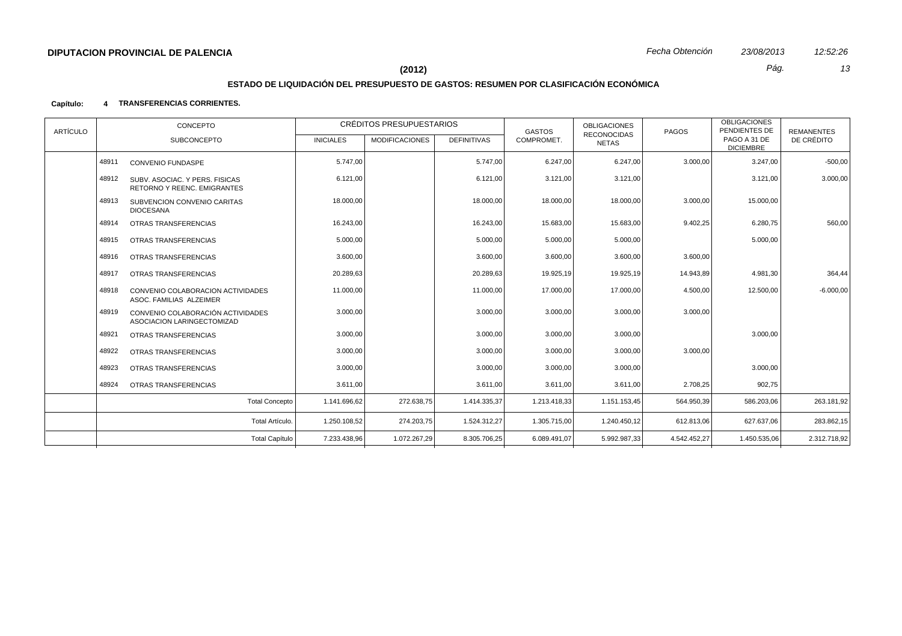**DIPUTACION PROVINCIAL DE PALENCIA** *Fecha Obtención* *23/08/2013* *12:52:26*

**(2012)**

## ESTADO DE LIQUIDACIÓN DEL PRESUPUESTO DE GASTOS: RESUMEN POR CLASIFICACIÓN ECONÓMICA

**Capítulo: 4 TRANSFERENCIAS CORRIENTES.**

| ARTÍCULO | CONCEPTO / SUBCONCEPTO | | CRÉDITOS PRESUPUESTARIOS INICIALES | MODIFICACIONES | DEFINITIVAS | GASTOS COMPROMET. | OBLIGACIONES RECONOCIDAS NETAS | PAGOS | OBLIGACIONES PENDIENTES DE PAGO A 31 DE DICIEMBRE | REMANENTES DE CRÉDITO |
|---|---|---|---|---|---|---|---|---|---|---|
| | 48911 | CONVENIO FUNDASPE | 5.747,00 | | 5.747,00 | 6.247,00 | 6.247,00 | 3.000,00 | 3.247,00 | -500,00 |
| | 48912 | SUBV. ASOCIAC. Y PERS. FISICAS RETORNO Y REENC. EMIGRANTES | 6.121,00 | | 6.121,00 | 3.121,00 | 3.121,00 | | 3.121,00 | 3.000,00 |
| | 48913 | SUBVENCION CONVENIO CARITAS DIOCESANA | 18.000,00 | | 18.000,00 | 18.000,00 | 18.000,00 | 3.000,00 | 15.000,00 | |
| | 48914 | OTRAS TRANSFERENCIAS | 16.243,00 | | 16.243,00 | 15.683,00 | 15.683,00 | 9.402,25 | 6.280,75 | 560,00 |
| | 48915 | OTRAS TRANSFERENCIAS | 5.000,00 | | 5.000,00 | 5.000,00 | 5.000,00 | | 5.000,00 | |
| | 48916 | OTRAS TRANSFERENCIAS | 3.600,00 | | 3.600,00 | 3.600,00 | 3.600,00 | 3.600,00 | | |
| | 48917 | OTRAS TRANSFERENCIAS | 20.289,63 | | 20.289,63 | 19.925,19 | 19.925,19 | 14.943,89 | 4.981,30 | 364,44 |
| | 48918 | CONVENIO COLABORACION ACTIVIDADES ASOC. FAMILIAS ALZEIMER | 11.000,00 | | 11.000,00 | 17.000,00 | 17.000,00 | 4.500,00 | 12.500,00 | -6.000,00 |
| | 48919 | CONVENIO COLABORACIÓN ACTIVIDADES ASOCIACION LARINGECTOMIZAD | 3.000,00 | | 3.000,00 | 3.000,00 | 3.000,00 | 3.000,00 | | |
| | 48921 | OTRAS TRANSFERENCIAS | 3.000,00 | | 3.000,00 | 3.000,00 | 3.000,00 | | 3.000,00 | |
| | 48922 | OTRAS TRANSFERENCIAS | 3.000,00 | | 3.000,00 | 3.000,00 | 3.000,00 | 3.000,00 | | |
| | 48923 | OTRAS TRANSFERENCIAS | 3.000,00 | | 3.000,00 | 3.000,00 | 3.000,00 | | 3.000,00 | |
| | 48924 | OTRAS TRANSFERENCIAS | 3.611,00 | | 3.611,00 | 3.611,00 | 3.611,00 | 2.708,25 | 902,75 | |
| | | Total Concepto | 1.141.696,62 | 272.638,75 | 1.414.335,37 | 1.213.418,33 | 1.151.153,45 | 564.950,39 | 586.203,06 | 263.181,92 |
| | | Total Artículo. | 1.250.108,52 | 274.203,75 | 1.524.312,27 | 1.305.715,00 | 1.240.450,12 | 612.813,06 | 627.637,06 | 283.862,15 |
| | | Total Capítulo | 7.233.438,96 | 1.072.267,29 | 8.305.706,25 | 6.089.491,07 | 5.992.987,33 | 4.542.452,27 | 1.450.535,06 | 2.312.718,92 |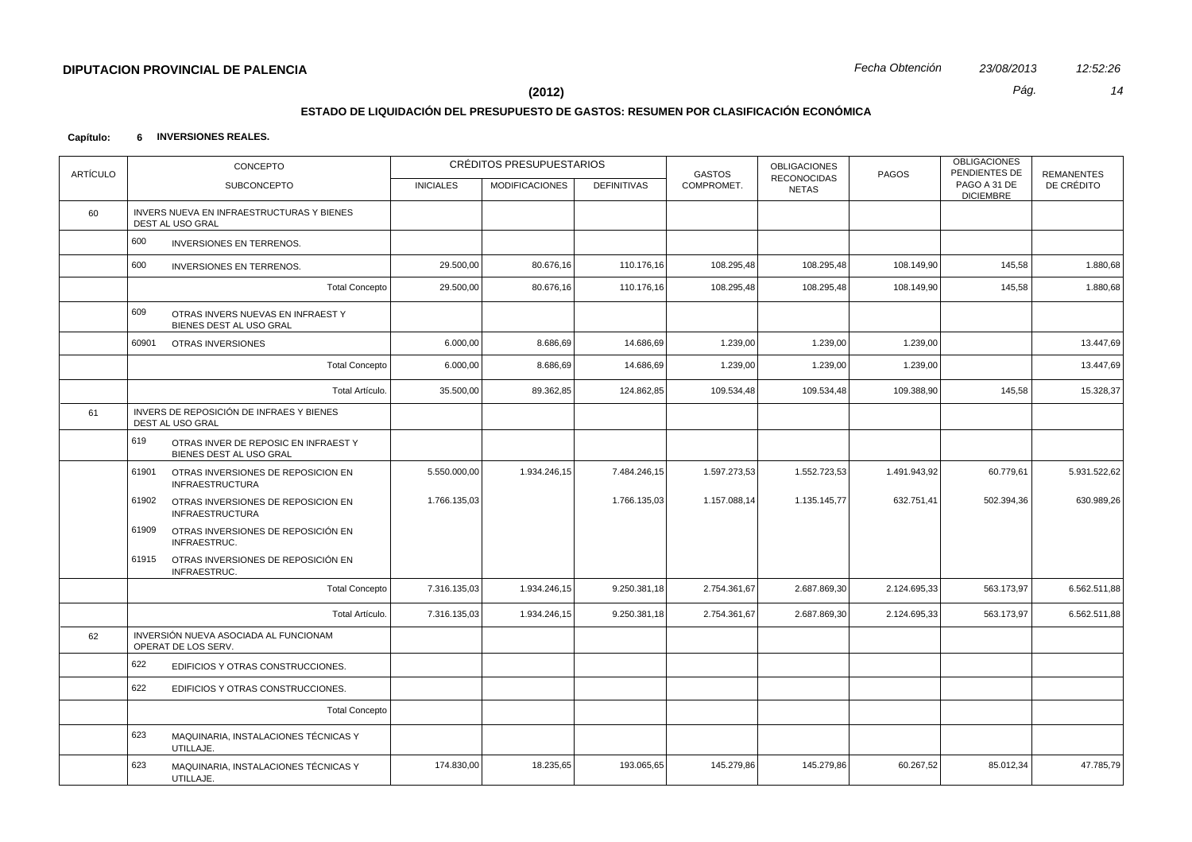**DIPUTACION PROVINCIAL DE PALENCIA** *Fecha Obtención* *23/08/2013* *12:52:26*

**(2012)**

## ESTADO DE LIQUIDACIÓN DEL PRESUPUESTO DE GASTOS: RESUMEN POR CLASIFICACIÓN ECONÓMICA

**Capítulo: 6 INVERSIONES REALES.**

| ARTÍCULO | CONCEPTO / SUBCONCEPTO | CRÉDITOS PRESUPUESTARIOS INICIALES | MODIFICACIONES | DEFINITIVAS | GASTOS COMPROMET. | OBLIGACIONES RECONOCIDAS NETAS | PAGOS | OBLIGACIONES PENDIENTES DE PAGO A 31 DE DICIEMBRE | REMANENTES DE CRÉDITO |
|---|---|---|---|---|---|---|---|---|---|
| 60 | INVERS NUEVA EN INFRAESTRUCTURAS Y BIENES DEST AL USO GRAL | | | | | | | | |
| | 600 INVERSIONES EN TERRENOS. | | | | | | | | |
| | 600 INVERSIONES EN TERRENOS. | 29.500,00 | 80.676,16 | 110.176,16 | 108.295,48 | 108.295,48 | 108.149,90 | 145,58 | 1.880,68 |
| | Total Concepto | 29.500,00 | 80.676,16 | 110.176,16 | 108.295,48 | 108.295,48 | 108.149,90 | 145,58 | 1.880,68 |
| | 609 OTRAS INVERS NUEVAS EN INFRAEST Y BIENES DEST AL USO GRAL | | | | | | | | |
| | 60901 OTRAS INVERSIONES | 6.000,00 | 8.686,69 | 14.686,69 | 1.239,00 | 1.239,00 | 1.239,00 | | 13.447,69 |
| | Total Concepto | 6.000,00 | 8.686,69 | 14.686,69 | 1.239,00 | 1.239,00 | 1.239,00 | | 13.447,69 |
| | Total Artículo. | 35.500,00 | 89.362,85 | 124.862,85 | 109.534,48 | 109.534,48 | 109.388,90 | 145,58 | 15.328,37 |
| 61 | INVERS DE REPOSICIÓN DE INFRAES Y BIENES DEST AL USO GRAL | | | | | | | | |
| | 619 OTRAS INVER DE REPOSIC EN INFRAEST Y BIENES DEST AL USO GRAL | | | | | | | | |
| | 61901 OTRAS INVERSIONES DE REPOSICION EN INFRAESTRUCTURA | 5.550.000,00 | 1.934.246,15 | 7.484.246,15 | 1.597.273,53 | 1.552.723,53 | 1.491.943,92 | 60.779,61 | 5.931.522,62 |
| | 61902 OTRAS INVERSIONES DE REPOSICION EN INFRAESTRUCTURA | 1.766.135,03 | | 1.766.135,03 | 1.157.088,14 | 1.135.145,77 | 632.751,41 | 502.394,36 | 630.989,26 |
| | 61909 OTRAS INVERSIONES DE REPOSICIÓN EN INFRAESTRUC. | | | | | | | | |
| | 61915 OTRAS INVERSIONES DE REPOSICIÓN EN INFRAESTRUC. | | | | | | | | |
| | Total Concepto | 7.316.135,03 | 1.934.246,15 | 9.250.381,18 | 2.754.361,67 | 2.687.869,30 | 2.124.695,33 | 563.173,97 | 6.562.511,88 |
| | Total Artículo. | 7.316.135,03 | 1.934.246,15 | 9.250.381,18 | 2.754.361,67 | 2.687.869,30 | 2.124.695,33 | 563.173,97 | 6.562.511,88 |
| 62 | INVERSIÓN NUEVA ASOCIADA AL FUNCIONAM OPERAT DE LOS SERV. | | | | | | | | |
| | 622 EDIFICIOS Y OTRAS CONSTRUCCIONES. | | | | | | | | |
| | 622 EDIFICIOS Y OTRAS CONSTRUCCIONES. | | | | | | | | |
| | Total Concepto | | | | | | | | |
| | 623 MAQUINARIA, INSTALACIONES TÉCNICAS Y UTILLAJE. | | | | | | | | |
| | 623 MAQUINARIA, INSTALACIONES TÉCNICAS Y UTILLAJE. | 174.830,00 | 18.235,65 | 193.065,65 | 145.279,86 | 145.279,86 | 60.267,52 | 85.012,34 | 47.785,79 |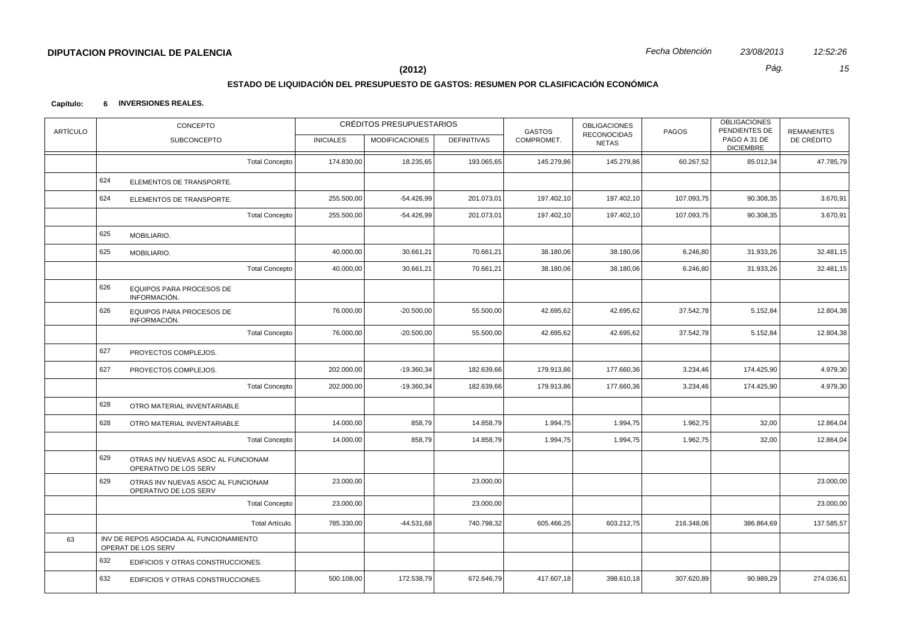**DIPUTACION PROVINCIAL DE PALENCIA**

*Fecha Obtención* *23/08/2013* *12:52:26*

**(2012)**

## ESTADO DE LIQUIDACIÓN DEL PRESUPUESTO DE GASTOS: RESUMEN POR CLASIFICACIÓN ECONÓMICA

**Capítulo: 6 INVERSIONES REALES.**

| ARTÍCULO | CONCEPTO / SUBCONCEPTO | | CRÉDITOS PRESUPUESTARIOS | | | GASTOS COMPROMET. | OBLIGACIONES RECONOCIDAS NETAS | PAGOS | OBLIGACIONES PENDIENTES DE PAGO A 31 DE DICIEMBRE | REMANENTES DE CRÉDITO |
|---|---|---|---|---|---|---|---|---|---|---|
| | | | INICIALES | MODIFICACIONES | DEFINITIVAS | | | | | |
| | | Total Concepto | 174.830,00 | 18.235,65 | 193.065,65 | 145.279,86 | 145.279,86 | 60.267,52 | 85.012,34 | 47.785,79 |
| | 624 | ELEMENTOS DE TRANSPORTE. | | | | | | | | |
| | 624 | ELEMENTOS DE TRANSPORTE. | 255.500,00 | -54.426,99 | 201.073,01 | 197.402,10 | 197.402,10 | 107.093,75 | 90.308,35 | 3.670,91 |
| | | Total Concepto | 255.500,00 | -54.426,99 | 201.073,01 | 197.402,10 | 197.402,10 | 107.093,75 | 90.308,35 | 3.670,91 |
| | 625 | MOBILIARIO. | | | | | | | | |
| | 625 | MOBILIARIO. | 40.000,00 | 30.661,21 | 70.661,21 | 38.180,06 | 38.180,06 | 6.246,80 | 31.933,26 | 32.481,15 |
| | | Total Concepto | 40.000,00 | 30.661,21 | 70.661,21 | 38.180,06 | 38.180,06 | 6.246,80 | 31.933,26 | 32.481,15 |
| | 626 | EQUIPOS PARA PROCESOS DE INFORMACIÓN. | | | | | | | | |
| | 626 | EQUIPOS PARA PROCESOS DE INFORMACIÓN. | 76.000,00 | -20.500,00 | 55.500,00 | 42.695,62 | 42.695,62 | 37.542,78 | 5.152,84 | 12.804,38 |
| | | Total Concepto | 76.000,00 | -20.500,00 | 55.500,00 | 42.695,62 | 42.695,62 | 37.542,78 | 5.152,84 | 12.804,38 |
| | 627 | PROYECTOS COMPLEJOS. | | | | | | | | |
| | 627 | PROYECTOS COMPLEJOS. | 202.000,00 | -19.360,34 | 182.639,66 | 179.913,86 | 177.660,36 | 3.234,46 | 174.425,90 | 4.979,30 |
| | | Total Concepto | 202.000,00 | -19.360,34 | 182.639,66 | 179.913,86 | 177.660,36 | 3.234,46 | 174.425,90 | 4.979,30 |
| | 628 | OTRO MATERIAL INVENTARIABLE | | | | | | | | |
| | 628 | OTRO MATERIAL INVENTARIABLE | 14.000,00 | 858,79 | 14.858,79 | 1.994,75 | 1.994,75 | 1.962,75 | 32,00 | 12.864,04 |
| | | Total Concepto | 14.000,00 | 858,79 | 14.858,79 | 1.994,75 | 1.994,75 | 1.962,75 | 32,00 | 12.864,04 |
| | 629 | OTRAS INV NUEVAS ASOC AL FUNCIONAM OPERATIVO DE LOS SERV | | | | | | | | |
| | 629 | OTRAS INV NUEVAS ASOC AL FUNCIONAM OPERATIVO DE LOS SERV | 23.000,00 | | 23.000,00 | | | | | 23.000,00 |
| | | Total Concepto | 23.000,00 | | 23.000,00 | | | | | 23.000,00 |
| | | Total Artículo. | 785.330,00 | -44.531,68 | 740.798,32 | 605.466,25 | 603.212,75 | 216.348,06 | 386.864,69 | 137.585,57 |
| 63 | INV DE REPOS ASOCIADA AL FUNCIONAMIENTO OPERAT DE LOS SERV | | | | | | | | | |
| | 632 | EDIFICIOS Y OTRAS CONSTRUCCIONES. | | | | | | | | |
| | 632 | EDIFICIOS Y OTRAS CONSTRUCCIONES. | 500.108,00 | 172.538,79 | 672.646,79 | 417.607,18 | 398.610,18 | 307.620,89 | 90.989,29 | 274.036,61 |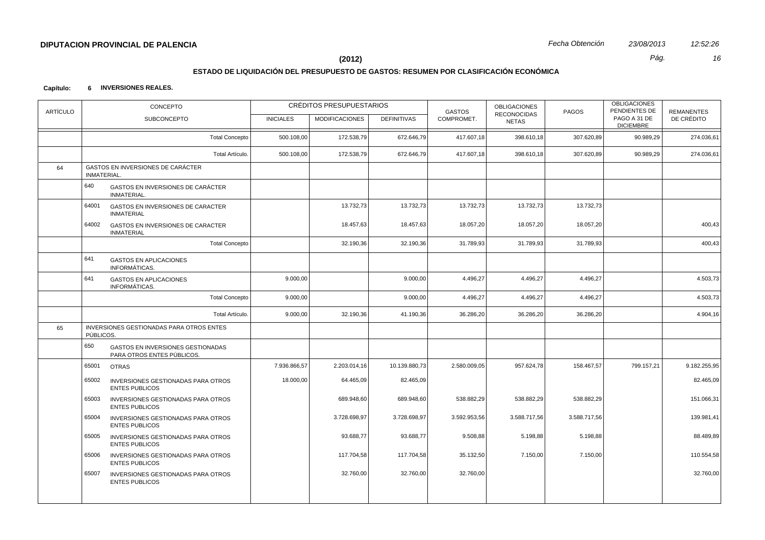**DIPUTACION PROVINCIAL DE PALENCIA** *Fecha Obtención* *23/08/2013* *12:52:26*

**(2012)**

## ESTADO DE LIQUIDACIÓN DEL PRESUPUESTO DE GASTOS: RESUMEN POR CLASIFICACIÓN ECONÓMICA

**Capítulo: 6 INVERSIONES REALES.**

| ARTÍCULO | CONCEPTO / SUBCONCEPTO | CRÉDITOS PRESUPUESTARIOS INICIALES | MODIFICACIONES | DEFINITIVAS | GASTOS COMPROMET. | OBLIGACIONES RECONOCIDAS NETAS | PAGOS | OBLIGACIONES PENDIENTES DE PAGO A 31 DE DICIEMBRE | REMANENTES DE CRÉDITO |
|---|---|---|---|---|---|---|---|---|---|
| | Total Concepto | 500.108,00 | 172.538,79 | 672.646,79 | 417.607,18 | 398.610,18 | 307.620,89 | 90.989,29 | 274.036,61 |
| | Total Artículo. | 500.108,00 | 172.538,79 | 672.646,79 | 417.607,18 | 398.610,18 | 307.620,89 | 90.989,29 | 274.036,61 |
| 64 | GASTOS EN INVERSIONES DE CARÁCTER INMATERIAL. | | | | | | | | |
| | 640 GASTOS EN INVERSIONES DE CARÁCTER INMATERIAL. | | | | | | | | |
| | 64001 GASTOS EN INVERSIONES DE CARACTER INMATERIAL | | 13.732,73 | 13.732,73 | 13.732,73 | 13.732,73 | 13.732,73 | | |
| | 64002 GASTOS EN INVERSIONES DE CARACTER INMATERIAL | | 18.457,63 | 18.457,63 | 18.057,20 | 18.057,20 | 18.057,20 | | 400,43 |
| | Total Concepto | | 32.190,36 | 32.190,36 | 31.789,93 | 31.789,93 | 31.789,93 | | 400,43 |
| | 641 GASTOS EN APLICACIONES INFORMÁTICAS. | | | | | | | | |
| | 641 GASTOS EN APLICACIONES INFORMÁTICAS. | 9.000,00 | | 9.000,00 | 4.496,27 | 4.496,27 | 4.496,27 | | 4.503,73 |
| | Total Concepto | 9.000,00 | | 9.000,00 | 4.496,27 | 4.496,27 | 4.496,27 | | 4.503,73 |
| | Total Artículo. | 9.000,00 | 32.190,36 | 41.190,36 | 36.286,20 | 36.286,20 | 36.286,20 | | 4.904,16 |
| 65 | INVERSIONES GESTIONADAS PARA OTROS ENTES PÚBLICOS. | | | | | | | | |
| | 650 GASTOS EN INVERSIONES GESTIONADAS PARA OTROS ENTES PÚBLICOS. | | | | | | | | |
| | 65001 OTRAS | 7.936.866,57 | 2.203.014,16 | 10.139.880,73 | 2.580.009,05 | 957.624,78 | 158.467,57 | 799.157,21 | 9.182.255,95 |
| | 65002 INVERSIONES GESTIONADAS PARA OTROS ENTES PUBLICOS | 18.000,00 | 64.465,09 | 82.465,09 | | | | | 82.465,09 |
| | 65003 INVERSIONES GESTIONADAS PARA OTROS ENTES PUBLICOS | | 689.948,60 | 689.948,60 | 538.882,29 | 538.882,29 | 538.882,29 | | 151.066,31 |
| | 65004 INVERSIONES GESTIONADAS PARA OTROS ENTES PUBLICOS | | 3.728.698,97 | 3.728.698,97 | 3.592.953,56 | 3.588.717,56 | 3.588.717,56 | | 139.981,41 |
| | 65005 INVERSIONES GESTIONADAS PARA OTROS ENTES PUBLICOS | | 93.688,77 | 93.688,77 | 9.508,88 | 5.198,88 | 5.198,88 | | 88.489,89 |
| | 65006 INVERSIONES GESTIONADAS PARA OTROS ENTES PUBLICOS | | 117.704,58 | 117.704,58 | 35.132,50 | 7.150,00 | 7.150,00 | | 110.554,58 |
| | 65007 INVERSIONES GESTIONADAS PARA OTROS ENTES PUBLICOS | | 32.760,00 | 32.760,00 | 32.760,00 | | | | 32.760,00 |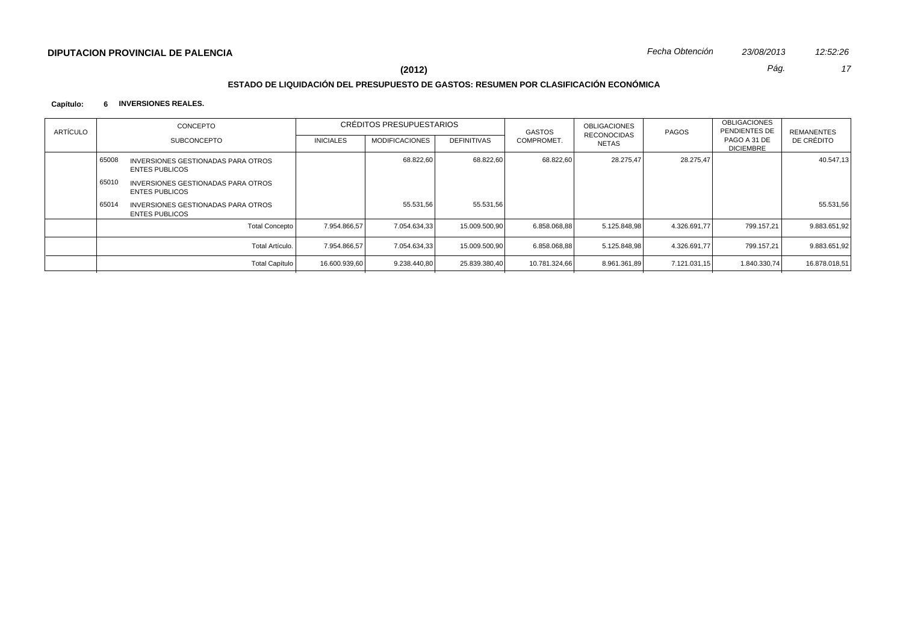**DIPUTACION PROVINCIAL DE PALENCIA**

*Fecha Obtención* *23/08/2013* *12:52:26*

**(2012)**

## ESTADO DE LIQUIDACIÓN DEL PRESUPUESTO DE GASTOS: RESUMEN POR CLASIFICACIÓN ECONÓMICA

**Capítulo: 6 INVERSIONES REALES.**

| ARTÍCULO | CONCEPTO | | CRÉDITOS PRESUPUESTARIOS | | | GASTOS COMPROMET. | OBLIGACIONES RECONOCIDAS NETAS | PAGOS | OBLIGACIONES PENDIENTES DE PAGO A 31 DE DICIEMBRE | REMANENTES DE CRÉDITO |
|---|---|---|---|---|---|---|---|---|---|---|
| | SUBCONCEPTO | | INICIALES | MODIFICACIONES | DEFINITIVAS | | | | | |
| | 65008 | INVERSIONES GESTIONADAS PARA OTROS ENTES PUBLICOS | | 68.822,60 | 68.822,60 | 68.822,60 | 28.275,47 | 28.275,47 | | 40.547,13 |
| | 65010 | INVERSIONES GESTIONADAS PARA OTROS ENTES PUBLICOS | | | | | | | | |
| | 65014 | INVERSIONES GESTIONADAS PARA OTROS ENTES PUBLICOS | | 55.531,56 | 55.531,56 | | | | | 55.531,56 |
| | | Total Concepto | 7.954.866,57 | 7.054.634,33 | 15.009.500,90 | 6.858.068,88 | 5.125.848,98 | 4.326.691,77 | 799.157,21 | 9.883.651,92 |
| | | Total Artículo. | 7.954.866,57 | 7.054.634,33 | 15.009.500,90 | 6.858.068,88 | 5.125.848,98 | 4.326.691,77 | 799.157,21 | 9.883.651,92 |
| | | Total Capítulo | 16.600.939,60 | 9.238.440,80 | 25.839.380,40 | 10.781.324,66 | 8.961.361,89 | 7.121.031,15 | 1.840.330,74 | 16.878.018,51 |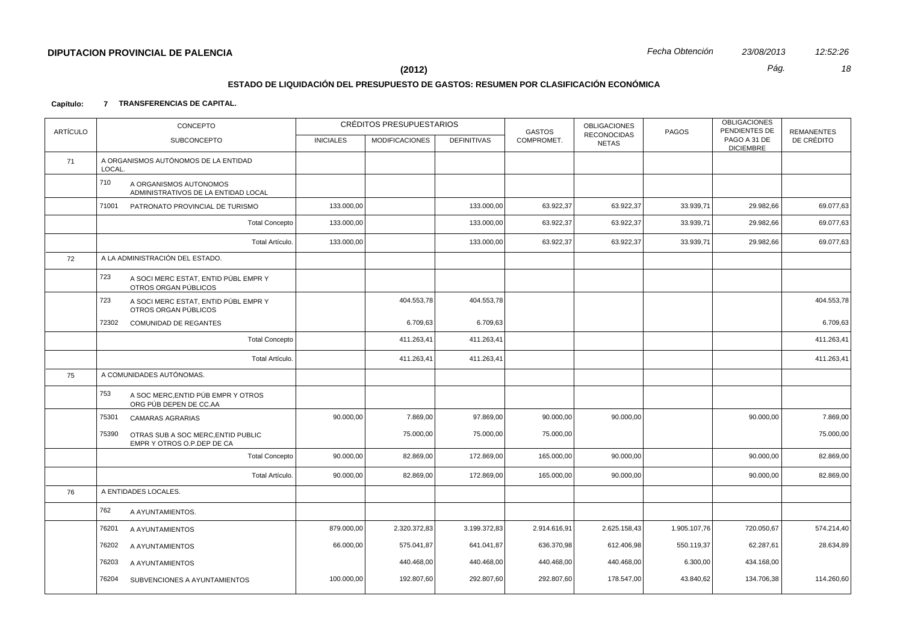**DIPUTACION PROVINCIAL DE PALENCIA**

**(2012)**

## ESTADO DE LIQUIDACIÓN DEL PRESUPUESTO DE GASTOS: RESUMEN POR CLASIFICACIÓN ECONÓMICA

**Capítulo: 7 TRANSFERENCIAS DE CAPITAL.**

| ARTÍCULO | CONCEPTO / SUBCONCEPTO | CRÉDITOS PRESUPUESTARIOS INICIALES | MODIFICACIONES | DEFINITIVAS | GASTOS COMPROMET. | OBLIGACIONES RECONOCIDAS NETAS | PAGOS | OBLIGACIONES PENDIENTES DE PAGO A 31 DE DICIEMBRE | REMANENTES DE CRÉDITO |
|---|---|---|---|---|---|---|---|---|---|
| 71 | A ORGANISMOS AUTÓNOMOS DE LA ENTIDAD LOCAL. | | | | | | | | |
| | 710 A ORGANISMOS AUTONOMOS ADMINISTRATIVOS DE LA ENTIDAD LOCAL | | | | | | | | |
| | 71001 PATRONATO PROVINCIAL DE TURISMO | 133.000,00 | | 133.000,00 | 63.922,37 | 63.922,37 | 33.939,71 | 29.982,66 | 69.077,63 |
| | Total Concepto | 133.000,00 | | 133.000,00 | 63.922,37 | 63.922,37 | 33.939,71 | 29.982,66 | 69.077,63 |
| | Total Artículo. | 133.000,00 | | 133.000,00 | 63.922,37 | 63.922,37 | 33.939,71 | 29.982,66 | 69.077,63 |
| 72 | A LA ADMINISTRACIÓN DEL ESTADO. | | | | | | | | |
| | 723 A SOCI MERC ESTAT, ENTID PÚBL EMPR Y OTROS ORGAN PÚBLICOS | | | | | | | | |
| | 723 A SOCI MERC ESTAT, ENTID PÚBL EMPR Y OTROS ORGAN PÚBLICOS | | 404.553,78 | 404.553,78 | | | | | 404.553,78 |
| | 72302 COMUNIDAD DE REGANTES | | 6.709,63 | 6.709,63 | | | | | 6.709,63 |
| | Total Concepto | | 411.263,41 | 411.263,41 | | | | | 411.263,41 |
| | Total Artículo. | | 411.263,41 | 411.263,41 | | | | | 411.263,41 |
| 75 | A COMUNIDADES AUTÓNOMAS. | | | | | | | | |
| | 753 A SOC MERC,ENTID PÚB EMPR Y OTROS ORG PÚB DEPEN DE CC.AA | | | | | | | | |
| | 75301 CAMARAS AGRARIAS | 90.000,00 | 7.869,00 | 97.869,00 | 90.000,00 | 90.000,00 | | 90.000,00 | 7.869,00 |
| | 75390 OTRAS SUB A SOC MERC,ENTID PUBLIC EMPR Y OTROS O.P.DEP DE CA | | 75.000,00 | 75.000,00 | 75.000,00 | | | | 75.000,00 |
| | Total Concepto | 90.000,00 | 82.869,00 | 172.869,00 | 165.000,00 | 90.000,00 | | 90.000,00 | 82.869,00 |
| | Total Artículo. | 90.000,00 | 82.869,00 | 172.869,00 | 165.000,00 | 90.000,00 | | 90.000,00 | 82.869,00 |
| 76 | A ENTIDADES LOCALES. | | | | | | | | |
| | 762 A AYUNTAMIENTOS. | | | | | | | | |
| | 76201 A AYUNTAMIENTOS | 879.000,00 | 2.320.372,83 | 3.199.372,83 | 2.914.616,91 | 2.625.158,43 | 1.905.107,76 | 720.050,67 | 574.214,40 |
| | 76202 A AYUNTAMIENTOS | 66.000,00 | 575.041,87 | 641.041,87 | 636.370,98 | 612.406,98 | 550.119,37 | 62.287,61 | 28.634,89 |
| | 76203 A AYUNTAMIENTOS | | 440.468,00 | 440.468,00 | 440.468,00 | 440.468,00 | 6.300,00 | 434.168,00 | |
| | 76204 SUBVENCIONES A AYUNTAMIENTOS | 100.000,00 | 192.807,60 | 292.807,60 | 292.807,60 | 178.547,00 | 43.840,62 | 134.706,38 | 114.260,60 |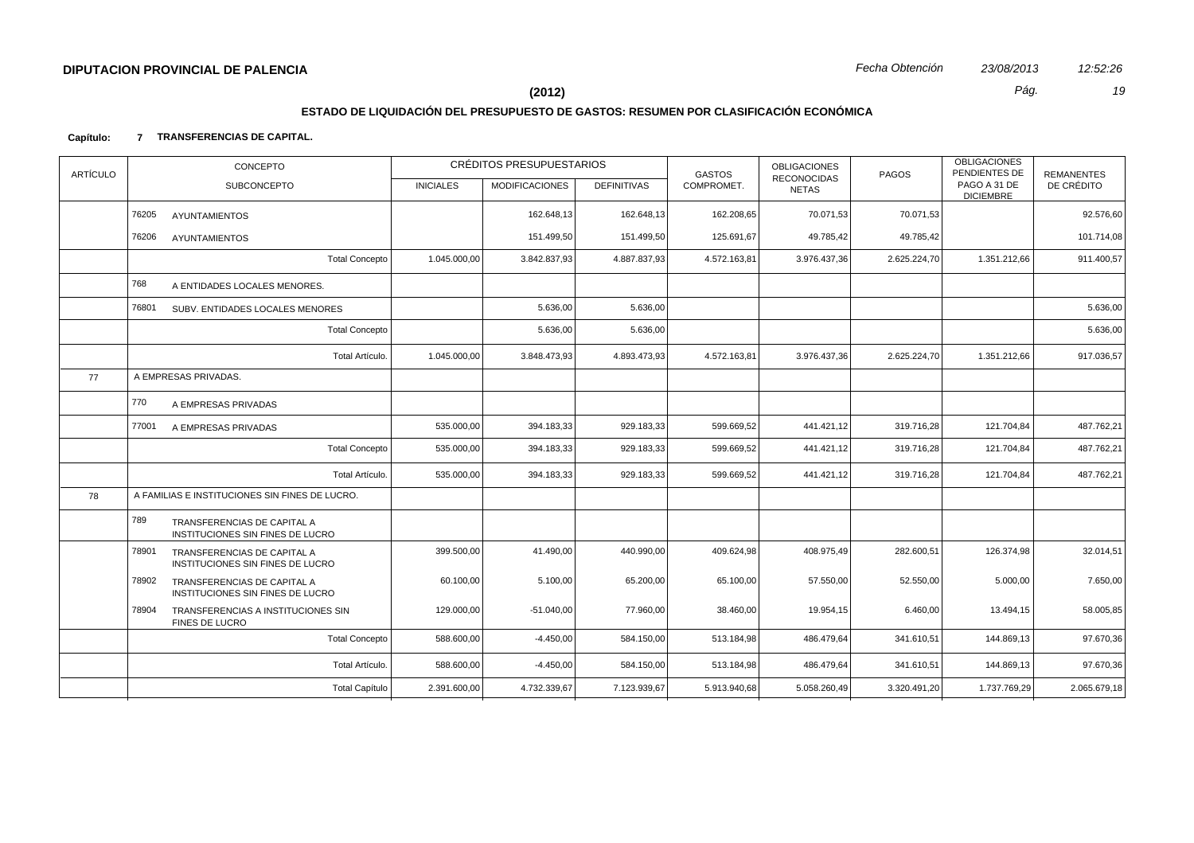## DIPUTACION PROVINCIAL DE PALENCIA

**(2012)**

### ESTADO DE LIQUIDACIÓN DEL PRESUPUESTO DE GASTOS: RESUMEN POR CLASIFICACIÓN ECONÓMICA

**Capítulo: 7 TRANSFERENCIAS DE CAPITAL.**

| ARTÍCULO | CONCEPTO / SUBCONCEPTO | | CRÉDITOS PRESUPUESTARIOS INICIALES | MODIFICACIONES | DEFINITIVAS | GASTOS COMPROMET. | OBLIGACIONES RECONOCIDAS NETAS | PAGOS | OBLIGACIONES PENDIENTES DE PAGO A 31 DE DICIEMBRE | REMANENTES DE CRÉDITO |
|---|---|---|---|---|---|---|---|---|---|---|
| | 76205 | AYUNTAMIENTOS | | 162.648,13 | 162.648,13 | 162.208,65 | 70.071,53 | 70.071,53 | | 92.576,60 |
| | 76206 | AYUNTAMIENTOS | | 151.499,50 | 151.499,50 | 125.691,67 | 49.785,42 | 49.785,42 | | 101.714,08 |
| | | Total Concepto | 1.045.000,00 | 3.842.837,93 | 4.887.837,93 | 4.572.163,81 | 3.976.437,36 | 2.625.224,70 | 1.351.212,66 | 911.400,57 |
| | 768 | A ENTIDADES LOCALES MENORES. | | | | | | | | |
| | 76801 | SUBV. ENTIDADES LOCALES MENORES | | 5.636,00 | 5.636,00 | | | | | 5.636,00 |
| | | Total Concepto | | 5.636,00 | 5.636,00 | | | | | 5.636,00 |
| | | Total Artículo. | 1.045.000,00 | 3.848.473,93 | 4.893.473,93 | 4.572.163,81 | 3.976.437,36 | 2.625.224,70 | 1.351.212,66 | 917.036,57 |
| 77 | | A EMPRESAS PRIVADAS. | | | | | | | | |
| | 770 | A EMPRESAS PRIVADAS | | | | | | | | |
| | 77001 | A EMPRESAS PRIVADAS | 535.000,00 | 394.183,33 | 929.183,33 | 599.669,52 | 441.421,12 | 319.716,28 | 121.704,84 | 487.762,21 |
| | | Total Concepto | 535.000,00 | 394.183,33 | 929.183,33 | 599.669,52 | 441.421,12 | 319.716,28 | 121.704,84 | 487.762,21 |
| | | Total Artículo. | 535.000,00 | 394.183,33 | 929.183,33 | 599.669,52 | 441.421,12 | 319.716,28 | 121.704,84 | 487.762,21 |
| 78 | | A FAMILIAS E INSTITUCIONES SIN FINES DE LUCRO. | | | | | | | | |
| | 789 | TRANSFERENCIAS DE CAPITAL A INSTITUCIONES SIN FINES DE LUCRO | | | | | | | | |
| | 78901 | TRANSFERENCIAS DE CAPITAL A INSTITUCIONES SIN FINES DE LUCRO | 399.500,00 | 41.490,00 | 440.990,00 | 409.624,98 | 408.975,49 | 282.600,51 | 126.374,98 | 32.014,51 |
| | 78902 | TRANSFERENCIAS DE CAPITAL A INSTITUCIONES SIN FINES DE LUCRO | 60.100,00 | 5.100,00 | 65.200,00 | 65.100,00 | 57.550,00 | 52.550,00 | 5.000,00 | 7.650,00 |
| | 78904 | TRANSFERENCIAS A INSTITUCIONES SIN FINES DE LUCRO | 129.000,00 | -51.040,00 | 77.960,00 | 38.460,00 | 19.954,15 | 6.460,00 | 13.494,15 | 58.005,85 |
| | | Total Concepto | 588.600,00 | -4.450,00 | 584.150,00 | 513.184,98 | 486.479,64 | 341.610,51 | 144.869,13 | 97.670,36 |
| | | Total Artículo. | 588.600,00 | -4.450,00 | 584.150,00 | 513.184,98 | 486.479,64 | 341.610,51 | 144.869,13 | 97.670,36 |
| | | Total Capítulo | 2.391.600,00 | 4.732.339,67 | 7.123.939,67 | 5.913.940,68 | 5.058.260,49 | 3.320.491,20 | 1.737.769,29 | 2.065.679,18 |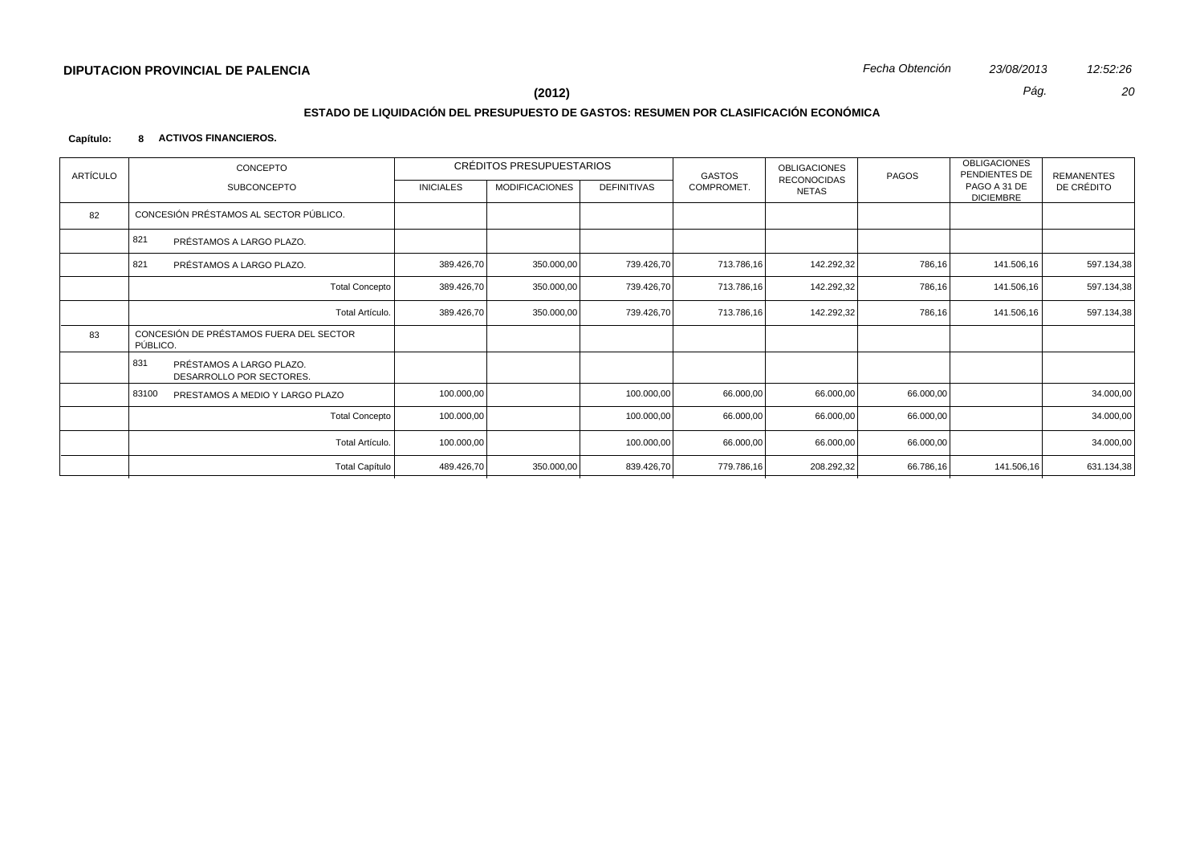**DIPUTACION PROVINCIAL DE PALENCIA**

*Fecha Obtención* *23/08/2013* *12:52:26*

**(2012)**

## ESTADO DE LIQUIDACIÓN DEL PRESUPUESTO DE GASTOS: RESUMEN POR CLASIFICACIÓN ECONÓMICA

**Capítulo: 8 ACTIVOS FINANCIEROS.**

| ARTÍCULO | CONCEPTO / SUBCONCEPTO | CRÉDITOS PRESUPUESTARIOS | | | GASTOS COMPROMET. | OBLIGACIONES RECONOCIDAS NETAS | PAGOS | OBLIGACIONES PENDIENTES DE PAGO A 31 DE DICIEMBRE | REMANENTES DE CRÉDITO |
|---|---|---|---|---|---|---|---|---|---|
| | | INICIALES | MODIFICACIONES | DEFINITIVAS | | | | | |
| 82 | CONCESIÓN PRÉSTAMOS AL SECTOR PÚBLICO. | | | | | | | | |
| | 821 PRÉSTAMOS A LARGO PLAZO. | | | | | | | | |
| | 821 PRÉSTAMOS A LARGO PLAZO. | 389.426,70 | 350.000,00 | 739.426,70 | 713.786,16 | 142.292,32 | 786,16 | 141.506,16 | 597.134,38 |
| | Total Concepto | 389.426,70 | 350.000,00 | 739.426,70 | 713.786,16 | 142.292,32 | 786,16 | 141.506,16 | 597.134,38 |
| | Total Artículo. | 389.426,70 | 350.000,00 | 739.426,70 | 713.786,16 | 142.292,32 | 786,16 | 141.506,16 | 597.134,38 |
| 83 | CONCESIÓN DE PRÉSTAMOS FUERA DEL SECTOR PÚBLICO. | | | | | | | | |
| | 831 PRÉSTAMOS A LARGO PLAZO. DESARROLLO POR SECTORES. | | | | | | | | |
| | 83100 PRESTAMOS A MEDIO Y LARGO PLAZO | 100.000,00 | | 100.000,00 | 66.000,00 | 66.000,00 | 66.000,00 | | 34.000,00 |
| | Total Concepto | 100.000,00 | | 100.000,00 | 66.000,00 | 66.000,00 | 66.000,00 | | 34.000,00 |
| | Total Artículo. | 100.000,00 | | 100.000,00 | 66.000,00 | 66.000,00 | 66.000,00 | | 34.000,00 |
| | Total Capítulo | 489.426,70 | 350.000,00 | 839.426,70 | 779.786,16 | 208.292,32 | 66.786,16 | 141.506,16 | 631.134,38 |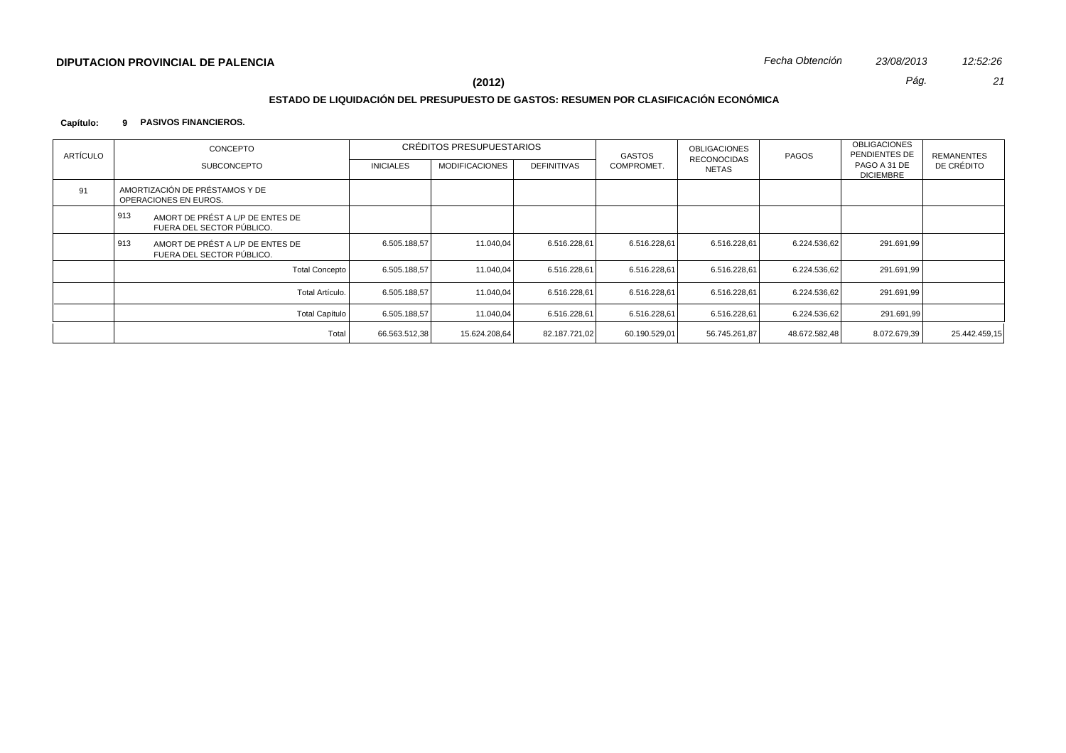**DIPUTACION PROVINCIAL DE PALENCIA**

*Fecha Obtención* *23/08/2013* *12:52:26*

**(2012)**

## ESTADO DE LIQUIDACIÓN DEL PRESUPUESTO DE GASTOS: RESUMEN POR CLASIFICACIÓN ECONÓMICA

**Capítulo: 9 PASIVOS FINANCIEROS.**

| ARTÍCULO | CONCEPTO / SUBCONCEPTO | CRÉDITOS PRESUPUESTARIOS | | | GASTOS COMPROMET. | OBLIGACIONES RECONOCIDAS NETAS | PAGOS | OBLIGACIONES PENDIENTES DE PAGO A 31 DE DICIEMBRE | REMANENTES DE CRÉDITO |
|---|---|---|---|---|---|---|---|---|---|
| | | INICIALES | MODIFICACIONES | DEFINITIVAS | | | | | |
| 91 | AMORTIZACIÓN DE PRÉSTAMOS Y DE OPERACIONES EN EUROS. | | | | | | | | |
| | 913 AMORT DE PRÉST A L/P DE ENTES DE FUERA DEL SECTOR PÚBLICO. | | | | | | | | |
| | 913 AMORT DE PRÉST A L/P DE ENTES DE FUERA DEL SECTOR PÚBLICO. | 6.505.188,57 | 11.040,04 | 6.516.228,61 | 6.516.228,61 | 6.516.228,61 | 6.224.536,62 | 291.691,99 | |
| | Total Concepto | 6.505.188,57 | 11.040,04 | 6.516.228,61 | 6.516.228,61 | 6.516.228,61 | 6.224.536,62 | 291.691,99 | |
| | Total Artículo. | 6.505.188,57 | 11.040,04 | 6.516.228,61 | 6.516.228,61 | 6.516.228,61 | 6.224.536,62 | 291.691,99 | |
| | Total Capítulo | 6.505.188,57 | 11.040,04 | 6.516.228,61 | 6.516.228,61 | 6.516.228,61 | 6.224.536,62 | 291.691,99 | |
| | Total | 66.563.512,38 | 15.624.208,64 | 82.187.721,02 | 60.190.529,01 | 56.745.261,87 | 48.672.582,48 | 8.072.679,39 | 25.442.459,15 |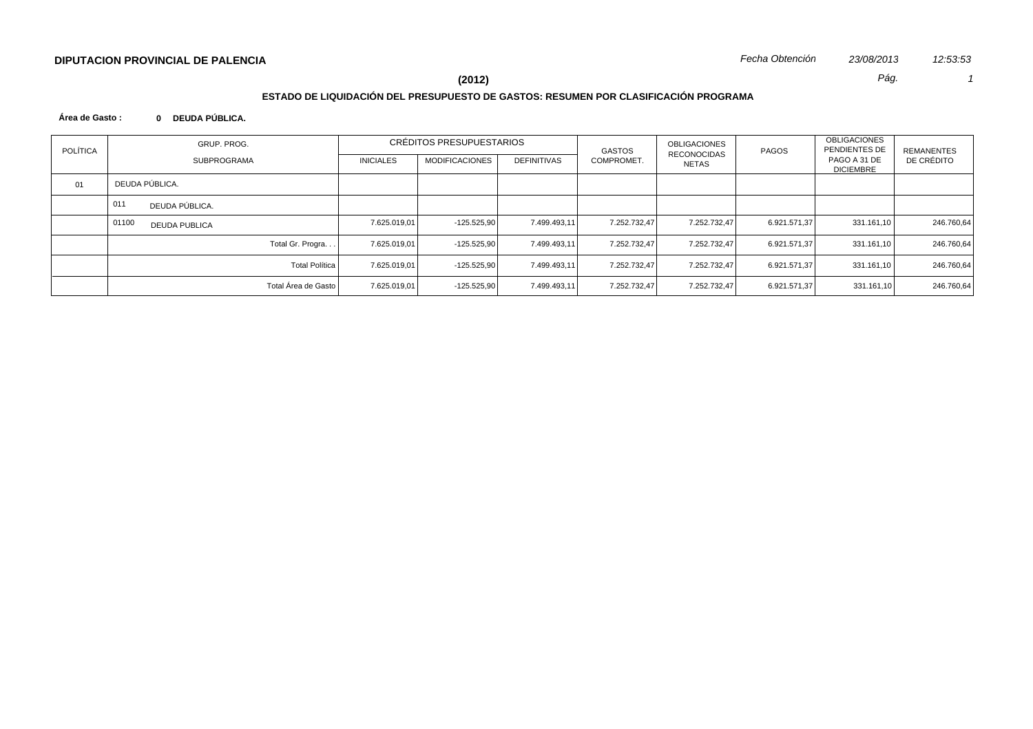**DIPUTACION PROVINCIAL DE PALENCIA**

*Fecha Obtención* *23/08/2013* *12:53:53*

**(2012)**

## ESTADO DE LIQUIDACIÓN DEL PRESUPUESTO DE GASTOS: RESUMEN POR CLASIFICACIÓN PROGRAMA

**Área de Gasto : 0 DEUDA PÚBLICA.**

| POLÍTICA | GRUP. PROG. / SUBPROGRAMA | CRÉDITOS PRESUPUESTARIOS | | | GASTOS COMPROMET. | OBLIGACIONES RECONOCIDAS NETAS | PAGOS | OBLIGACIONES PENDIENTES DE PAGO A 31 DE DICIEMBRE | REMANENTES DE CRÉDITO |
|---|---|---|---|---|---|---|---|---|---|
| | | INICIALES | MODIFICACIONES | DEFINITIVAS | | | | | |
| 01 | DEUDA PÚBLICA. | | | | | | | | |
| | 011 DEUDA PÚBLICA. | | | | | | | | |
| | 01100 DEUDA PUBLICA | 7.625.019,01 | -125.525,90 | 7.499.493,11 | 7.252.732,47 | 7.252.732,47 | 6.921.571,37 | 331.161,10 | 246.760,64 |
| | Total Gr. Progra. . . | 7.625.019,01 | -125.525,90 | 7.499.493,11 | 7.252.732,47 | 7.252.732,47 | 6.921.571,37 | 331.161,10 | 246.760,64 |
| | Total Política | 7.625.019,01 | -125.525,90 | 7.499.493,11 | 7.252.732,47 | 7.252.732,47 | 6.921.571,37 | 331.161,10 | 246.760,64 |
| | Total Área de Gasto | 7.625.019,01 | -125.525,90 | 7.499.493,11 | 7.252.732,47 | 7.252.732,47 | 6.921.571,37 | 331.161,10 | 246.760,64 |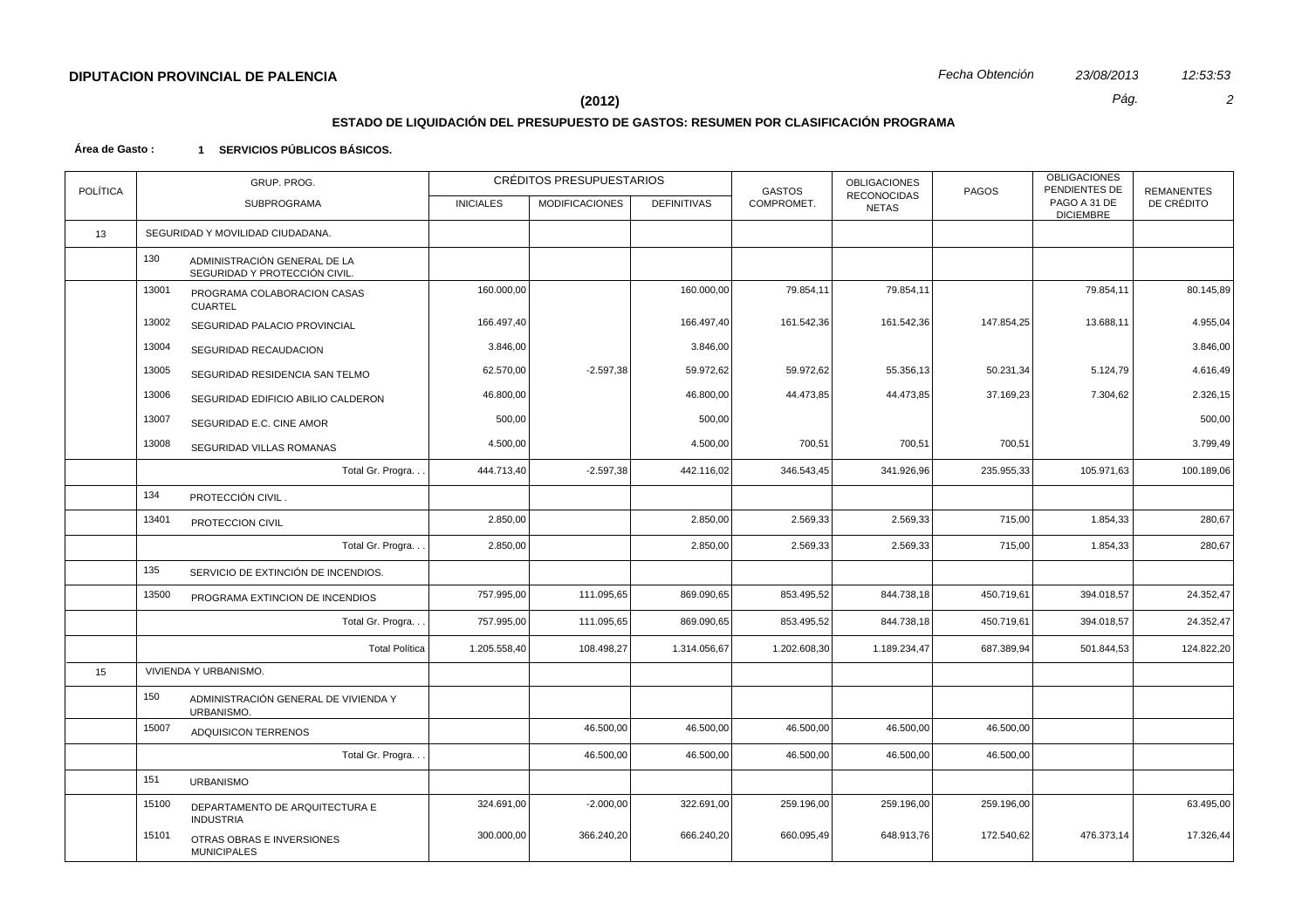**DIPUTACION PROVINCIAL DE PALENCIA** *Fecha Obtención* *23/08/2013* *12:53:53*

**(2012)**

## ESTADO DE LIQUIDACIÓN DEL PRESUPUESTO DE GASTOS: RESUMEN POR CLASIFICACIÓN PROGRAMA

**Área de Gasto : 1 SERVICIOS PÚBLICOS BÁSICOS.**

| POLÍTICA | GRUP. PROG. SUBPROGRAMA | | CRÉDITOS PRESUPUESTARIOS INICIALES | MODIFICACIONES | DEFINITIVAS | GASTOS COMPROMET. | OBLIGACIONES RECONOCIDAS NETAS | PAGOS | OBLIGACIONES PENDIENTES DE PAGO A 31 DE DICIEMBRE | REMANENTES DE CRÉDITO |
|---|---|---|---|---|---|---|---|---|---|---|
| 13 | SEGURIDAD Y MOVILIDAD CIUDADANA. | | | | | | | | | |
| | 130 | ADMINISTRACIÓN GENERAL DE LA SEGURIDAD Y PROTECCIÓN CIVIL. | | | | | | | | |
| | 13001 | PROGRAMA COLABORACION CASAS CUARTEL | 160.000,00 | | 160.000,00 | 79.854,11 | 79.854,11 | | 79.854,11 | 80.145,89 |
| | 13002 | SEGURIDAD PALACIO PROVINCIAL | 166.497,40 | | 166.497,40 | 161.542,36 | 161.542,36 | 147.854,25 | 13.688,11 | 4.955,04 |
| | 13004 | SEGURIDAD RECAUDACION | 3.846,00 | | 3.846,00 | | | | | 3.846,00 |
| | 13005 | SEGURIDAD RESIDENCIA SAN TELMO | 62.570,00 | -2.597,38 | 59.972,62 | 59.972,62 | 55.356,13 | 50.231,34 | 5.124,79 | 4.616,49 |
| | 13006 | SEGURIDAD EDIFICIO ABILIO CALDERON | 46.800,00 | | 46.800,00 | 44.473,85 | 44.473,85 | 37.169,23 | 7.304,62 | 2.326,15 |
| | 13007 | SEGURIDAD E.C. CINE AMOR | 500,00 | | 500,00 | | | | | 500,00 |
| | 13008 | SEGURIDAD VILLAS ROMANAS | 4.500,00 | | 4.500,00 | 700,51 | 700,51 | 700,51 | | 3.799,49 |
| | | Total Gr. Progra. . . | 444.713,40 | -2.597,38 | 442.116,02 | 346.543,45 | 341.926,96 | 235.955,33 | 105.971,63 | 100.189,06 |
| | 134 | PROTECCIÓN CIVIL . | | | | | | | | |
| | 13401 | PROTECCION CIVIL | 2.850,00 | | 2.850,00 | 2.569,33 | 2.569,33 | 715,00 | 1.854,33 | 280,67 |
| | | Total Gr. Progra. . . | 2.850,00 | | 2.850,00 | 2.569,33 | 2.569,33 | 715,00 | 1.854,33 | 280,67 |
| | 135 | SERVICIO DE EXTINCIÓN DE INCENDIOS. | | | | | | | | |
| | 13500 | PROGRAMA EXTINCION DE INCENDIOS | 757.995,00 | 111.095,65 | 869.090,65 | 853.495,52 | 844.738,18 | 450.719,61 | 394.018,57 | 24.352,47 |
| | | Total Gr. Progra. . . | 757.995,00 | 111.095,65 | 869.090,65 | 853.495,52 | 844.738,18 | 450.719,61 | 394.018,57 | 24.352,47 |
| | | Total Política | 1.205.558,40 | 108.498,27 | 1.314.056,67 | 1.202.608,30 | 1.189.234,47 | 687.389,94 | 501.844,53 | 124.822,20 |
| 15 | VIVIENDA Y URBANISMO. | | | | | | | | | |
| | 150 | ADMINISTRACIÓN GENERAL DE VIVIENDA Y URBANISMO. | | | | | | | | |
| | 15007 | ADQUISICON TERRENOS | | 46.500,00 | 46.500,00 | 46.500,00 | 46.500,00 | 46.500,00 | | |
| | | Total Gr. Progra. . . | | 46.500,00 | 46.500,00 | 46.500,00 | 46.500,00 | 46.500,00 | | |
| | 151 | URBANISMO | | | | | | | | |
| | 15100 | DEPARTAMENTO DE ARQUITECTURA E INDUSTRIA | 324.691,00 | -2.000,00 | 322.691,00 | 259.196,00 | 259.196,00 | 259.196,00 | | 63.495,00 |
| | 15101 | OTRAS OBRAS E INVERSIONES MUNICIPALES | 300.000,00 | 366.240,20 | 666.240,20 | 660.095,49 | 648.913,76 | 172.540,62 | 476.373,14 | 17.326,44 |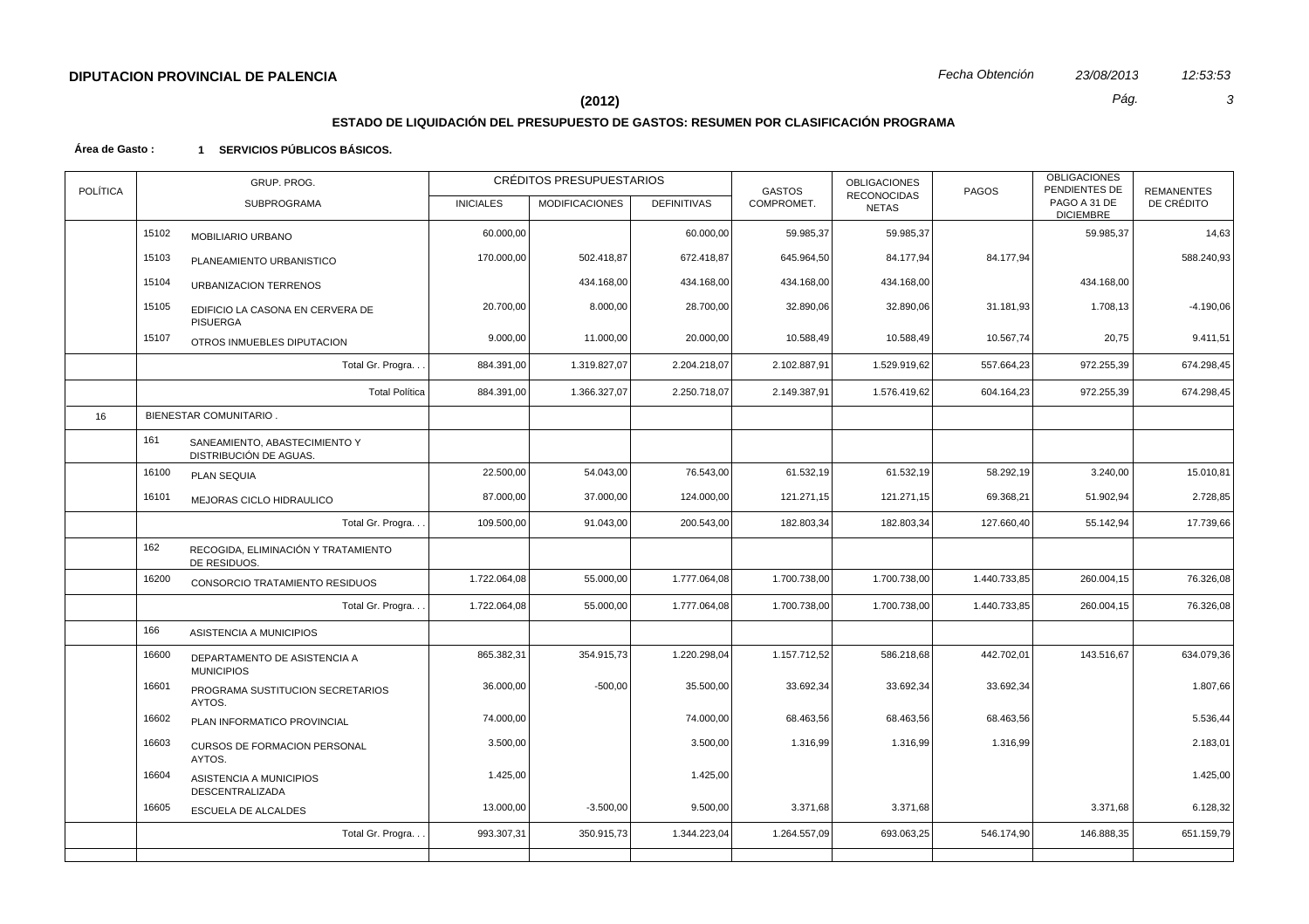**DIPUTACION PROVINCIAL DE PALENCIA** *Fecha Obtención* *23/08/2013* *12:53:53*

**(2012)**

## ESTADO DE LIQUIDACIÓN DEL PRESUPUESTO DE GASTOS: RESUMEN POR CLASIFICACIÓN PROGRAMA

**Área de Gasto : 1 SERVICIOS PÚBLICOS BÁSICOS.**

| POLÍTICA | GRUP. PROG. | SUBPROGRAMA | CRÉDITOS PRESUPUESTARIOS INICIALES | MODIFICACIONES | DEFINITIVAS | GASTOS COMPROMET. | OBLIGACIONES RECONOCIDAS NETAS | PAGOS | OBLIGACIONES PENDIENTES DE PAGO A 31 DE DICIEMBRE | REMANENTES DE CRÉDITO |
|---|---|---|---|---|---|---|---|---|---|---|
| | 15102 | MOBILIARIO URBANO | 60.000,00 | | 60.000,00 | 59.985,37 | 59.985,37 | | 59.985,37 | 14,63 |
| | 15103 | PLANEAMIENTO URBANISTICO | 170.000,00 | 502.418,87 | 672.418,87 | 645.964,50 | 84.177,94 | 84.177,94 | | 588.240,93 |
| | 15104 | URBANIZACION TERRENOS | | 434.168,00 | 434.168,00 | 434.168,00 | 434.168,00 | | 434.168,00 | |
| | 15105 | EDIFICIO LA CASONA EN CERVERA DE PISUERGA | 20.700,00 | 8.000,00 | 28.700,00 | 32.890,06 | 32.890,06 | 31.181,93 | 1.708,13 | -4.190,06 |
| | 15107 | OTROS INMUEBLES DIPUTACION | 9.000,00 | 11.000,00 | 20.000,00 | 10.588,49 | 10.588,49 | 10.567,74 | 20,75 | 9.411,51 |
| | | Total Gr. Progra. . . | 884.391,00 | 1.319.827,07 | 2.204.218,07 | 2.102.887,91 | 1.529.919,62 | 557.664,23 | 972.255,39 | 674.298,45 |
| | | Total Política | 884.391,00 | 1.366.327,07 | 2.250.718,07 | 2.149.387,91 | 1.576.419,62 | 604.164,23 | 972.255,39 | 674.298,45 |
| 16 | BIENESTAR COMUNITARIO . | | | | | | | | | |
| | 161 | SANEAMIENTO, ABASTECIMIENTO Y DISTRIBUCIÓN DE AGUAS. | | | | | | | | |
| | 16100 | PLAN SEQUIA | 22.500,00 | 54.043,00 | 76.543,00 | 61.532,19 | 61.532,19 | 58.292,19 | 3.240,00 | 15.010,81 |
| | 16101 | MEJORAS CICLO HIDRAULICO | 87.000,00 | 37.000,00 | 124.000,00 | 121.271,15 | 121.271,15 | 69.368,21 | 51.902,94 | 2.728,85 |
| | | Total Gr. Progra. . . | 109.500,00 | 91.043,00 | 200.543,00 | 182.803,34 | 182.803,34 | 127.660,40 | 55.142,94 | 17.739,66 |
| | 162 | RECOGIDA, ELIMINACIÓN Y TRATAMIENTO DE RESIDUOS. | | | | | | | | |
| | 16200 | CONSORCIO TRATAMIENTO RESIDUOS | 1.722.064,08 | 55.000,00 | 1.777.064,08 | 1.700.738,00 | 1.700.738,00 | 1.440.733,85 | 260.004,15 | 76.326,08 |
| | | Total Gr. Progra. . . | 1.722.064,08 | 55.000,00 | 1.777.064,08 | 1.700.738,00 | 1.700.738,00 | 1.440.733,85 | 260.004,15 | 76.326,08 |
| | 166 | ASISTENCIA A MUNICIPIOS | | | | | | | | |
| | 16600 | DEPARTAMENTO DE ASISTENCIA A MUNICIPIOS | 865.382,31 | 354.915,73 | 1.220.298,04 | 1.157.712,52 | 586.218,68 | 442.702,01 | 143.516,67 | 634.079,36 |
| | 16601 | PROGRAMA SUSTITUCION SECRETARIOS AYTOS. | 36.000,00 | -500,00 | 35.500,00 | 33.692,34 | 33.692,34 | 33.692,34 | | 1.807,66 |
| | 16602 | PLAN INFORMATICO PROVINCIAL | 74.000,00 | | 74.000,00 | 68.463,56 | 68.463,56 | 68.463,56 | | 5.536,44 |
| | 16603 | CURSOS DE FORMACION PERSONAL AYTOS. | 3.500,00 | | 3.500,00 | 1.316,99 | 1.316,99 | 1.316,99 | | 2.183,01 |
| | 16604 | ASISTENCIA A MUNICIPIOS DESCENTRALIZADA | 1.425,00 | | 1.425,00 | | | | | 1.425,00 |
| | 16605 | ESCUELA DE ALCALDES | 13.000,00 | -3.500,00 | 9.500,00 | 3.371,68 | 3.371,68 | | 3.371,68 | 6.128,32 |
| | | Total Gr. Progra. . . | 993.307,31 | 350.915,73 | 1.344.223,04 | 1.264.557,09 | 693.063,25 | 546.174,90 | 146.888,35 | 651.159,79 |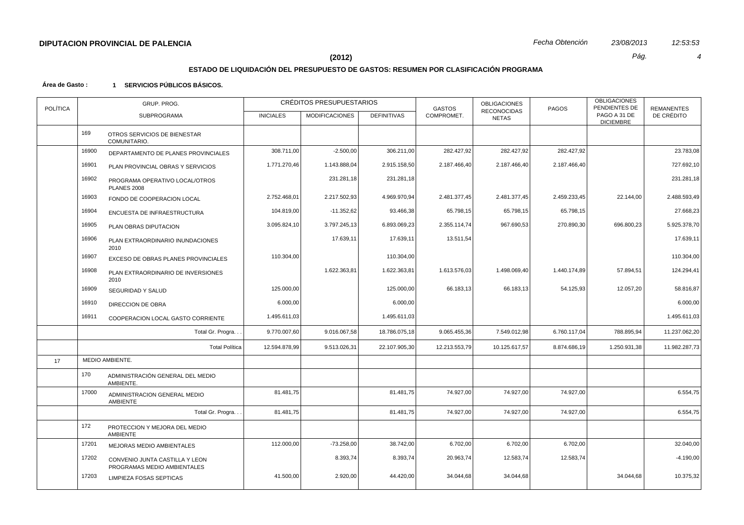**DIPUTACION PROVINCIAL DE PALENCIA** *Fecha Obtención 23/08/2013 12:53:53*

**(2012)**

## ESTADO DE LIQUIDACIÓN DEL PRESUPUESTO DE GASTOS: RESUMEN POR CLASIFICACIÓN PROGRAMA

**Área de Gasto : 1 SERVICIOS PÚBLICOS BÁSICOS.**

| POLÍTICA | GRUP. PROG. | SUBPROGRAMA | CRÉDITOS PRESUPUESTARIOS INICIALES | CRÉDITOS PRESUPUESTARIOS MODIFICACIONES | CRÉDITOS PRESUPUESTARIOS DEFINITIVAS | GASTOS COMPROMET. | OBLIGACIONES RECONOCIDAS NETAS | PAGOS | OBLIGACIONES PENDIENTES DE PAGO A 31 DE DICIEMBRE | REMANENTES DE CRÉDITO |
|---|---|---|---|---|---|---|---|---|---|---|
| | 169 | OTROS SERVICIOS DE BIENESTAR COMUNITARIO. | | | | | | | | |
| | 16900 | DEPARTAMENTO DE PLANES PROVINCIALES | 308.711,00 | -2.500,00 | 306.211,00 | 282.427,92 | 282.427,92 | 282.427,92 | | 23.783,08 |
| | 16901 | PLAN PROVINCIAL OBRAS Y SERVICIOS | 1.771.270,46 | 1.143.888,04 | 2.915.158,50 | 2.187.466,40 | 2.187.466,40 | 2.187.466,40 | | 727.692,10 |
| | 16902 | PROGRAMA OPERATIVO LOCAL/OTROS PLANES 2008 | | 231.281,18 | 231.281,18 | | | | | 231.281,18 |
| | 16903 | FONDO DE COOPERACION LOCAL | 2.752.468,01 | 2.217.502,93 | 4.969.970,94 | 2.481.377,45 | 2.481.377,45 | 2.459.233,45 | 22.144,00 | 2.488.593,49 |
| | 16904 | ENCUESTA DE INFRAESTRUCTURA | 104.819,00 | -11.352,62 | 93.466,38 | 65.798,15 | 65.798,15 | 65.798,15 | | 27.668,23 |
| | 16905 | PLAN OBRAS DIPUTACION | 3.095.824,10 | 3.797.245,13 | 6.893.069,23 | 2.355.114,74 | 967.690,53 | 270.890,30 | 696.800,23 | 5.925.378,70 |
| | 16906 | PLAN EXTRAORDINARIO INUNDACIONES 2010 | | 17.639,11 | 17.639,11 | 13.511,54 | | | | 17.639,11 |
| | 16907 | EXCESO DE OBRAS PLANES PROVINCIALES | 110.304,00 | | 110.304,00 | | | | | 110.304,00 |
| | 16908 | PLAN EXTRAORDINARIO DE INVERSIONES 2010 | | 1.622.363,81 | 1.622.363,81 | 1.613.576,03 | 1.498.069,40 | 1.440.174,89 | 57.894,51 | 124.294,41 |
| | 16909 | SEGURIDAD Y SALUD | 125.000,00 | | 125.000,00 | 66.183,13 | 66.183,13 | 54.125,93 | 12.057,20 | 58.816,87 |
| | 16910 | DIRECCION DE OBRA | 6.000,00 | | 6.000,00 | | | | | 6.000,00 |
| | 16911 | COOPERACION LOCAL GASTO CORRIENTE | 1.495.611,03 | | 1.495.611,03 | | | | | 1.495.611,03 |
| | | Total Gr. Progra. . . | 9.770.007,60 | 9.016.067,58 | 18.786.075,18 | 9.065.455,36 | 7.549.012,98 | 6.760.117,04 | 788.895,94 | 11.237.062,20 |
| | | Total Política | 12.594.878,99 | 9.513.026,31 | 22.107.905,30 | 12.213.553,79 | 10.125.617,57 | 8.874.686,19 | 1.250.931,38 | 11.982.287,73 |
| 17 | | MEDIO AMBIENTE. | | | | | | | | |
| | 170 | ADMINISTRACIÓN GENERAL DEL MEDIO AMBIENTE. | | | | | | | | |
| | 17000 | ADMINISTRACION GENERAL MEDIO AMBIENTE | 81.481,75 | | 81.481,75 | 74.927,00 | 74.927,00 | 74.927,00 | | 6.554,75 |
| | | Total Gr. Progra. . . | 81.481,75 | | 81.481,75 | 74.927,00 | 74.927,00 | 74.927,00 | | 6.554,75 |
| | 172 | PROTECCION Y MEJORA DEL MEDIO AMBIENTE | | | | | | | | |
| | 17201 | MEJORAS MEDIO AMBIENTALES | 112.000,00 | -73.258,00 | 38.742,00 | 6.702,00 | 6.702,00 | 6.702,00 | | 32.040,00 |
| | 17202 | CONVENIO JUNTA CASTILLA Y LEON PROGRAMAS MEDIO AMBIENTALES | | 8.393,74 | 8.393,74 | 20.963,74 | 12.583,74 | 12.583,74 | | -4.190,00 |
| | 17203 | LIMPIEZA FOSAS SEPTICAS | 41.500,00 | 2.920,00 | 44.420,00 | 34.044,68 | 34.044,68 | | 34.044,68 | 10.375,32 |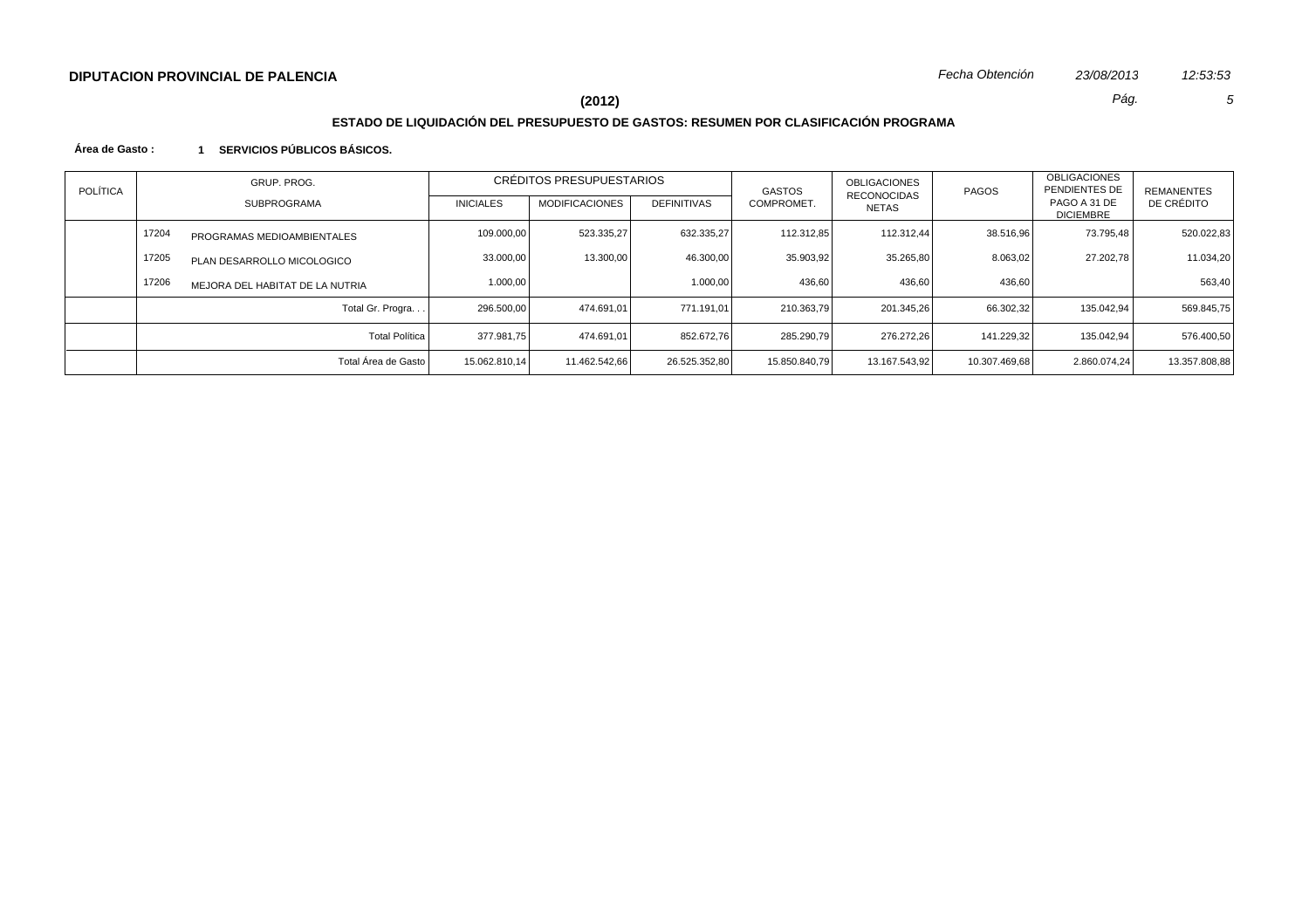**DIPUTACION PROVINCIAL DE PALENCIA**

*Fecha Obtención* *23/08/2013* *12:53:53*

**(2012)**

**ESTADO DE LIQUIDACIÓN DEL PRESUPUESTO DE GASTOS: RESUMEN POR CLASIFICACIÓN PROGRAMA**

**Área de Gasto : 1 SERVICIOS PÚBLICOS BÁSICOS.**

| POLÍTICA | GRUP. PROG. SUBPROGRAMA | | CRÉDITOS PRESUPUESTARIOS | | | GASTOS COMPROMET. | OBLIGACIONES RECONOCIDAS NETAS | PAGOS | OBLIGACIONES PENDIENTES DE PAGO A 31 DE DICIEMBRE | REMANENTES DE CRÉDITO |
|---|---|---|---|---|---|---|---|---|---|---|
| | | | INICIALES | MODIFICACIONES | DEFINITIVAS | | | | | |
| | 17204 | PROGRAMAS MEDIOAMBIENTALES | 109.000,00 | 523.335,27 | 632.335,27 | 112.312,85 | 112.312,44 | 38.516,96 | 73.795,48 | 520.022,83 |
| | 17205 | PLAN DESARROLLO MICOLOGICO | 33.000,00 | 13.300,00 | 46.300,00 | 35.903,92 | 35.265,80 | 8.063,02 | 27.202,78 | 11.034,20 |
| | 17206 | MEJORA DEL HABITAT DE LA NUTRIA | 1.000,00 | | 1.000,00 | 436,60 | 436,60 | 436,60 | | 563,40 |
| | | Total Gr. Progra. . . | 296.500,00 | 474.691,01 | 771.191,01 | 210.363,79 | 201.345,26 | 66.302,32 | 135.042,94 | 569.845,75 |
| | | Total Política | 377.981,75 | 474.691,01 | 852.672,76 | 285.290,79 | 276.272,26 | 141.229,32 | 135.042,94 | 576.400,50 |
| | | Total Área de Gasto | 15.062.810,14 | 11.462.542,66 | 26.525.352,80 | 15.850.840,79 | 13.167.543,92 | 10.307.469,68 | 2.860.074,24 | 13.357.808,88 |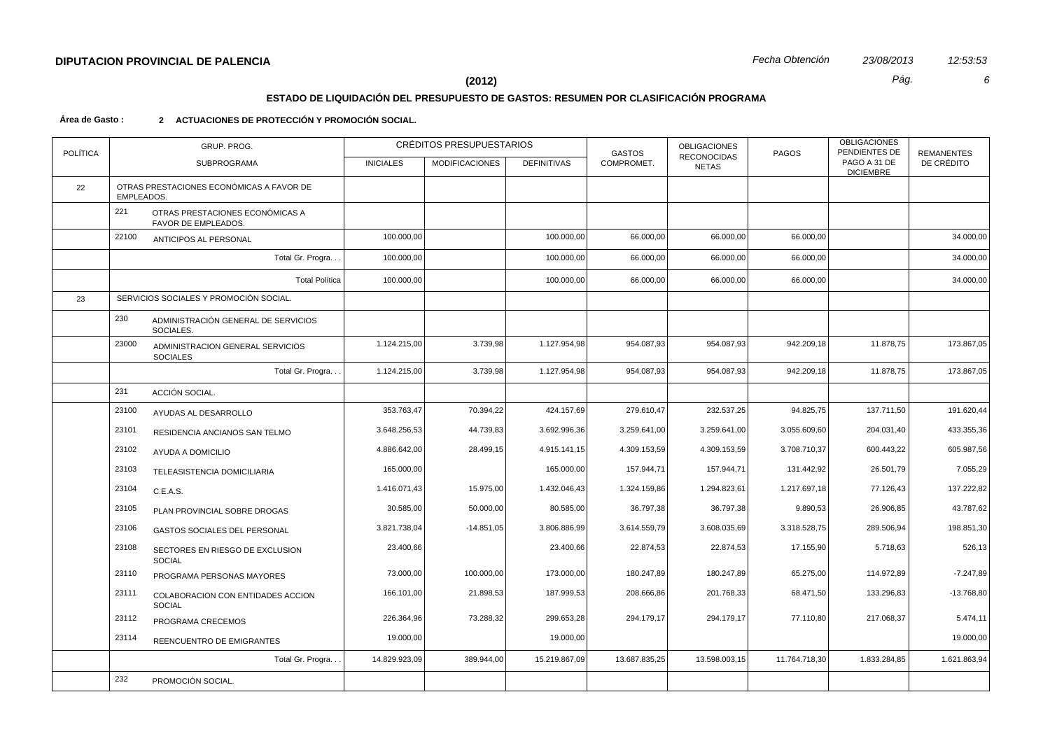**DIPUTACION PROVINCIAL DE PALENCIA**

*Fecha Obtención* *23/08/2013* *12:53:53*

**(2012)**

## ESTADO DE LIQUIDACIÓN DEL PRESUPUESTO DE GASTOS: RESUMEN POR CLASIFICACIÓN PROGRAMA

**Área de Gasto : 2 ACTUACIONES DE PROTECCIÓN Y PROMOCIÓN SOCIAL.**

| POLÍTICA | GRUP. PROG. / SUBPROGRAMA | | CRÉDITOS PRESUPUESTARIOS | | | GASTOS COMPROMET. | OBLIGACIONES RECONOCIDAS NETAS | PAGOS | OBLIGACIONES PENDIENTES DE PAGO A 31 DE DICIEMBRE | REMANENTES DE CRÉDITO |
|---|---|---|---|---|---|---|---|---|---|---|
| | | | INICIALES | MODIFICACIONES | DEFINITIVAS | | | | | |
| 22 | OTRAS PRESTACIONES ECONÓMICAS A FAVOR DE EMPLEADOS. | | | | | | | | | |
| | 221 | OTRAS PRESTACIONES ECONÓMICAS A FAVOR DE EMPLEADOS. | | | | | | | | |
| | 22100 | ANTICIPOS AL PERSONAL | 100.000,00 | | 100.000,00 | 66.000,00 | 66.000,00 | 66.000,00 | | 34.000,00 |
| | | Total Gr. Progra. . . | 100.000,00 | | 100.000,00 | 66.000,00 | 66.000,00 | 66.000,00 | | 34.000,00 |
| | | Total Política | 100.000,00 | | 100.000,00 | 66.000,00 | 66.000,00 | 66.000,00 | | 34.000,00 |
| 23 | SERVICIOS SOCIALES Y PROMOCIÓN SOCIAL. | | | | | | | | | |
| | 230 | ADMINISTRACIÓN GENERAL DE SERVICIOS SOCIALES. | | | | | | | | |
| | 23000 | ADMINISTRACION GENERAL SERVICIOS SOCIALES | 1.124.215,00 | 3.739,98 | 1.127.954,98 | 954.087,93 | 954.087,93 | 942.209,18 | 11.878,75 | 173.867,05 |
| | | Total Gr. Progra. . . | 1.124.215,00 | 3.739,98 | 1.127.954,98 | 954.087,93 | 954.087,93 | 942.209,18 | 11.878,75 | 173.867,05 |
| | 231 | ACCIÓN SOCIAL. | | | | | | | | |
| | 23100 | AYUDAS AL DESARROLLO | 353.763,47 | 70.394,22 | 424.157,69 | 279.610,47 | 232.537,25 | 94.825,75 | 137.711,50 | 191.620,44 |
| | 23101 | RESIDENCIA ANCIANOS SAN TELMO | 3.648.256,53 | 44.739,83 | 3.692.996,36 | 3.259.641,00 | 3.259.641,00 | 3.055.609,60 | 204.031,40 | 433.355,36 |
| | 23102 | AYUDA A DOMICILIO | 4.886.642,00 | 28.499,15 | 4.915.141,15 | 4.309.153,59 | 4.309.153,59 | 3.708.710,37 | 600.443,22 | 605.987,56 |
| | 23103 | TELEASISTENCIA DOMICILIARIA | 165.000,00 | | 165.000,00 | 157.944,71 | 157.944,71 | 131.442,92 | 26.501,79 | 7.055,29 |
| | 23104 | C.E.A.S. | 1.416.071,43 | 15.975,00 | 1.432.046,43 | 1.324.159,86 | 1.294.823,61 | 1.217.697,18 | 77.126,43 | 137.222,82 |
| | 23105 | PLAN PROVINCIAL SOBRE DROGAS | 30.585,00 | 50.000,00 | 80.585,00 | 36.797,38 | 36.797,38 | 9.890,53 | 26.906,85 | 43.787,62 |
| | 23106 | GASTOS SOCIALES DEL PERSONAL | 3.821.738,04 | -14.851,05 | 3.806.886,99 | 3.614.559,79 | 3.608.035,69 | 3.318.528,75 | 289.506,94 | 198.851,30 |
| | 23108 | SECTORES EN RIESGO DE EXCLUSION SOCIAL | 23.400,66 | | 23.400,66 | 22.874,53 | 22.874,53 | 17.155,90 | 5.718,63 | 526,13 |
| | 23110 | PROGRAMA PERSONAS MAYORES | 73.000,00 | 100.000,00 | 173.000,00 | 180.247,89 | 180.247,89 | 65.275,00 | 114.972,89 | -7.247,89 |
| | 23111 | COLABORACION CON ENTIDADES ACCION SOCIAL | 166.101,00 | 21.898,53 | 187.999,53 | 208.666,86 | 201.768,33 | 68.471,50 | 133.296,83 | -13.768,80 |
| | 23112 | PROGRAMA CRECEMOS | 226.364,96 | 73.288,32 | 299.653,28 | 294.179,17 | 294.179,17 | 77.110,80 | 217.068,37 | 5.474,11 |
| | 23114 | REENCUENTRO DE EMIGRANTES | 19.000,00 | | 19.000,00 | | | | | 19.000,00 |
| | | Total Gr. Progra. . . | 14.829.923,09 | 389.944,00 | 15.219.867,09 | 13.687.835,25 | 13.598.003,15 | 11.764.718,30 | 1.833.284,85 | 1.621.863,94 |
| | 232 | PROMOCIÓN SOCIAL. | | | | | | | | |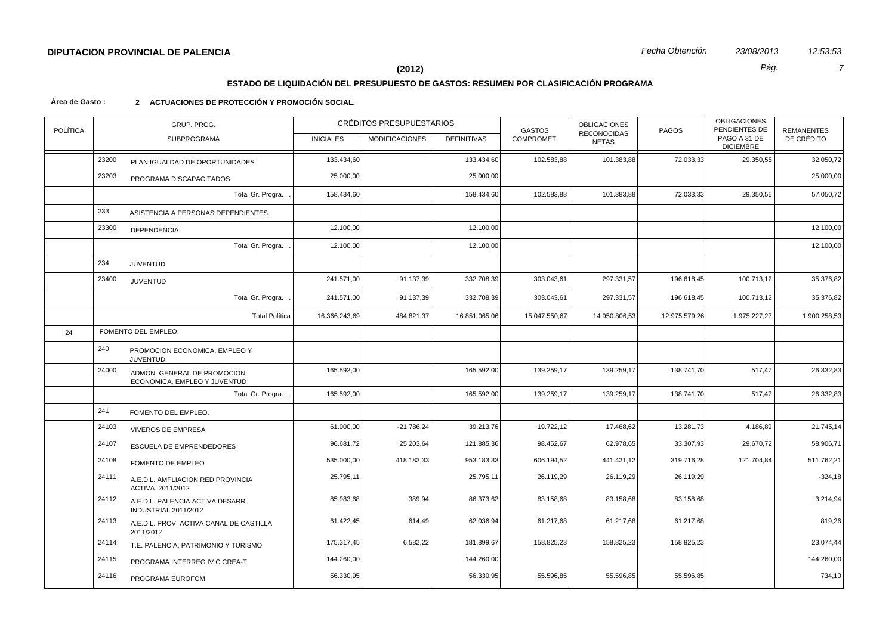**DIPUTACION PROVINCIAL DE PALENCIA**

*Fecha Obtención 23/08/2013 12:53:53*

**(2012)**

## ESTADO DE LIQUIDACIÓN DEL PRESUPUESTO DE GASTOS: RESUMEN POR CLASIFICACIÓN PROGRAMA

**Área de Gasto : 2 ACTUACIONES DE PROTECCIÓN Y PROMOCIÓN SOCIAL.**

| POLÍTICA | GRUP. PROG. | SUBPROGRAMA | CRÉDITOS PRESUPUESTARIOS INICIALES | CRÉDITOS PRESUPUESTARIOS MODIFICACIONES | CRÉDITOS PRESUPUESTARIOS DEFINITIVAS | GASTOS COMPROMET. | OBLIGACIONES RECONOCIDAS NETAS | PAGOS | OBLIGACIONES PENDIENTES DE PAGO A 31 DE DICIEMBRE | REMANENTES DE CRÉDITO |
|---|---|---|---|---|---|---|---|---|---|---|
| | 23200 | PLAN IGUALDAD DE OPORTUNIDADES | 133.434,60 | | 133.434,60 | 102.583,88 | 101.383,88 | 72.033,33 | 29.350,55 | 32.050,72 |
| | 23203 | PROGRAMA DISCAPACITADOS | 25.000,00 | | 25.000,00 | | | | | 25.000,00 |
| | | Total Gr. Progra. . . | 158.434,60 | | 158.434,60 | 102.583,88 | 101.383,88 | 72.033,33 | 29.350,55 | 57.050,72 |
| | 233 | ASISTENCIA A PERSONAS DEPENDIENTES. | | | | | | | | |
| | 23300 | DEPENDENCIA | 12.100,00 | | 12.100,00 | | | | | 12.100,00 |
| | | Total Gr. Progra. . . | 12.100,00 | | 12.100,00 | | | | | 12.100,00 |
| | 234 | JUVENTUD | | | | | | | | |
| | 23400 | JUVENTUD | 241.571,00 | 91.137,39 | 332.708,39 | 303.043,61 | 297.331,57 | 196.618,45 | 100.713,12 | 35.376,82 |
| | | Total Gr. Progra. . . | 241.571,00 | 91.137,39 | 332.708,39 | 303.043,61 | 297.331,57 | 196.618,45 | 100.713,12 | 35.376,82 |
| | | Total Política | 16.366.243,69 | 484.821,37 | 16.851.065,06 | 15.047.550,67 | 14.950.806,53 | 12.975.579,26 | 1.975.227,27 | 1.900.258,53 |
| 24 | | FOMENTO DEL EMPLEO. | | | | | | | | |
| | 240 | PROMOCION ECONOMICA, EMPLEO Y JUVENTUD | | | | | | | | |
| | 24000 | ADMON. GENERAL DE PROMOCION ECONOMICA, EMPLEO Y JUVENTUD | 165.592,00 | | 165.592,00 | 139.259,17 | 139.259,17 | 138.741,70 | 517,47 | 26.332,83 |
| | | Total Gr. Progra. . . | 165.592,00 | | 165.592,00 | 139.259,17 | 139.259,17 | 138.741,70 | 517,47 | 26.332,83 |
| | 241 | FOMENTO DEL EMPLEO. | | | | | | | | |
| | 24103 | VIVEROS DE EMPRESA | 61.000,00 | -21.786,24 | 39.213,76 | 19.722,12 | 17.468,62 | 13.281,73 | 4.186,89 | 21.745,14 |
| | 24107 | ESCUELA DE EMPRENDEDORES | 96.681,72 | 25.203,64 | 121.885,36 | 98.452,67 | 62.978,65 | 33.307,93 | 29.670,72 | 58.906,71 |
| | 24108 | FOMENTO DE EMPLEO | 535.000,00 | 418.183,33 | 953.183,33 | 606.194,52 | 441.421,12 | 319.716,28 | 121.704,84 | 511.762,21 |
| | 24111 | A.E.D.L. AMPLIACION RED PROVINCIA ACTIVA 2011/2012 | 25.795,11 | | 25.795,11 | 26.119,29 | 26.119,29 | 26.119,29 | | -324,18 |
| | 24112 | A.E.D.L. PALENCIA ACTIVA DESARR. INDUSTRIAL 2011/2012 | 85.983,68 | 389,94 | 86.373,62 | 83.158,68 | 83.158,68 | 83.158,68 | | 3.214,94 |
| | 24113 | A.E.D.L. PROV. ACTIVA CANAL DE CASTILLA 2011/2012 | 61.422,45 | 614,49 | 62.036,94 | 61.217,68 | 61.217,68 | 61.217,68 | | 819,26 |
| | 24114 | T.E. PALENCIA, PATRIMONIO Y TURISMO | 175.317,45 | 6.582,22 | 181.899,67 | 158.825,23 | 158.825,23 | 158.825,23 | | 23.074,44 |
| | 24115 | PROGRAMA INTERREG IV C CREA-T | 144.260,00 | | 144.260,00 | | | | | 144.260,00 |
| | 24116 | PROGRAMA EUROFOM | 56.330,95 | | 56.330,95 | 55.596,85 | 55.596,85 | 55.596,85 | | 734,10 |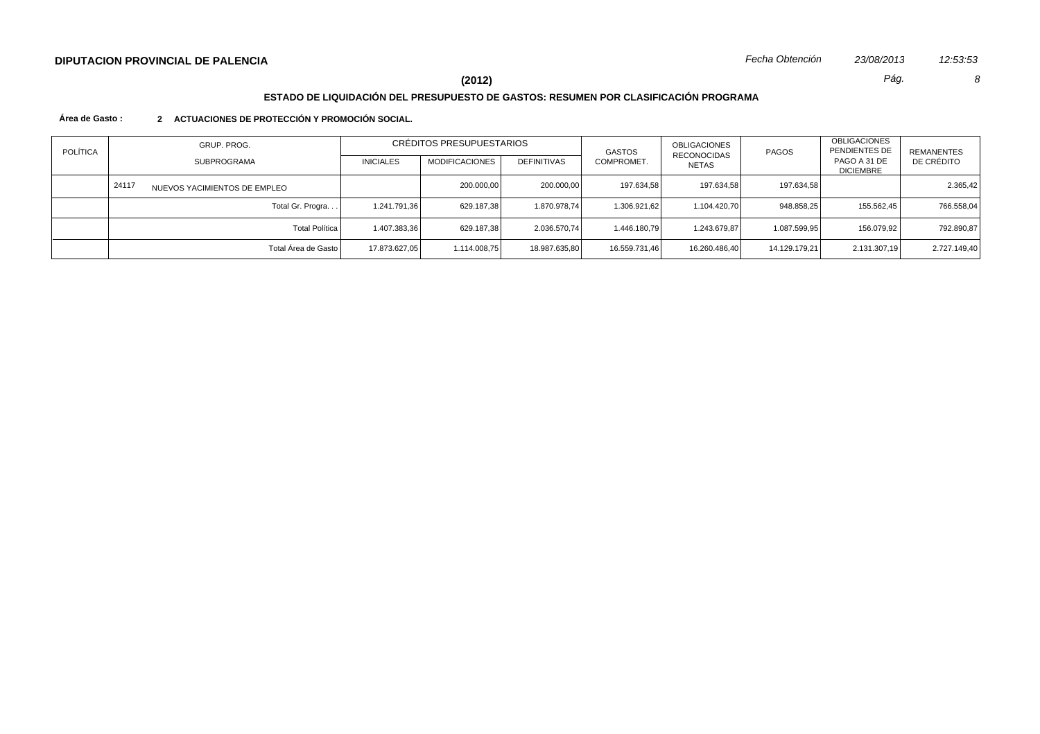**DIPUTACION PROVINCIAL DE PALENCIA**

*Fecha Obtención* *23/08/2013* *12:53:53*

**(2012)**

## ESTADO DE LIQUIDACIÓN DEL PRESUPUESTO DE GASTOS: RESUMEN POR CLASIFICACIÓN PROGRAMA

**Área de Gasto : 2 ACTUACIONES DE PROTECCIÓN Y PROMOCIÓN SOCIAL.**

| POLÍTICA | GRUP. PROG. SUBPROGRAMA | CRÉDITOS PRESUPUESTARIOS | | | GASTOS COMPROMET. | OBLIGACIONES RECONOCIDAS NETAS | PAGOS | OBLIGACIONES PENDIENTES DE PAGO A 31 DE DICIEMBRE | REMANENTES DE CRÉDITO |
|---|---|---|---|---|---|---|---|---|---|
| | | INICIALES | MODIFICACIONES | DEFINITIVAS | | | | | |
| | 24117 NUEVOS YACIMIENTOS DE EMPLEO | | 200.000,00 | 200.000,00 | 197.634,58 | 197.634,58 | 197.634,58 | | 2.365,42 |
| | Total Gr. Progra. . . | 1.241.791,36 | 629.187,38 | 1.870.978,74 | 1.306.921,62 | 1.104.420,70 | 948.858,25 | 155.562,45 | 766.558,04 |
| | Total Política | 1.407.383,36 | 629.187,38 | 2.036.570,74 | 1.446.180,79 | 1.243.679,87 | 1.087.599,95 | 156.079,92 | 792.890,87 |
| | Total Área de Gasto | 17.873.627,05 | 1.114.008,75 | 18.987.635,80 | 16.559.731,46 | 16.260.486,40 | 14.129.179,21 | 2.131.307,19 | 2.727.149,40 |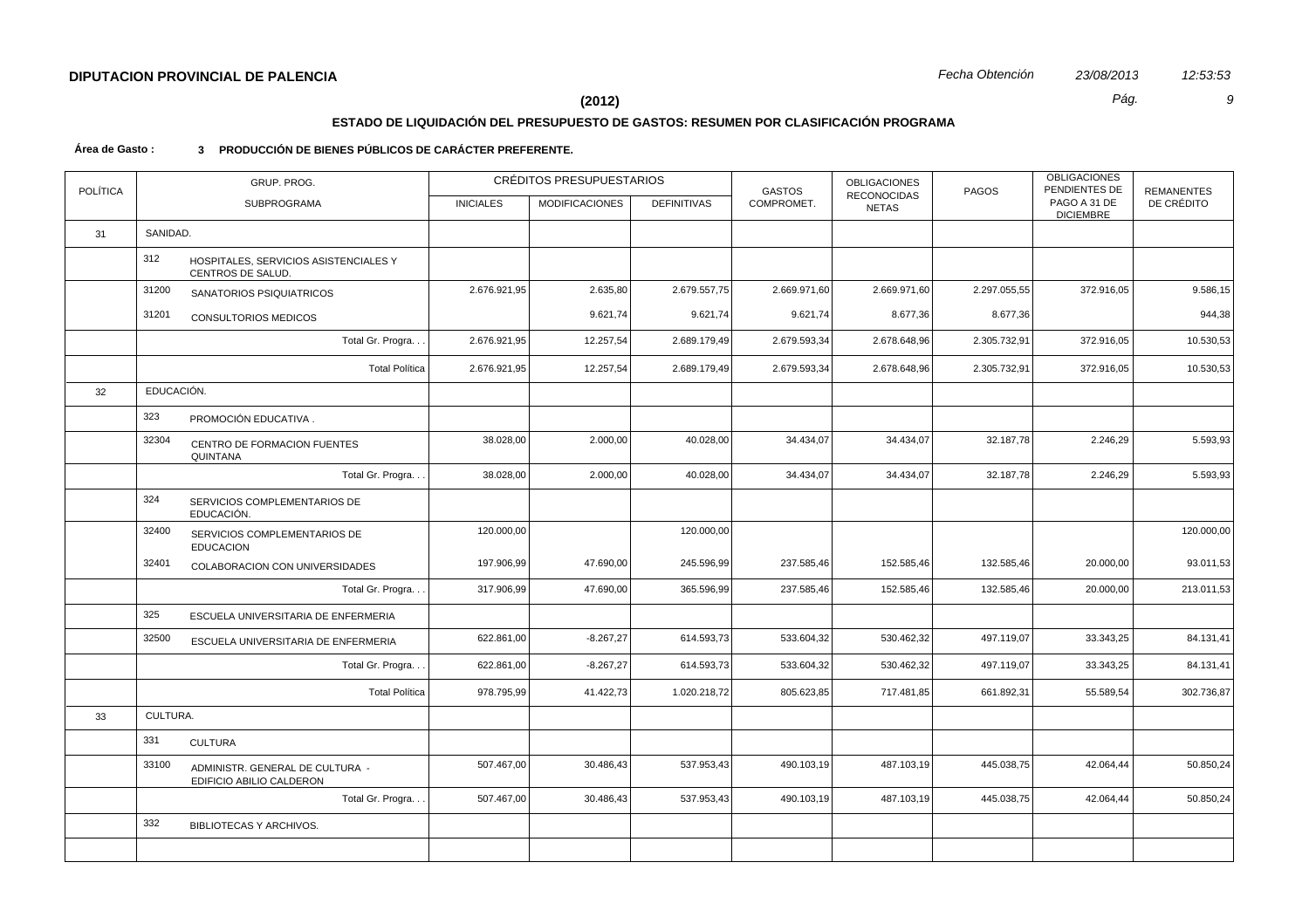**DIPUTACION PROVINCIAL DE PALENCIA**

**(2012)**

## ESTADO DE LIQUIDACIÓN DEL PRESUPUESTO DE GASTOS: RESUMEN POR CLASIFICACIÓN PROGRAMA

**Área de Gasto : 3 PRODUCCIÓN DE BIENES PÚBLICOS DE CARÁCTER PREFERENTE.**

| POLÍTICA | GRUP. PROG. SUBPROGRAMA | | CRÉDITOS PRESUPUESTARIOS INICIALES | MODIFICACIONES | DEFINITIVAS | GASTOS COMPROMET. | OBLIGACIONES RECONOCIDAS NETAS | PAGOS | OBLIGACIONES PENDIENTES DE PAGO A 31 DE DICIEMBRE | REMANENTES DE CRÉDITO |
|---|---|---|---|---|---|---|---|---|---|---|
| 31 | SANIDAD. | | | | | | | | | |
| | 312 | HOSPITALES, SERVICIOS ASISTENCIALES Y CENTROS DE SALUD. | | | | | | | | |
| | 31200 | SANATORIOS PSIQUIATRICOS | 2.676.921,95 | 2.635,80 | 2.679.557,75 | 2.669.971,60 | 2.669.971,60 | 2.297.055,55 | 372.916,05 | 9.586,15 |
| | 31201 | CONSULTORIOS MEDICOS | | 9.621,74 | 9.621,74 | 9.621,74 | 8.677,36 | 8.677,36 | | 944,38 |
| | | Total Gr. Progra. . . | 2.676.921,95 | 12.257,54 | 2.689.179,49 | 2.679.593,34 | 2.678.648,96 | 2.305.732,91 | 372.916,05 | 10.530,53 |
| | | Total Política | 2.676.921,95 | 12.257,54 | 2.689.179,49 | 2.679.593,34 | 2.678.648,96 | 2.305.732,91 | 372.916,05 | 10.530,53 |
| 32 | EDUCACIÓN. | | | | | | | | | |
| | 323 | PROMOCIÓN EDUCATIVA . | | | | | | | | |
| | 32304 | CENTRO DE FORMACION FUENTES QUINTANA | 38.028,00 | 2.000,00 | 40.028,00 | 34.434,07 | 34.434,07 | 32.187,78 | 2.246,29 | 5.593,93 |
| | | Total Gr. Progra. . . | 38.028,00 | 2.000,00 | 40.028,00 | 34.434,07 | 34.434,07 | 32.187,78 | 2.246,29 | 5.593,93 |
| | 324 | SERVICIOS COMPLEMENTARIOS DE EDUCACIÓN. | | | | | | | | |
| | 32400 | SERVICIOS COMPLEMENTARIOS DE EDUCACION | 120.000,00 | | 120.000,00 | | | | | 120.000,00 |
| | 32401 | COLABORACION CON UNIVERSIDADES | 197.906,99 | 47.690,00 | 245.596,99 | 237.585,46 | 152.585,46 | 132.585,46 | 20.000,00 | 93.011,53 |
| | | Total Gr. Progra. . . | 317.906,99 | 47.690,00 | 365.596,99 | 237.585,46 | 152.585,46 | 132.585,46 | 20.000,00 | 213.011,53 |
| | 325 | ESCUELA UNIVERSITARIA DE ENFERMERIA | | | | | | | | |
| | 32500 | ESCUELA UNIVERSITARIA DE ENFERMERIA | 622.861,00 | -8.267,27 | 614.593,73 | 533.604,32 | 530.462,32 | 497.119,07 | 33.343,25 | 84.131,41 |
| | | Total Gr. Progra. . . | 622.861,00 | -8.267,27 | 614.593,73 | 533.604,32 | 530.462,32 | 497.119,07 | 33.343,25 | 84.131,41 |
| | | Total Política | 978.795,99 | 41.422,73 | 1.020.218,72 | 805.623,85 | 717.481,85 | 661.892,31 | 55.589,54 | 302.736,87 |
| 33 | CULTURA. | | | | | | | | | |
| | 331 | CULTURA | | | | | | | | |
| | 33100 | ADMINISTR. GENERAL DE CULTURA - EDIFICIO ABILIO CALDERON | 507.467,00 | 30.486,43 | 537.953,43 | 490.103,19 | 487.103,19 | 445.038,75 | 42.064,44 | 50.850,24 |
| | | Total Gr. Progra. . . | 507.467,00 | 30.486,43 | 537.953,43 | 490.103,19 | 487.103,19 | 445.038,75 | 42.064,44 | 50.850,24 |
| | 332 | BIBLIOTECAS Y ARCHIVOS. | | | | | | | | |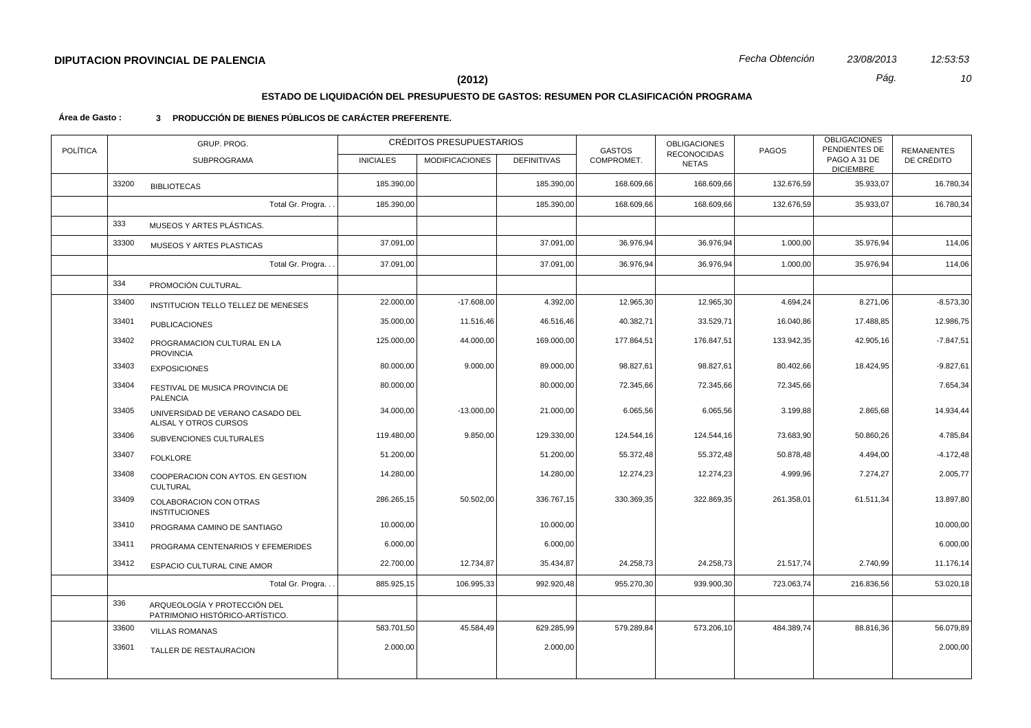**DIPUTACION PROVINCIAL DE PALENCIA**

*Fecha Obtención* *23/08/2013* *12:53:53*

**(2012)**

## ESTADO DE LIQUIDACIÓN DEL PRESUPUESTO DE GASTOS: RESUMEN POR CLASIFICACIÓN PROGRAMA

**Área de Gasto : 3 PRODUCCIÓN DE BIENES PÚBLICOS DE CARÁCTER PREFERENTE.**

| POLÍTICA | GRUP. PROG. SUBPROGRAMA | | CRÉDITOS PRESUPUESTARIOS | | | GASTOS COMPROMET. | OBLIGACIONES RECONOCIDAS NETAS | PAGOS | OBLIGACIONES PENDIENTES DE PAGO A 31 DE DICIEMBRE | REMANENTES DE CRÉDITO |
|---|---|---|---|---|---|---|---|---|---|---|
| | | | INICIALES | MODIFICACIONES | DEFINITIVAS | | | | | |
| | 33200 | BIBLIOTECAS | 185.390,00 | | 185.390,00 | 168.609,66 | 168.609,66 | 132.676,59 | 35.933,07 | 16.780,34 |
| | | Total Gr. Progra. . . | 185.390,00 | | 185.390,00 | 168.609,66 | 168.609,66 | 132.676,59 | 35.933,07 | 16.780,34 |
| | 333 | MUSEOS Y ARTES PLÁSTICAS. | | | | | | | | |
| | 33300 | MUSEOS Y ARTES PLASTICAS | 37.091,00 | | 37.091,00 | 36.976,94 | 36.976,94 | 1.000,00 | 35.976,94 | 114,06 |
| | | Total Gr. Progra. . . | 37.091,00 | | 37.091,00 | 36.976,94 | 36.976,94 | 1.000,00 | 35.976,94 | 114,06 |
| | 334 | PROMOCIÓN CULTURAL. | | | | | | | | |
| | 33400 | INSTITUCION TELLO TELLEZ DE MENESES | 22.000,00 | -17.608,00 | 4.392,00 | 12.965,30 | 12.965,30 | 4.694,24 | 8.271,06 | -8.573,30 |
| | 33401 | PUBLICACIONES | 35.000,00 | 11.516,46 | 46.516,46 | 40.382,71 | 33.529,71 | 16.040,86 | 17.488,85 | 12.986,75 |
| | 33402 | PROGRAMACION CULTURAL EN LA PROVINCIA | 125.000,00 | 44.000,00 | 169.000,00 | 177.864,51 | 176.847,51 | 133.942,35 | 42.905,16 | -7.847,51 |
| | 33403 | EXPOSICIONES | 80.000,00 | 9.000,00 | 89.000,00 | 98.827,61 | 98.827,61 | 80.402,66 | 18.424,95 | -9.827,61 |
| | 33404 | FESTIVAL DE MUSICA PROVINCIA DE PALENCIA | 80.000,00 | | 80.000,00 | 72.345,66 | 72.345,66 | 72.345,66 | | 7.654,34 |
| | 33405 | UNIVERSIDAD DE VERANO CASADO DEL ALISAL Y OTROS CURSOS | 34.000,00 | -13.000,00 | 21.000,00 | 6.065,56 | 6.065,56 | 3.199,88 | 2.865,68 | 14.934,44 |
| | 33406 | SUBVENCIONES CULTURALES | 119.480,00 | 9.850,00 | 129.330,00 | 124.544,16 | 124.544,16 | 73.683,90 | 50.860,26 | 4.785,84 |
| | 33407 | FOLKLORE | 51.200,00 | | 51.200,00 | 55.372,48 | 55.372,48 | 50.878,48 | 4.494,00 | -4.172,48 |
| | 33408 | COOPERACION CON AYTOS. EN GESTION CULTURAL | 14.280,00 | | 14.280,00 | 12.274,23 | 12.274,23 | 4.999,96 | 7.274,27 | 2.005,77 |
| | 33409 | COLABORACION CON OTRAS INSTITUCIONES | 286.265,15 | 50.502,00 | 336.767,15 | 330.369,35 | 322.869,35 | 261.358,01 | 61.511,34 | 13.897,80 |
| | 33410 | PROGRAMA CAMINO DE SANTIAGO | 10.000,00 | | 10.000,00 | | | | | 10.000,00 |
| | 33411 | PROGRAMA CENTENARIOS Y EFEMERIDES | 6.000,00 | | 6.000,00 | | | | | 6.000,00 |
| | 33412 | ESPACIO CULTURAL CINE AMOR | 22.700,00 | 12.734,87 | 35.434,87 | 24.258,73 | 24.258,73 | 21.517,74 | 2.740,99 | 11.176,14 |
| | | Total Gr. Progra. . . | 885.925,15 | 106.995,33 | 992.920,48 | 955.270,30 | 939.900,30 | 723.063,74 | 216.836,56 | 53.020,18 |
| | 336 | ARQUEOLOGÍA Y PROTECCIÓN DEL PATRIMONIO HISTÓRICO-ARTÍSTICO. | | | | | | | | |
| | 33600 | VILLAS ROMANAS | 583.701,50 | 45.584,49 | 629.285,99 | 579.289,84 | 573.206,10 | 484.389,74 | 88.816,36 | 56.079,89 |
| | 33601 | TALLER DE RESTAURACION | 2.000,00 | | 2.000,00 | | | | | 2.000,00 |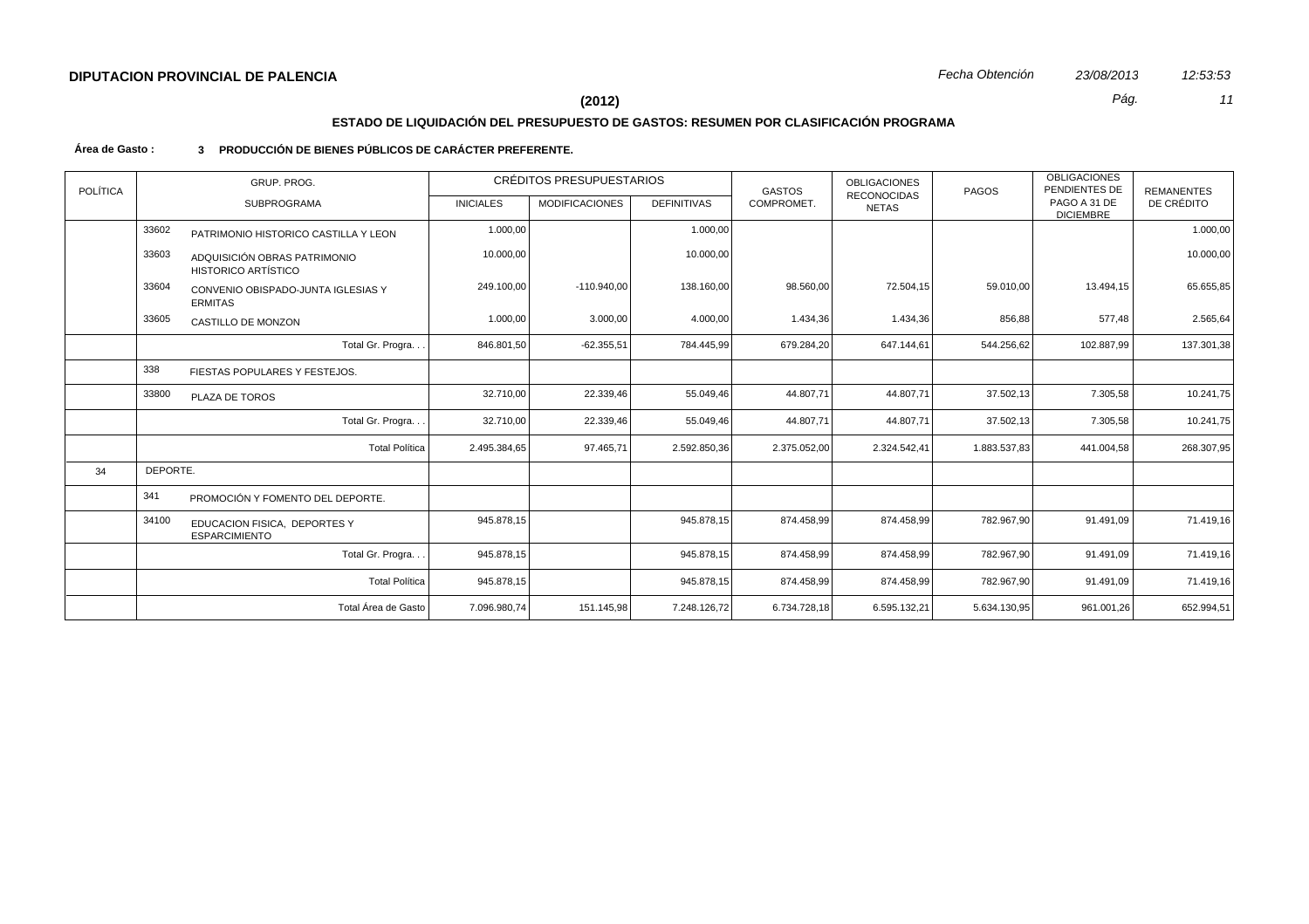**DIPUTACION PROVINCIAL DE PALENCIA**

*Fecha Obtención* *23/08/2013* *12:53:53*

**(2012)**

## ESTADO DE LIQUIDACIÓN DEL PRESUPUESTO DE GASTOS: RESUMEN POR CLASIFICACIÓN PROGRAMA

**Área de Gasto : 3 PRODUCCIÓN DE BIENES PÚBLICOS DE CARÁCTER PREFERENTE.**

| POLÍTICA | GRUP. PROG. | SUBPROGRAMA | CRÉDITOS PRESUPUESTARIOS | | | GASTOS COMPROMET. | OBLIGACIONES RECONOCIDAS NETAS | PAGOS | OBLIGACIONES PENDIENTES DE PAGO A 31 DE DICIEMBRE | REMANENTES DE CRÉDITO |
|---|---|---|---|---|---|---|---|---|---|---|
| | | | INICIALES | MODIFICACIONES | DEFINITIVAS | | | | | |
| | 33602 | PATRIMONIO HISTORICO CASTILLA Y LEON | 1.000,00 | | 1.000,00 | | | | | 1.000,00 |
| | 33603 | ADQUISICIÓN OBRAS PATRIMONIO HISTORICO ARTÍSTICO | 10.000,00 | | 10.000,00 | | | | | 10.000,00 |
| | 33604 | CONVENIO OBISPADO-JUNTA IGLESIAS Y ERMITAS | 249.100,00 | -110.940,00 | 138.160,00 | 98.560,00 | 72.504,15 | 59.010,00 | 13.494,15 | 65.655,85 |
| | 33605 | CASTILLO DE MONZON | 1.000,00 | 3.000,00 | 4.000,00 | 1.434,36 | 1.434,36 | 856,88 | 577,48 | 2.565,64 |
| | | Total Gr. Progra. . . | 846.801,50 | -62.355,51 | 784.445,99 | 679.284,20 | 647.144,61 | 544.256,62 | 102.887,99 | 137.301,38 |
| | 338 | FIESTAS POPULARES Y FESTEJOS. | | | | | | | | |
| | 33800 | PLAZA DE TOROS | 32.710,00 | 22.339,46 | 55.049,46 | 44.807,71 | 44.807,71 | 37.502,13 | 7.305,58 | 10.241,75 |
| | | Total Gr. Progra. . . | 32.710,00 | 22.339,46 | 55.049,46 | 44.807,71 | 44.807,71 | 37.502,13 | 7.305,58 | 10.241,75 |
| | | Total Política | 2.495.384,65 | 97.465,71 | 2.592.850,36 | 2.375.052,00 | 2.324.542,41 | 1.883.537,83 | 441.004,58 | 268.307,95 |
| 34 | DEPORTE. | | | | | | | | | |
| | 341 | PROMOCIÓN Y FOMENTO DEL DEPORTE. | | | | | | | | |
| | 34100 | EDUCACION FISICA, DEPORTES Y ESPARCIMIENTO | 945.878,15 | | 945.878,15 | 874.458,99 | 874.458,99 | 782.967,90 | 91.491,09 | 71.419,16 |
| | | Total Gr. Progra. . . | 945.878,15 | | 945.878,15 | 874.458,99 | 874.458,99 | 782.967,90 | 91.491,09 | 71.419,16 |
| | | Total Política | 945.878,15 | | 945.878,15 | 874.458,99 | 874.458,99 | 782.967,90 | 91.491,09 | 71.419,16 |
| | | Total Área de Gasto | 7.096.980,74 | 151.145,98 | 7.248.126,72 | 6.734.728,18 | 6.595.132,21 | 5.634.130,95 | 961.001,26 | 652.994,51 |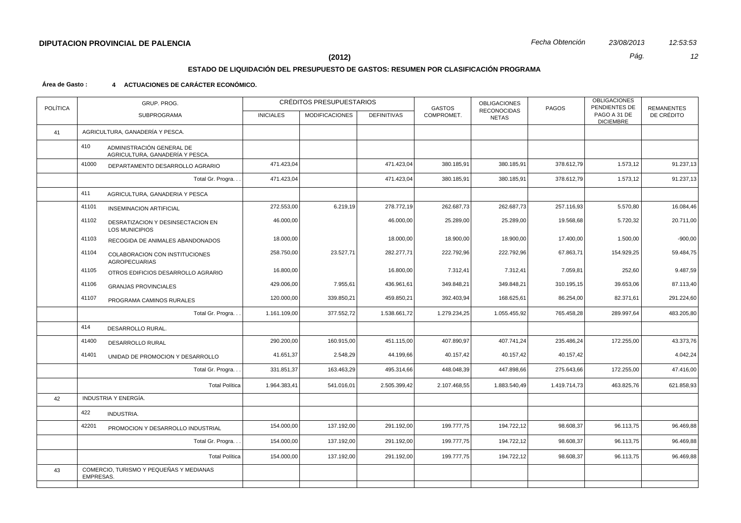**DIPUTACION PROVINCIAL DE PALENCIA**

*Fecha Obtención* *23/08/2013* *12:53:53*

**(2012)**

## ESTADO DE LIQUIDACIÓN DEL PRESUPUESTO DE GASTOS: RESUMEN POR CLASIFICACIÓN PROGRAMA

**Área de Gasto : 4 ACTUACIONES DE CARÁCTER ECONÓMICO.**

| POLÍTICA | GRUP. PROG. SUBPROGRAMA | | CRÉDITOS PRESUPUESTARIOS INICIALES | MODIFICACIONES | DEFINITIVAS | GASTOS COMPROMET. | OBLIGACIONES RECONOCIDAS NETAS | PAGOS | OBLIGACIONES PENDIENTES DE PAGO A 31 DE DICIEMBRE | REMANENTES DE CRÉDITO |
|---|---|---|---|---|---|---|---|---|---|---|
| 41 | AGRICULTURA, GANADERÍA Y PESCA. | | | | | | | | | |
| | 410 | ADMINISTRACIÓN GENERAL DE AGRICULTURA, GANADERÍA Y PESCA. | | | | | | | | |
| | 41000 | DEPARTAMENTO DESARROLLO AGRARIO | 471.423,04 | | 471.423,04 | 380.185,91 | 380.185,91 | 378.612,79 | 1.573,12 | 91.237,13 |
| | | Total Gr. Progra. . . | 471.423,04 | | 471.423,04 | 380.185,91 | 380.185,91 | 378.612,79 | 1.573,12 | 91.237,13 |
| | 411 | AGRICULTURA, GANADERIA Y PESCA | | | | | | | | |
| | 41101 | INSEMINACION ARTIFICIAL | 272.553,00 | 6.219,19 | 278.772,19 | 262.687,73 | 262.687,73 | 257.116,93 | 5.570,80 | 16.084,46 |
| | 41102 | DESRATIZACION Y DESINSECTACION EN LOS MUNICIPIOS | 46.000,00 | | 46.000,00 | 25.289,00 | 25.289,00 | 19.568,68 | 5.720,32 | 20.711,00 |
| | 41103 | RECOGIDA DE ANIMALES ABANDONADOS | 18.000,00 | | 18.000,00 | 18.900,00 | 18.900,00 | 17.400,00 | 1.500,00 | -900,00 |
| | 41104 | COLABORACION CON INSTITUCIONES AGROPECUARIAS | 258.750,00 | 23.527,71 | 282.277,71 | 222.792,96 | 222.792,96 | 67.863,71 | 154.929,25 | 59.484,75 |
| | 41105 | OTROS EDIFICIOS DESARROLLO AGRARIO | 16.800,00 | | 16.800,00 | 7.312,41 | 7.312,41 | 7.059,81 | 252,60 | 9.487,59 |
| | 41106 | GRANJAS PROVINCIALES | 429.006,00 | 7.955,61 | 436.961,61 | 349.848,21 | 349.848,21 | 310.195,15 | 39.653,06 | 87.113,40 |
| | 41107 | PROGRAMA CAMINOS RURALES | 120.000,00 | 339.850,21 | 459.850,21 | 392.403,94 | 168.625,61 | 86.254,00 | 82.371,61 | 291.224,60 |
| | | Total Gr. Progra. . . | 1.161.109,00 | 377.552,72 | 1.538.661,72 | 1.279.234,25 | 1.055.455,92 | 765.458,28 | 289.997,64 | 483.205,80 |
| | 414 | DESARROLLO RURAL. | | | | | | | | |
| | 41400 | DESARROLLO RURAL | 290.200,00 | 160.915,00 | 451.115,00 | 407.890,97 | 407.741,24 | 235.486,24 | 172.255,00 | 43.373,76 |
| | 41401 | UNIDAD DE PROMOCION Y DESARROLLO | 41.651,37 | 2.548,29 | 44.199,66 | 40.157,42 | 40.157,42 | 40.157,42 | | 4.042,24 |
| | | Total Gr. Progra. . . | 331.851,37 | 163.463,29 | 495.314,66 | 448.048,39 | 447.898,66 | 275.643,66 | 172.255,00 | 47.416,00 |
| | | Total Política | 1.964.383,41 | 541.016,01 | 2.505.399,42 | 2.107.468,55 | 1.883.540,49 | 1.419.714,73 | 463.825,76 | 621.858,93 |
| 42 | INDUSTRIA Y ENERGÍA. | | | | | | | | | |
| | 422 | INDUSTRIA. | | | | | | | | |
| | 42201 | PROMOCION Y DESARROLLO INDUSTRIAL | 154.000,00 | 137.192,00 | 291.192,00 | 199.777,75 | 194.722,12 | 98.608,37 | 96.113,75 | 96.469,88 |
| | | Total Gr. Progra. . . | 154.000,00 | 137.192,00 | 291.192,00 | 199.777,75 | 194.722,12 | 98.608,37 | 96.113,75 | 96.469,88 |
| | | Total Política | 154.000,00 | 137.192,00 | 291.192,00 | 199.777,75 | 194.722,12 | 98.608,37 | 96.113,75 | 96.469,88 |
| 43 | COMERCIO, TURISMO Y PEQUEÑAS Y MEDIANAS EMPRESAS. | | | | | | | | | |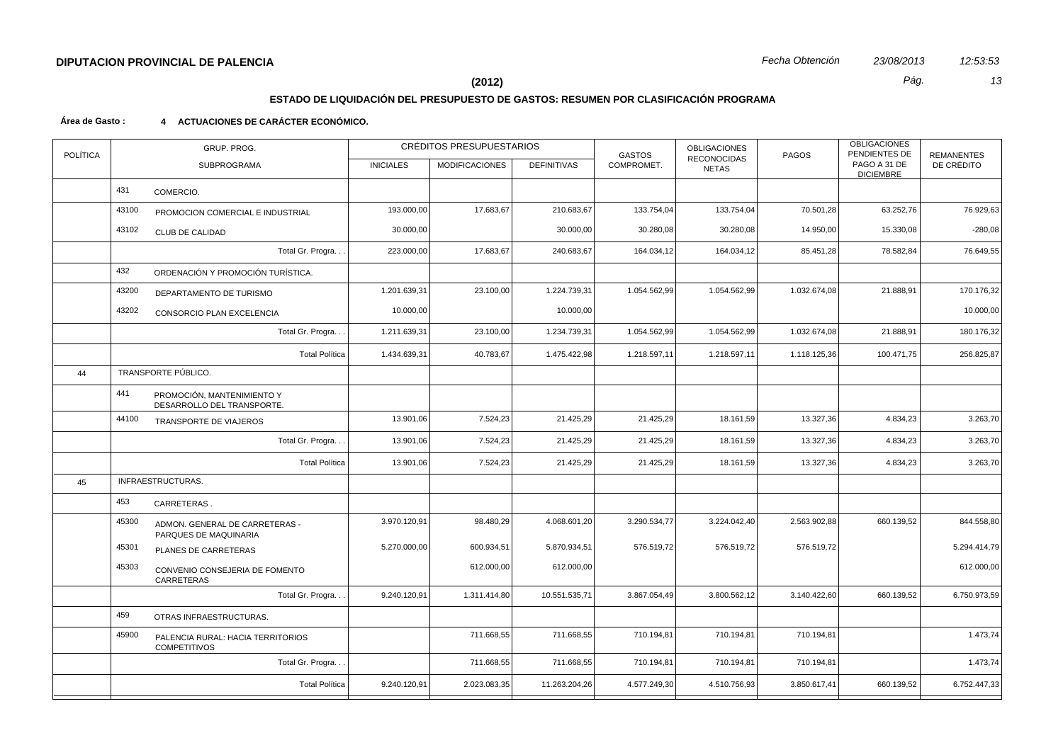**DIPUTACION PROVINCIAL DE PALENCIA**

*Fecha Obtención 23/08/2013 12:53:53*

**(2012)**

**ESTADO DE LIQUIDACIÓN DEL PRESUPUESTO DE GASTOS: RESUMEN POR CLASIFICACIÓN PROGRAMA**

**Área de Gasto : 4 ACTUACIONES DE CARÁCTER ECONÓMICO.**

| POLÍTICA | GRUP. PROG. SUBPROGRAMA | | CRÉDITOS PRESUPUESTARIOS INICIALES | MODIFICACIONES | DEFINITIVAS | GASTOS COMPROMET. | OBLIGACIONES RECONOCIDAS NETAS | PAGOS | OBLIGACIONES PENDIENTES DE PAGO A 31 DE DICIEMBRE | REMANENTES DE CRÉDITO |
|---|---|---|---|---|---|---|---|---|---|---|
| | 431 | COMERCIO. | | | | | | | | |
| | 43100 | PROMOCION COMERCIAL E INDUSTRIAL | 193.000,00 | 17.683,67 | 210.683,67 | 133.754,04 | 133.754,04 | 70.501,28 | 63.252,76 | 76.929,63 |
| | 43102 | CLUB DE CALIDAD | 30.000,00 | | 30.000,00 | 30.280,08 | 30.280,08 | 14.950,00 | 15.330,08 | -280,08 |
| | | Total Gr. Progra. . . | 223.000,00 | 17.683,67 | 240.683,67 | 164.034,12 | 164.034,12 | 85.451,28 | 78.582,84 | 76.649,55 |
| | 432 | ORDENACIÓN Y PROMOCIÓN TURÍSTICA. | | | | | | | | |
| | 43200 | DEPARTAMENTO DE TURISMO | 1.201.639,31 | 23.100,00 | 1.224.739,31 | 1.054.562,99 | 1.054.562,99 | 1.032.674,08 | 21.888,91 | 170.176,32 |
| | 43202 | CONSORCIO PLAN EXCELENCIA | 10.000,00 | | 10.000,00 | | | | | 10.000,00 |
| | | Total Gr. Progra. . . | 1.211.639,31 | 23.100,00 | 1.234.739,31 | 1.054.562,99 | 1.054.562,99 | 1.032.674,08 | 21.888,91 | 180.176,32 |
| | | Total Política | 1.434.639,31 | 40.783,67 | 1.475.422,98 | 1.218.597,11 | 1.218.597,11 | 1.118.125,36 | 100.471,75 | 256.825,87 |
| 44 | TRANSPORTE PÚBLICO. | | | | | | | | | |
| | 441 | PROMOCIÓN, MANTENIMIENTO Y DESARROLLO DEL TRANSPORTE. | | | | | | | | |
| | 44100 | TRANSPORTE DE VIAJEROS | 13.901,06 | 7.524,23 | 21.425,29 | 21.425,29 | 18.161,59 | 13.327,36 | 4.834,23 | 3.263,70 |
| | | Total Gr. Progra. . . | 13.901,06 | 7.524,23 | 21.425,29 | 21.425,29 | 18.161,59 | 13.327,36 | 4.834,23 | 3.263,70 |
| | | Total Política | 13.901,06 | 7.524,23 | 21.425,29 | 21.425,29 | 18.161,59 | 13.327,36 | 4.834,23 | 3.263,70 |
| 45 | INFRAESTRUCTURAS. | | | | | | | | | |
| | 453 | CARRETERAS . | | | | | | | | |
| | 45300 | ADMON. GENERAL DE CARRETERAS - PARQUES DE MAQUINARIA | 3.970.120,91 | 98.480,29 | 4.068.601,20 | 3.290.534,77 | 3.224.042,40 | 2.563.902,88 | 660.139,52 | 844.558,80 |
| | 45301 | PLANES DE CARRETERAS | 5.270.000,00 | 600.934,51 | 5.870.934,51 | 576.519,72 | 576.519,72 | 576.519,72 | | 5.294.414,79 |
| | 45303 | CONVENIO CONSEJERIA DE FOMENTO CARRETERAS | | 612.000,00 | 612.000,00 | | | | | 612.000,00 |
| | | Total Gr. Progra. . . | 9.240.120,91 | 1.311.414,80 | 10.551.535,71 | 3.867.054,49 | 3.800.562,12 | 3.140.422,60 | 660.139,52 | 6.750.973,59 |
| | 459 | OTRAS INFRAESTRUCTURAS. | | | | | | | | |
| | 45900 | PALENCIA RURAL: HACIA TERRITORIOS COMPETITIVOS | | 711.668,55 | 711.668,55 | 710.194,81 | 710.194,81 | 710.194,81 | | 1.473,74 |
| | | Total Gr. Progra. . . | | 711.668,55 | 711.668,55 | 710.194,81 | 710.194,81 | 710.194,81 | | 1.473,74 |
| | | Total Política | 9.240.120,91 | 2.023.083,35 | 11.263.204,26 | 4.577.249,30 | 4.510.756,93 | 3.850.617,41 | 660.139,52 | 6.752.447,33 |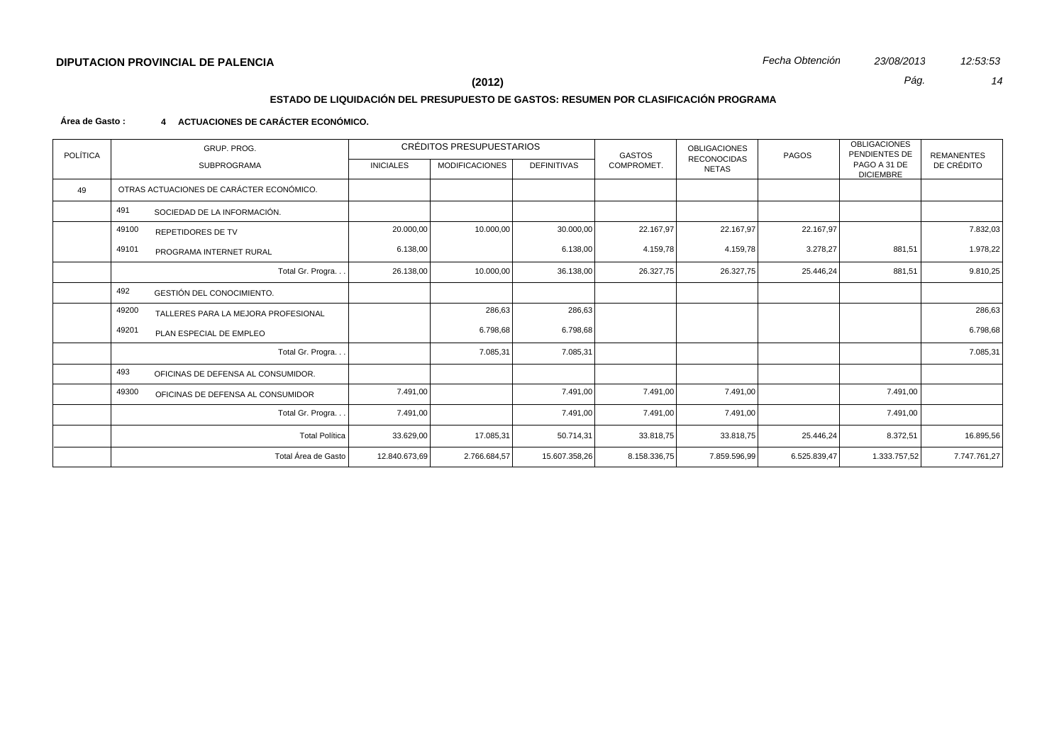**DIPUTACION PROVINCIAL DE PALENCIA**

**(2012)**

## ESTADO DE LIQUIDACIÓN DEL PRESUPUESTO DE GASTOS: RESUMEN POR CLASIFICACIÓN PROGRAMA

**Área de Gasto : 4 ACTUACIONES DE CARÁCTER ECONÓMICO.**

| POLÍTICA | GRUP. PROG. / SUBPROGRAMA | CRÉDITOS PRESUPUESTARIOS INICIALES | MODIFICACIONES | DEFINITIVAS | GASTOS COMPROMET. | OBLIGACIONES RECONOCIDAS NETAS | PAGOS | OBLIGACIONES PENDIENTES DE PAGO A 31 DE DICIEMBRE | REMANENTES DE CRÉDITO |
|---|---|---|---|---|---|---|---|---|---|
| 49 | OTRAS ACTUACIONES DE CARÁCTER ECONÓMICO. | | | | | | | | |
| | 491 SOCIEDAD DE LA INFORMACIÓN. | | | | | | | | |
| | 49100 REPETIDORES DE TV | 20.000,00 | 10.000,00 | 30.000,00 | 22.167,97 | 22.167,97 | 22.167,97 | | 7.832,03 |
| | 49101 PROGRAMA INTERNET RURAL | 6.138,00 | | 6.138,00 | 4.159,78 | 4.159,78 | 3.278,27 | 881,51 | 1.978,22 |
| | Total Gr. Progra. . . | 26.138,00 | 10.000,00 | 36.138,00 | 26.327,75 | 26.327,75 | 25.446,24 | 881,51 | 9.810,25 |
| | 492 GESTIÓN DEL CONOCIMIENTO. | | | | | | | | |
| | 49200 TALLERES PARA LA MEJORA PROFESIONAL | | 286,63 | 286,63 | | | | | 286,63 |
| | 49201 PLAN ESPECIAL DE EMPLEO | | 6.798,68 | 6.798,68 | | | | | 6.798,68 |
| | Total Gr. Progra. . . | | 7.085,31 | 7.085,31 | | | | | 7.085,31 |
| | 493 OFICINAS DE DEFENSA AL CONSUMIDOR. | | | | | | | | |
| | 49300 OFICINAS DE DEFENSA AL CONSUMIDOR | 7.491,00 | | 7.491,00 | 7.491,00 | 7.491,00 | | 7.491,00 | |
| | Total Gr. Progra. . . | 7.491,00 | | 7.491,00 | 7.491,00 | 7.491,00 | | 7.491,00 | |
| | Total Política | 33.629,00 | 17.085,31 | 50.714,31 | 33.818,75 | 33.818,75 | 25.446,24 | 8.372,51 | 16.895,56 |
| | Total Área de Gasto | 12.840.673,69 | 2.766.684,57 | 15.607.358,26 | 8.158.336,75 | 7.859.596,99 | 6.525.839,47 | 1.333.757,52 | 7.747.761,27 |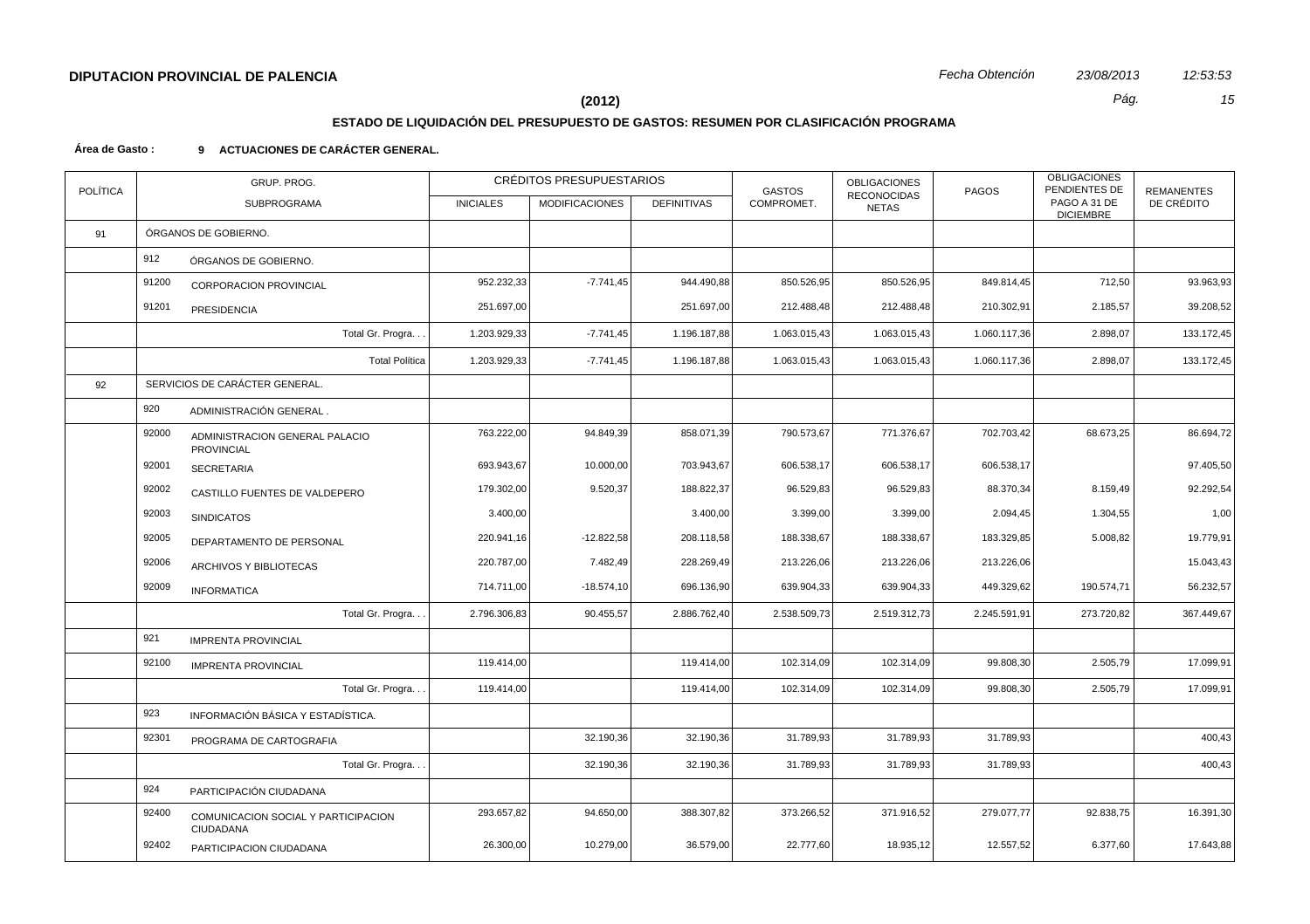**DIPUTACION PROVINCIAL DE PALENCIA** *Fecha Obtención* *23/08/2013* *12:53:53*

**(2012)**

## ESTADO DE LIQUIDACIÓN DEL PRESUPUESTO DE GASTOS: RESUMEN POR CLASIFICACIÓN PROGRAMA

**Área de Gasto : 9 ACTUACIONES DE CARÁCTER GENERAL.**

| POLÍTICA | GRUP. PROG. SUBPROGRAMA | | CRÉDITOS PRESUPUESTARIOS INICIALES | MODIFICACIONES | DEFINITIVAS | GASTOS COMPROMET. | OBLIGACIONES RECONOCIDAS NETAS | PAGOS | OBLIGACIONES PENDIENTES DE PAGO A 31 DE DICIEMBRE | REMANENTES DE CRÉDITO |
|---|---|---|---|---|---|---|---|---|---|---|
| 91 | ÓRGANOS DE GOBIERNO. | | | | | | | | | |
| | 912 | ÓRGANOS DE GOBIERNO. | | | | | | | | |
| | 91200 | CORPORACION PROVINCIAL | 952.232,33 | -7.741,45 | 944.490,88 | 850.526,95 | 850.526,95 | 849.814,45 | 712,50 | 93.963,93 |
| | 91201 | PRESIDENCIA | 251.697,00 | | 251.697,00 | 212.488,48 | 212.488,48 | 210.302,91 | 2.185,57 | 39.208,52 |
| | | Total Gr. Progra. . . | 1.203.929,33 | -7.741,45 | 1.196.187,88 | 1.063.015,43 | 1.063.015,43 | 1.060.117,36 | 2.898,07 | 133.172,45 |
| | | Total Política | 1.203.929,33 | -7.741,45 | 1.196.187,88 | 1.063.015,43 | 1.063.015,43 | 1.060.117,36 | 2.898,07 | 133.172,45 |
| 92 | SERVICIOS DE CARÁCTER GENERAL. | | | | | | | | | |
| | 920 | ADMINISTRACIÓN GENERAL . | | | | | | | | |
| | 92000 | ADMINISTRACION GENERAL PALACIO PROVINCIAL | 763.222,00 | 94.849,39 | 858.071,39 | 790.573,67 | 771.376,67 | 702.703,42 | 68.673,25 | 86.694,72 |
| | 92001 | SECRETARIA | 693.943,67 | 10.000,00 | 703.943,67 | 606.538,17 | 606.538,17 | 606.538,17 | | 97.405,50 |
| | 92002 | CASTILLO FUENTES DE VALDEPERO | 179.302,00 | 9.520,37 | 188.822,37 | 96.529,83 | 96.529,83 | 88.370,34 | 8.159,49 | 92.292,54 |
| | 92003 | SINDICATOS | 3.400,00 | | 3.400,00 | 3.399,00 | 3.399,00 | 2.094,45 | 1.304,55 | 1,00 |
| | 92005 | DEPARTAMENTO DE PERSONAL | 220.941,16 | -12.822,58 | 208.118,58 | 188.338,67 | 188.338,67 | 183.329,85 | 5.008,82 | 19.779,91 |
| | 92006 | ARCHIVOS Y BIBLIOTECAS | 220.787,00 | 7.482,49 | 228.269,49 | 213.226,06 | 213.226,06 | 213.226,06 | | 15.043,43 |
| | 92009 | INFORMATICA | 714.711,00 | -18.574,10 | 696.136,90 | 639.904,33 | 639.904,33 | 449.329,62 | 190.574,71 | 56.232,57 |
| | | Total Gr. Progra. . . | 2.796.306,83 | 90.455,57 | 2.886.762,40 | 2.538.509,73 | 2.519.312,73 | 2.245.591,91 | 273.720,82 | 367.449,67 |
| | 921 | IMPRENTA PROVINCIAL | | | | | | | | |
| | 92100 | IMPRENTA PROVINCIAL | 119.414,00 | | 119.414,00 | 102.314,09 | 102.314,09 | 99.808,30 | 2.505,79 | 17.099,91 |
| | | Total Gr. Progra. . . | 119.414,00 | | 119.414,00 | 102.314,09 | 102.314,09 | 99.808,30 | 2.505,79 | 17.099,91 |
| | 923 | INFORMACIÓN BÁSICA Y ESTADÍSTICA. | | | | | | | | |
| | 92301 | PROGRAMA DE CARTOGRAFIA | | 32.190,36 | 32.190,36 | 31.789,93 | 31.789,93 | 31.789,93 | | 400,43 |
| | | Total Gr. Progra. . . | | 32.190,36 | 32.190,36 | 31.789,93 | 31.789,93 | 31.789,93 | | 400,43 |
| | 924 | PARTICIPACIÓN CIUDADANA | | | | | | | | |
| | 92400 | COMUNICACION SOCIAL Y PARTICIPACION CIUDADANA | 293.657,82 | 94.650,00 | 388.307,82 | 373.266,52 | 371.916,52 | 279.077,77 | 92.838,75 | 16.391,30 |
| | 92402 | PARTICIPACION CIUDADANA | 26.300,00 | 10.279,00 | 36.579,00 | 22.777,60 | 18.935,12 | 12.557,52 | 6.377,60 | 17.643,88 |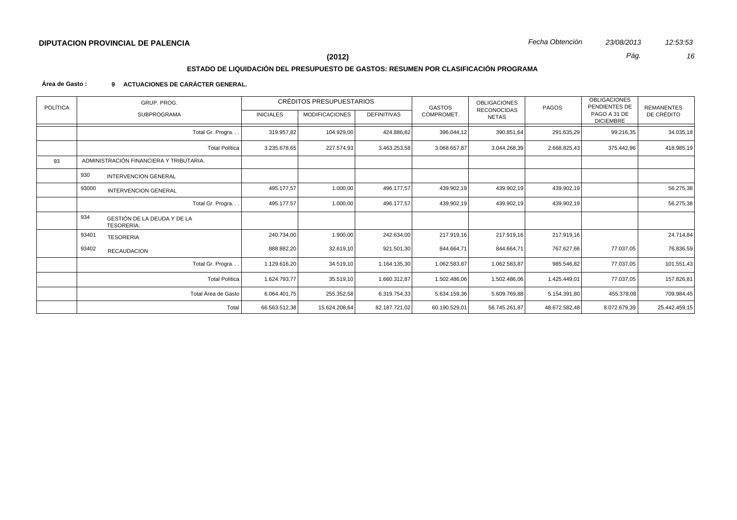**DIPUTACION PROVINCIAL DE PALENCIA**

*Fecha Obtención* *23/08/2013* *12:53:53*

**(2012)**

## ESTADO DE LIQUIDACIÓN DEL PRESUPUESTO DE GASTOS: RESUMEN POR CLASIFICACIÓN PROGRAMA

**Área de Gasto : 9 ACTUACIONES DE CARÁCTER GENERAL.**

| POLÍTICA | GRUP. PROG. / SUBPROGRAMA | CRÉDITOS PRESUPUESTARIOS INICIALES | MODIFICACIONES | DEFINITIVAS | GASTOS COMPROMET. | OBLIGACIONES RECONOCIDAS NETAS | PAGOS | OBLIGACIONES PENDIENTES DE PAGO A 31 DE DICIEMBRE | REMANENTES DE CRÉDITO |
|---|---|---|---|---|---|---|---|---|---|
| | Total Gr. Progra. . . | 319.957,82 | 104.929,00 | 424.886,82 | 396.044,12 | 390.851,64 | 291.635,29 | 99.216,35 | 34.035,18 |
| | Total Política | 3.235.678,65 | 227.574,93 | 3.463.253,58 | 3.068.657,87 | 3.044.268,39 | 2.668.825,43 | 375.442,96 | 418.985,19 |
| 93 | ADMINISTRACIÓN FINANCIERA Y TRIBUTARIA. | | | | | | | | |
| | 930 INTERVENCION GENERAL | | | | | | | | |
| | 93000 INTERVENCION GENERAL | 495.177,57 | 1.000,00 | 496.177,57 | 439.902,19 | 439.902,19 | 439.902,19 | | 56.275,38 |
| | Total Gr. Progra. . . | 495.177,57 | 1.000,00 | 496.177,57 | 439.902,19 | 439.902,19 | 439.902,19 | | 56.275,38 |
| | 934 GESTIÓN DE LA DEUDA Y DE LA TESORERÍA. | | | | | | | | |
| | 93401 TESORERIA | 240.734,00 | 1.900,00 | 242.634,00 | 217.919,16 | 217.919,16 | 217.919,16 | | 24.714,84 |
| | 93402 RECAUDACION | 888.882,20 | 32.619,10 | 921.501,30 | 844.664,71 | 844.664,71 | 767.627,66 | 77.037,05 | 76.836,59 |
| | Total Gr. Progra. . . | 1.129.616,20 | 34.519,10 | 1.164.135,30 | 1.062.583,87 | 1.062.583,87 | 985.546,82 | 77.037,05 | 101.551,43 |
| | Total Política | 1.624.793,77 | 35.519,10 | 1.660.312,87 | 1.502.486,06 | 1.502.486,06 | 1.425.449,01 | 77.037,05 | 157.826,81 |
| | Total Área de Gasto | 6.064.401,75 | 255.352,58 | 6.319.754,33 | 5.634.159,36 | 5.609.769,88 | 5.154.391,80 | 455.378,08 | 709.984,45 |
| | Total | 66.563.512,38 | 15.624.208,64 | 82.187.721,02 | 60.190.529,01 | 56.745.261,87 | 48.672.582,48 | 8.072.679,39 | 25.442.459,15 |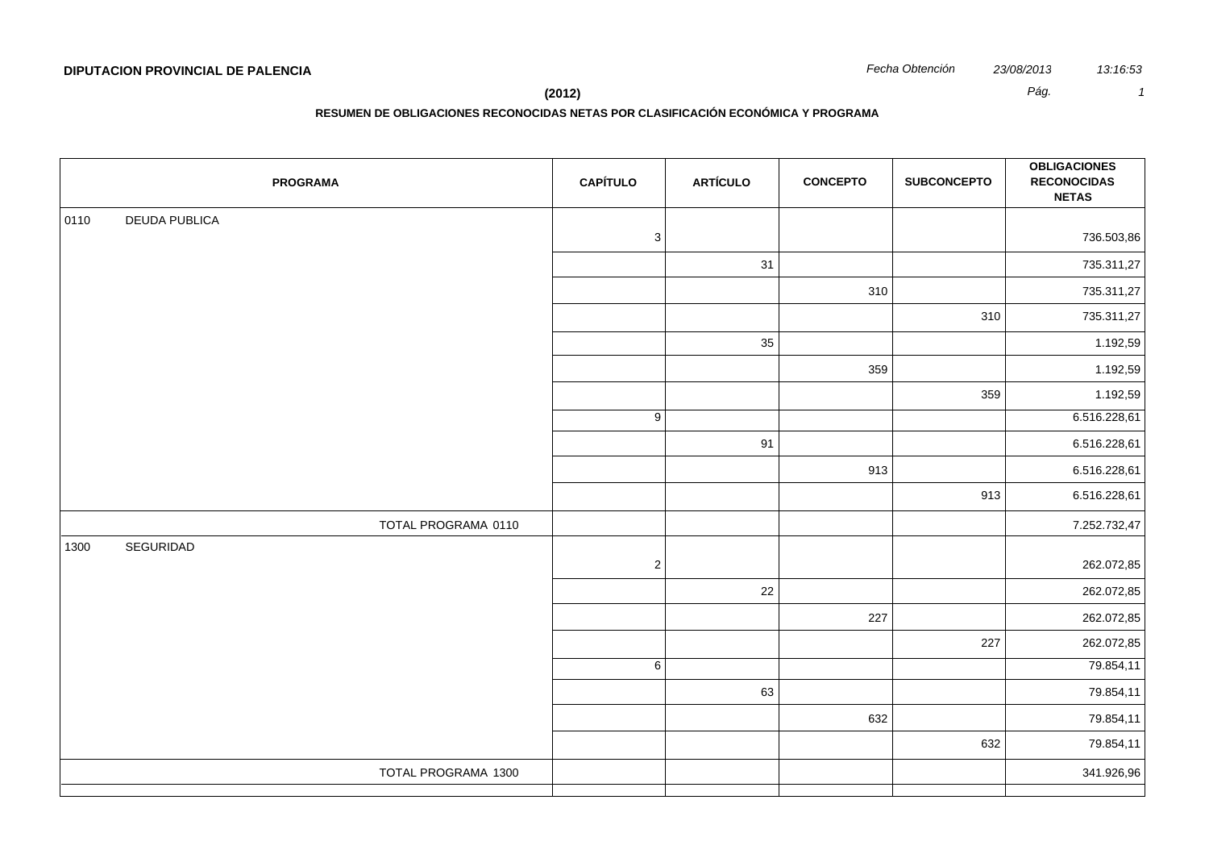**DIPUTACION PROVINCIAL DE PALENCIA**

*Fecha Obtención* *23/08/2013* *13:16:53*

**(2012)**

**RESUMEN DE OBLIGACIONES RECONOCIDAS NETAS POR CLASIFICACIÓN ECONÓMICA Y PROGRAMA**

| PROGRAMA | CAPÍTULO | ARTÍCULO | CONCEPTO | SUBCONCEPTO | OBLIGACIONES RECONOCIDAS NETAS |
|---|---|---|---|---|---|
| 0110 DEUDA PUBLICA | 3 | | | | 736.503,86 |
| | | 31 | | | 735.311,27 |
| | | | 310 | | 735.311,27 |
| | | | | 310 | 735.311,27 |
| | | 35 | | | 1.192,59 |
| | | | 359 | | 1.192,59 |
| | | | | 359 | 1.192,59 |
| | 9 | | | | 6.516.228,61 |
| | | 91 | | | 6.516.228,61 |
| | | | 913 | | 6.516.228,61 |
| | | | | 913 | 6.516.228,61 |
| TOTAL PROGRAMA 0110 | | | | | 7.252.732,47 |
| 1300 SEGURIDAD | 2 | | | | 262.072,85 |
| | | 22 | | | 262.072,85 |
| | | | 227 | | 262.072,85 |
| | | | | 227 | 262.072,85 |
| | 6 | | | | 79.854,11 |
| | | 63 | | | 79.854,11 |
| | | | 632 | | 79.854,11 |
| | | | | 632 | 79.854,11 |
| TOTAL PROGRAMA 1300 | | | | | 341.926,96 |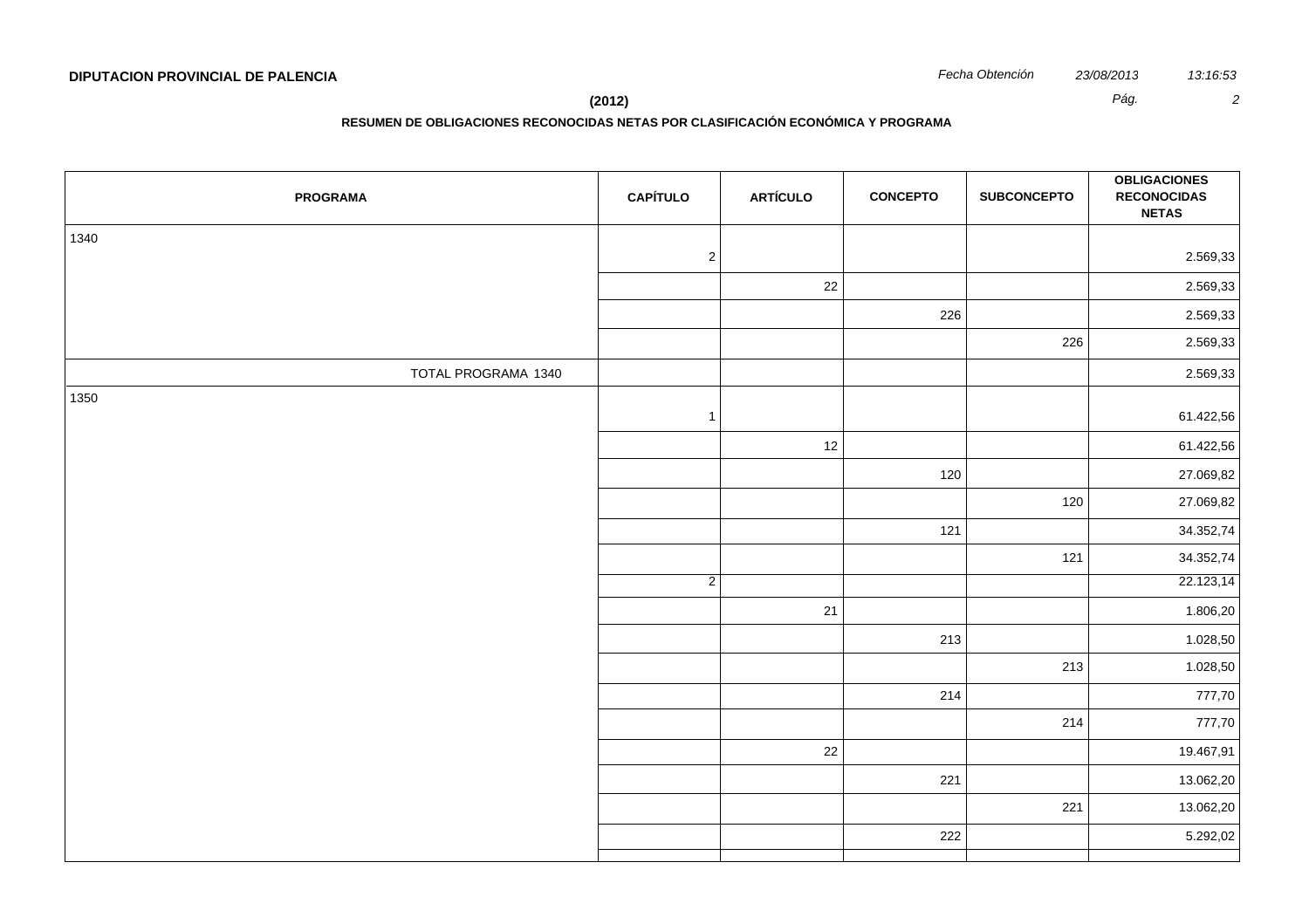**DIPUTACION PROVINCIAL DE PALENCIA**

**(2012)**

**RESUMEN DE OBLIGACIONES RECONOCIDAS NETAS POR CLASIFICACIÓN ECONÓMICA Y PROGRAMA**

| PROGRAMA | CAPÍTULO | ARTÍCULO | CONCEPTO | SUBCONCEPTO | OBLIGACIONES RECONOCIDAS NETAS |
|---|---|---|---|---|---|
| 1340 | 2 | | | | 2.569,33 |
| | | 22 | | | 2.569,33 |
| | | | 226 | | 2.569,33 |
| | | | | 226 | 2.569,33 |
| TOTAL PROGRAMA 1340 | | | | | 2.569,33 |
| 1350 | 1 | | | | 61.422,56 |
| | | 12 | | | 61.422,56 |
| | | | 120 | | 27.069,82 |
| | | | | 120 | 27.069,82 |
| | | | 121 | | 34.352,74 |
| | | | | 121 | 34.352,74 |
| | 2 | | | | 22.123,14 |
| | | 21 | | | 1.806,20 |
| | | | 213 | | 1.028,50 |
| | | | | 213 | 1.028,50 |
| | | | 214 | | 777,70 |
| | | | | 214 | 777,70 |
| | | 22 | | | 19.467,91 |
| | | | 221 | | 13.062,20 |
| | | | | 221 | 13.062,20 |
| | | | 222 | | 5.292,02 |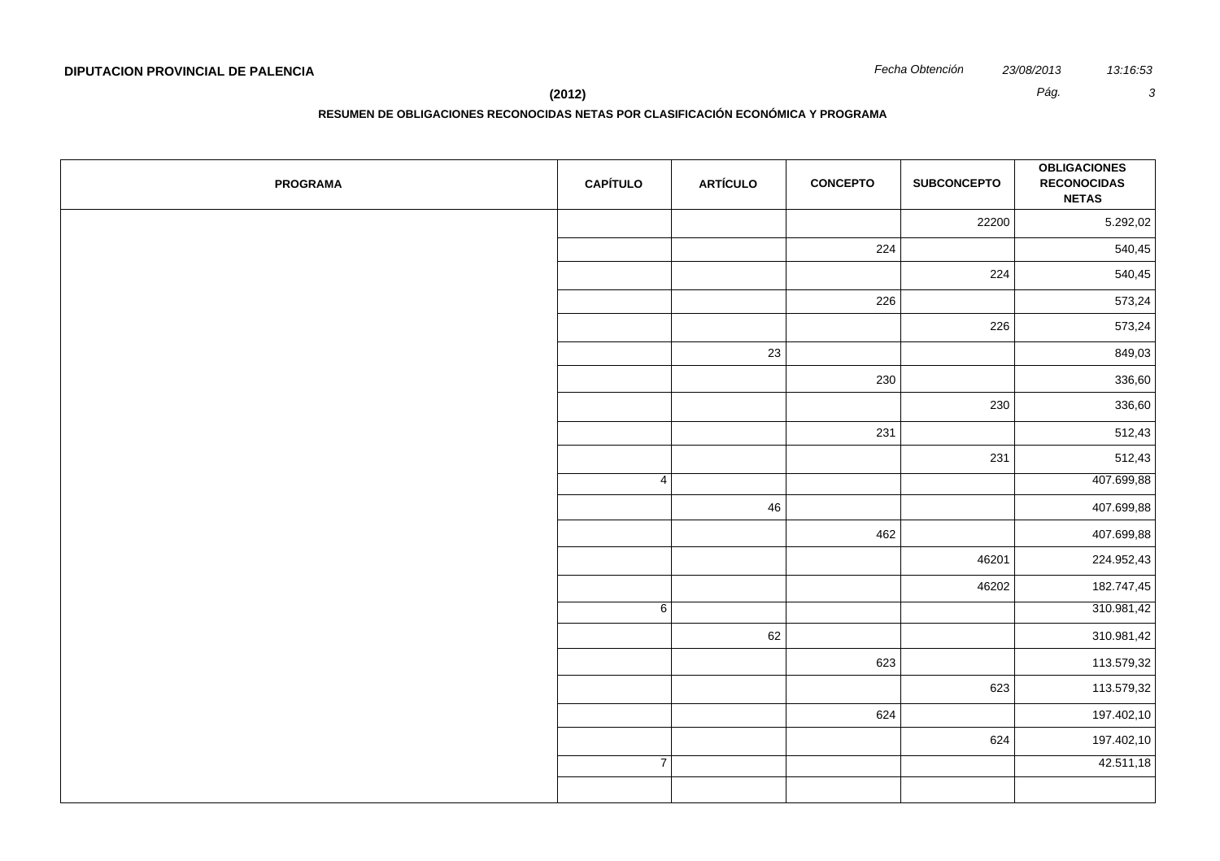**DIPUTACION PROVINCIAL DE PALENCIA**

*Fecha Obtención* *23/08/2013* *13:16:53*

**(2012)**

**RESUMEN DE OBLIGACIONES RECONOCIDAS NETAS POR CLASIFICACIÓN ECONÓMICA Y PROGRAMA**

| PROGRAMA | CAPÍTULO | ARTÍCULO | CONCEPTO | SUBCONCEPTO | OBLIGACIONES RECONOCIDAS NETAS |
|---|---|---|---|---|---|
| | | | | 22200 | 5.292,02 |
| | | | 224 | | 540,45 |
| | | | | 224 | 540,45 |
| | | | 226 | | 573,24 |
| | | | | 226 | 573,24 |
| | | 23 | | | 849,03 |
| | | | 230 | | 336,60 |
| | | | | 230 | 336,60 |
| | | | 231 | | 512,43 |
| | | | | 231 | 512,43 |
| | 4 | | | | 407.699,88 |
| | | 46 | | | 407.699,88 |
| | | | 462 | | 407.699,88 |
| | | | | 46201 | 224.952,43 |
| | | | | 46202 | 182.747,45 |
| | 6 | | | | 310.981,42 |
| | | 62 | | | 310.981,42 |
| | | | 623 | | 113.579,32 |
| | | | | 623 | 113.579,32 |
| | | | 624 | | 197.402,10 |
| | | | | 624 | 197.402,10 |
| | 7 | | | | 42.511,18 |
| | | | | | |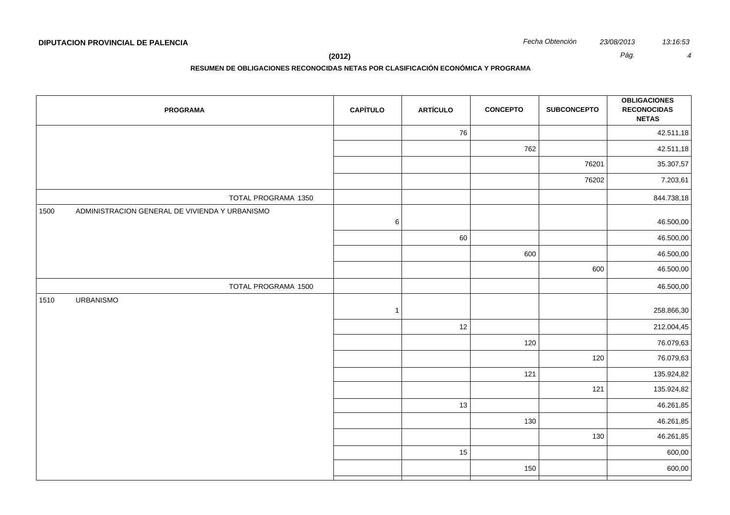**DIPUTACION PROVINCIAL DE PALENCIA**

*Fecha Obtención* *23/08/2013* *13:16:53*

**(2012)**

**RESUMEN DE OBLIGACIONES RECONOCIDAS NETAS POR CLASIFICACIÓN ECONÓMICA Y PROGRAMA**

| PROGRAMA | CAPÍTULO | ARTÍCULO | CONCEPTO | SUBCONCEPTO | OBLIGACIONES RECONOCIDAS NETAS |
|---|---|---|---|---|---|
| | | 76 | | | 42.511,18 |
| | | | 762 | | 42.511,18 |
| | | | | 76201 | 35.307,57 |
| | | | | 76202 | 7.203,61 |
| TOTAL PROGRAMA 1350 | | | | | 844.738,18 |
| 1500 ADMINISTRACION GENERAL DE VIVIENDA Y URBANISMO | 6 | | | | 46.500,00 |
| | | 60 | | | 46.500,00 |
| | | | 600 | | 46.500,00 |
| | | | | 600 | 46.500,00 |
| TOTAL PROGRAMA 1500 | | | | | 46.500,00 |
| 1510 URBANISMO | 1 | | | | 258.866,30 |
| | | 12 | | | 212.004,45 |
| | | | 120 | | 76.079,63 |
| | | | | 120 | 76.079,63 |
| | | | 121 | | 135.924,82 |
| | | | | 121 | 135.924,82 |
| | | 13 | | | 46.261,85 |
| | | | 130 | | 46.261,85 |
| | | | | 130 | 46.261,85 |
| | | 15 | | | 600,00 |
| | | | 150 | | 600,00 |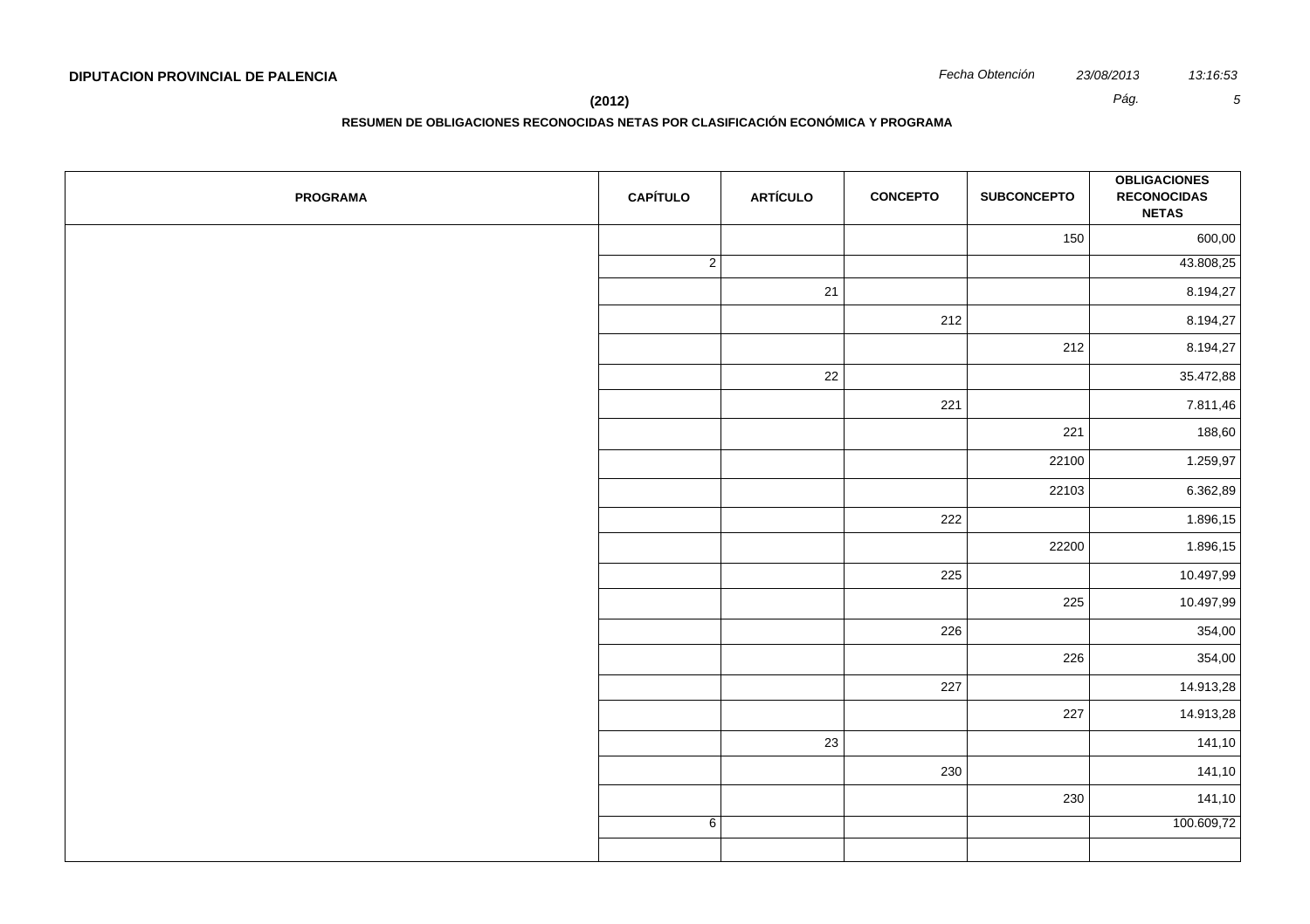**DIPUTACION PROVINCIAL DE PALENCIA**

*Fecha Obtención* *23/08/2013* *13:16:53*

**(2012)**

**RESUMEN DE OBLIGACIONES RECONOCIDAS NETAS POR CLASIFICACIÓN ECONÓMICA Y PROGRAMA**

| PROGRAMA | CAPÍTULO | ARTÍCULO | CONCEPTO | SUBCONCEPTO | OBLIGACIONES RECONOCIDAS NETAS |
|---|---|---|---|---|---|
| | | | | 150 | 600,00 |
| | 2 | | | | 43.808,25 |
| | | 21 | | | 8.194,27 |
| | | | 212 | | 8.194,27 |
| | | | | 212 | 8.194,27 |
| | | 22 | | | 35.472,88 |
| | | | 221 | | 7.811,46 |
| | | | | 221 | 188,60 |
| | | | | 22100 | 1.259,97 |
| | | | | 22103 | 6.362,89 |
| | | | 222 | | 1.896,15 |
| | | | | 22200 | 1.896,15 |
| | | | 225 | | 10.497,99 |
| | | | | 225 | 10.497,99 |
| | | | 226 | | 354,00 |
| | | | | 226 | 354,00 |
| | | | 227 | | 14.913,28 |
| | | | | 227 | 14.913,28 |
| | | 23 | | | 141,10 |
| | | | 230 | | 141,10 |
| | | | | 230 | 141,10 |
| | 6 | | | | 100.609,72 |
| | | | | | |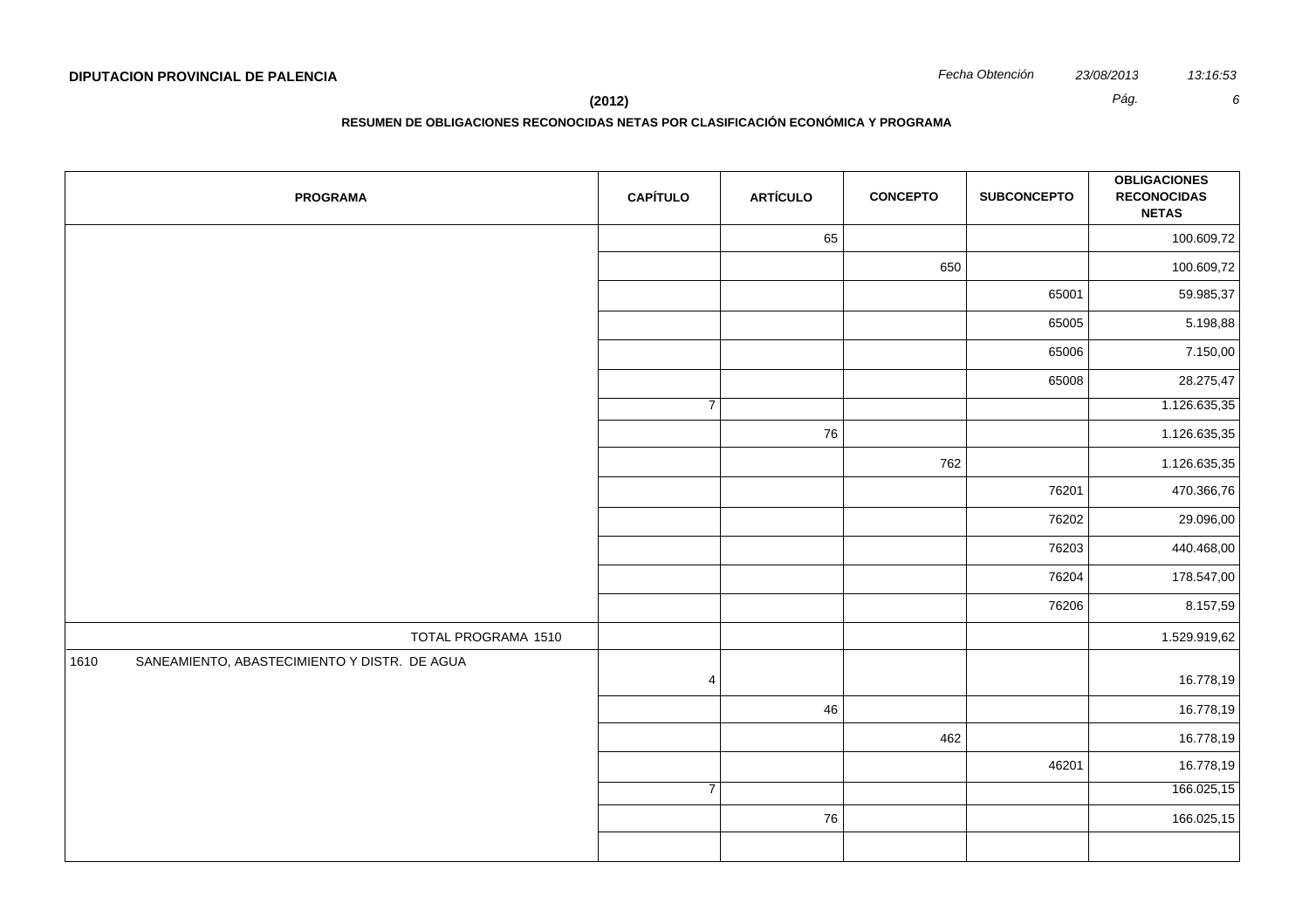**DIPUTACION PROVINCIAL DE PALENCIA**

*Fecha Obtención* *23/08/2013* *13:16:53*

**(2012)**

**RESUMEN DE OBLIGACIONES RECONOCIDAS NETAS POR CLASIFICACIÓN ECONÓMICA Y PROGRAMA**

| PROGRAMA | CAPÍTULO | ARTÍCULO | CONCEPTO | SUBCONCEPTO | OBLIGACIONES RECONOCIDAS NETAS |
|---|---|---|---|---|---|
| | | 65 | | | 100.609,72 |
| | | | 650 | | 100.609,72 |
| | | | | 65001 | 59.985,37 |
| | | | | 65005 | 5.198,88 |
| | | | | 65006 | 7.150,00 |
| | | | | 65008 | 28.275,47 |
| | 7 | | | | 1.126.635,35 |
| | | 76 | | | 1.126.635,35 |
| | | | 762 | | 1.126.635,35 |
| | | | | 76201 | 470.366,76 |
| | | | | 76202 | 29.096,00 |
| | | | | 76203 | 440.468,00 |
| | | | | 76204 | 178.547,00 |
| | | | | 76206 | 8.157,59 |
| TOTAL PROGRAMA 1510 | | | | | 1.529.919,62 |
| 1610 SANEAMIENTO, ABASTECIMIENTO Y DISTR. DE AGUA | 4 | | | | 16.778,19 |
| | | 46 | | | 16.778,19 |
| | | | 462 | | 16.778,19 |
| | | | | 46201 | 16.778,19 |
| | 7 | | | | 166.025,15 |
| | | 76 | | | 166.025,15 |
| | | | | | |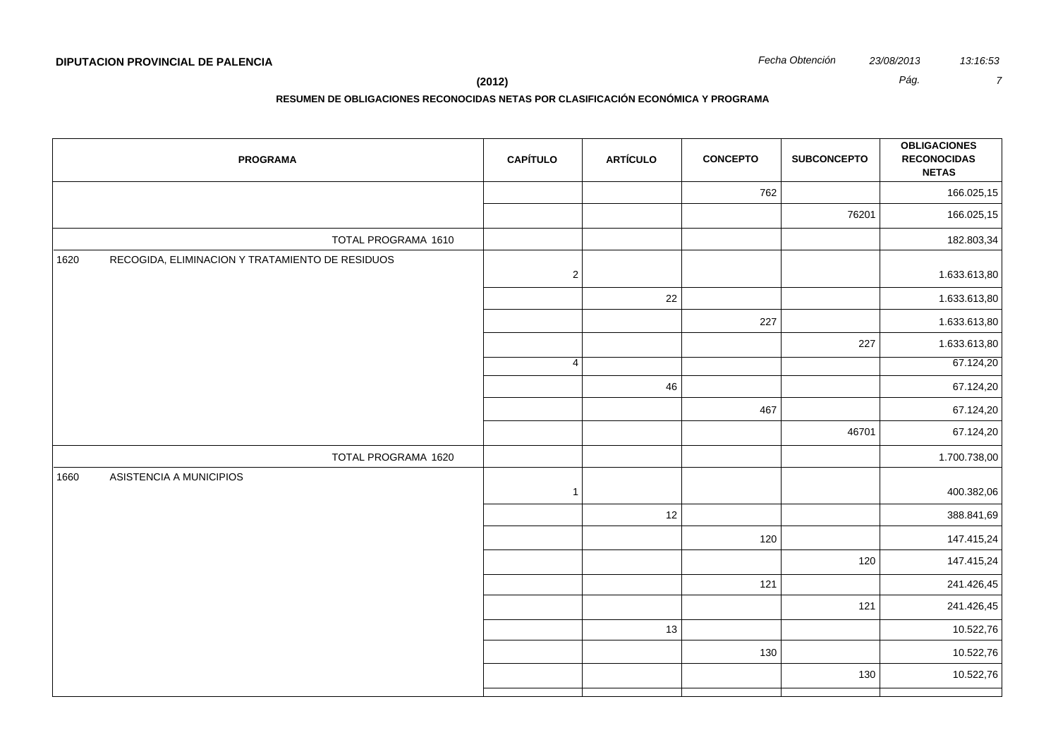**DIPUTACION PROVINCIAL DE PALENCIA**

*Fecha Obtención* *23/08/2013* *13:16:53*

**(2012)**

**RESUMEN DE OBLIGACIONES RECONOCIDAS NETAS POR CLASIFICACIÓN ECONÓMICA Y PROGRAMA**

| PROGRAMA | CAPÍTULO | ARTÍCULO | CONCEPTO | SUBCONCEPTO | OBLIGACIONES RECONOCIDAS NETAS |
|---|---|---|---|---|---|
| | | | 762 | | 166.025,15 |
| | | | | 76201 | 166.025,15 |
| TOTAL PROGRAMA 1610 | | | | | 182.803,34 |
| 1620 RECOGIDA, ELIMINACION Y TRATAMIENTO DE RESIDUOS | 2 | | | | 1.633.613,80 |
| | | 22 | | | 1.633.613,80 |
| | | | 227 | | 1.633.613,80 |
| | | | | 227 | 1.633.613,80 |
| | 4 | | | | 67.124,20 |
| | | 46 | | | 67.124,20 |
| | | | 467 | | 67.124,20 |
| | | | | 46701 | 67.124,20 |
| TOTAL PROGRAMA 1620 | | | | | 1.700.738,00 |
| 1660 ASISTENCIA A MUNICIPIOS | 1 | | | | 400.382,06 |
| | | 12 | | | 388.841,69 |
| | | | 120 | | 147.415,24 |
| | | | | 120 | 147.415,24 |
| | | | 121 | | 241.426,45 |
| | | | | 121 | 241.426,45 |
| | | 13 | | | 10.522,76 |
| | | | 130 | | 10.522,76 |
| | | | | 130 | 10.522,76 |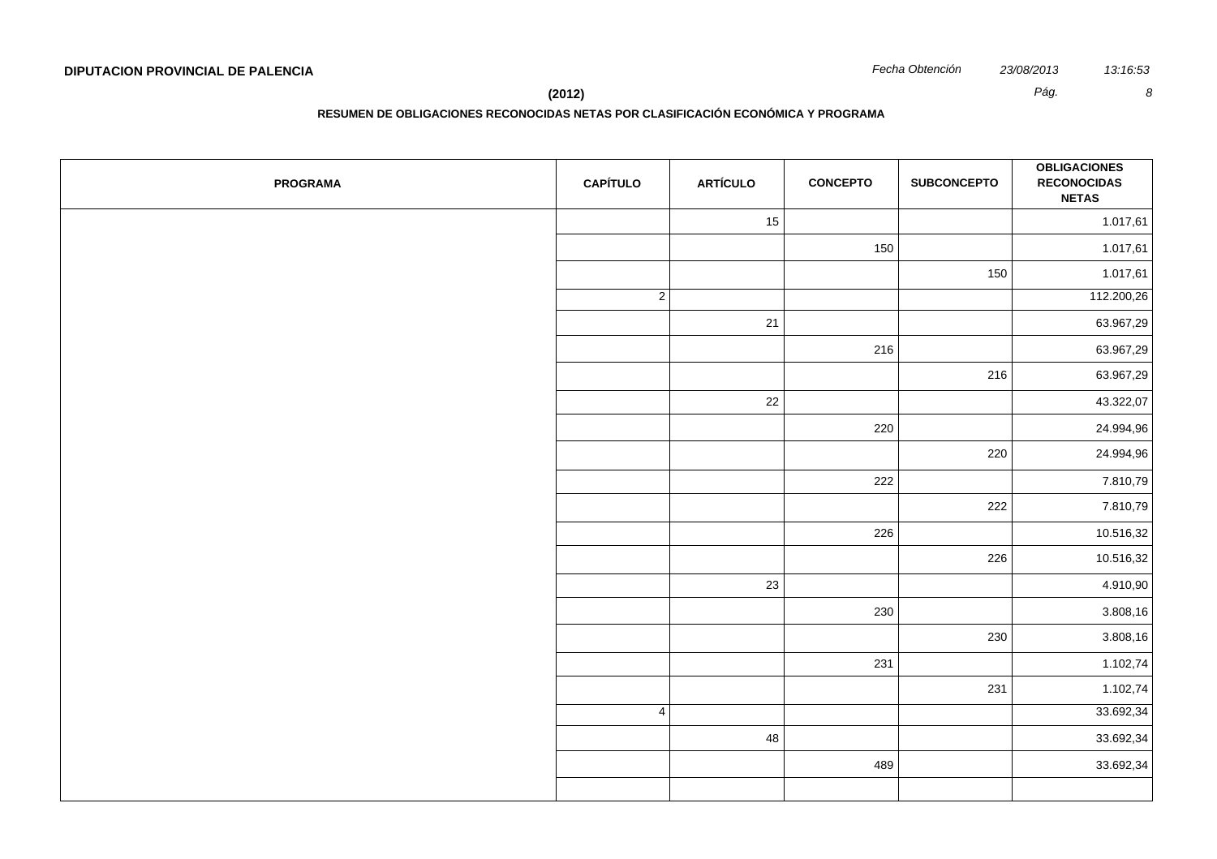**DIPUTACION PROVINCIAL DE PALENCIA**

Fecha Obtención 23/08/2013 13:16:53

**(2012)**

**RESUMEN DE OBLIGACIONES RECONOCIDAS NETAS POR CLASIFICACIÓN ECONÓMICA Y PROGRAMA**

| PROGRAMA | CAPÍTULO | ARTÍCULO | CONCEPTO | SUBCONCEPTO | OBLIGACIONES RECONOCIDAS NETAS |
|---|---|---|---|---|---|
| | | 15 | | | 1.017,61 |
| | | | 150 | | 1.017,61 |
| | | | | 150 | 1.017,61 |
| | 2 | | | | 112.200,26 |
| | | 21 | | | 63.967,29 |
| | | | 216 | | 63.967,29 |
| | | | | 216 | 63.967,29 |
| | | 22 | | | 43.322,07 |
| | | | 220 | | 24.994,96 |
| | | | | 220 | 24.994,96 |
| | | | 222 | | 7.810,79 |
| | | | | 222 | 7.810,79 |
| | | | 226 | | 10.516,32 |
| | | | | 226 | 10.516,32 |
| | | 23 | | | 4.910,90 |
| | | | 230 | | 3.808,16 |
| | | | | 230 | 3.808,16 |
| | | | 231 | | 1.102,74 |
| | | | | 231 | 1.102,74 |
| | 4 | | | | 33.692,34 |
| | | 48 | | | 33.692,34 |
| | | | 489 | | 33.692,34 |
| | | | | | |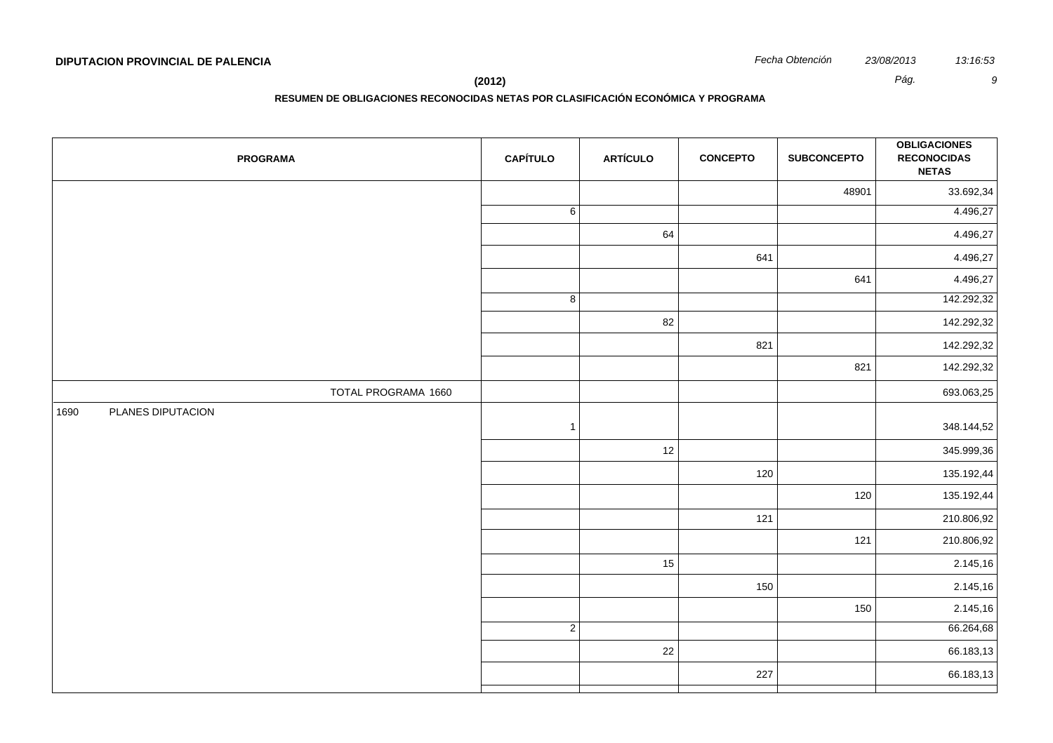**DIPUTACION PROVINCIAL DE PALENCIA**

*Fecha Obtención* *23/08/2013* *13:16:53*

**(2012)**

**RESUMEN DE OBLIGACIONES RECONOCIDAS NETAS POR CLASIFICACIÓN ECONÓMICA Y PROGRAMA**

| PROGRAMA | CAPÍTULO | ARTÍCULO | CONCEPTO | SUBCONCEPTO | OBLIGACIONES RECONOCIDAS NETAS |
|---|---|---|---|---|---|
| | | | | 48901 | 33.692,34 |
| | 6 | | | | 4.496,27 |
| | | 64 | | | 4.496,27 |
| | | | 641 | | 4.496,27 |
| | | | | 641 | 4.496,27 |
| | 8 | | | | 142.292,32 |
| | | 82 | | | 142.292,32 |
| | | | 821 | | 142.292,32 |
| | | | | 821 | 142.292,32 |
| TOTAL PROGRAMA 1660 | | | | | 693.063,25 |
| 1690 PLANES DIPUTACION | 1 | | | | 348.144,52 |
| | | 12 | | | 345.999,36 |
| | | | 120 | | 135.192,44 |
| | | | | 120 | 135.192,44 |
| | | | 121 | | 210.806,92 |
| | | | | 121 | 210.806,92 |
| | | 15 | | | 2.145,16 |
| | | | 150 | | 2.145,16 |
| | | | | 150 | 2.145,16 |
| | 2 | | | | 66.264,68 |
| | | 22 | | | 66.183,13 |
| | | | 227 | | 66.183,13 |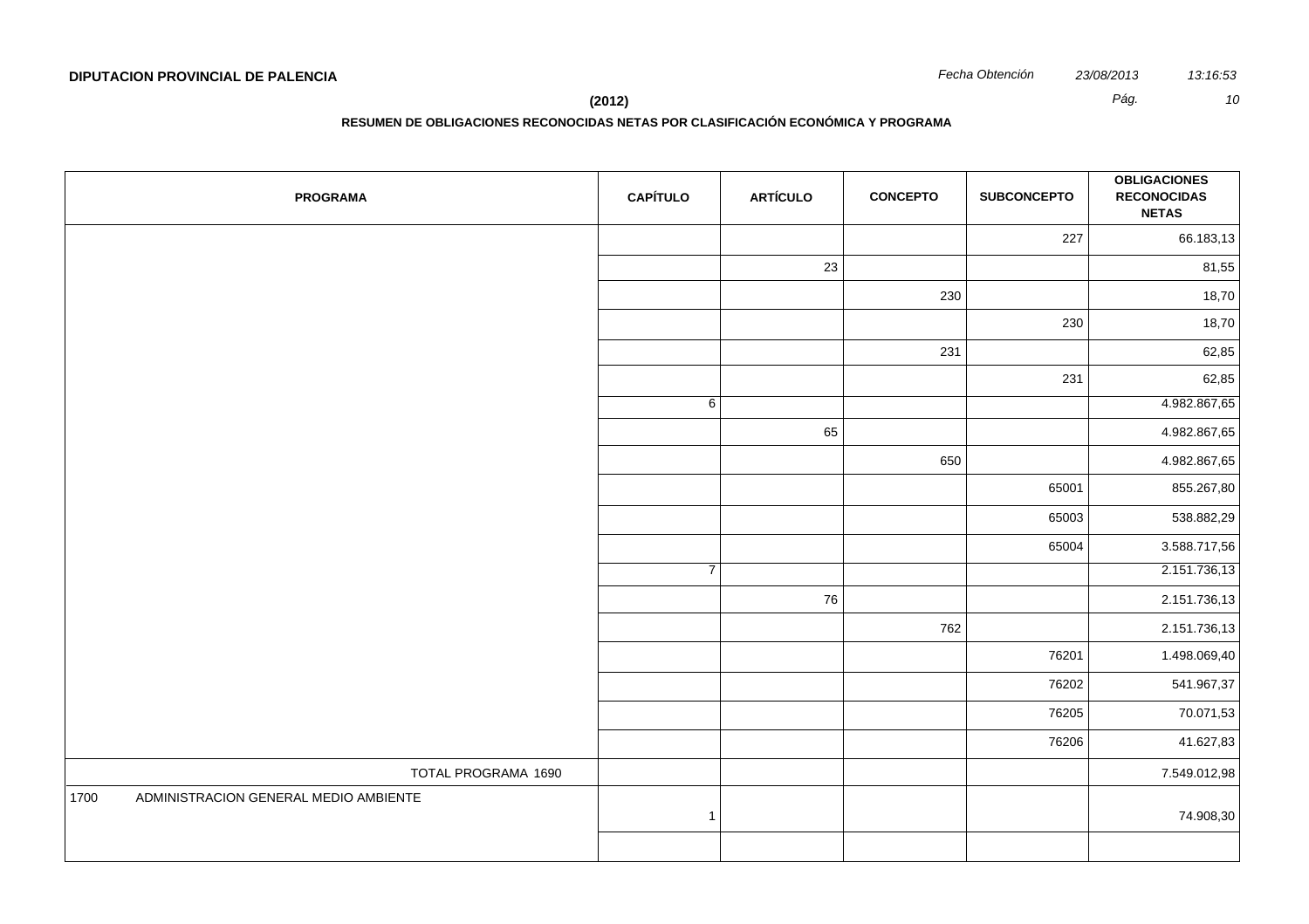**DIPUTACION PROVINCIAL DE PALENCIA**

*Fecha Obtención* *23/08/2013* *13:16:53*

**(2012)**

**RESUMEN DE OBLIGACIONES RECONOCIDAS NETAS POR CLASIFICACIÓN ECONÓMICA Y PROGRAMA**

| PROGRAMA | CAPÍTULO | ARTÍCULO | CONCEPTO | SUBCONCEPTO | OBLIGACIONES RECONOCIDAS NETAS |
|---|---|---|---|---|---|
| | | | | 227 | 66.183,13 |
| | | 23 | | | 81,55 |
| | | | 230 | | 18,70 |
| | | | | 230 | 18,70 |
| | | | 231 | | 62,85 |
| | | | | 231 | 62,85 |
| | 6 | | | | 4.982.867,65 |
| | | 65 | | | 4.982.867,65 |
| | | | 650 | | 4.982.867,65 |
| | | | | 65001 | 855.267,80 |
| | | | | 65003 | 538.882,29 |
| | | | | 65004 | 3.588.717,56 |
| | 7 | | | | 2.151.736,13 |
| | | 76 | | | 2.151.736,13 |
| | | | 762 | | 2.151.736,13 |
| | | | | 76201 | 1.498.069,40 |
| | | | | 76202 | 541.967,37 |
| | | | | 76205 | 70.071,53 |
| | | | | 76206 | 41.627,83 |
| TOTAL PROGRAMA 1690 | | | | | 7.549.012,98 |
| 1700 ADMINISTRACION GENERAL MEDIO AMBIENTE | 1 | | | | 74.908,30 |
| | | | | | |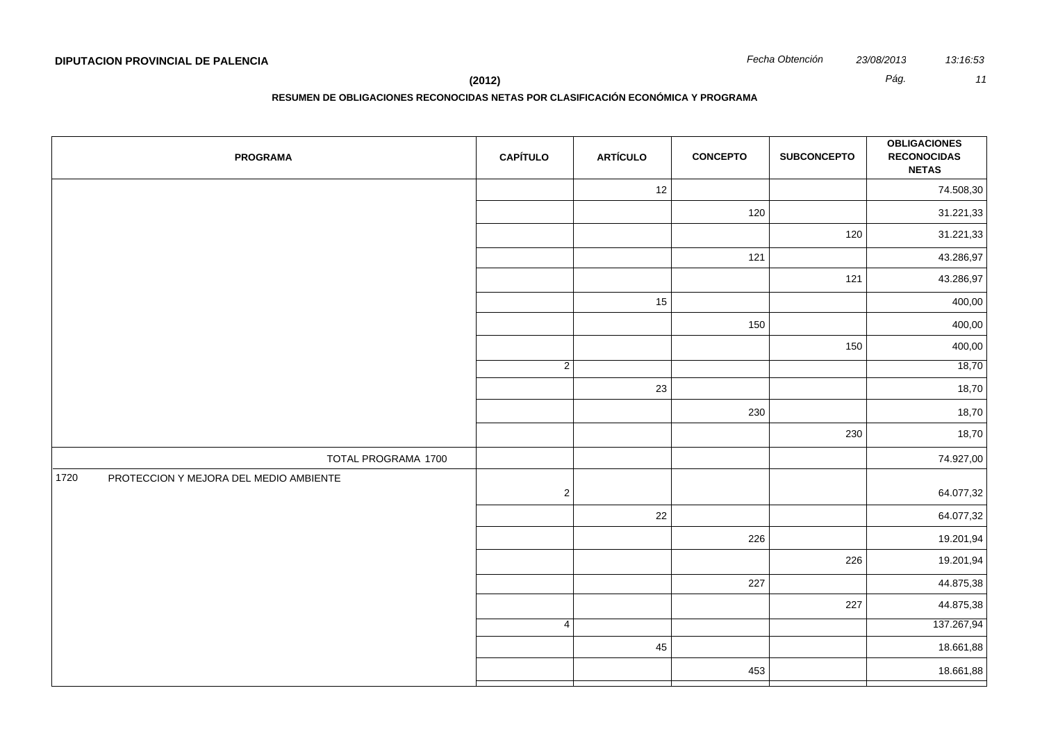**DIPUTACION PROVINCIAL DE PALENCIA**

*Fecha Obtención* *23/08/2013* *13:16:53*

**(2012)**

**RESUMEN DE OBLIGACIONES RECONOCIDAS NETAS POR CLASIFICACIÓN ECONÓMICA Y PROGRAMA**

| PROGRAMA | CAPÍTULO | ARTÍCULO | CONCEPTO | SUBCONCEPTO | OBLIGACIONES RECONOCIDAS NETAS |
|---|---|---|---|---|---|
| | | 12 | | | 74.508,30 |
| | | | 120 | | 31.221,33 |
| | | | | 120 | 31.221,33 |
| | | | 121 | | 43.286,97 |
| | | | | 121 | 43.286,97 |
| | | 15 | | | 400,00 |
| | | | 150 | | 400,00 |
| | | | | 150 | 400,00 |
| | 2 | | | | 18,70 |
| | | 23 | | | 18,70 |
| | | | 230 | | 18,70 |
| | | | | 230 | 18,70 |
| TOTAL PROGRAMA 1700 | | | | | 74.927,00 |
| 1720 PROTECCION Y MEJORA DEL MEDIO AMBIENTE | 2 | | | | 64.077,32 |
| | | 22 | | | 64.077,32 |
| | | | 226 | | 19.201,94 |
| | | | | 226 | 19.201,94 |
| | | | 227 | | 44.875,38 |
| | | | | 227 | 44.875,38 |
| | 4 | | | | 137.267,94 |
| | | 45 | | | 18.661,88 |
| | | | 453 | | 18.661,88 |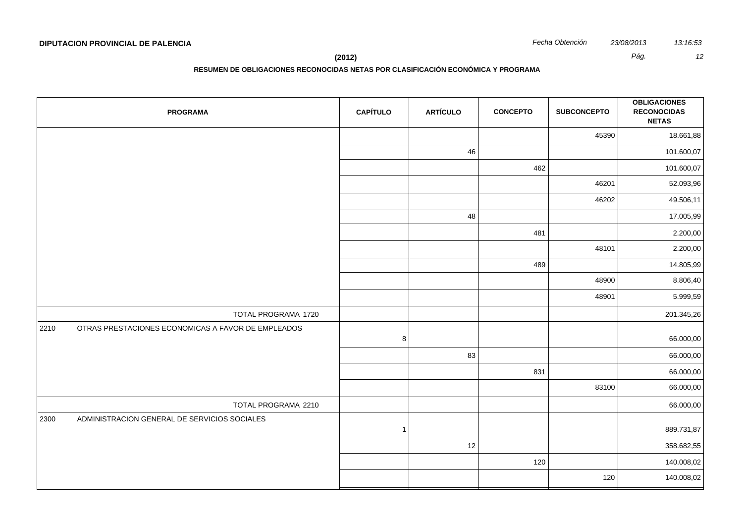**DIPUTACION PROVINCIAL DE PALENCIA**

*Fecha Obtención* *23/08/2013* *13:16:53*

**(2012)**

**RESUMEN DE OBLIGACIONES RECONOCIDAS NETAS POR CLASIFICACIÓN ECONÓMICA Y PROGRAMA**

| PROGRAMA | CAPÍTULO | ARTÍCULO | CONCEPTO | SUBCONCEPTO | OBLIGACIONES RECONOCIDAS NETAS |
|---|---|---|---|---|---|
| | | | | 45390 | 18.661,88 |
| | | 46 | | | 101.600,07 |
| | | | 462 | | 101.600,07 |
| | | | | 46201 | 52.093,96 |
| | | | | 46202 | 49.506,11 |
| | | 48 | | | 17.005,99 |
| | | | 481 | | 2.200,00 |
| | | | | 48101 | 2.200,00 |
| | | | 489 | | 14.805,99 |
| | | | | 48900 | 8.806,40 |
| | | | | 48901 | 5.999,59 |
| TOTAL PROGRAMA 1720 | | | | | 201.345,26 |
| 2210 OTRAS PRESTACIONES ECONOMICAS A FAVOR DE EMPLEADOS | 8 | | | | 66.000,00 |
| | | 83 | | | 66.000,00 |
| | | | 831 | | 66.000,00 |
| | | | | 83100 | 66.000,00 |
| TOTAL PROGRAMA 2210 | | | | | 66.000,00 |
| 2300 ADMINISTRACION GENERAL DE SERVICIOS SOCIALES | 1 | | | | 889.731,87 |
| | | 12 | | | 358.682,55 |
| | | | 120 | | 140.008,02 |
| | | | | 120 | 140.008,02 |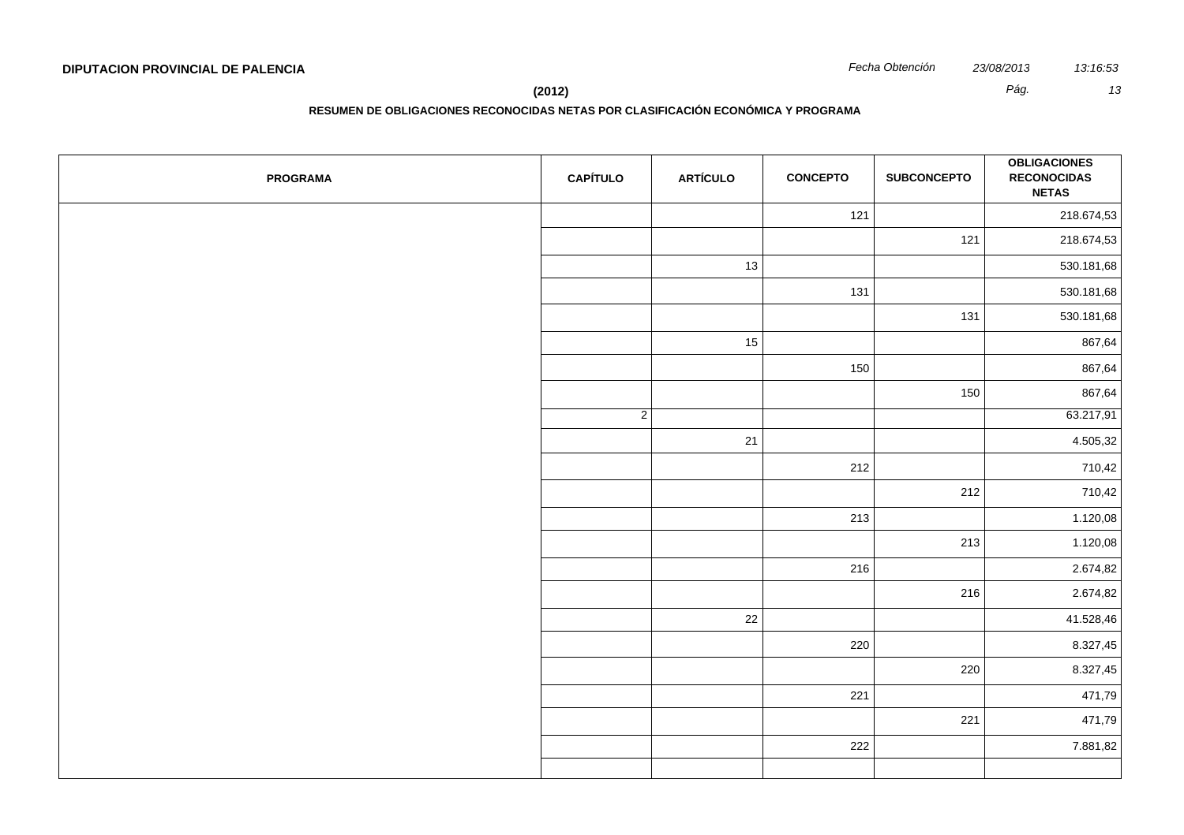**DIPUTACION PROVINCIAL DE PALENCIA**

*Fecha Obtención* *23/08/2013* *13:16:53*

**(2012)**

**RESUMEN DE OBLIGACIONES RECONOCIDAS NETAS POR CLASIFICACIÓN ECONÓMICA Y PROGRAMA**

| PROGRAMA | CAPÍTULO | ARTÍCULO | CONCEPTO | SUBCONCEPTO | OBLIGACIONES RECONOCIDAS NETAS |
|---|---|---|---|---|---|
| | | | 121 | | 218.674,53 |
| | | | | 121 | 218.674,53 |
| | | 13 | | | 530.181,68 |
| | | | 131 | | 530.181,68 |
| | | | | 131 | 530.181,68 |
| | | 15 | | | 867,64 |
| | | | 150 | | 867,64 |
| | | | | 150 | 867,64 |
| | 2 | | | | 63.217,91 |
| | | 21 | | | 4.505,32 |
| | | | 212 | | 710,42 |
| | | | | 212 | 710,42 |
| | | | 213 | | 1.120,08 |
| | | | | 213 | 1.120,08 |
| | | | 216 | | 2.674,82 |
| | | | | 216 | 2.674,82 |
| | | 22 | | | 41.528,46 |
| | | | 220 | | 8.327,45 |
| | | | | 220 | 8.327,45 |
| | | | 221 | | 471,79 |
| | | | | 221 | 471,79 |
| | | | 222 | | 7.881,82 |
| | | | | | |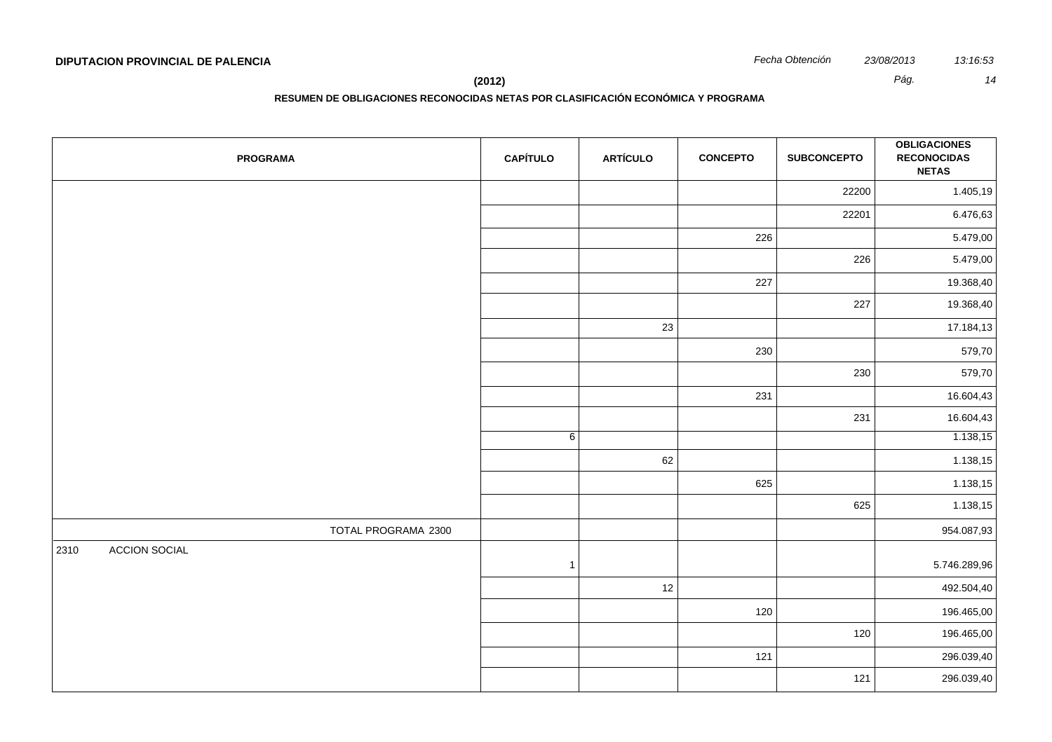**DIPUTACION PROVINCIAL DE PALENCIA**

*Fecha Obtención* *23/08/2013* *13:16:53*

**(2012)**

**RESUMEN DE OBLIGACIONES RECONOCIDAS NETAS POR CLASIFICACIÓN ECONÓMICA Y PROGRAMA**

| PROGRAMA | CAPÍTULO | ARTÍCULO | CONCEPTO | SUBCONCEPTO | OBLIGACIONES RECONOCIDAS NETAS |
|---|---|---|---|---|---|
| | | | | 22200 | 1.405,19 |
| | | | | 22201 | 6.476,63 |
| | | | 226 | | 5.479,00 |
| | | | | 226 | 5.479,00 |
| | | | 227 | | 19.368,40 |
| | | | | 227 | 19.368,40 |
| | | 23 | | | 17.184,13 |
| | | | 230 | | 579,70 |
| | | | | 230 | 579,70 |
| | | | 231 | | 16.604,43 |
| | | | | 231 | 16.604,43 |
| | 6 | | | | 1.138,15 |
| | | 62 | | | 1.138,15 |
| | | | 625 | | 1.138,15 |
| | | | | 625 | 1.138,15 |
| TOTAL PROGRAMA 2300 | | | | | 954.087,93 |
| 2310 ACCION SOCIAL | 1 | | | | 5.746.289,96 |
| | | 12 | | | 492.504,40 |
| | | | 120 | | 196.465,00 |
| | | | | 120 | 196.465,00 |
| | | | 121 | | 296.039,40 |
| | | | | 121 | 296.039,40 |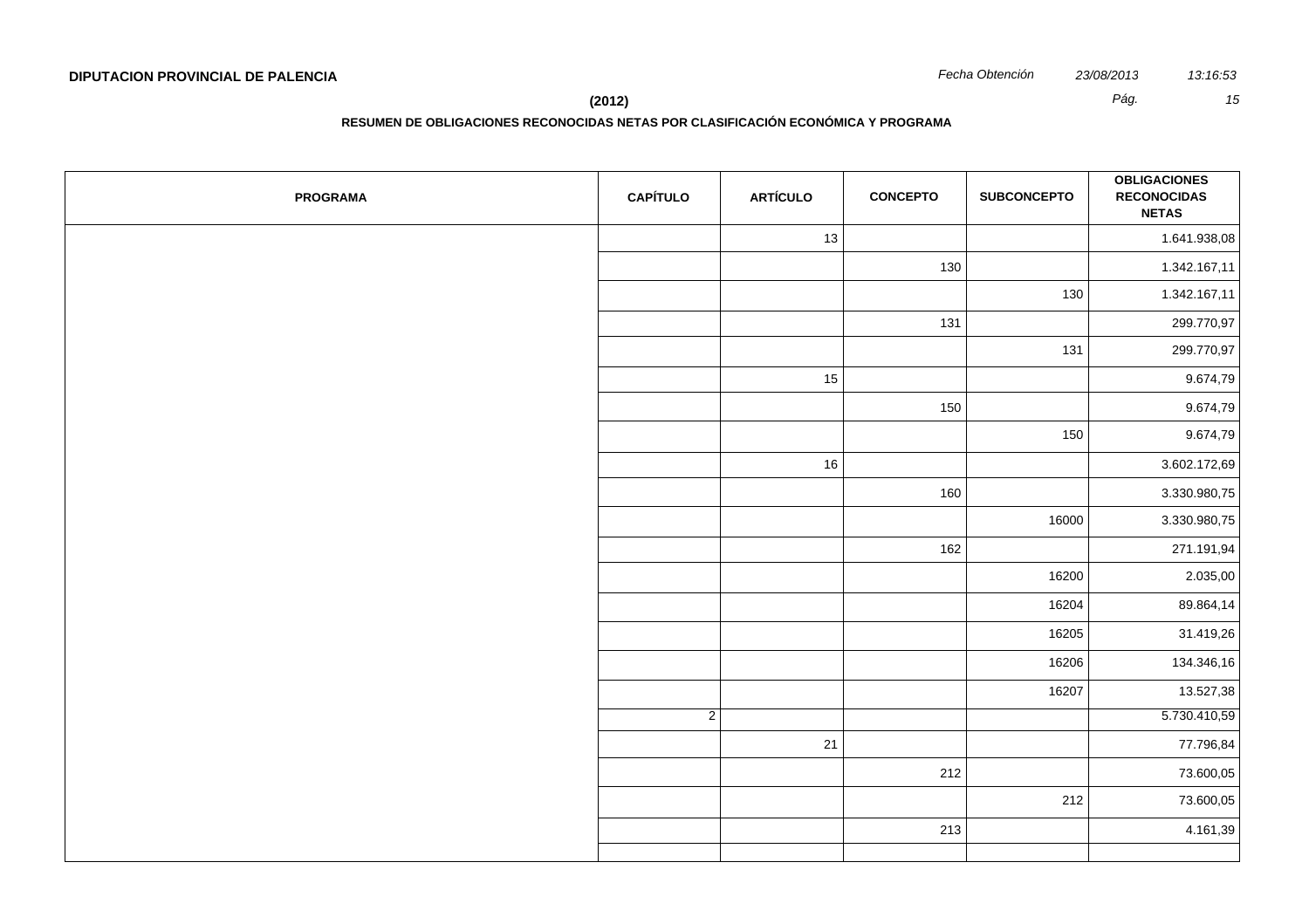**DIPUTACION PROVINCIAL DE PALENCIA**

**(2012)**

**RESUMEN DE OBLIGACIONES RECONOCIDAS NETAS POR CLASIFICACIÓN ECONÓMICA Y PROGRAMA**

| PROGRAMA | CAPÍTULO | ARTÍCULO | CONCEPTO | SUBCONCEPTO | OBLIGACIONES RECONOCIDAS NETAS |
|---|---|---|---|---|---|
| | | 13 | | | 1.641.938,08 |
| | | | 130 | | 1.342.167,11 |
| | | | | 130 | 1.342.167,11 |
| | | | 131 | | 299.770,97 |
| | | | | 131 | 299.770,97 |
| | | 15 | | | 9.674,79 |
| | | | 150 | | 9.674,79 |
| | | | | 150 | 9.674,79 |
| | | 16 | | | 3.602.172,69 |
| | | | 160 | | 3.330.980,75 |
| | | | | 16000 | 3.330.980,75 |
| | | | 162 | | 271.191,94 |
| | | | | 16200 | 2.035,00 |
| | | | | 16204 | 89.864,14 |
| | | | | 16205 | 31.419,26 |
| | | | | 16206 | 134.346,16 |
| | | | | 16207 | 13.527,38 |
| | 2 | | | | 5.730.410,59 |
| | | 21 | | | 77.796,84 |
| | | | 212 | | 73.600,05 |
| | | | | 212 | 73.600,05 |
| | | | 213 | | 4.161,39 |
| | | | | | |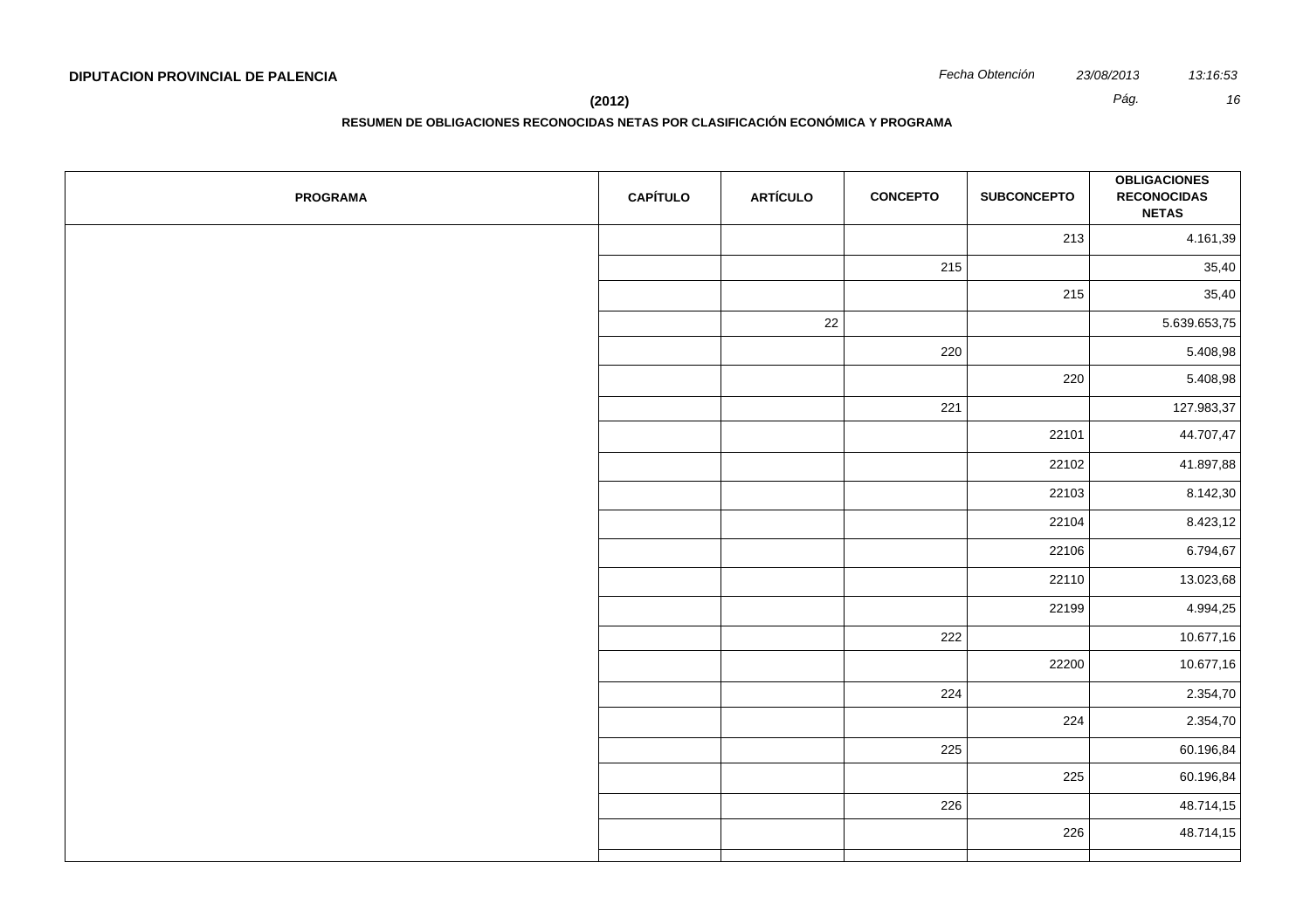**DIPUTACION PROVINCIAL DE PALENCIA**

*Fecha Obtención* *23/08/2013* *13:16:53*

**(2012)**

**RESUMEN DE OBLIGACIONES RECONOCIDAS NETAS POR CLASIFICACIÓN ECONÓMICA Y PROGRAMA**

| PROGRAMA | CAPÍTULO | ARTÍCULO | CONCEPTO | SUBCONCEPTO | OBLIGACIONES RECONOCIDAS NETAS |
|---|---|---|---|---|---|
| | | | | 213 | 4.161,39 |
| | | | 215 | | 35,40 |
| | | | | 215 | 35,40 |
| | | 22 | | | 5.639.653,75 |
| | | | 220 | | 5.408,98 |
| | | | | 220 | 5.408,98 |
| | | | 221 | | 127.983,37 |
| | | | | 22101 | 44.707,47 |
| | | | | 22102 | 41.897,88 |
| | | | | 22103 | 8.142,30 |
| | | | | 22104 | 8.423,12 |
| | | | | 22106 | 6.794,67 |
| | | | | 22110 | 13.023,68 |
| | | | | 22199 | 4.994,25 |
| | | | 222 | | 10.677,16 |
| | | | | 22200 | 10.677,16 |
| | | | 224 | | 2.354,70 |
| | | | | 224 | 2.354,70 |
| | | | 225 | | 60.196,84 |
| | | | | 225 | 60.196,84 |
| | | | 226 | | 48.714,15 |
| | | | | 226 | 48.714,15 |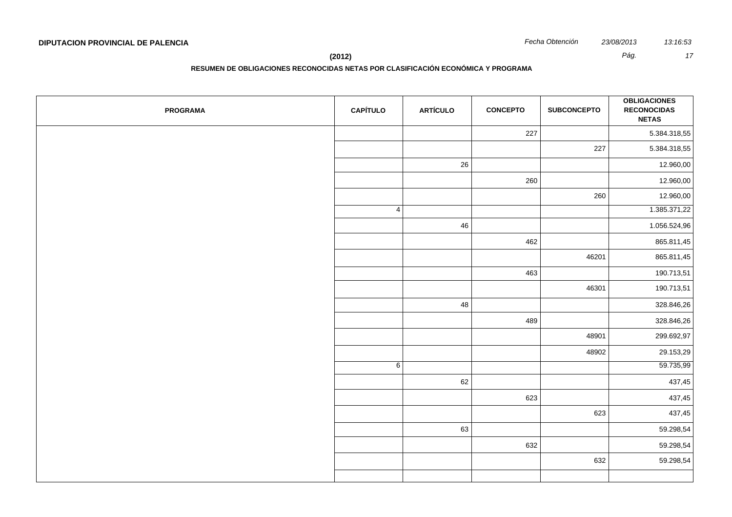**DIPUTACION PROVINCIAL DE PALENCIA**

**(2012)**

**RESUMEN DE OBLIGACIONES RECONOCIDAS NETAS POR CLASIFICACIÓN ECONÓMICA Y PROGRAMA**

| PROGRAMA | CAPÍTULO | ARTÍCULO | CONCEPTO | SUBCONCEPTO | OBLIGACIONES RECONOCIDAS NETAS |
|---|---|---|---|---|---|
| | | | 227 | | 5.384.318,55 |
| | | | | 227 | 5.384.318,55 |
| | | 26 | | | 12.960,00 |
| | | | 260 | | 12.960,00 |
| | | | | 260 | 12.960,00 |
| | 4 | | | | 1.385.371,22 |
| | | 46 | | | 1.056.524,96 |
| | | | 462 | | 865.811,45 |
| | | | | 46201 | 865.811,45 |
| | | | 463 | | 190.713,51 |
| | | | | 46301 | 190.713,51 |
| | | 48 | | | 328.846,26 |
| | | | 489 | | 328.846,26 |
| | | | | 48901 | 299.692,97 |
| | | | | 48902 | 29.153,29 |
| | 6 | | | | 59.735,99 |
| | | 62 | | | 437,45 |
| | | | 623 | | 437,45 |
| | | | | 623 | 437,45 |
| | | 63 | | | 59.298,54 |
| | | | 632 | | 59.298,54 |
| | | | | 632 | 59.298,54 |
| | | | | | |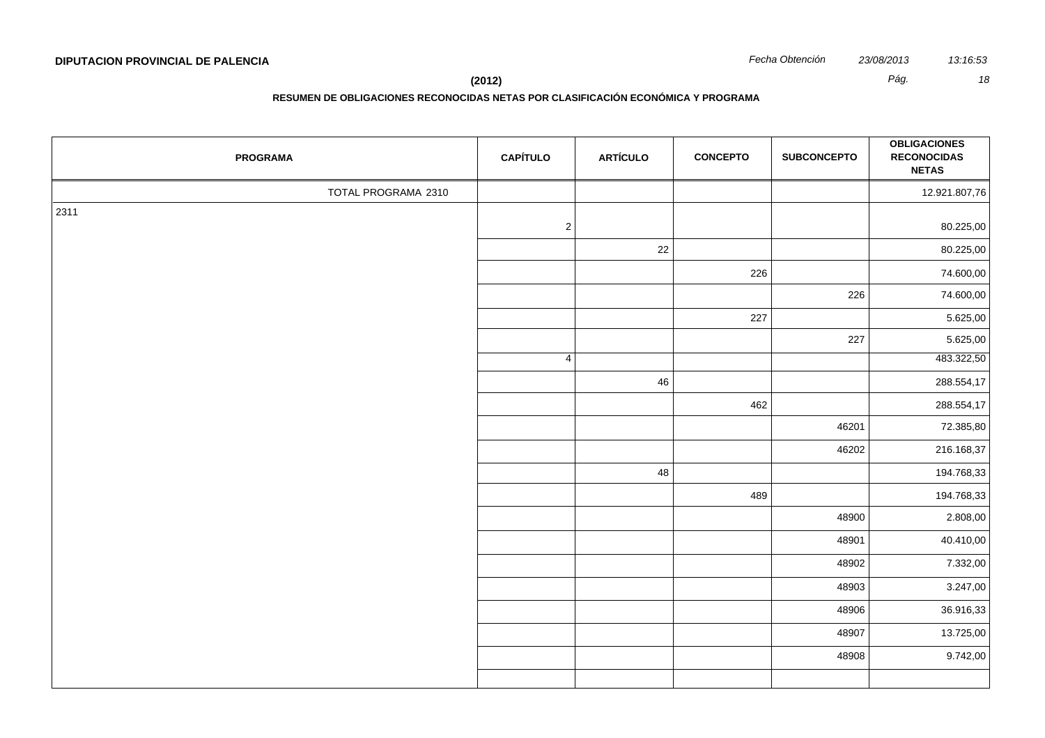**DIPUTACION PROVINCIAL DE PALENCIA**

*Fecha Obtención* *23/08/2013* *13:16:53*

**(2012)**

**RESUMEN DE OBLIGACIONES RECONOCIDAS NETAS POR CLASIFICACIÓN ECONÓMICA Y PROGRAMA**

| PROGRAMA | CAPÍTULO | ARTÍCULO | CONCEPTO | SUBCONCEPTO | OBLIGACIONES RECONOCIDAS NETAS |
|---|---|---|---|---|---|
| TOTAL PROGRAMA 2310 | | | | | 12.921.807,76 |
| 2311 | 2 | | | | 80.225,00 |
| | | 22 | | | 80.225,00 |
| | | | 226 | | 74.600,00 |
| | | | | 226 | 74.600,00 |
| | | | 227 | | 5.625,00 |
| | | | | 227 | 5.625,00 |
| | 4 | | | | 483.322,50 |
| | | 46 | | | 288.554,17 |
| | | | 462 | | 288.554,17 |
| | | | | 46201 | 72.385,80 |
| | | | | 46202 | 216.168,37 |
| | | 48 | | | 194.768,33 |
| | | | 489 | | 194.768,33 |
| | | | | 48900 | 2.808,00 |
| | | | | 48901 | 40.410,00 |
| | | | | 48902 | 7.332,00 |
| | | | | 48903 | 3.247,00 |
| | | | | 48906 | 36.916,33 |
| | | | | 48907 | 13.725,00 |
| | | | | 48908 | 9.742,00 |
| | | | | | |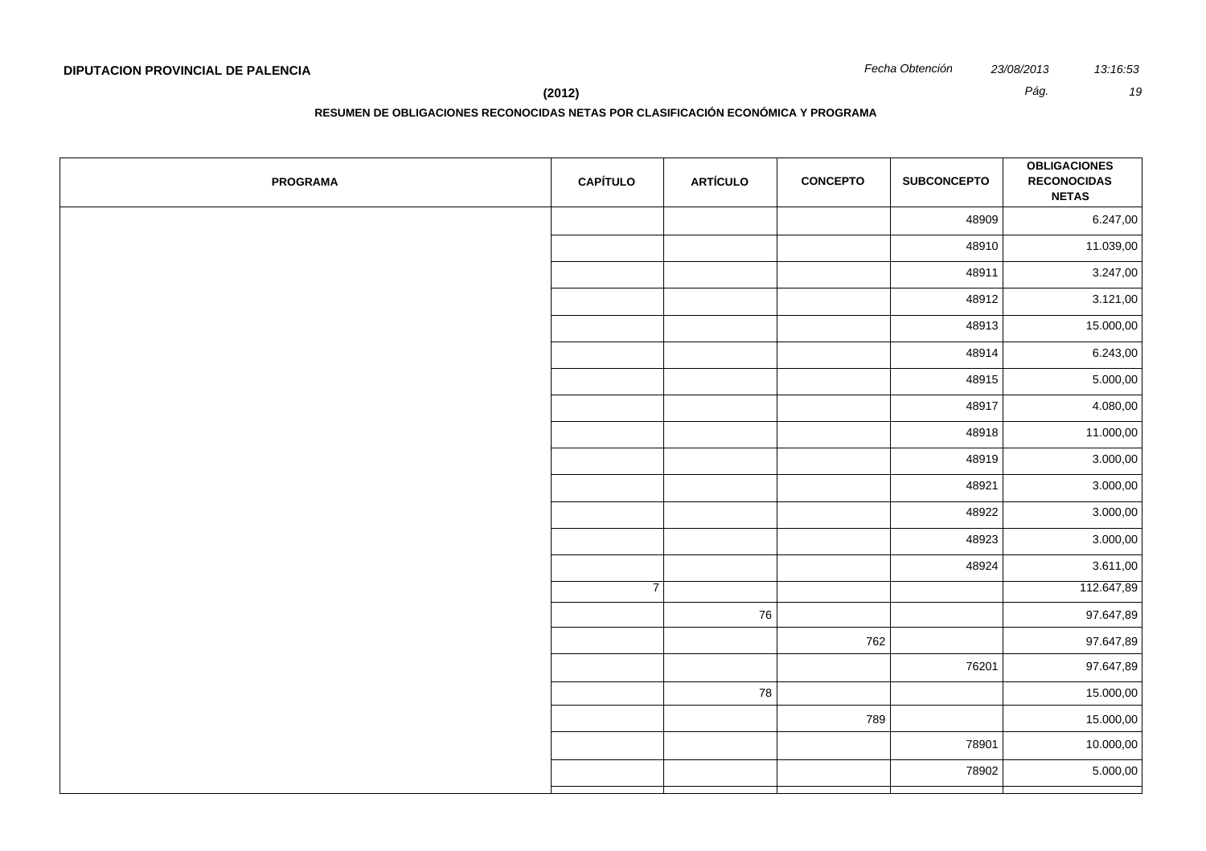**DIPUTACION PROVINCIAL DE PALENCIA**

*Fecha Obtención* *23/08/2013* *13:16:53*

**(2012)**

**RESUMEN DE OBLIGACIONES RECONOCIDAS NETAS POR CLASIFICACIÓN ECONÓMICA Y PROGRAMA**

| PROGRAMA | CAPÍTULO | ARTÍCULO | CONCEPTO | SUBCONCEPTO | OBLIGACIONES RECONOCIDAS NETAS |
|---|---|---|---|---|---|
| | | | | 48909 | 6.247,00 |
| | | | | 48910 | 11.039,00 |
| | | | | 48911 | 3.247,00 |
| | | | | 48912 | 3.121,00 |
| | | | | 48913 | 15.000,00 |
| | | | | 48914 | 6.243,00 |
| | | | | 48915 | 5.000,00 |
| | | | | 48917 | 4.080,00 |
| | | | | 48918 | 11.000,00 |
| | | | | 48919 | 3.000,00 |
| | | | | 48921 | 3.000,00 |
| | | | | 48922 | 3.000,00 |
| | | | | 48923 | 3.000,00 |
| | | | | 48924 | 3.611,00 |
| | 7 | | | | 112.647,89 |
| | | 76 | | | 97.647,89 |
| | | | 762 | | 97.647,89 |
| | | | | 76201 | 97.647,89 |
| | | 78 | | | 15.000,00 |
| | | | 789 | | 15.000,00 |
| | | | | 78901 | 10.000,00 |
| | | | | 78902 | 5.000,00 |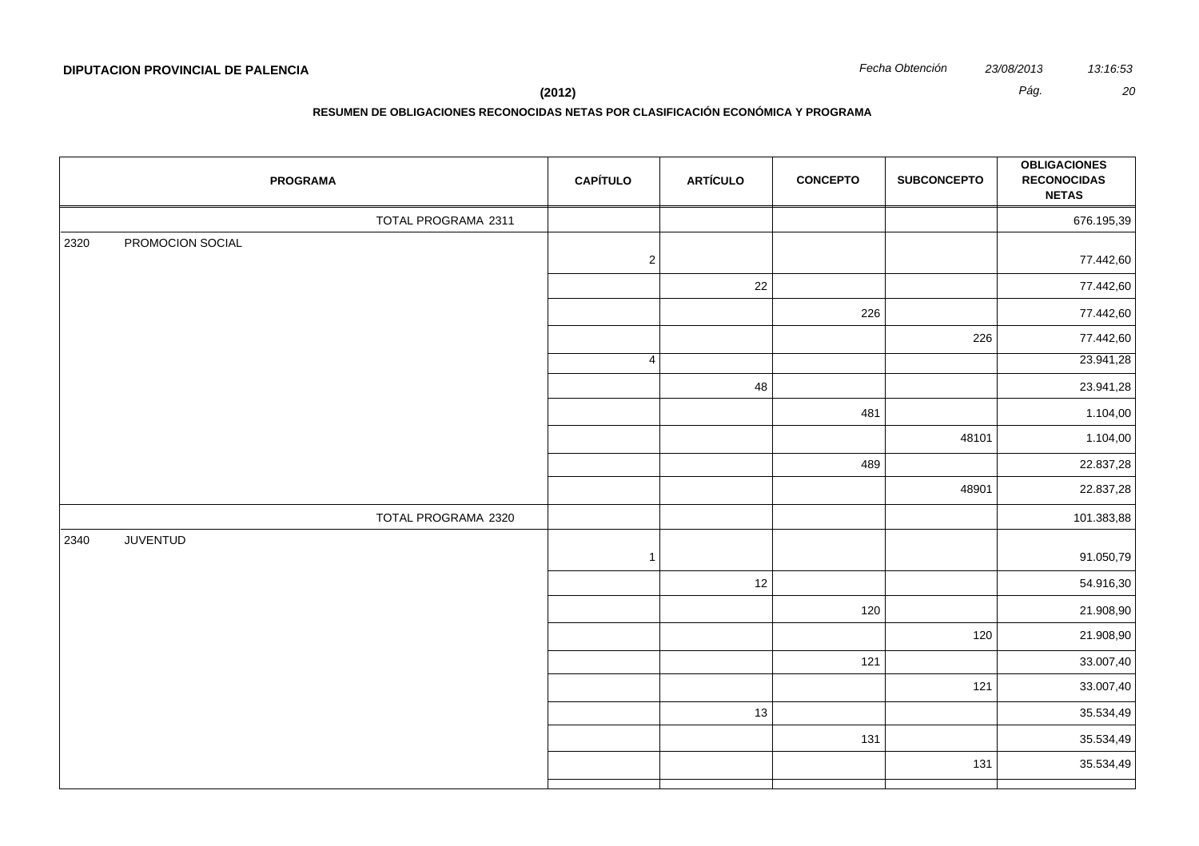**DIPUTACION PROVINCIAL DE PALENCIA**

*Fecha Obtención* *23/08/2013* *13:16:53*

**(2012)**

**RESUMEN DE OBLIGACIONES RECONOCIDAS NETAS POR CLASIFICACIÓN ECONÓMICA Y PROGRAMA**

| PROGRAMA | CAPÍTULO | ARTÍCULO | CONCEPTO | SUBCONCEPTO | OBLIGACIONES RECONOCIDAS NETAS |
|---|---|---|---|---|---|
| TOTAL PROGRAMA 2311 | | | | | 676.195,39 |
| 2320 PROMOCION SOCIAL | 2 | | | | 77.442,60 |
| | | 22 | | | 77.442,60 |
| | | | 226 | | 77.442,60 |
| | | | | 226 | 77.442,60 |
| | 4 | | | | 23.941,28 |
| | | 48 | | | 23.941,28 |
| | | | 481 | | 1.104,00 |
| | | | | 48101 | 1.104,00 |
| | | | 489 | | 22.837,28 |
| | | | | 48901 | 22.837,28 |
| TOTAL PROGRAMA 2320 | | | | | 101.383,88 |
| 2340 JUVENTUD | 1 | | | | 91.050,79 |
| | | 12 | | | 54.916,30 |
| | | | 120 | | 21.908,90 |
| | | | | 120 | 21.908,90 |
| | | | 121 | | 33.007,40 |
| | | | | 121 | 33.007,40 |
| | | 13 | | | 35.534,49 |
| | | | 131 | | 35.534,49 |
| | | | | 131 | 35.534,49 |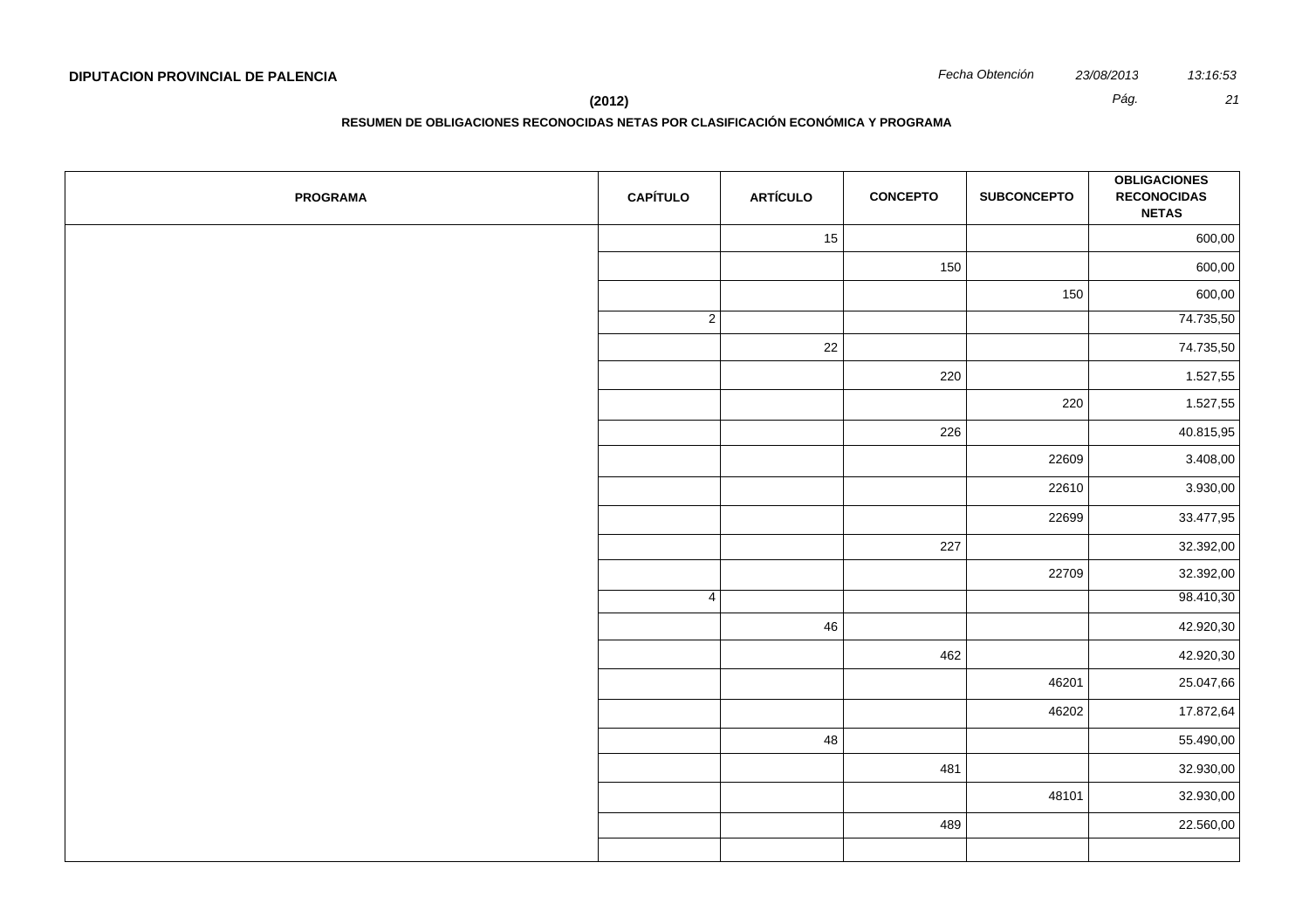**DIPUTACION PROVINCIAL DE PALENCIA**

*Fecha Obtención* *23/08/2013* *13:16:53*

**(2012)**

**RESUMEN DE OBLIGACIONES RECONOCIDAS NETAS POR CLASIFICACIÓN ECONÓMICA Y PROGRAMA**

| PROGRAMA | CAPÍTULO | ARTÍCULO | CONCEPTO | SUBCONCEPTO | OBLIGACIONES RECONOCIDAS NETAS |
|---|---|---|---|---|---|
| | | 15 | | | 600,00 |
| | | | 150 | | 600,00 |
| | | | | 150 | 600,00 |
| | 2 | | | | 74.735,50 |
| | | 22 | | | 74.735,50 |
| | | | 220 | | 1.527,55 |
| | | | | 220 | 1.527,55 |
| | | | 226 | | 40.815,95 |
| | | | | 22609 | 3.408,00 |
| | | | | 22610 | 3.930,00 |
| | | | | 22699 | 33.477,95 |
| | | | 227 | | 32.392,00 |
| | | | | 22709 | 32.392,00 |
| | 4 | | | | 98.410,30 |
| | | 46 | | | 42.920,30 |
| | | | 462 | | 42.920,30 |
| | | | | 46201 | 25.047,66 |
| | | | | 46202 | 17.872,64 |
| | | 48 | | | 55.490,00 |
| | | | 481 | | 32.930,00 |
| | | | | 48101 | 32.930,00 |
| | | | 489 | | 22.560,00 |
| | | | | | |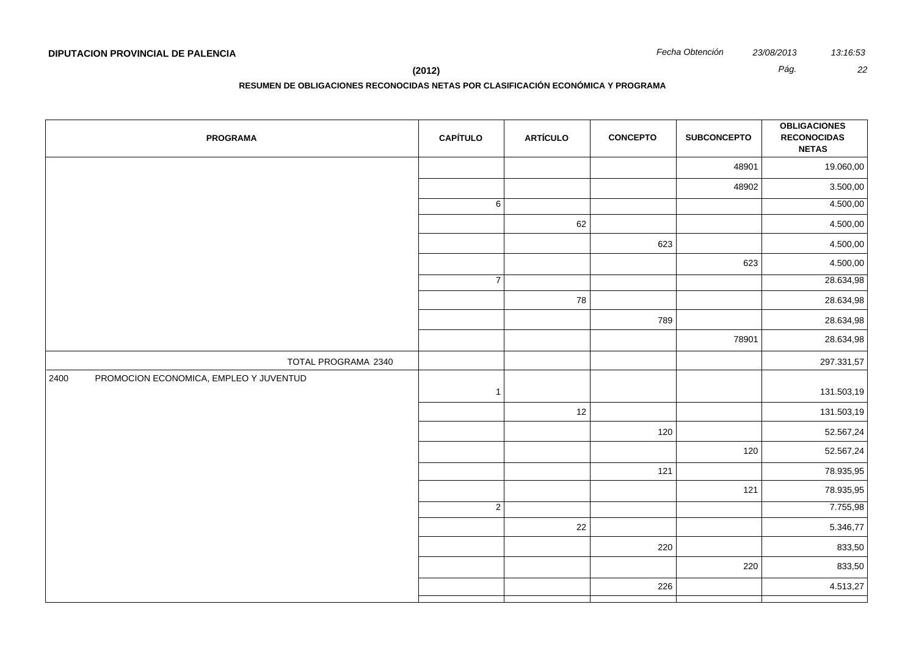**DIPUTACION PROVINCIAL DE PALENCIA**

*Fecha Obtención* *23/08/2013* *13:16:53*

**(2012)**

**RESUMEN DE OBLIGACIONES RECONOCIDAS NETAS POR CLASIFICACIÓN ECONÓMICA Y PROGRAMA**

| PROGRAMA | CAPÍTULO | ARTÍCULO | CONCEPTO | SUBCONCEPTO | OBLIGACIONES RECONOCIDAS NETAS |
|---|---|---|---|---|---|
| | | | | 48901 | 19.060,00 |
| | | | | 48902 | 3.500,00 |
| | 6 | | | | 4.500,00 |
| | | 62 | | | 4.500,00 |
| | | | 623 | | 4.500,00 |
| | | | | 623 | 4.500,00 |
| | 7 | | | | 28.634,98 |
| | | 78 | | | 28.634,98 |
| | | | 789 | | 28.634,98 |
| | | | | 78901 | 28.634,98 |
| TOTAL PROGRAMA 2340 | | | | | 297.331,57 |
| 2400 PROMOCION ECONOMICA, EMPLEO Y JUVENTUD | 1 | | | | 131.503,19 |
| | | 12 | | | 131.503,19 |
| | | | 120 | | 52.567,24 |
| | | | | 120 | 52.567,24 |
| | | | 121 | | 78.935,95 |
| | | | | 121 | 78.935,95 |
| | 2 | | | | 7.755,98 |
| | | 22 | | | 5.346,77 |
| | | | 220 | | 833,50 |
| | | | | 220 | 833,50 |
| | | | 226 | | 4.513,27 |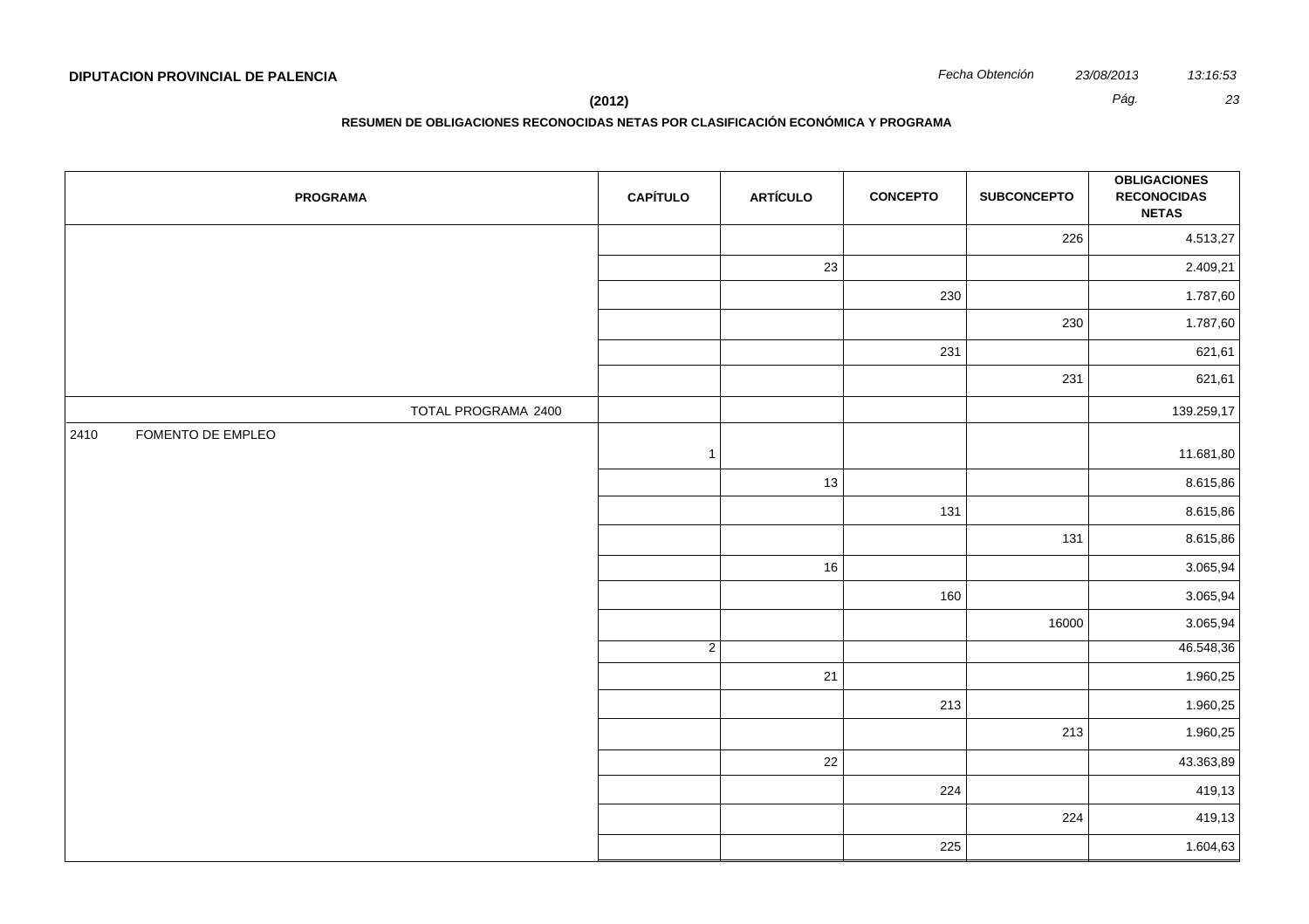**DIPUTACION PROVINCIAL DE PALENCIA**

*Fecha Obtención* *23/08/2013* *13:16:53*

**(2012)**

**RESUMEN DE OBLIGACIONES RECONOCIDAS NETAS POR CLASIFICACIÓN ECONÓMICA Y PROGRAMA**

| PROGRAMA | CAPÍTULO | ARTÍCULO | CONCEPTO | SUBCONCEPTO | OBLIGACIONES RECONOCIDAS NETAS |
|---|---|---|---|---|---|
| | | | | 226 | 4.513,27 |
| | | 23 | | | 2.409,21 |
| | | | 230 | | 1.787,60 |
| | | | | 230 | 1.787,60 |
| | | | 231 | | 621,61 |
| | | | | 231 | 621,61 |
| TOTAL PROGRAMA 2400 | | | | | 139.259,17 |
| 2410 FOMENTO DE EMPLEO | 1 | | | | 11.681,80 |
| | | 13 | | | 8.615,86 |
| | | | 131 | | 8.615,86 |
| | | | | 131 | 8.615,86 |
| | | 16 | | | 3.065,94 |
| | | | 160 | | 3.065,94 |
| | | | | 16000 | 3.065,94 |
| | 2 | | | | 46.548,36 |
| | | 21 | | | 1.960,25 |
| | | | 213 | | 1.960,25 |
| | | | | 213 | 1.960,25 |
| | | 22 | | | 43.363,89 |
| | | | 224 | | 419,13 |
| | | | | 224 | 419,13 |
| | | | 225 | | 1.604,63 |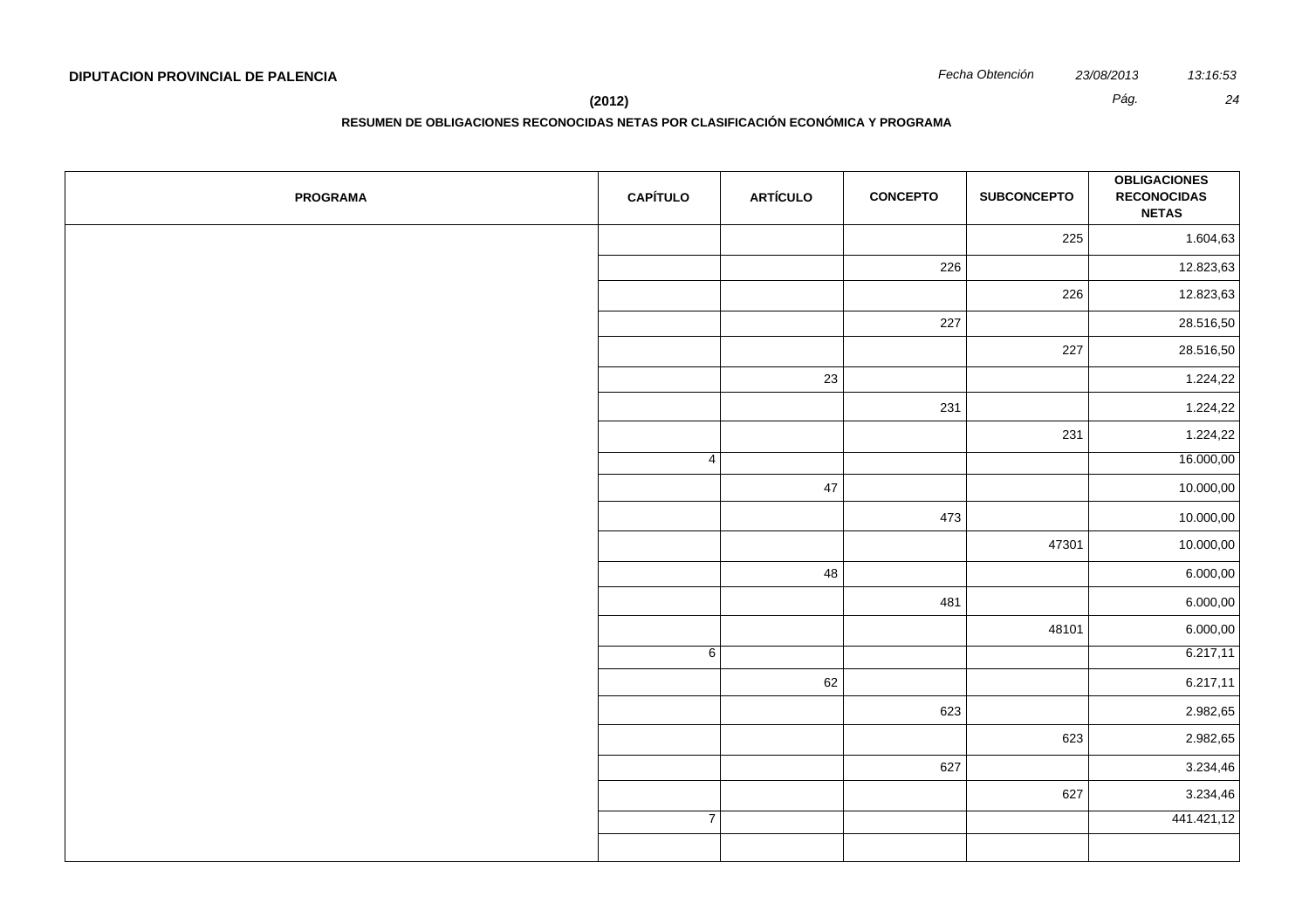**DIPUTACION PROVINCIAL DE PALENCIA**

*Fecha Obtención* *23/08/2013* *13:16:53*

**(2012)**

**RESUMEN DE OBLIGACIONES RECONOCIDAS NETAS POR CLASIFICACIÓN ECONÓMICA Y PROGRAMA**

| PROGRAMA | CAPÍTULO | ARTÍCULO | CONCEPTO | SUBCONCEPTO | OBLIGACIONES RECONOCIDAS NETAS |
|---|---|---|---|---|---|
| | | | | 225 | 1.604,63 |
| | | | 226 | | 12.823,63 |
| | | | | 226 | 12.823,63 |
| | | | 227 | | 28.516,50 |
| | | | | 227 | 28.516,50 |
| | | 23 | | | 1.224,22 |
| | | | 231 | | 1.224,22 |
| | | | | 231 | 1.224,22 |
| | 4 | | | | 16.000,00 |
| | | 47 | | | 10.000,00 |
| | | | 473 | | 10.000,00 |
| | | | | 47301 | 10.000,00 |
| | | 48 | | | 6.000,00 |
| | | | 481 | | 6.000,00 |
| | | | | 48101 | 6.000,00 |
| | 6 | | | | 6.217,11 |
| | | 62 | | | 6.217,11 |
| | | | 623 | | 2.982,65 |
| | | | | 623 | 2.982,65 |
| | | | 627 | | 3.234,46 |
| | | | | 627 | 3.234,46 |
| | 7 | | | | 441.421,12 |
| | | | | | |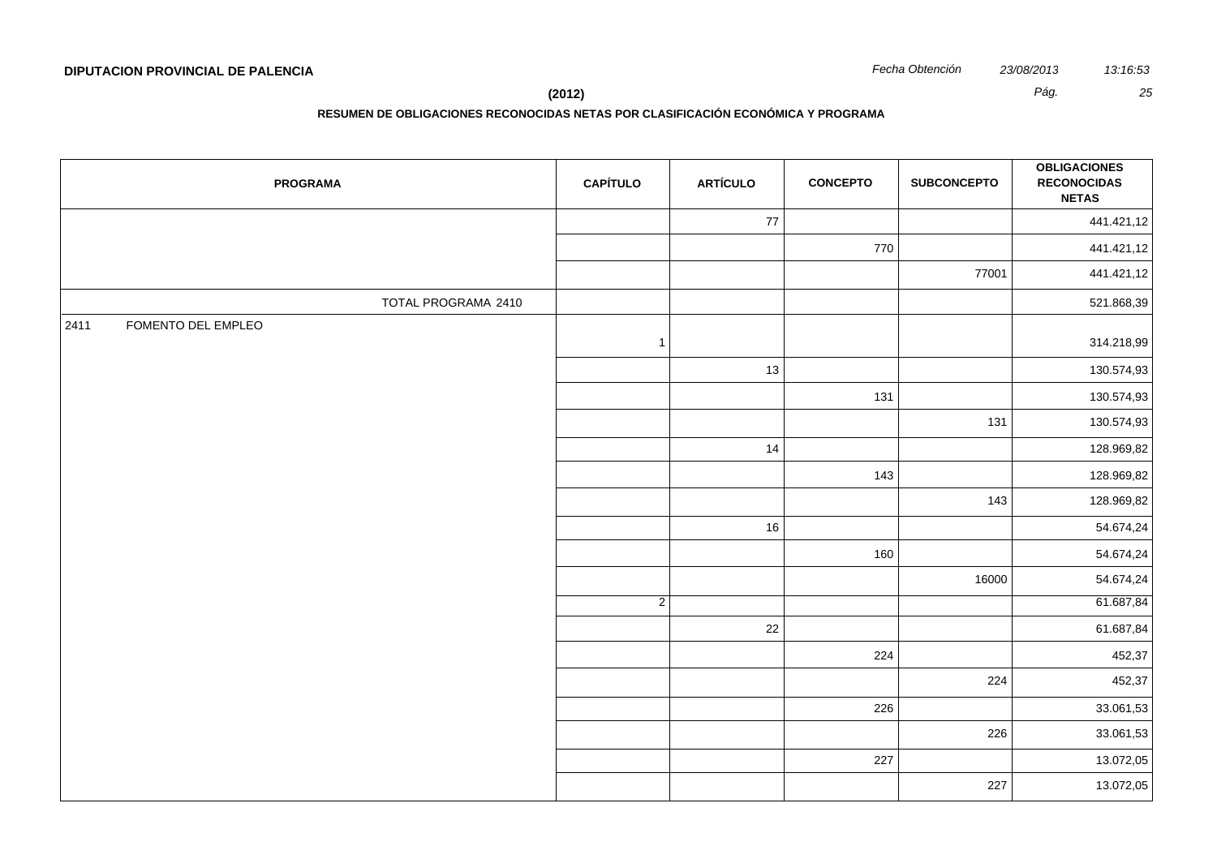**DIPUTACION PROVINCIAL DE PALENCIA**

**(2012)**

**RESUMEN DE OBLIGACIONES RECONOCIDAS NETAS POR CLASIFICACIÓN ECONÓMICA Y PROGRAMA**

| PROGRAMA | CAPÍTULO | ARTÍCULO | CONCEPTO | SUBCONCEPTO | OBLIGACIONES RECONOCIDAS NETAS |
|---|---|---|---|---|---|
| | | 77 | | | 441.421,12 |
| | | | 770 | | 441.421,12 |
| | | | | 77001 | 441.421,12 |
| TOTAL PROGRAMA 2410 | | | | | 521.868,39 |
| 2411 FOMENTO DEL EMPLEO | 1 | | | | 314.218,99 |
| | | 13 | | | 130.574,93 |
| | | | 131 | | 130.574,93 |
| | | | | 131 | 130.574,93 |
| | | 14 | | | 128.969,82 |
| | | | 143 | | 128.969,82 |
| | | | | 143 | 128.969,82 |
| | | 16 | | | 54.674,24 |
| | | | 160 | | 54.674,24 |
| | | | | 16000 | 54.674,24 |
| | 2 | | | | 61.687,84 |
| | | 22 | | | 61.687,84 |
| | | | 224 | | 452,37 |
| | | | | 224 | 452,37 |
| | | | 226 | | 33.061,53 |
| | | | | 226 | 33.061,53 |
| | | | 227 | | 13.072,05 |
| | | | | 227 | 13.072,05 |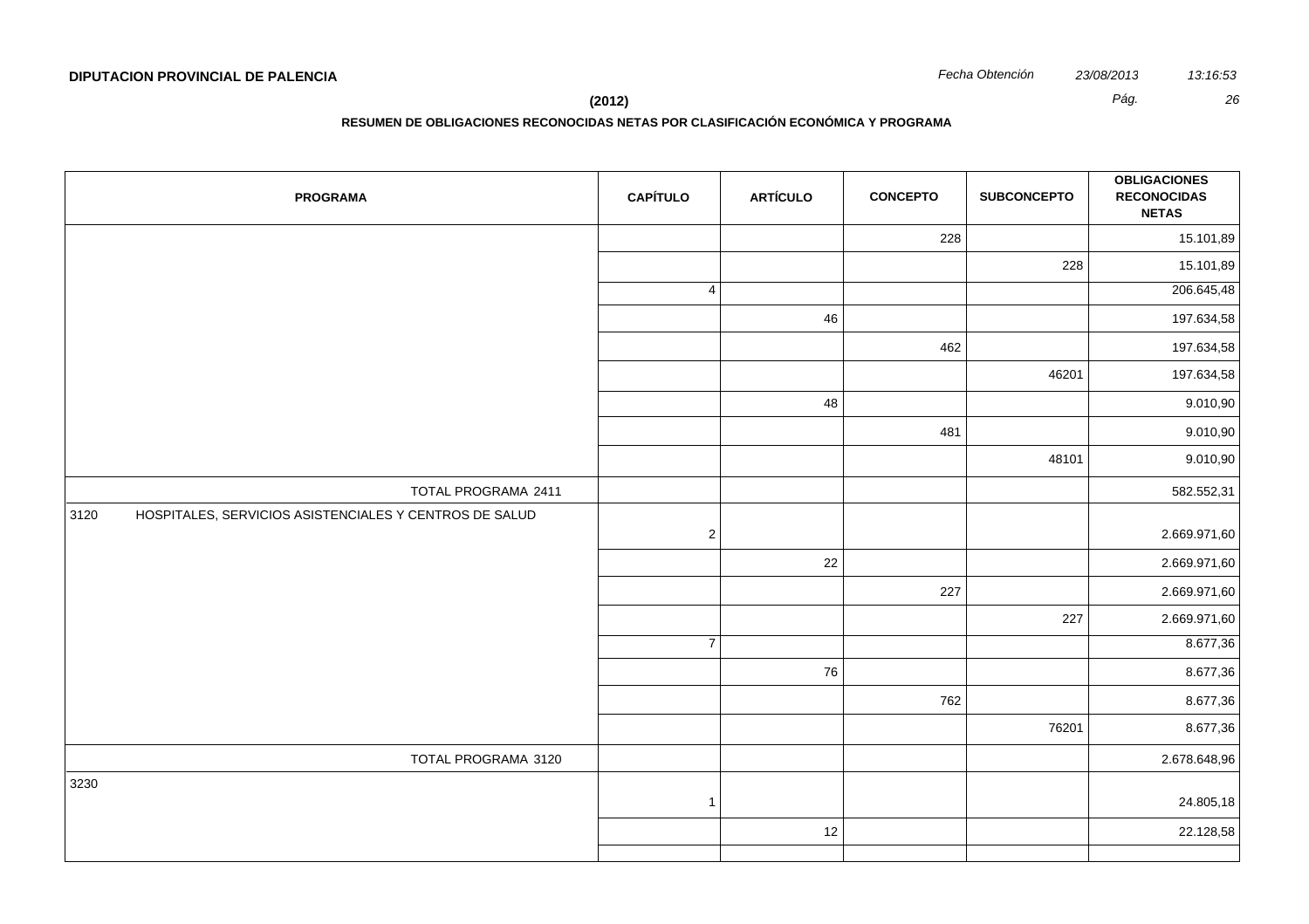**DIPUTACION PROVINCIAL DE PALENCIA**

*Fecha Obtención* *23/08/2013* *13:16:53*

**(2012)**

**RESUMEN DE OBLIGACIONES RECONOCIDAS NETAS POR CLASIFICACIÓN ECONÓMICA Y PROGRAMA**

| PROGRAMA | CAPÍTULO | ARTÍCULO | CONCEPTO | SUBCONCEPTO | OBLIGACIONES RECONOCIDAS NETAS |
|---|---|---|---|---|---|
| | | | 228 | | 15.101,89 |
| | | | | 228 | 15.101,89 |
| | 4 | | | | 206.645,48 |
| | | 46 | | | 197.634,58 |
| | | | 462 | | 197.634,58 |
| | | | | 46201 | 197.634,58 |
| | | 48 | | | 9.010,90 |
| | | | 481 | | 9.010,90 |
| | | | | 48101 | 9.010,90 |
| TOTAL PROGRAMA 2411 | | | | | 582.552,31 |
| 3120 HOSPITALES, SERVICIOS ASISTENCIALES Y CENTROS DE SALUD | 2 | | | | 2.669.971,60 |
| | | 22 | | | 2.669.971,60 |
| | | | 227 | | 2.669.971,60 |
| | | | | 227 | 2.669.971,60 |
| | 7 | | | | 8.677,36 |
| | | 76 | | | 8.677,36 |
| | | | 762 | | 8.677,36 |
| | | | | 76201 | 8.677,36 |
| TOTAL PROGRAMA 3120 | | | | | 2.678.648,96 |
| 3230 | 1 | | | | 24.805,18 |
| | | 12 | | | 22.128,58 |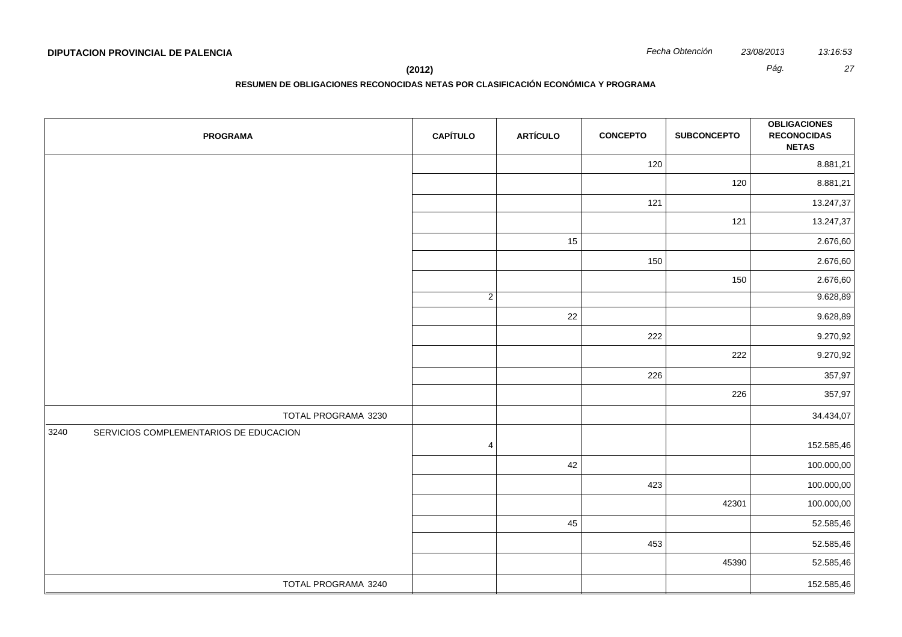**DIPUTACION PROVINCIAL DE PALENCIA**

*Fecha Obtención* *23/08/2013* *13:16:53*

**(2012)**

**RESUMEN DE OBLIGACIONES RECONOCIDAS NETAS POR CLASIFICACIÓN ECONÓMICA Y PROGRAMA**

| PROGRAMA | CAPÍTULO | ARTÍCULO | CONCEPTO | SUBCONCEPTO | OBLIGACIONES RECONOCIDAS NETAS |
|---|---|---|---|---|---|
| | | | 120 | | 8.881,21 |
| | | | | 120 | 8.881,21 |
| | | | 121 | | 13.247,37 |
| | | | | 121 | 13.247,37 |
| | | 15 | | | 2.676,60 |
| | | | 150 | | 2.676,60 |
| | | | | 150 | 2.676,60 |
| | 2 | | | | 9.628,89 |
| | | 22 | | | 9.628,89 |
| | | | 222 | | 9.270,92 |
| | | | | 222 | 9.270,92 |
| | | | 226 | | 357,97 |
| | | | | 226 | 357,97 |
| TOTAL PROGRAMA 3230 | | | | | 34.434,07 |
| 3240 SERVICIOS COMPLEMENTARIOS DE EDUCACION | 4 | | | | 152.585,46 |
| | | 42 | | | 100.000,00 |
| | | | 423 | | 100.000,00 |
| | | | | 42301 | 100.000,00 |
| | | 45 | | | 52.585,46 |
| | | | 453 | | 52.585,46 |
| | | | | 45390 | 52.585,46 |
| TOTAL PROGRAMA 3240 | | | | | 152.585,46 |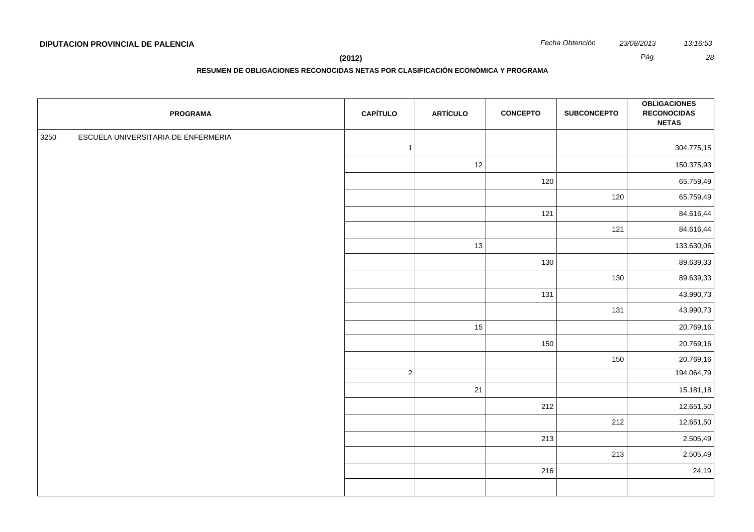**DIPUTACION PROVINCIAL DE PALENCIA**

*Fecha Obtención* *23/08/2013* *13:16:53*

**(2012)**

**RESUMEN DE OBLIGACIONES RECONOCIDAS NETAS POR CLASIFICACIÓN ECONÓMICA Y PROGRAMA**

| PROGRAMA | CAPÍTULO | ARTÍCULO | CONCEPTO | SUBCONCEPTO | OBLIGACIONES RECONOCIDAS NETAS |
|---|---|---|---|---|---|
| 3250 ESCUELA UNIVERSITARIA DE ENFERMERIA | 1 | | | | 304.775,15 |
| | | 12 | | | 150.375,93 |
| | | | 120 | | 65.759,49 |
| | | | | 120 | 65.759,49 |
| | | | 121 | | 84.616,44 |
| | | | | 121 | 84.616,44 |
| | | 13 | | | 133.630,06 |
| | | | 130 | | 89.639,33 |
| | | | | 130 | 89.639,33 |
| | | | 131 | | 43.990,73 |
| | | | | 131 | 43.990,73 |
| | | 15 | | | 20.769,16 |
| | | | 150 | | 20.769,16 |
| | | | | 150 | 20.769,16 |
| | 2 | | | | 194.064,79 |
| | | 21 | | | 15.181,18 |
| | | | 212 | | 12.651,50 |
| | | | | 212 | 12.651,50 |
| | | | 213 | | 2.505,49 |
| | | | | 213 | 2.505,49 |
| | | | 216 | | 24,19 |
| | | | | | |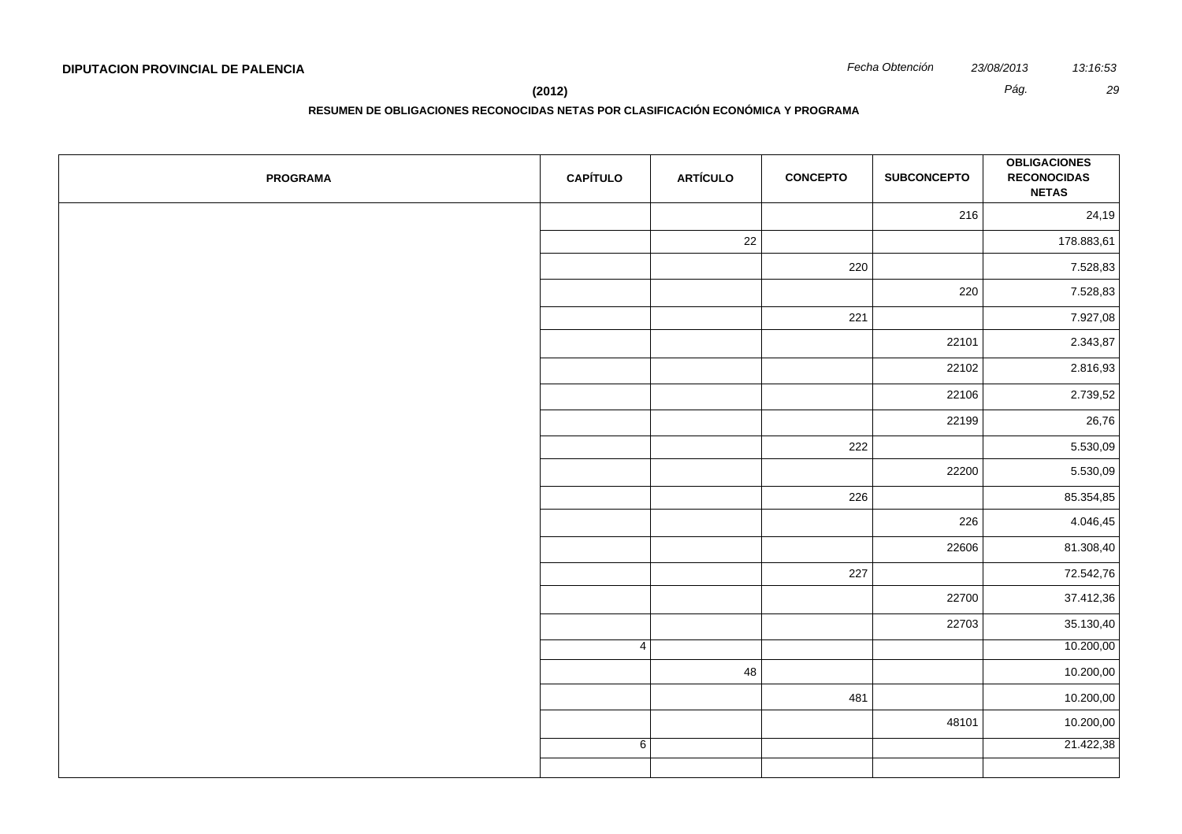**DIPUTACION PROVINCIAL DE PALENCIA**

*Fecha Obtención* *23/08/2013* *13:16:53*

**(2012)**

**RESUMEN DE OBLIGACIONES RECONOCIDAS NETAS POR CLASIFICACIÓN ECONÓMICA Y PROGRAMA**

| PROGRAMA | CAPÍTULO | ARTÍCULO | CONCEPTO | SUBCONCEPTO | OBLIGACIONES RECONOCIDAS NETAS |
|---|---|---|---|---|---|
| | | | | 216 | 24,19 |
| | | 22 | | | 178.883,61 |
| | | | 220 | | 7.528,83 |
| | | | | 220 | 7.528,83 |
| | | | 221 | | 7.927,08 |
| | | | | 22101 | 2.343,87 |
| | | | | 22102 | 2.816,93 |
| | | | | 22106 | 2.739,52 |
| | | | | 22199 | 26,76 |
| | | | 222 | | 5.530,09 |
| | | | | 22200 | 5.530,09 |
| | | | 226 | | 85.354,85 |
| | | | | 226 | 4.046,45 |
| | | | | 22606 | 81.308,40 |
| | | | 227 | | 72.542,76 |
| | | | | 22700 | 37.412,36 |
| | | | | 22703 | 35.130,40 |
| | 4 | | | | 10.200,00 |
| | | 48 | | | 10.200,00 |
| | | | 481 | | 10.200,00 |
| | | | | 48101 | 10.200,00 |
| | 6 | | | | 21.422,38 |
| | | | | | |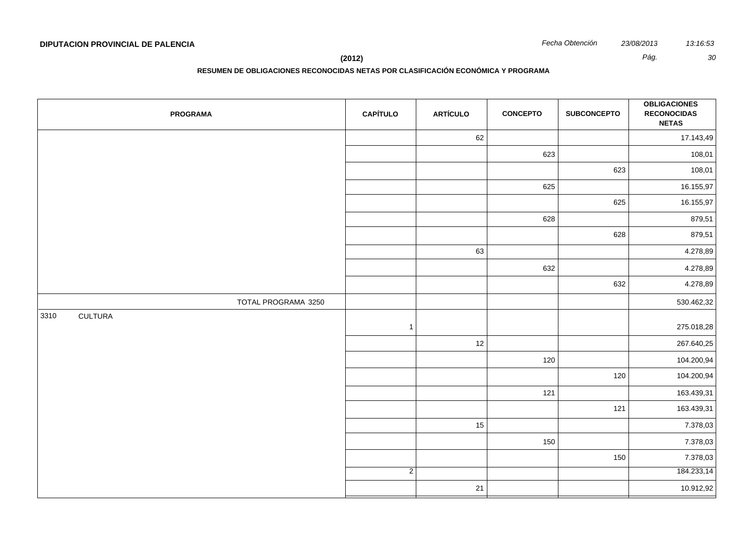**DIPUTACION PROVINCIAL DE PALENCIA**

*Fecha Obtención* *23/08/2013* *13:16:53*

**(2012)**

**RESUMEN DE OBLIGACIONES RECONOCIDAS NETAS POR CLASIFICACIÓN ECONÓMICA Y PROGRAMA**

| PROGRAMA | CAPÍTULO | ARTÍCULO | CONCEPTO | SUBCONCEPTO | OBLIGACIONES RECONOCIDAS NETAS |
|---|---|---|---|---|---|
| | | 62 | | | 17.143,49 |
| | | | 623 | | 108,01 |
| | | | | 623 | 108,01 |
| | | | 625 | | 16.155,97 |
| | | | | 625 | 16.155,97 |
| | | | 628 | | 879,51 |
| | | | | 628 | 879,51 |
| | | 63 | | | 4.278,89 |
| | | | 632 | | 4.278,89 |
| | | | | 632 | 4.278,89 |
| TOTAL PROGRAMA 3250 | | | | | 530.462,32 |
| 3310 CULTURA | 1 | | | | 275.018,28 |
| | | 12 | | | 267.640,25 |
| | | | 120 | | 104.200,94 |
| | | | | 120 | 104.200,94 |
| | | | 121 | | 163.439,31 |
| | | | | 121 | 163.439,31 |
| | | 15 | | | 7.378,03 |
| | | | 150 | | 7.378,03 |
| | | | | 150 | 7.378,03 |
| | 2 | | | | 184.233,14 |
| | | 21 | | | 10.912,92 |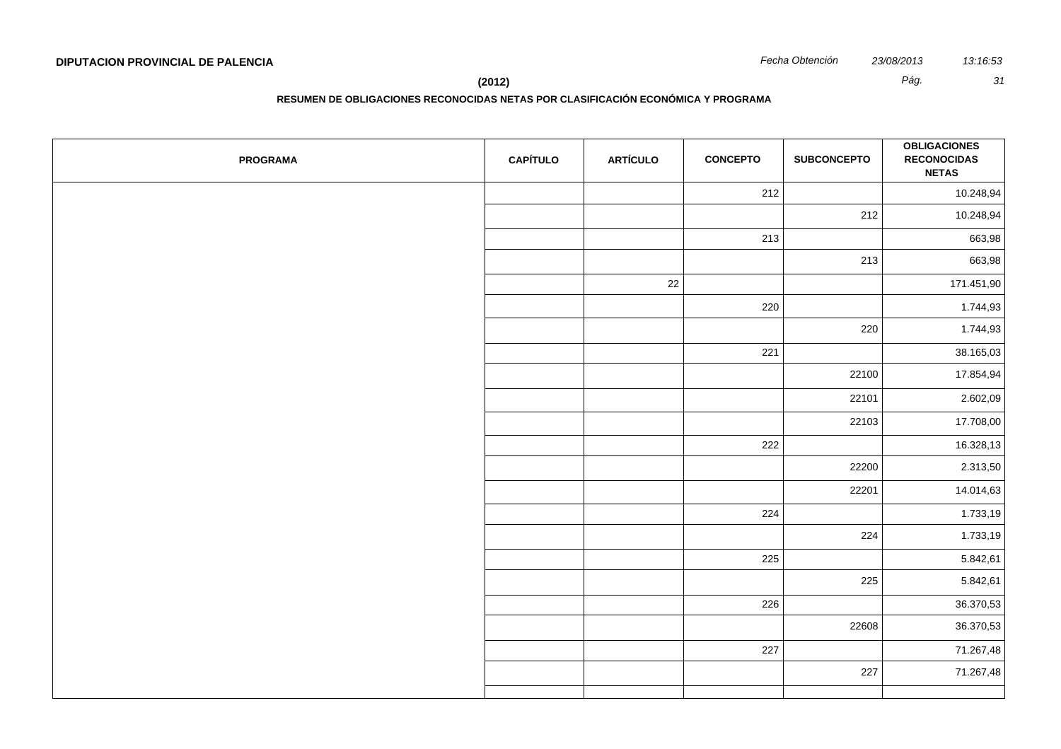**DIPUTACION PROVINCIAL DE PALENCIA**

*Fecha Obtención* *23/08/2013* *13:16:53*

**(2012)**

**RESUMEN DE OBLIGACIONES RECONOCIDAS NETAS POR CLASIFICACIÓN ECONÓMICA Y PROGRAMA**

| PROGRAMA | CAPÍTULO | ARTÍCULO | CONCEPTO | SUBCONCEPTO | OBLIGACIONES RECONOCIDAS NETAS |
|---|---|---|---|---|---|
| | | | 212 | | 10.248,94 |
| | | | | 212 | 10.248,94 |
| | | | 213 | | 663,98 |
| | | | | 213 | 663,98 |
| | | 22 | | | 171.451,90 |
| | | | 220 | | 1.744,93 |
| | | | | 220 | 1.744,93 |
| | | | 221 | | 38.165,03 |
| | | | | 22100 | 17.854,94 |
| | | | | 22101 | 2.602,09 |
| | | | | 22103 | 17.708,00 |
| | | | 222 | | 16.328,13 |
| | | | | 22200 | 2.313,50 |
| | | | | 22201 | 14.014,63 |
| | | | 224 | | 1.733,19 |
| | | | | 224 | 1.733,19 |
| | | | 225 | | 5.842,61 |
| | | | | 225 | 5.842,61 |
| | | | 226 | | 36.370,53 |
| | | | | 22608 | 36.370,53 |
| | | | 227 | | 71.267,48 |
| | | | | 227 | 71.267,48 |
| | | | | | |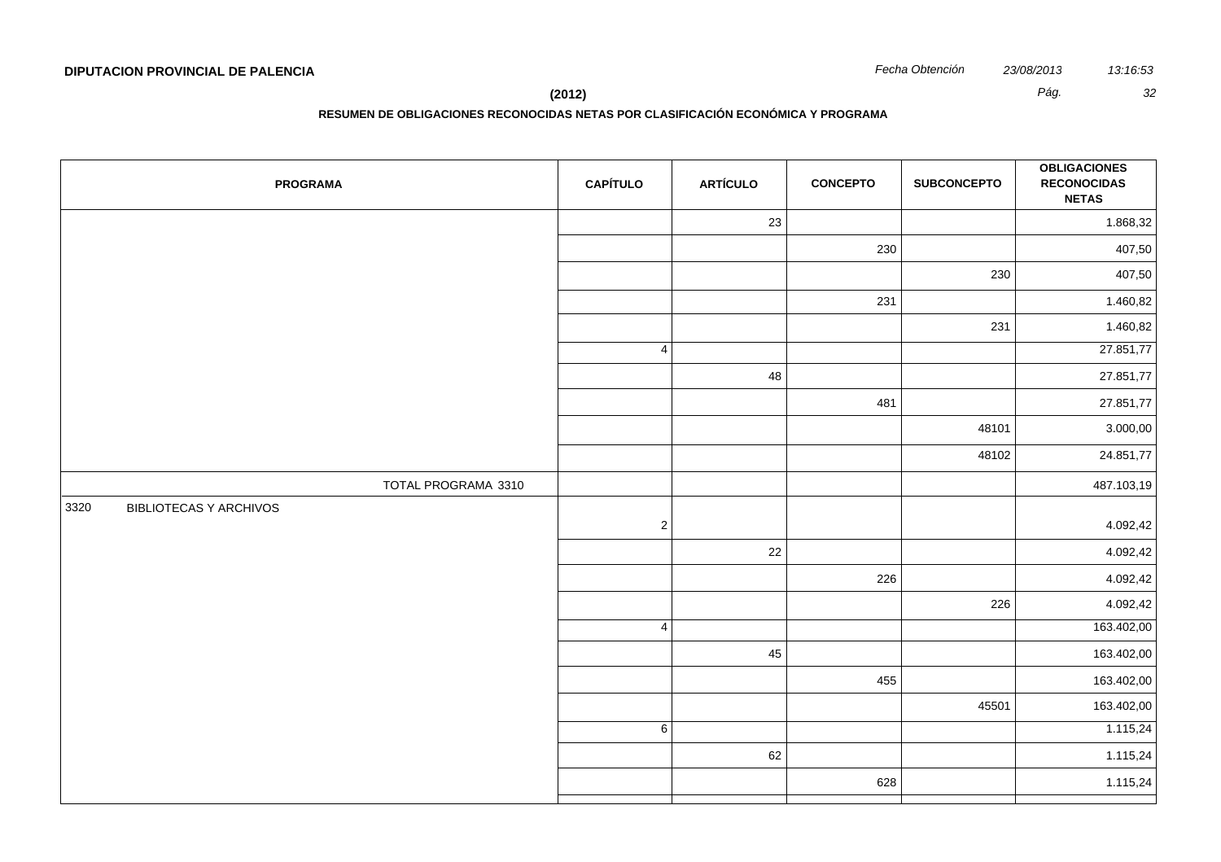**DIPUTACION PROVINCIAL DE PALENCIA**

*Fecha Obtención* *23/08/2013* *13:16:53*

**(2012)**

**RESUMEN DE OBLIGACIONES RECONOCIDAS NETAS POR CLASIFICACIÓN ECONÓMICA Y PROGRAMA**

| PROGRAMA | CAPÍTULO | ARTÍCULO | CONCEPTO | SUBCONCEPTO | OBLIGACIONES RECONOCIDAS NETAS |
|---|---|---|---|---|---|
| | | 23 | | | 1.868,32 |
| | | | 230 | | 407,50 |
| | | | | 230 | 407,50 |
| | | | 231 | | 1.460,82 |
| | | | | 231 | 1.460,82 |
| | 4 | | | | 27.851,77 |
| | | 48 | | | 27.851,77 |
| | | | 481 | | 27.851,77 |
| | | | | 48101 | 3.000,00 |
| | | | | 48102 | 24.851,77 |
| TOTAL PROGRAMA 3310 | | | | | 487.103,19 |
| 3320 BIBLIOTECAS Y ARCHIVOS | 2 | | | | 4.092,42 |
| | | 22 | | | 4.092,42 |
| | | | 226 | | 4.092,42 |
| | | | | 226 | 4.092,42 |
| | 4 | | | | 163.402,00 |
| | | 45 | | | 163.402,00 |
| | | | 455 | | 163.402,00 |
| | | | | 45501 | 163.402,00 |
| | 6 | | | | 1.115,24 |
| | | 62 | | | 1.115,24 |
| | | | 628 | | 1.115,24 |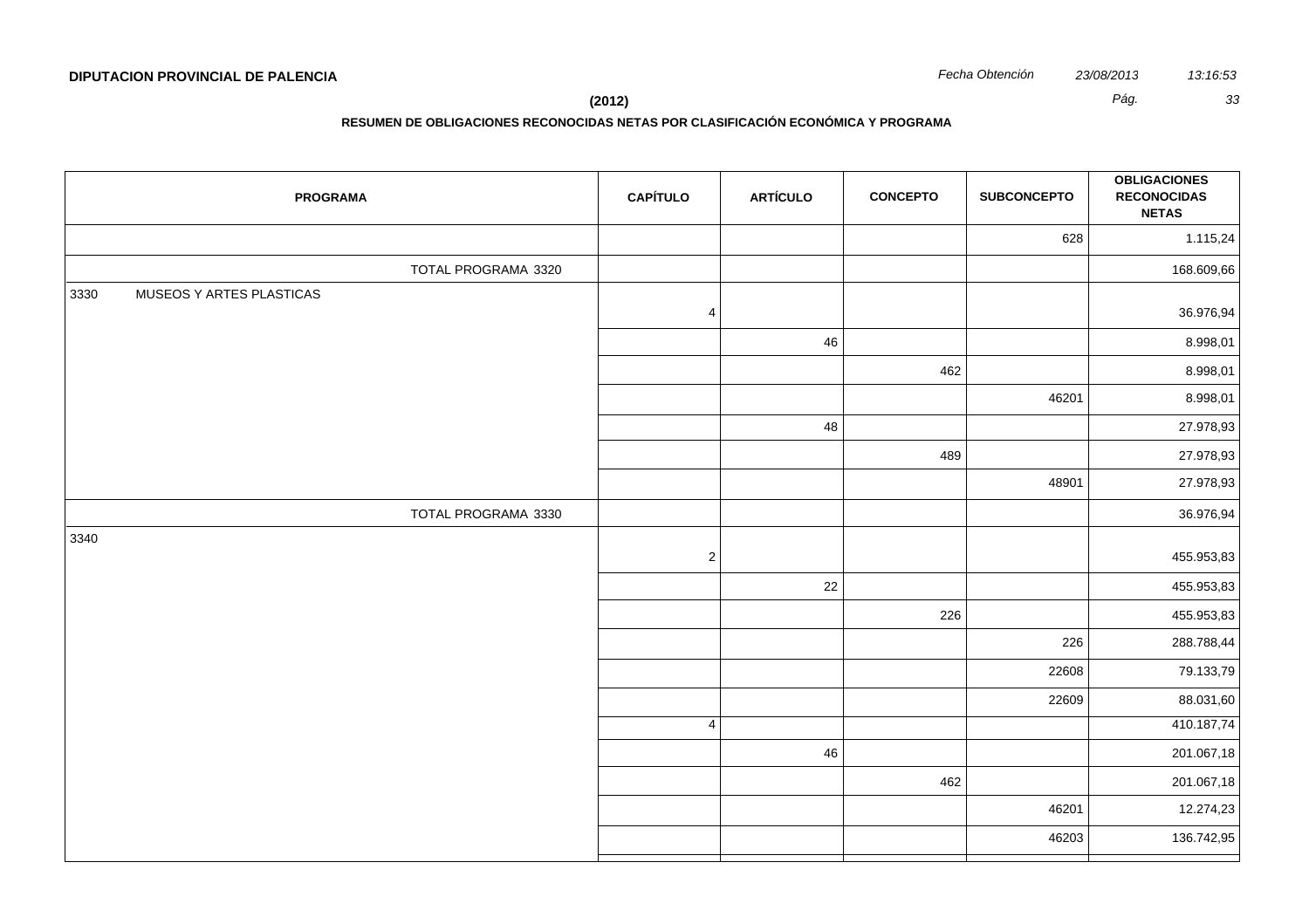**DIPUTACION PROVINCIAL DE PALENCIA**

*Fecha Obtención* *23/08/2013* *13:16:53*

**(2012)**

**RESUMEN DE OBLIGACIONES RECONOCIDAS NETAS POR CLASIFICACIÓN ECONÓMICA Y PROGRAMA**

| PROGRAMA | CAPÍTULO | ARTÍCULO | CONCEPTO | SUBCONCEPTO | OBLIGACIONES RECONOCIDAS NETAS |
|---|---|---|---|---|---|
| | | | | 628 | 1.115,24 |
| TOTAL PROGRAMA 3320 | | | | | 168.609,66 |
| 3330 MUSEOS Y ARTES PLASTICAS | 4 | | | | 36.976,94 |
| | | 46 | | | 8.998,01 |
| | | | 462 | | 8.998,01 |
| | | | | 46201 | 8.998,01 |
| | | 48 | | | 27.978,93 |
| | | | 489 | | 27.978,93 |
| | | | | 48901 | 27.978,93 |
| TOTAL PROGRAMA 3330 | | | | | 36.976,94 |
| 3340 | 2 | | | | 455.953,83 |
| | | 22 | | | 455.953,83 |
| | | | 226 | | 455.953,83 |
| | | | | 226 | 288.788,44 |
| | | | | 22608 | 79.133,79 |
| | | | | 22609 | 88.031,60 |
| | 4 | | | | 410.187,74 |
| | | 46 | | | 201.067,18 |
| | | | 462 | | 201.067,18 |
| | | | | 46201 | 12.274,23 |
| | | | | 46203 | 136.742,95 |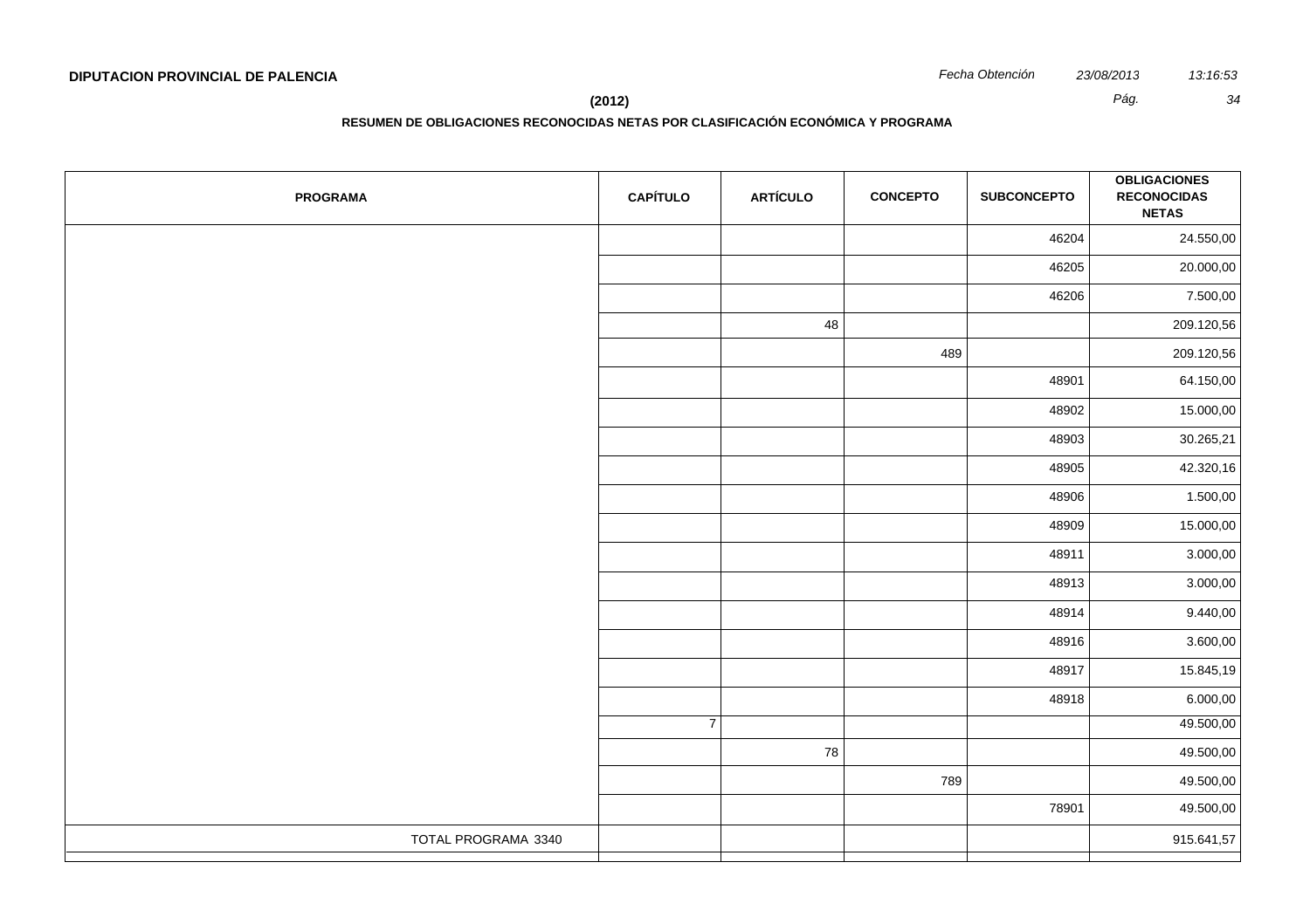**DIPUTACION PROVINCIAL DE PALENCIA**

*Fecha Obtención* *23/08/2013* *13:16:53*

**(2012)**

**RESUMEN DE OBLIGACIONES RECONOCIDAS NETAS POR CLASIFICACIÓN ECONÓMICA Y PROGRAMA**

| PROGRAMA | CAPÍTULO | ARTÍCULO | CONCEPTO | SUBCONCEPTO | OBLIGACIONES RECONOCIDAS NETAS |
|---|---|---|---|---|---|
| | | | | 46204 | 24.550,00 |
| | | | | 46205 | 20.000,00 |
| | | | | 46206 | 7.500,00 |
| | | 48 | | | 209.120,56 |
| | | | 489 | | 209.120,56 |
| | | | | 48901 | 64.150,00 |
| | | | | 48902 | 15.000,00 |
| | | | | 48903 | 30.265,21 |
| | | | | 48905 | 42.320,16 |
| | | | | 48906 | 1.500,00 |
| | | | | 48909 | 15.000,00 |
| | | | | 48911 | 3.000,00 |
| | | | | 48913 | 3.000,00 |
| | | | | 48914 | 9.440,00 |
| | | | | 48916 | 3.600,00 |
| | | | | 48917 | 15.845,19 |
| | | | | 48918 | 6.000,00 |
| | 7 | | | | 49.500,00 |
| | | 78 | | | 49.500,00 |
| | | | 789 | | 49.500,00 |
| | | | | 78901 | 49.500,00 |
| TOTAL PROGRAMA 3340 | | | | | 915.641,57 |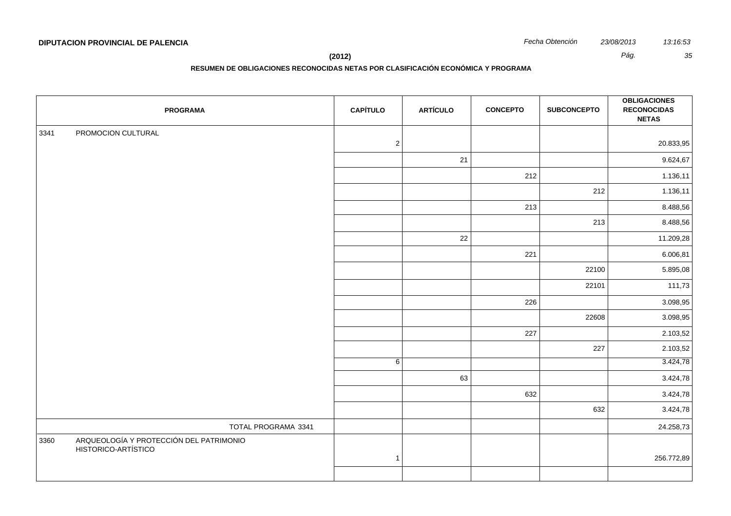**DIPUTACION PROVINCIAL DE PALENCIA**

**(2012)**

**RESUMEN DE OBLIGACIONES RECONOCIDAS NETAS POR CLASIFICACIÓN ECONÓMICA Y PROGRAMA**

| PROGRAMA | CAPÍTULO | ARTÍCULO | CONCEPTO | SUBCONCEPTO | OBLIGACIONES RECONOCIDAS NETAS |
|---|---|---|---|---|---|
| 3341 PROMOCION CULTURAL | 2 | | | | 20.833,95 |
| | | 21 | | | 9.624,67 |
| | | | 212 | | 1.136,11 |
| | | | | 212 | 1.136,11 |
| | | | 213 | | 8.488,56 |
| | | | | 213 | 8.488,56 |
| | | 22 | | | 11.209,28 |
| | | | 221 | | 6.006,81 |
| | | | | 22100 | 5.895,08 |
| | | | | 22101 | 111,73 |
| | | | 226 | | 3.098,95 |
| | | | | 22608 | 3.098,95 |
| | | | 227 | | 2.103,52 |
| | | | | 227 | 2.103,52 |
| | 6 | | | | 3.424,78 |
| | | 63 | | | 3.424,78 |
| | | | 632 | | 3.424,78 |
| | | | | 632 | 3.424,78 |
| TOTAL PROGRAMA 3341 | | | | | 24.258,73 |
| 3360 ARQUEOLOGÍA Y PROTECCIÓN DEL PATRIMONIO HISTORICO-ARTÍSTICO | 1 | | | | 256.772,89 |
| | | | | | |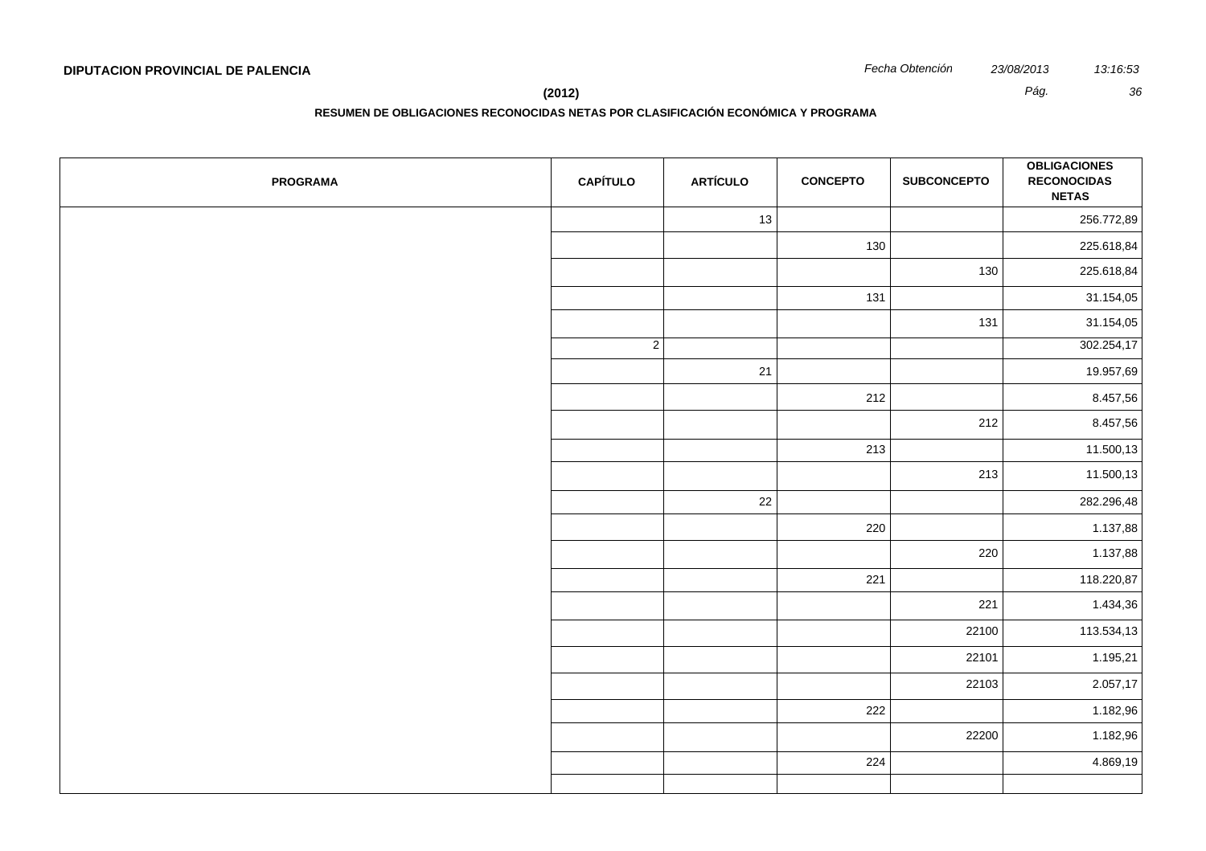**DIPUTACION PROVINCIAL DE PALENCIA**

*Fecha Obtención* *23/08/2013* *13:16:53*

**(2012)**

**RESUMEN DE OBLIGACIONES RECONOCIDAS NETAS POR CLASIFICACIÓN ECONÓMICA Y PROGRAMA**

| PROGRAMA | CAPÍTULO | ARTÍCULO | CONCEPTO | SUBCONCEPTO | OBLIGACIONES RECONOCIDAS NETAS |
|---|---|---|---|---|---|
| | | 13 | | | 256.772,89 |
| | | | 130 | | 225.618,84 |
| | | | | 130 | 225.618,84 |
| | | | 131 | | 31.154,05 |
| | | | | 131 | 31.154,05 |
| | 2 | | | | 302.254,17 |
| | | 21 | | | 19.957,69 |
| | | | 212 | | 8.457,56 |
| | | | | 212 | 8.457,56 |
| | | | 213 | | 11.500,13 |
| | | | | 213 | 11.500,13 |
| | | 22 | | | 282.296,48 |
| | | | 220 | | 1.137,88 |
| | | | | 220 | 1.137,88 |
| | | | 221 | | 118.220,87 |
| | | | | 221 | 1.434,36 |
| | | | | 22100 | 113.534,13 |
| | | | | 22101 | 1.195,21 |
| | | | | 22103 | 2.057,17 |
| | | | 222 | | 1.182,96 |
| | | | | 22200 | 1.182,96 |
| | | | 224 | | 4.869,19 |
| | | | | | |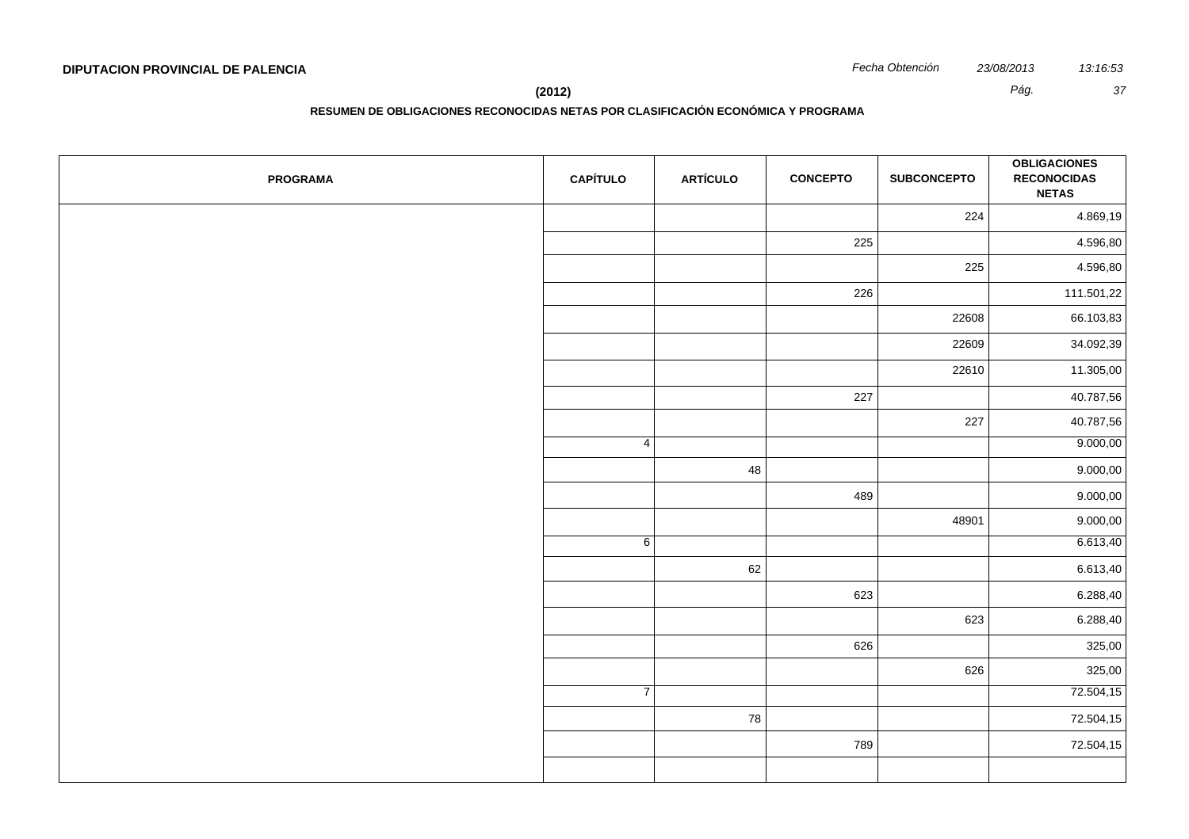**DIPUTACION PROVINCIAL DE PALENCIA**

*Fecha Obtención* *23/08/2013* *13:16:53*

**(2012)**

**RESUMEN DE OBLIGACIONES RECONOCIDAS NETAS POR CLASIFICACIÓN ECONÓMICA Y PROGRAMA**

| PROGRAMA | CAPÍTULO | ARTÍCULO | CONCEPTO | SUBCONCEPTO | OBLIGACIONES RECONOCIDAS NETAS |
|---|---|---|---|---|---|
| | | | | 224 | 4.869,19 |
| | | | 225 | | 4.596,80 |
| | | | | 225 | 4.596,80 |
| | | | 226 | | 111.501,22 |
| | | | | 22608 | 66.103,83 |
| | | | | 22609 | 34.092,39 |
| | | | | 22610 | 11.305,00 |
| | | | 227 | | 40.787,56 |
| | | | | 227 | 40.787,56 |
| | 4 | | | | 9.000,00 |
| | | 48 | | | 9.000,00 |
| | | | 489 | | 9.000,00 |
| | | | | 48901 | 9.000,00 |
| | 6 | | | | 6.613,40 |
| | | 62 | | | 6.613,40 |
| | | | 623 | | 6.288,40 |
| | | | | 623 | 6.288,40 |
| | | | 626 | | 325,00 |
| | | | | 626 | 325,00 |
| | 7 | | | | 72.504,15 |
| | | 78 | | | 72.504,15 |
| | | | 789 | | 72.504,15 |
| | | | | | |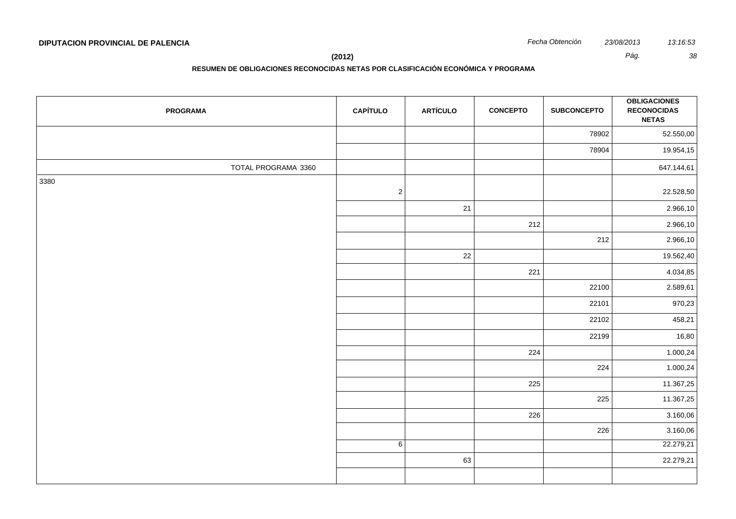**DIPUTACION PROVINCIAL DE PALENCIA**

**(2012)**

**RESUMEN DE OBLIGACIONES RECONOCIDAS NETAS POR CLASIFICACIÓN ECONÓMICA Y PROGRAMA**

| PROGRAMA | CAPÍTULO | ARTÍCULO | CONCEPTO | SUBCONCEPTO | OBLIGACIONES RECONOCIDAS NETAS |
|---|---|---|---|---|---|
| | | | | 78902 | 52.550,00 |
| | | | | 78904 | 19.954,15 |
| TOTAL PROGRAMA 3360 | | | | | 647.144,61 |
| 3380 | 2 | | | | 22.528,50 |
| | | 21 | | | 2.966,10 |
| | | | 212 | | 2.966,10 |
| | | | | 212 | 2.966,10 |
| | | 22 | | | 19.562,40 |
| | | | 221 | | 4.034,85 |
| | | | | 22100 | 2.589,61 |
| | | | | 22101 | 970,23 |
| | | | | 22102 | 458,21 |
| | | | | 22199 | 16,80 |
| | | | 224 | | 1.000,24 |
| | | | | 224 | 1.000,24 |
| | | | 225 | | 11.367,25 |
| | | | | 225 | 11.367,25 |
| | | | 226 | | 3.160,06 |
| | | | | 226 | 3.160,06 |
| | 6 | | | | 22.279,21 |
| | | 63 | | | 22.279,21 |
| | | | | | |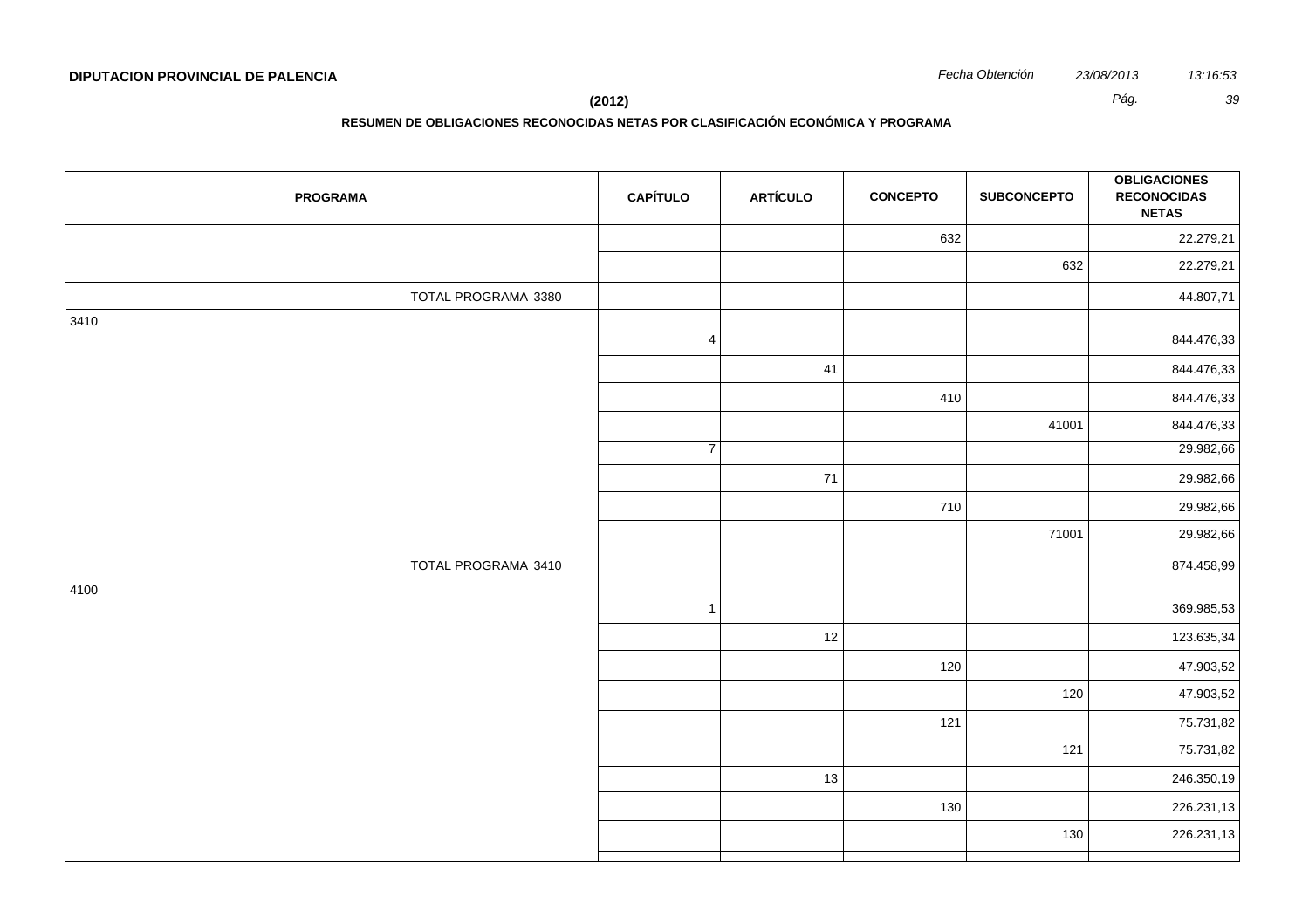**DIPUTACION PROVINCIAL DE PALENCIA**

*Fecha Obtención* *23/08/2013* *13:16:53*

**(2012)**

**RESUMEN DE OBLIGACIONES RECONOCIDAS NETAS POR CLASIFICACIÓN ECONÓMICA Y PROGRAMA**

| PROGRAMA | CAPÍTULO | ARTÍCULO | CONCEPTO | SUBCONCEPTO | OBLIGACIONES RECONOCIDAS NETAS |
|---|---|---|---|---|---|
| | | | 632 | | 22.279,21 |
| | | | | 632 | 22.279,21 |
| TOTAL PROGRAMA 3380 | | | | | 44.807,71 |
| 3410 | 4 | | | | 844.476,33 |
| | | 41 | | | 844.476,33 |
| | | | 410 | | 844.476,33 |
| | | | | 41001 | 844.476,33 |
| | 7 | | | | 29.982,66 |
| | | 71 | | | 29.982,66 |
| | | | 710 | | 29.982,66 |
| | | | | 71001 | 29.982,66 |
| TOTAL PROGRAMA 3410 | | | | | 874.458,99 |
| 4100 | 1 | | | | 369.985,53 |
| | | 12 | | | 123.635,34 |
| | | | 120 | | 47.903,52 |
| | | | | 120 | 47.903,52 |
| | | | 121 | | 75.731,82 |
| | | | | 121 | 75.731,82 |
| | | 13 | | | 246.350,19 |
| | | | 130 | | 226.231,13 |
| | | | | 130 | 226.231,13 |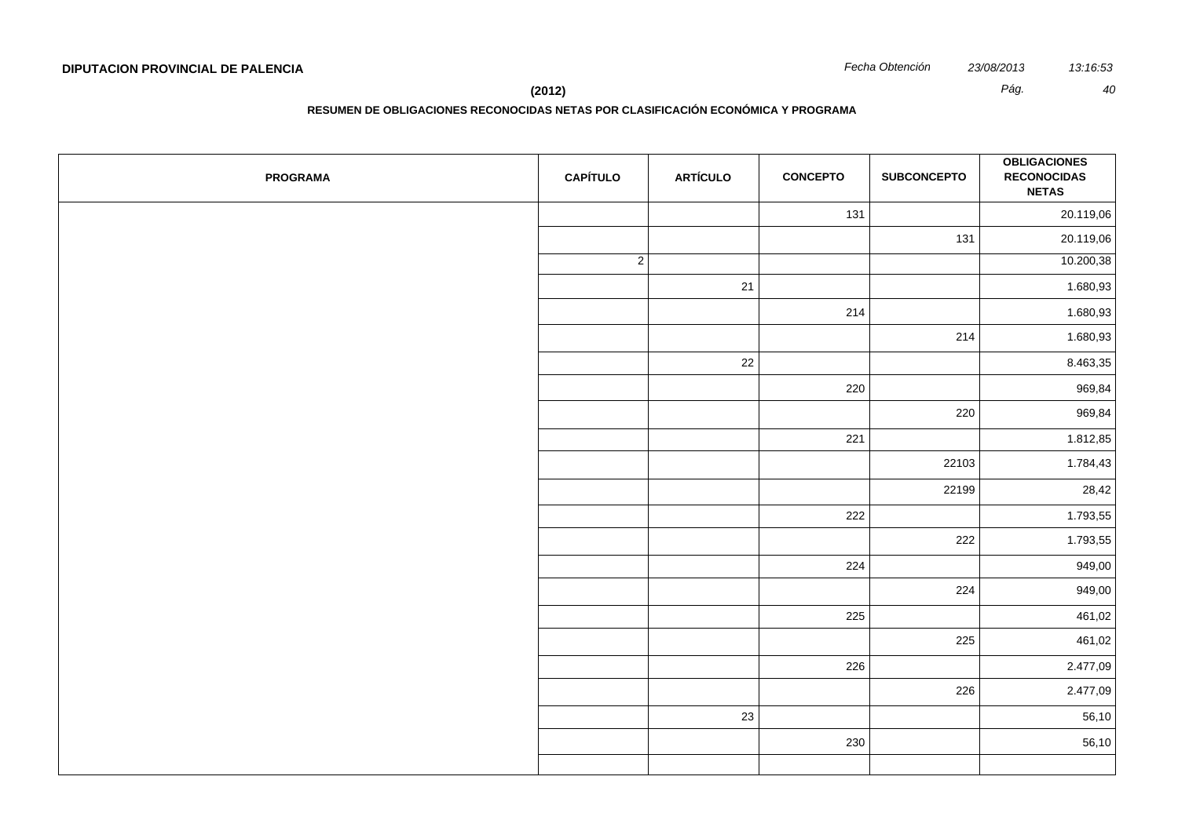**DIPUTACION PROVINCIAL DE PALENCIA**

*Fecha Obtención* *23/08/2013* *13:16:53*

**(2012)**

**RESUMEN DE OBLIGACIONES RECONOCIDAS NETAS POR CLASIFICACIÓN ECONÓMICA Y PROGRAMA**

| PROGRAMA | CAPÍTULO | ARTÍCULO | CONCEPTO | SUBCONCEPTO | OBLIGACIONES RECONOCIDAS NETAS |
|---|---|---|---|---|---|
| | | | 131 | | 20.119,06 |
| | | | | 131 | 20.119,06 |
| | 2 | | | | 10.200,38 |
| | | 21 | | | 1.680,93 |
| | | | 214 | | 1.680,93 |
| | | | | 214 | 1.680,93 |
| | | 22 | | | 8.463,35 |
| | | | 220 | | 969,84 |
| | | | | 220 | 969,84 |
| | | | 221 | | 1.812,85 |
| | | | | 22103 | 1.784,43 |
| | | | | 22199 | 28,42 |
| | | | 222 | | 1.793,55 |
| | | | | 222 | 1.793,55 |
| | | | 224 | | 949,00 |
| | | | | 224 | 949,00 |
| | | | 225 | | 461,02 |
| | | | | 225 | 461,02 |
| | | | 226 | | 2.477,09 |
| | | | | 226 | 2.477,09 |
| | | 23 | | | 56,10 |
| | | | 230 | | 56,10 |
| | | | | | |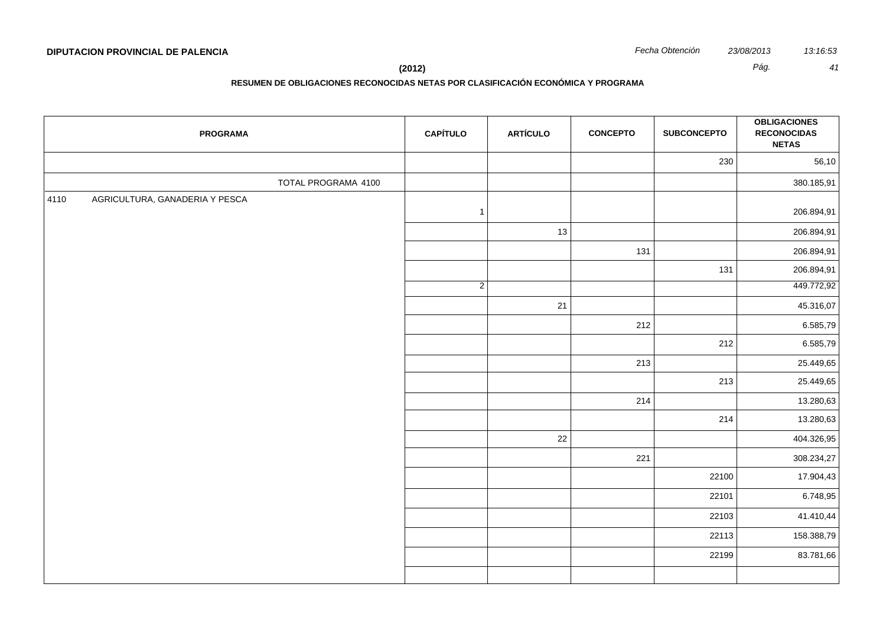**DIPUTACION PROVINCIAL DE PALENCIA**

*Fecha Obtención* *23/08/2013* *13:16:53*

**(2012)**

**RESUMEN DE OBLIGACIONES RECONOCIDAS NETAS POR CLASIFICACIÓN ECONÓMICA Y PROGRAMA**

| PROGRAMA | CAPÍTULO | ARTÍCULO | CONCEPTO | SUBCONCEPTO | OBLIGACIONES RECONOCIDAS NETAS |
|---|---|---|---|---|---|
| | | | | 230 | 56,10 |
| TOTAL PROGRAMA 4100 | | | | | 380.185,91 |
| 4110 AGRICULTURA, GANADERIA Y PESCA | 1 | | | | 206.894,91 |
| | | 13 | | | 206.894,91 |
| | | | 131 | | 206.894,91 |
| | | | | 131 | 206.894,91 |
| | 2 | | | | 449.772,92 |
| | | 21 | | | 45.316,07 |
| | | | 212 | | 6.585,79 |
| | | | | 212 | 6.585,79 |
| | | | 213 | | 25.449,65 |
| | | | | 213 | 25.449,65 |
| | | | 214 | | 13.280,63 |
| | | | | 214 | 13.280,63 |
| | | 22 | | | 404.326,95 |
| | | | 221 | | 308.234,27 |
| | | | | 22100 | 17.904,43 |
| | | | | 22101 | 6.748,95 |
| | | | | 22103 | 41.410,44 |
| | | | | 22113 | 158.388,79 |
| | | | | 22199 | 83.781,66 |
| | | | | | |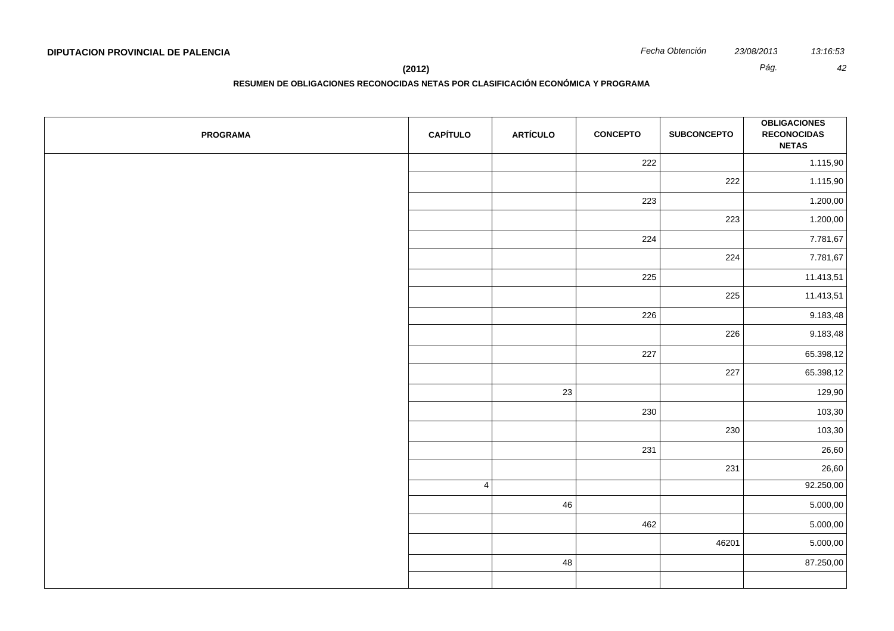**DIPUTACION PROVINCIAL DE PALENCIA**

*Fecha Obtención* *23/08/2013* *13:16:53*

**(2012)**

**RESUMEN DE OBLIGACIONES RECONOCIDAS NETAS POR CLASIFICACIÓN ECONÓMICA Y PROGRAMA**

| PROGRAMA | CAPÍTULO | ARTÍCULO | CONCEPTO | SUBCONCEPTO | OBLIGACIONES RECONOCIDAS NETAS |
|---|---|---|---|---|---|
| | | | 222 | | 1.115,90 |
| | | | | 222 | 1.115,90 |
| | | | 223 | | 1.200,00 |
| | | | | 223 | 1.200,00 |
| | | | 224 | | 7.781,67 |
| | | | | 224 | 7.781,67 |
| | | | 225 | | 11.413,51 |
| | | | | 225 | 11.413,51 |
| | | | 226 | | 9.183,48 |
| | | | | 226 | 9.183,48 |
| | | | 227 | | 65.398,12 |
| | | | | 227 | 65.398,12 |
| | | 23 | | | 129,90 |
| | | | 230 | | 103,30 |
| | | | | 230 | 103,30 |
| | | | 231 | | 26,60 |
| | | | | 231 | 26,60 |
| | 4 | | | | 92.250,00 |
| | | 46 | | | 5.000,00 |
| | | | 462 | | 5.000,00 |
| | | | | 46201 | 5.000,00 |
| | | 48 | | | 87.250,00 |
| | | | | | |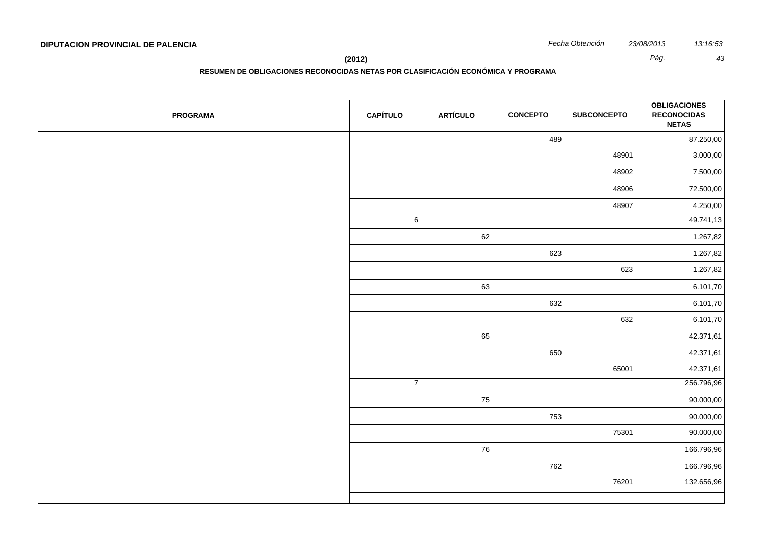**DIPUTACION PROVINCIAL DE PALENCIA**

**(2012)**

**RESUMEN DE OBLIGACIONES RECONOCIDAS NETAS POR CLASIFICACIÓN ECONÓMICA Y PROGRAMA**

| PROGRAMA | CAPÍTULO | ARTÍCULO | CONCEPTO | SUBCONCEPTO | OBLIGACIONES RECONOCIDAS NETAS |
|---|---|---|---|---|---|
| | | | 489 | | 87.250,00 |
| | | | | 48901 | 3.000,00 |
| | | | | 48902 | 7.500,00 |
| | | | | 48906 | 72.500,00 |
| | | | | 48907 | 4.250,00 |
| | 6 | | | | 49.741,13 |
| | | 62 | | | 1.267,82 |
| | | | 623 | | 1.267,82 |
| | | | | 623 | 1.267,82 |
| | | 63 | | | 6.101,70 |
| | | | 632 | | 6.101,70 |
| | | | | 632 | 6.101,70 |
| | | 65 | | | 42.371,61 |
| | | | 650 | | 42.371,61 |
| | | | | 65001 | 42.371,61 |
| | 7 | | | | 256.796,96 |
| | | 75 | | | 90.000,00 |
| | | | 753 | | 90.000,00 |
| | | | | 75301 | 90.000,00 |
| | | 76 | | | 166.796,96 |
| | | | 762 | | 166.796,96 |
| | | | | 76201 | 132.656,96 |
| | | | | | |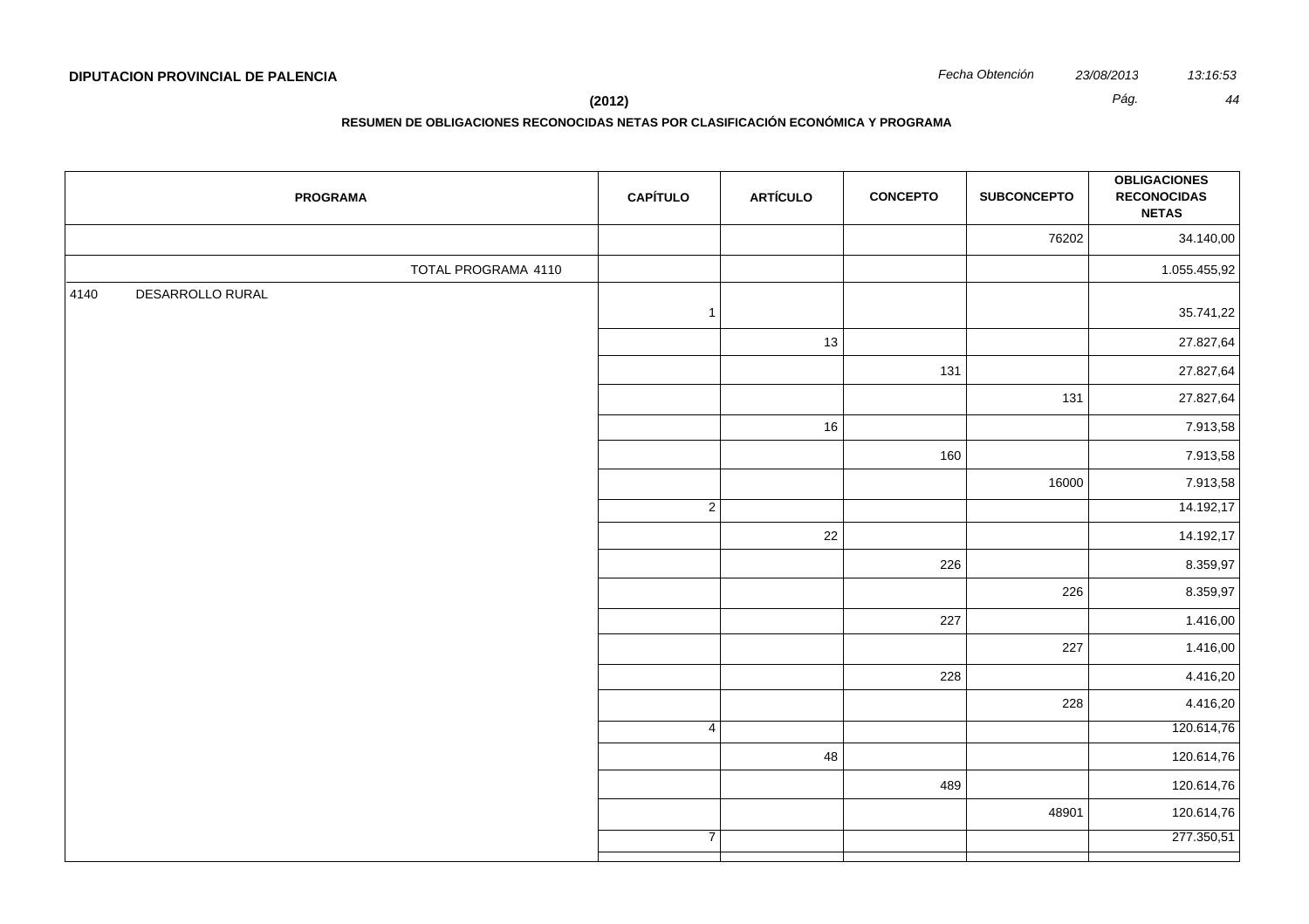**DIPUTACION PROVINCIAL DE PALENCIA**

**(2012)**

**RESUMEN DE OBLIGACIONES RECONOCIDAS NETAS POR CLASIFICACIÓN ECONÓMICA Y PROGRAMA**

| PROGRAMA | CAPÍTULO | ARTÍCULO | CONCEPTO | SUBCONCEPTO | OBLIGACIONES RECONOCIDAS NETAS |
|---|---|---|---|---|---|
| | | | | 76202 | 34.140,00 |
| TOTAL PROGRAMA 4110 | | | | | 1.055.455,92 |
| 4140 DESARROLLO RURAL | 1 | | | | 35.741,22 |
| | | 13 | | | 27.827,64 |
| | | | 131 | | 27.827,64 |
| | | | | 131 | 27.827,64 |
| | | 16 | | | 7.913,58 |
| | | | 160 | | 7.913,58 |
| | | | | 16000 | 7.913,58 |
| | 2 | | | | 14.192,17 |
| | | 22 | | | 14.192,17 |
| | | | 226 | | 8.359,97 |
| | | | | 226 | 8.359,97 |
| | | | 227 | | 1.416,00 |
| | | | | 227 | 1.416,00 |
| | | | 228 | | 4.416,20 |
| | | | | 228 | 4.416,20 |
| | 4 | | | | 120.614,76 |
| | | 48 | | | 120.614,76 |
| | | | 489 | | 120.614,76 |
| | | | | 48901 | 120.614,76 |
| | 7 | | | | 277.350,51 |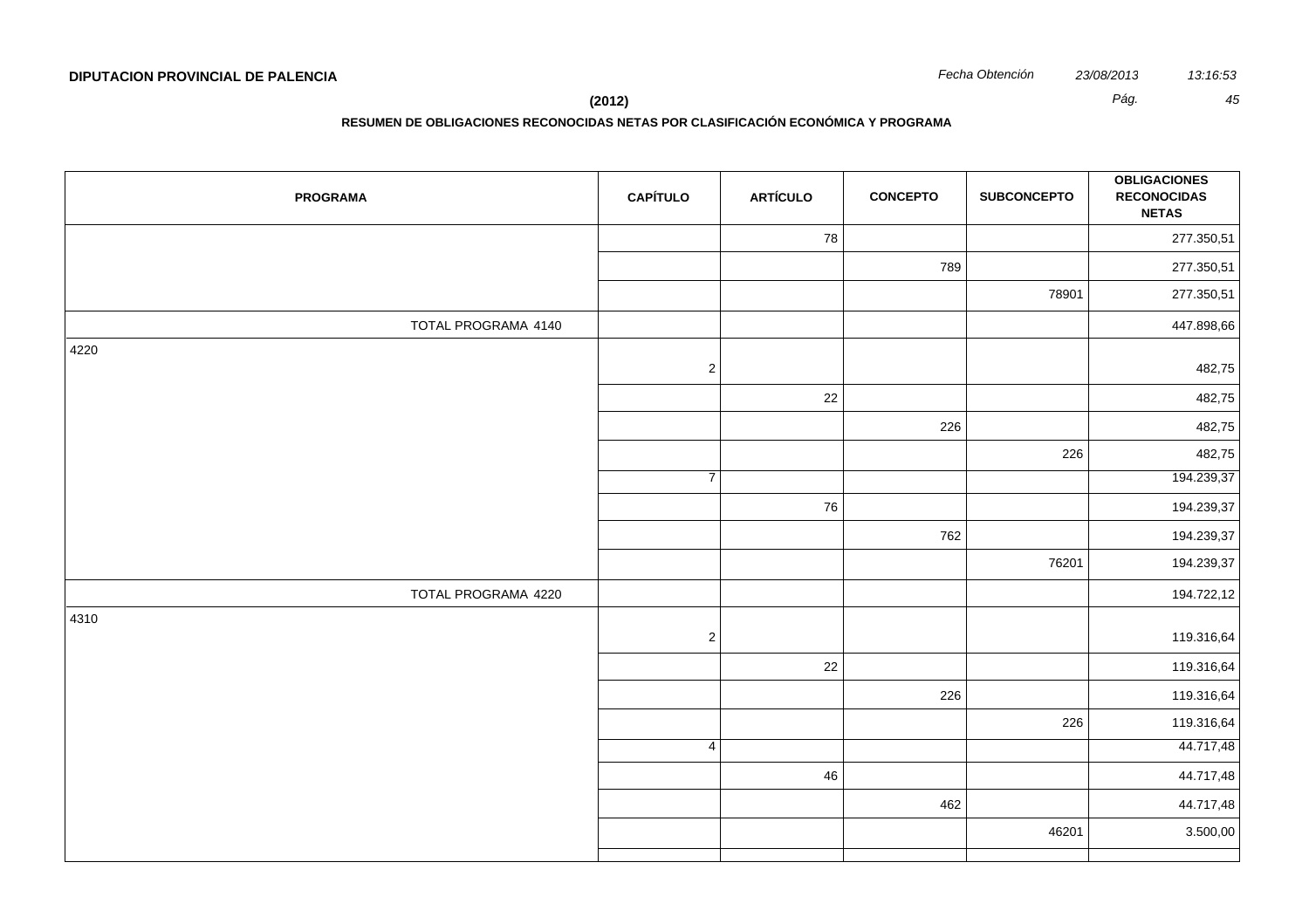**DIPUTACION PROVINCIAL DE PALENCIA**

*Fecha Obtención* *23/08/2013* *13:16:53*

**(2012)**

**RESUMEN DE OBLIGACIONES RECONOCIDAS NETAS POR CLASIFICACIÓN ECONÓMICA Y PROGRAMA**

| PROGRAMA | CAPÍTULO | ARTÍCULO | CONCEPTO | SUBCONCEPTO | OBLIGACIONES RECONOCIDAS NETAS |
|---|---|---|---|---|---|
| | | 78 | | | 277.350,51 |
| | | | 789 | | 277.350,51 |
| | | | | 78901 | 277.350,51 |
| TOTAL PROGRAMA 4140 | | | | | 447.898,66 |
| 4220 | 2 | | | | 482,75 |
| | | 22 | | | 482,75 |
| | | | 226 | | 482,75 |
| | | | | 226 | 482,75 |
| | 7 | | | | 194.239,37 |
| | | 76 | | | 194.239,37 |
| | | | 762 | | 194.239,37 |
| | | | | 76201 | 194.239,37 |
| TOTAL PROGRAMA 4220 | | | | | 194.722,12 |
| 4310 | 2 | | | | 119.316,64 |
| | | 22 | | | 119.316,64 |
| | | | 226 | | 119.316,64 |
| | | | | 226 | 119.316,64 |
| | 4 | | | | 44.717,48 |
| | | 46 | | | 44.717,48 |
| | | | 462 | | 44.717,48 |
| | | | | 46201 | 3.500,00 |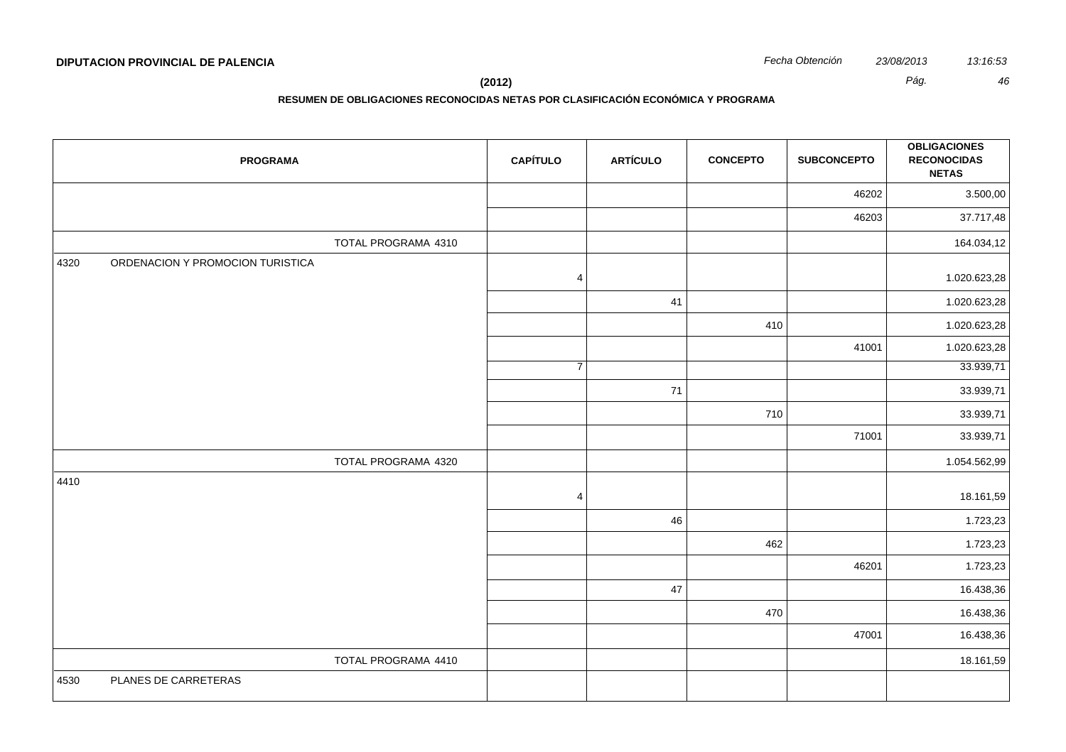**DIPUTACION PROVINCIAL DE PALENCIA**

*Fecha Obtención* *23/08/2013* *13:16:53*

**(2012)**

**RESUMEN DE OBLIGACIONES RECONOCIDAS NETAS POR CLASIFICACIÓN ECONÓMICA Y PROGRAMA**

| PROGRAMA | CAPÍTULO | ARTÍCULO | CONCEPTO | SUBCONCEPTO | OBLIGACIONES RECONOCIDAS NETAS |
|---|---|---|---|---|---|
| | | | | 46202 | 3.500,00 |
| | | | | 46203 | 37.717,48 |
| TOTAL PROGRAMA 4310 | | | | | 164.034,12 |
| 4320 ORDENACION Y PROMOCION TURISTICA | 4 | | | | 1.020.623,28 |
| | | 41 | | | 1.020.623,28 |
| | | | 410 | | 1.020.623,28 |
| | | | | 41001 | 1.020.623,28 |
| | 7 | | | | 33.939,71 |
| | | 71 | | | 33.939,71 |
| | | | 710 | | 33.939,71 |
| | | | | 71001 | 33.939,71 |
| TOTAL PROGRAMA 4320 | | | | | 1.054.562,99 |
| 4410 | 4 | | | | 18.161,59 |
| | | 46 | | | 1.723,23 |
| | | | 462 | | 1.723,23 |
| | | | | 46201 | 1.723,23 |
| | | 47 | | | 16.438,36 |
| | | | 470 | | 16.438,36 |
| | | | | 47001 | 16.438,36 |
| TOTAL PROGRAMA 4410 | | | | | 18.161,59 |
| 4530 PLANES DE CARRETERAS | | | | | |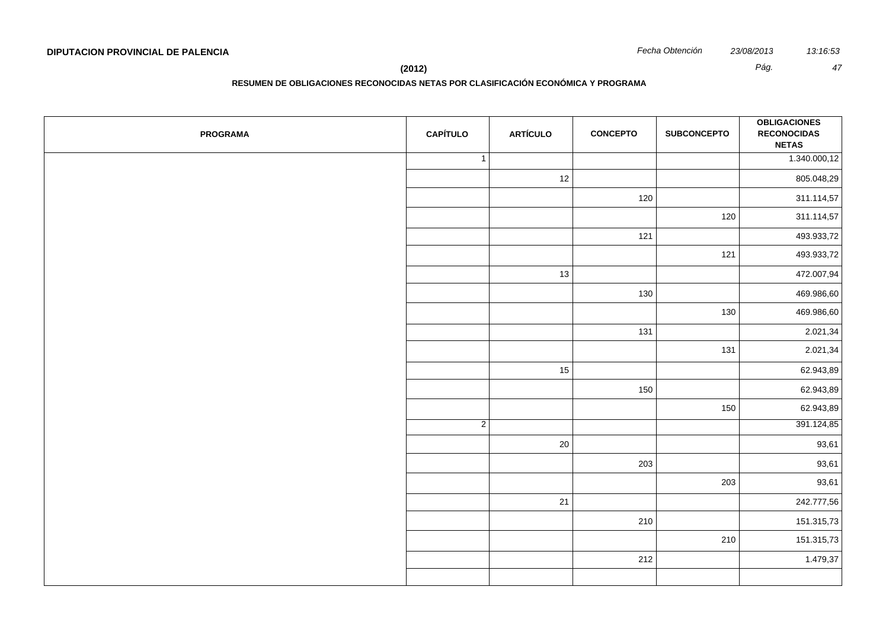**DIPUTACION PROVINCIAL DE PALENCIA**

*Fecha Obtención* *23/08/2013* *13:16:53*

**(2012)**

**RESUMEN DE OBLIGACIONES RECONOCIDAS NETAS POR CLASIFICACIÓN ECONÓMICA Y PROGRAMA**

| PROGRAMA | CAPÍTULO | ARTÍCULO | CONCEPTO | SUBCONCEPTO | OBLIGACIONES RECONOCIDAS NETAS |
|---|---|---|---|---|---|
| | 1 | | | | 1.340.000,12 |
| | | 12 | | | 805.048,29 |
| | | | 120 | | 311.114,57 |
| | | | | 120 | 311.114,57 |
| | | | 121 | | 493.933,72 |
| | | | | 121 | 493.933,72 |
| | | 13 | | | 472.007,94 |
| | | | 130 | | 469.986,60 |
| | | | | 130 | 469.986,60 |
| | | | 131 | | 2.021,34 |
| | | | | 131 | 2.021,34 |
| | | 15 | | | 62.943,89 |
| | | | 150 | | 62.943,89 |
| | | | | 150 | 62.943,89 |
| | 2 | | | | 391.124,85 |
| | | 20 | | | 93,61 |
| | | | 203 | | 93,61 |
| | | | | 203 | 93,61 |
| | | 21 | | | 242.777,56 |
| | | | 210 | | 151.315,73 |
| | | | | 210 | 151.315,73 |
| | | | 212 | | 1.479,37 |
| | | | | | |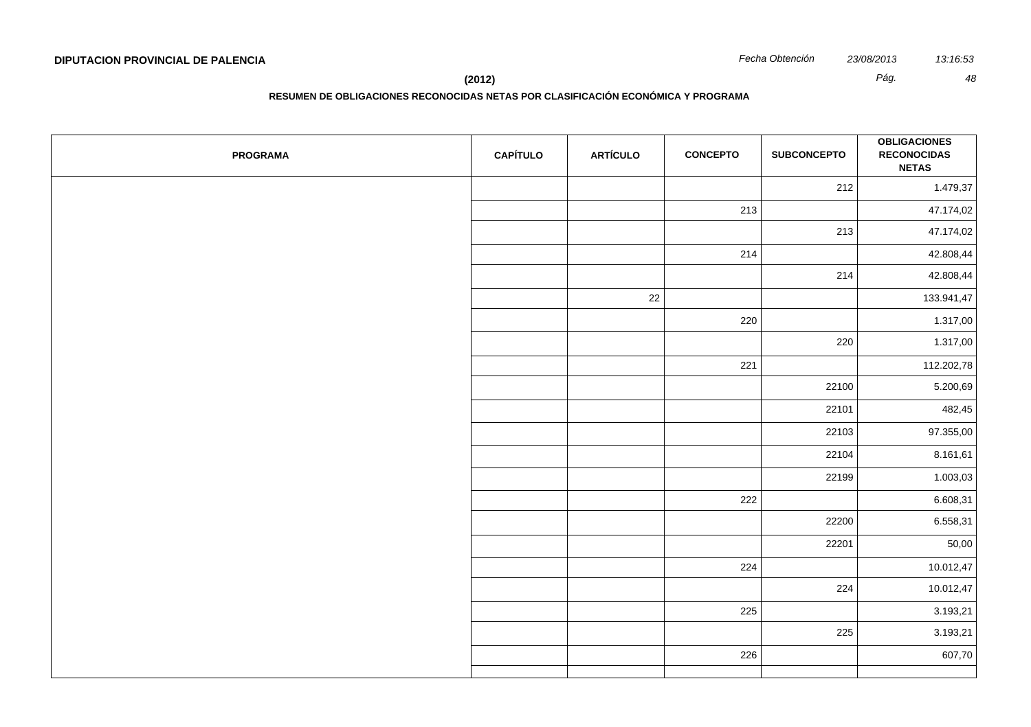**DIPUTACION PROVINCIAL DE PALENCIA**

**(2012)**

**RESUMEN DE OBLIGACIONES RECONOCIDAS NETAS POR CLASIFICACIÓN ECONÓMICA Y PROGRAMA**

| PROGRAMA | CAPÍTULO | ARTÍCULO | CONCEPTO | SUBCONCEPTO | OBLIGACIONES RECONOCIDAS NETAS |
|---|---|---|---|---|---|
| | | | | 212 | 1.479,37 |
| | | | 213 | | 47.174,02 |
| | | | | 213 | 47.174,02 |
| | | | 214 | | 42.808,44 |
| | | | | 214 | 42.808,44 |
| | | 22 | | | 133.941,47 |
| | | | 220 | | 1.317,00 |
| | | | | 220 | 1.317,00 |
| | | | 221 | | 112.202,78 |
| | | | | 22100 | 5.200,69 |
| | | | | 22101 | 482,45 |
| | | | | 22103 | 97.355,00 |
| | | | | 22104 | 8.161,61 |
| | | | | 22199 | 1.003,03 |
| | | | 222 | | 6.608,31 |
| | | | | 22200 | 6.558,31 |
| | | | | 22201 | 50,00 |
| | | | 224 | | 10.012,47 |
| | | | | 224 | 10.012,47 |
| | | | 225 | | 3.193,21 |
| | | | | 225 | 3.193,21 |
| | | | 226 | | 607,70 |
| | | | | | |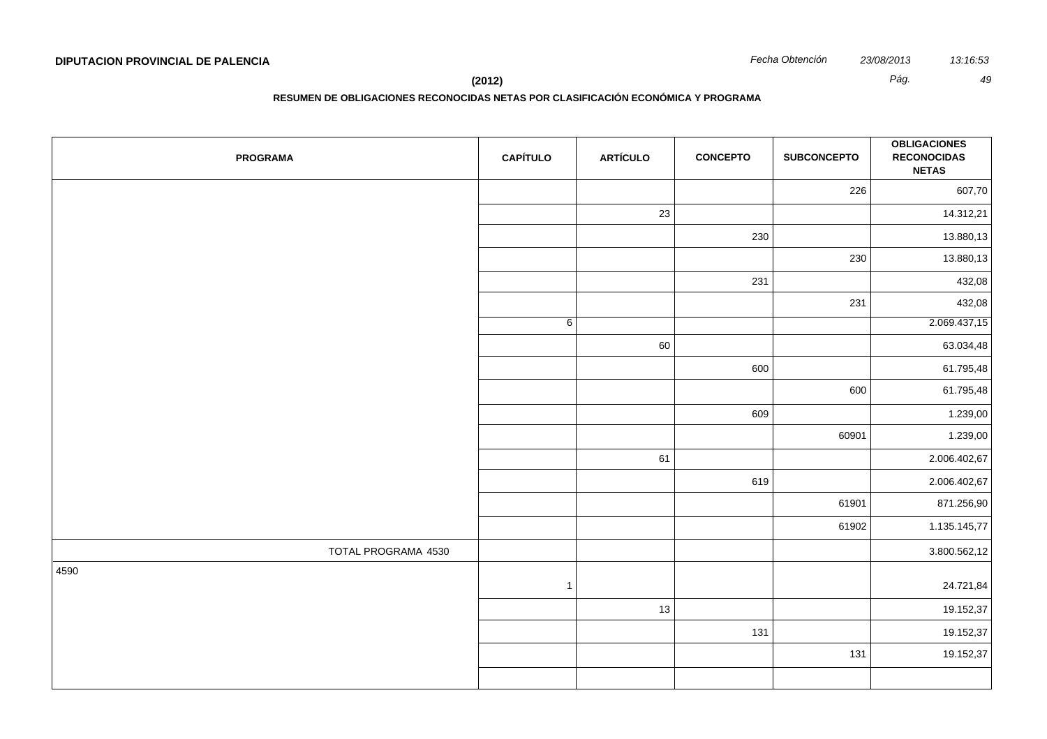**DIPUTACION PROVINCIAL DE PALENCIA**

*Fecha Obtención* *23/08/2013* *13:16:53*

**(2012)**

**RESUMEN DE OBLIGACIONES RECONOCIDAS NETAS POR CLASIFICACIÓN ECONÓMICA Y PROGRAMA**

| PROGRAMA | CAPÍTULO | ARTÍCULO | CONCEPTO | SUBCONCEPTO | OBLIGACIONES RECONOCIDAS NETAS |
|---|---|---|---|---|---|
| | | | | 226 | 607,70 |
| | | 23 | | | 14.312,21 |
| | | | 230 | | 13.880,13 |
| | | | | 230 | 13.880,13 |
| | | | 231 | | 432,08 |
| | | | | 231 | 432,08 |
| | 6 | | | | 2.069.437,15 |
| | | 60 | | | 63.034,48 |
| | | | 600 | | 61.795,48 |
| | | | | 600 | 61.795,48 |
| | | | 609 | | 1.239,00 |
| | | | | 60901 | 1.239,00 |
| | | 61 | | | 2.006.402,67 |
| | | | 619 | | 2.006.402,67 |
| | | | | 61901 | 871.256,90 |
| | | | | 61902 | 1.135.145,77 |
| TOTAL PROGRAMA 4530 | | | | | 3.800.562,12 |
| 4590 | 1 | | | | 24.721,84 |
| | | 13 | | | 19.152,37 |
| | | | 131 | | 19.152,37 |
| | | | | 131 | 19.152,37 |
| | | | | | |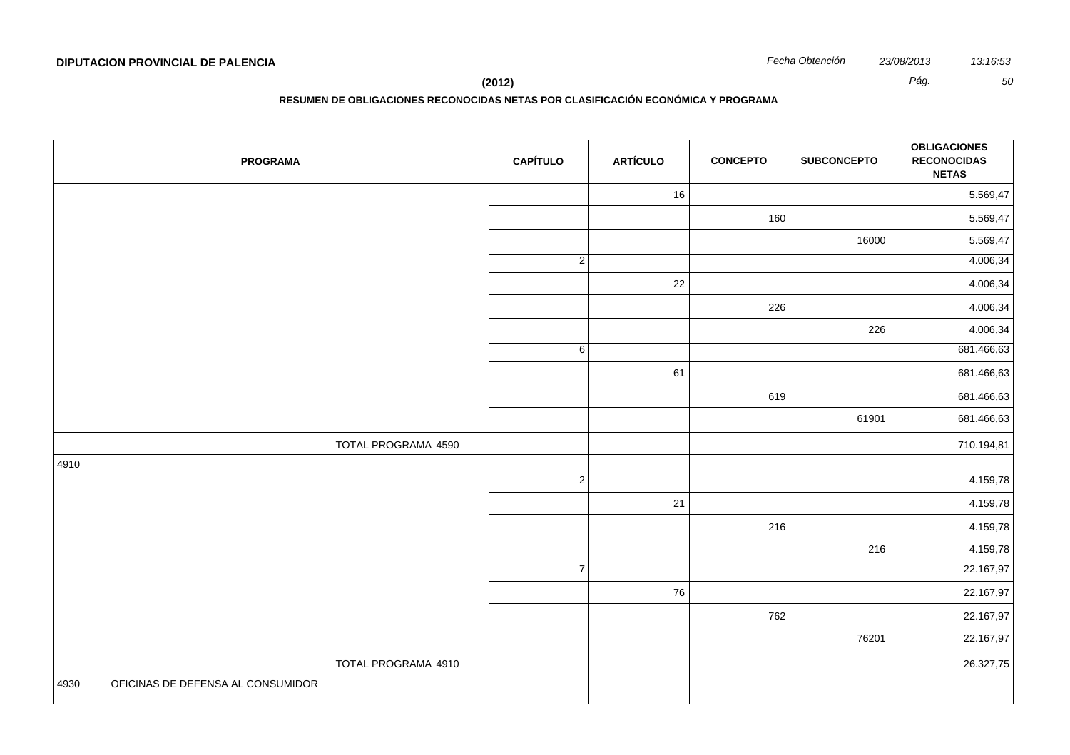**DIPUTACION PROVINCIAL DE PALENCIA**

**(2012)**

**RESUMEN DE OBLIGACIONES RECONOCIDAS NETAS POR CLASIFICACIÓN ECONÓMICA Y PROGRAMA**

| PROGRAMA | CAPÍTULO | ARTÍCULO | CONCEPTO | SUBCONCEPTO | OBLIGACIONES RECONOCIDAS NETAS |
|---|---|---|---|---|---|
| | | 16 | | | 5.569,47 |
| | | | 160 | | 5.569,47 |
| | | | | 16000 | 5.569,47 |
| | 2 | | | | 4.006,34 |
| | | 22 | | | 4.006,34 |
| | | | 226 | | 4.006,34 |
| | | | | 226 | 4.006,34 |
| | 6 | | | | 681.466,63 |
| | | 61 | | | 681.466,63 |
| | | | 619 | | 681.466,63 |
| | | | | 61901 | 681.466,63 |
| TOTAL PROGRAMA 4590 | | | | | 710.194,81 |
| 4910 | 2 | | | | 4.159,78 |
| | | 21 | | | 4.159,78 |
| | | | 216 | | 4.159,78 |
| | | | | 216 | 4.159,78 |
| | 7 | | | | 22.167,97 |
| | | 76 | | | 22.167,97 |
| | | | 762 | | 22.167,97 |
| | | | | 76201 | 22.167,97 |
| TOTAL PROGRAMA 4910 | | | | | 26.327,75 |
| 4930 OFICINAS DE DEFENSA AL CONSUMIDOR | | | | | |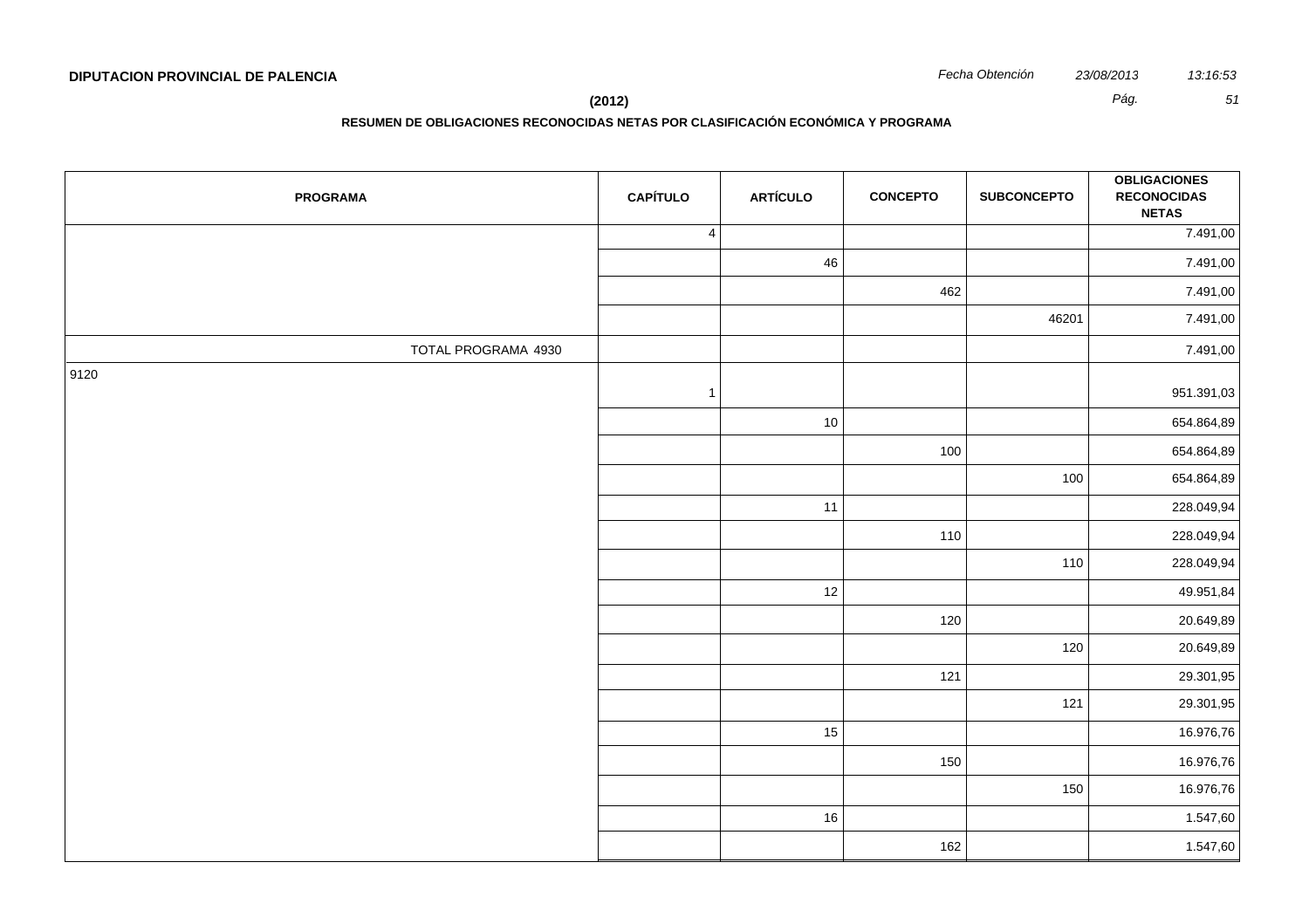**DIPUTACION PROVINCIAL DE PALENCIA**

**(2012)**

**RESUMEN DE OBLIGACIONES RECONOCIDAS NETAS POR CLASIFICACIÓN ECONÓMICA Y PROGRAMA**

| PROGRAMA | CAPÍTULO | ARTÍCULO | CONCEPTO | SUBCONCEPTO | OBLIGACIONES RECONOCIDAS NETAS |
|---|---|---|---|---|---|
| | 4 | | | | 7.491,00 |
| | | 46 | | | 7.491,00 |
| | | | 462 | | 7.491,00 |
| | | | | 46201 | 7.491,00 |
| TOTAL PROGRAMA 4930 | | | | | 7.491,00 |
| 9120 | 1 | | | | 951.391,03 |
| | | 10 | | | 654.864,89 |
| | | | 100 | | 654.864,89 |
| | | | | 100 | 654.864,89 |
| | | 11 | | | 228.049,94 |
| | | | 110 | | 228.049,94 |
| | | | | 110 | 228.049,94 |
| | | 12 | | | 49.951,84 |
| | | | 120 | | 20.649,89 |
| | | | | 120 | 20.649,89 |
| | | | 121 | | 29.301,95 |
| | | | | 121 | 29.301,95 |
| | | 15 | | | 16.976,76 |
| | | | 150 | | 16.976,76 |
| | | | | 150 | 16.976,76 |
| | | 16 | | | 1.547,60 |
| | | | 162 | | 1.547,60 |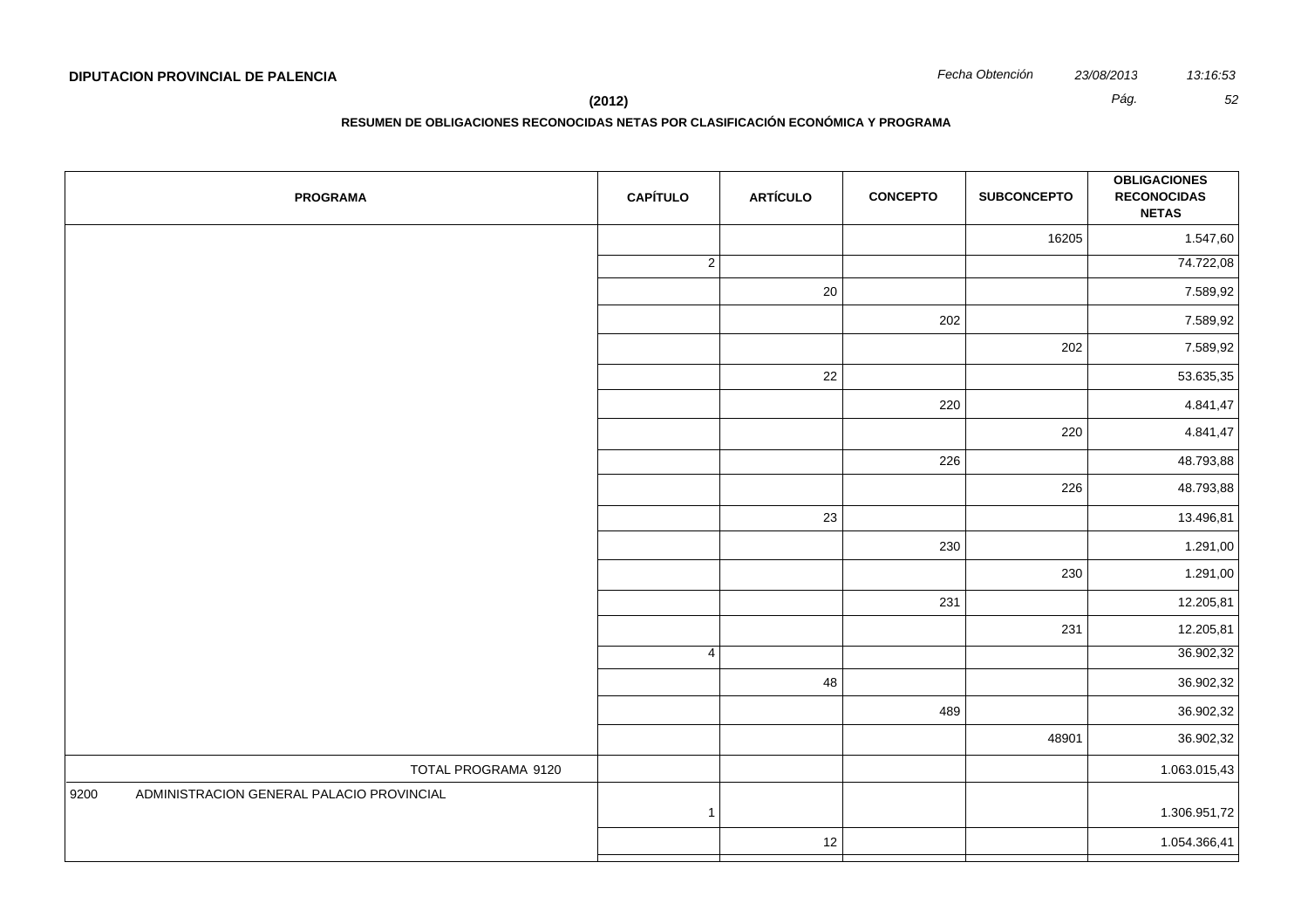**DIPUTACION PROVINCIAL DE PALENCIA**

*Fecha Obtención* *23/08/2013* *13:16:53*

**(2012)**

**RESUMEN DE OBLIGACIONES RECONOCIDAS NETAS POR CLASIFICACIÓN ECONÓMICA Y PROGRAMA**

| PROGRAMA | CAPÍTULO | ARTÍCULO | CONCEPTO | SUBCONCEPTO | OBLIGACIONES RECONOCIDAS NETAS |
|---|---|---|---|---|---|
| | | | | 16205 | 1.547,60 |
| | 2 | | | | 74.722,08 |
| | | 20 | | | 7.589,92 |
| | | | 202 | | 7.589,92 |
| | | | | 202 | 7.589,92 |
| | | 22 | | | 53.635,35 |
| | | | 220 | | 4.841,47 |
| | | | | 220 | 4.841,47 |
| | | | 226 | | 48.793,88 |
| | | | | 226 | 48.793,88 |
| | | 23 | | | 13.496,81 |
| | | | 230 | | 1.291,00 |
| | | | | 230 | 1.291,00 |
| | | | 231 | | 12.205,81 |
| | | | | 231 | 12.205,81 |
| | 4 | | | | 36.902,32 |
| | | 48 | | | 36.902,32 |
| | | | 489 | | 36.902,32 |
| | | | | 48901 | 36.902,32 |
| TOTAL PROGRAMA 9120 | | | | | 1.063.015,43 |
| 9200 ADMINISTRACION GENERAL PALACIO PROVINCIAL | 1 | | | | 1.306.951,72 |
| | | 12 | | | 1.054.366,41 |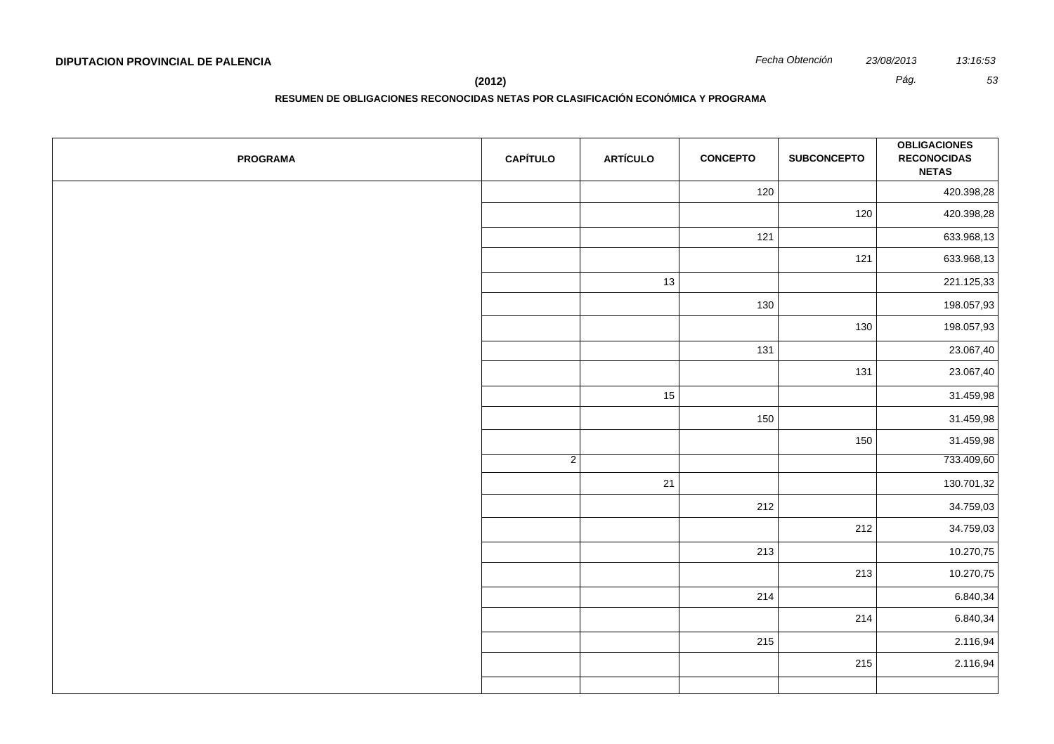**DIPUTACION PROVINCIAL DE PALENCIA**

*Fecha Obtención* *23/08/2013* *13:16:53*

**(2012)**

**RESUMEN DE OBLIGACIONES RECONOCIDAS NETAS POR CLASIFICACIÓN ECONÓMICA Y PROGRAMA**

| PROGRAMA | CAPÍTULO | ARTÍCULO | CONCEPTO | SUBCONCEPTO | OBLIGACIONES RECONOCIDAS NETAS |
|---|---|---|---|---|---|
| | | | 120 | | 420.398,28 |
| | | | | 120 | 420.398,28 |
| | | | 121 | | 633.968,13 |
| | | | | 121 | 633.968,13 |
| | | 13 | | | 221.125,33 |
| | | | 130 | | 198.057,93 |
| | | | | 130 | 198.057,93 |
| | | | 131 | | 23.067,40 |
| | | | | 131 | 23.067,40 |
| | | 15 | | | 31.459,98 |
| | | | 150 | | 31.459,98 |
| | | | | 150 | 31.459,98 |
| | 2 | | | | 733.409,60 |
| | | 21 | | | 130.701,32 |
| | | | 212 | | 34.759,03 |
| | | | | 212 | 34.759,03 |
| | | | 213 | | 10.270,75 |
| | | | | 213 | 10.270,75 |
| | | | 214 | | 6.840,34 |
| | | | | 214 | 6.840,34 |
| | | | 215 | | 2.116,94 |
| | | | | 215 | 2.116,94 |
| | | | | | |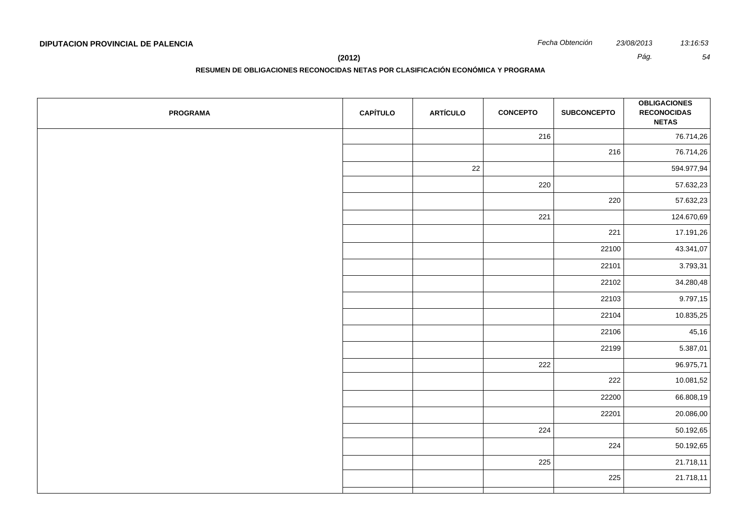**DIPUTACION PROVINCIAL DE PALENCIA**

**(2012)**

**RESUMEN DE OBLIGACIONES RECONOCIDAS NETAS POR CLASIFICACIÓN ECONÓMICA Y PROGRAMA**

| PROGRAMA | CAPÍTULO | ARTÍCULO | CONCEPTO | SUBCONCEPTO | OBLIGACIONES RECONOCIDAS NETAS |
|---|---|---|---|---|---|
| | | | 216 | | 76.714,26 |
| | | | | 216 | 76.714,26 |
| | | 22 | | | 594.977,94 |
| | | | 220 | | 57.632,23 |
| | | | | 220 | 57.632,23 |
| | | | 221 | | 124.670,69 |
| | | | | 221 | 17.191,26 |
| | | | | 22100 | 43.341,07 |
| | | | | 22101 | 3.793,31 |
| | | | | 22102 | 34.280,48 |
| | | | | 22103 | 9.797,15 |
| | | | | 22104 | 10.835,25 |
| | | | | 22106 | 45,16 |
| | | | | 22199 | 5.387,01 |
| | | | 222 | | 96.975,71 |
| | | | | 222 | 10.081,52 |
| | | | | 22200 | 66.808,19 |
| | | | | 22201 | 20.086,00 |
| | | | 224 | | 50.192,65 |
| | | | | 224 | 50.192,65 |
| | | | 225 | | 21.718,11 |
| | | | | 225 | 21.718,11 |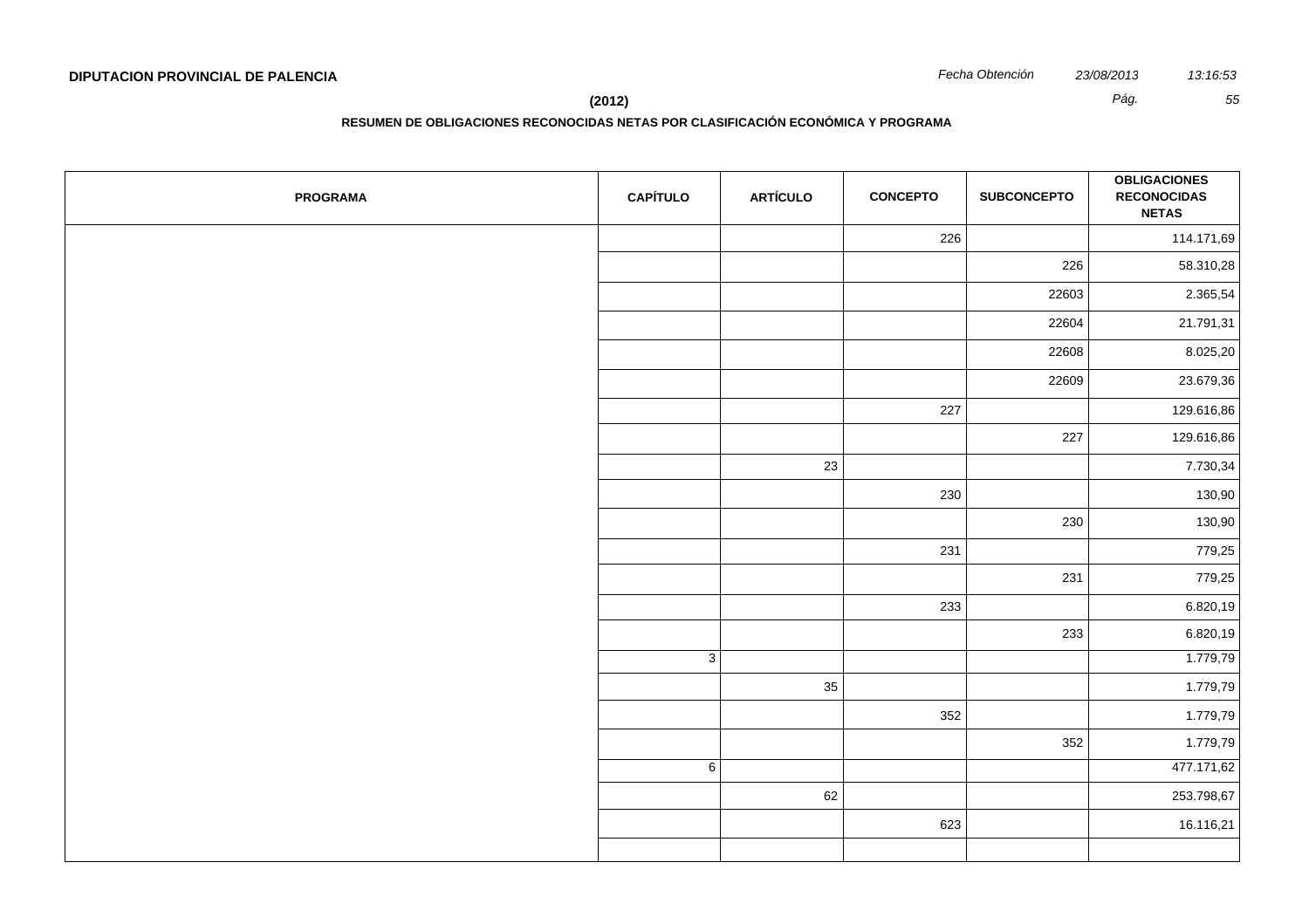**DIPUTACION PROVINCIAL DE PALENCIA**

*Fecha Obtención* *23/08/2013* *13:16:53*

**(2012)**

**RESUMEN DE OBLIGACIONES RECONOCIDAS NETAS POR CLASIFICACIÓN ECONÓMICA Y PROGRAMA**

| PROGRAMA | CAPÍTULO | ARTÍCULO | CONCEPTO | SUBCONCEPTO | OBLIGACIONES RECONOCIDAS NETAS |
|---|---|---|---|---|---|
| | | | 226 | | 114.171,69 |
| | | | | 226 | 58.310,28 |
| | | | | 22603 | 2.365,54 |
| | | | | 22604 | 21.791,31 |
| | | | | 22608 | 8.025,20 |
| | | | | 22609 | 23.679,36 |
| | | | 227 | | 129.616,86 |
| | | | | 227 | 129.616,86 |
| | | 23 | | | 7.730,34 |
| | | | 230 | | 130,90 |
| | | | | 230 | 130,90 |
| | | | 231 | | 779,25 |
| | | | | 231 | 779,25 |
| | | | 233 | | 6.820,19 |
| | | | | 233 | 6.820,19 |
| | 3 | | | | 1.779,79 |
| | | 35 | | | 1.779,79 |
| | | | 352 | | 1.779,79 |
| | | | | 352 | 1.779,79 |
| | 6 | | | | 477.171,62 |
| | | 62 | | | 253.798,67 |
| | | | 623 | | 16.116,21 |
| | | | | | |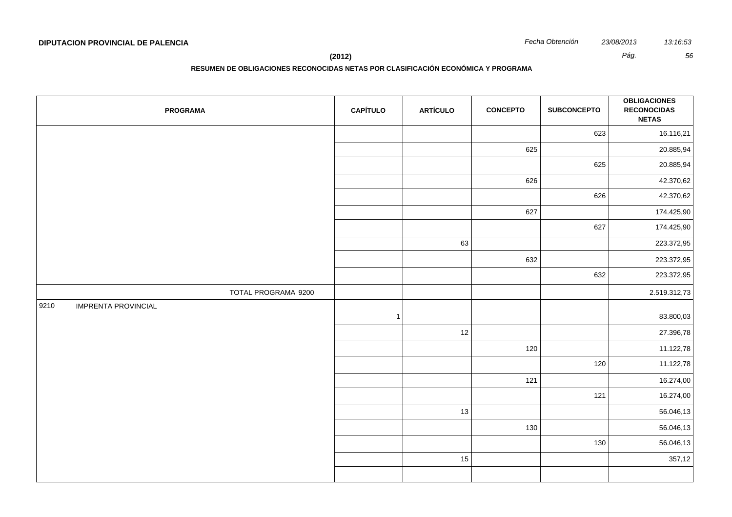**DIPUTACION PROVINCIAL DE PALENCIA**

*Fecha Obtención* *23/08/2013* *13:16:53*

**(2012)**

**RESUMEN DE OBLIGACIONES RECONOCIDAS NETAS POR CLASIFICACIÓN ECONÓMICA Y PROGRAMA**

| PROGRAMA | CAPÍTULO | ARTÍCULO | CONCEPTO | SUBCONCEPTO | OBLIGACIONES RECONOCIDAS NETAS |
|---|---|---|---|---|---|
| | | | | 623 | 16.116,21 |
| | | | 625 | | 20.885,94 |
| | | | | 625 | 20.885,94 |
| | | | 626 | | 42.370,62 |
| | | | | 626 | 42.370,62 |
| | | | 627 | | 174.425,90 |
| | | | | 627 | 174.425,90 |
| | | 63 | | | 223.372,95 |
| | | | 632 | | 223.372,95 |
| | | | | 632 | 223.372,95 |
| TOTAL PROGRAMA 9200 | | | | | 2.519.312,73 |
| 9210 IMPRENTA PROVINCIAL | 1 | | | | 83.800,03 |
| | | 12 | | | 27.396,78 |
| | | | 120 | | 11.122,78 |
| | | | | 120 | 11.122,78 |
| | | | 121 | | 16.274,00 |
| | | | | 121 | 16.274,00 |
| | | 13 | | | 56.046,13 |
| | | | 130 | | 56.046,13 |
| | | | | 130 | 56.046,13 |
| | | 15 | | | 357,12 |
| | | | | | |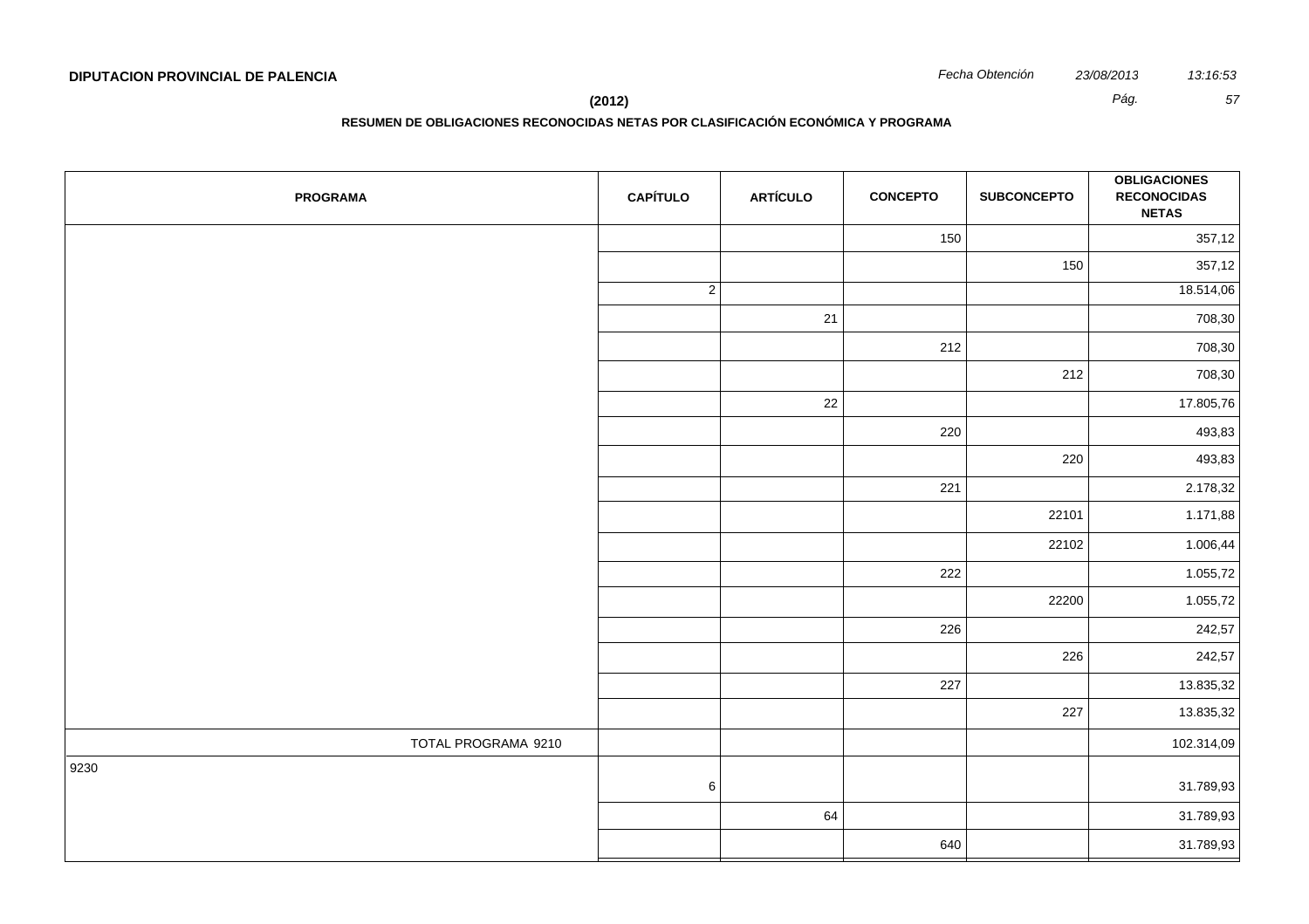**DIPUTACION PROVINCIAL DE PALENCIA**

*Fecha Obtención* *23/08/2013* *13:16:53*

**(2012)**

**RESUMEN DE OBLIGACIONES RECONOCIDAS NETAS POR CLASIFICACIÓN ECONÓMICA Y PROGRAMA**

| PROGRAMA | CAPÍTULO | ARTÍCULO | CONCEPTO | SUBCONCEPTO | OBLIGACIONES RECONOCIDAS NETAS |
|---|---|---|---|---|---|
| | | | 150 | | 357,12 |
| | | | | 150 | 357,12 |
| | 2 | | | | 18.514,06 |
| | | 21 | | | 708,30 |
| | | | 212 | | 708,30 |
| | | | | 212 | 708,30 |
| | | 22 | | | 17.805,76 |
| | | | 220 | | 493,83 |
| | | | | 220 | 493,83 |
| | | | 221 | | 2.178,32 |
| | | | | 22101 | 1.171,88 |
| | | | | 22102 | 1.006,44 |
| | | | 222 | | 1.055,72 |
| | | | | 22200 | 1.055,72 |
| | | | 226 | | 242,57 |
| | | | | 226 | 242,57 |
| | | | 227 | | 13.835,32 |
| | | | | 227 | 13.835,32 |
| TOTAL PROGRAMA 9210 | | | | | 102.314,09 |
| 9230 | 6 | | | | 31.789,93 |
| | | 64 | | | 31.789,93 |
| | | | 640 | | 31.789,93 |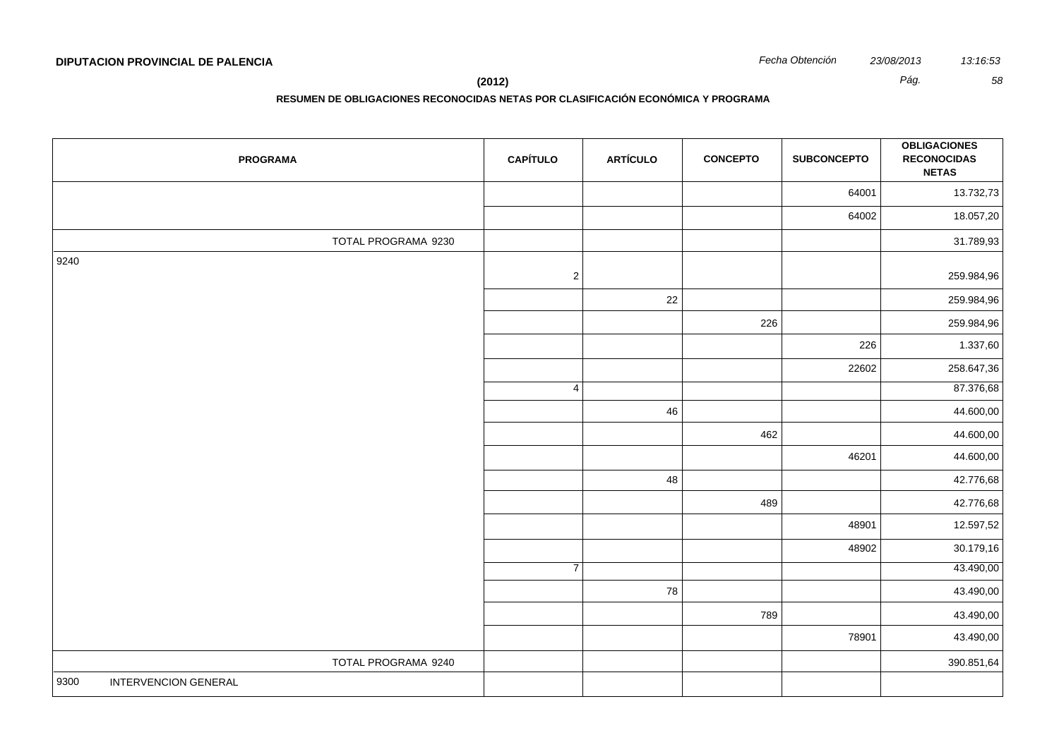**DIPUTACION PROVINCIAL DE PALENCIA**

*Fecha Obtención* *23/08/2013* *13:16:53*

**(2012)**

**RESUMEN DE OBLIGACIONES RECONOCIDAS NETAS POR CLASIFICACIÓN ECONÓMICA Y PROGRAMA**

| PROGRAMA | CAPÍTULO | ARTÍCULO | CONCEPTO | SUBCONCEPTO | OBLIGACIONES RECONOCIDAS NETAS |
|---|---|---|---|---|---|
| | | | | 64001 | 13.732,73 |
| | | | | 64002 | 18.057,20 |
| TOTAL PROGRAMA 9230 | | | | | 31.789,93 |
| 9240 | 2 | | | | 259.984,96 |
| | | 22 | | | 259.984,96 |
| | | | 226 | | 259.984,96 |
| | | | | 226 | 1.337,60 |
| | | | | 22602 | 258.647,36 |
| | 4 | | | | 87.376,68 |
| | | 46 | | | 44.600,00 |
| | | | 462 | | 44.600,00 |
| | | | | 46201 | 44.600,00 |
| | | 48 | | | 42.776,68 |
| | | | 489 | | 42.776,68 |
| | | | | 48901 | 12.597,52 |
| | | | | 48902 | 30.179,16 |
| | 7 | | | | 43.490,00 |
| | | 78 | | | 43.490,00 |
| | | | 789 | | 43.490,00 |
| | | | | 78901 | 43.490,00 |
| TOTAL PROGRAMA 9240 | | | | | 390.851,64 |
| 9300 INTERVENCION GENERAL | | | | | |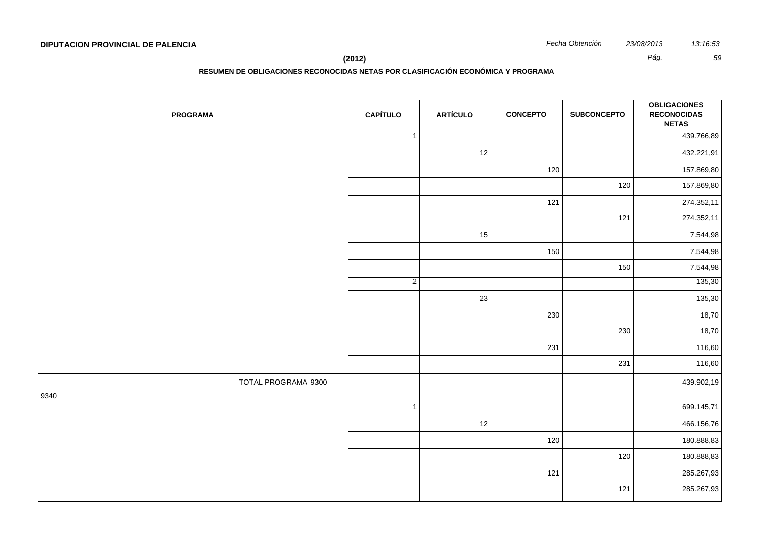**DIPUTACION PROVINCIAL DE PALENCIA**

**(2012)**

**RESUMEN DE OBLIGACIONES RECONOCIDAS NETAS POR CLASIFICACIÓN ECONÓMICA Y PROGRAMA**

| PROGRAMA | CAPÍTULO | ARTÍCULO | CONCEPTO | SUBCONCEPTO | OBLIGACIONES RECONOCIDAS NETAS |
|---|---|---|---|---|---|
| | 1 | | | | 439.766,89 |
| | | 12 | | | 432.221,91 |
| | | | 120 | | 157.869,80 |
| | | | | 120 | 157.869,80 |
| | | | 121 | | 274.352,11 |
| | | | | 121 | 274.352,11 |
| | | 15 | | | 7.544,98 |
| | | | 150 | | 7.544,98 |
| | | | | 150 | 7.544,98 |
| | 2 | | | | 135,30 |
| | | 23 | | | 135,30 |
| | | | 230 | | 18,70 |
| | | | | 230 | 18,70 |
| | | | 231 | | 116,60 |
| | | | | 231 | 116,60 |
| TOTAL PROGRAMA 9300 | | | | | 439.902,19 |
| 9340 | 1 | | | | 699.145,71 |
| | | 12 | | | 466.156,76 |
| | | | 120 | | 180.888,83 |
| | | | | 120 | 180.888,83 |
| | | | 121 | | 285.267,93 |
| | | | | 121 | 285.267,93 |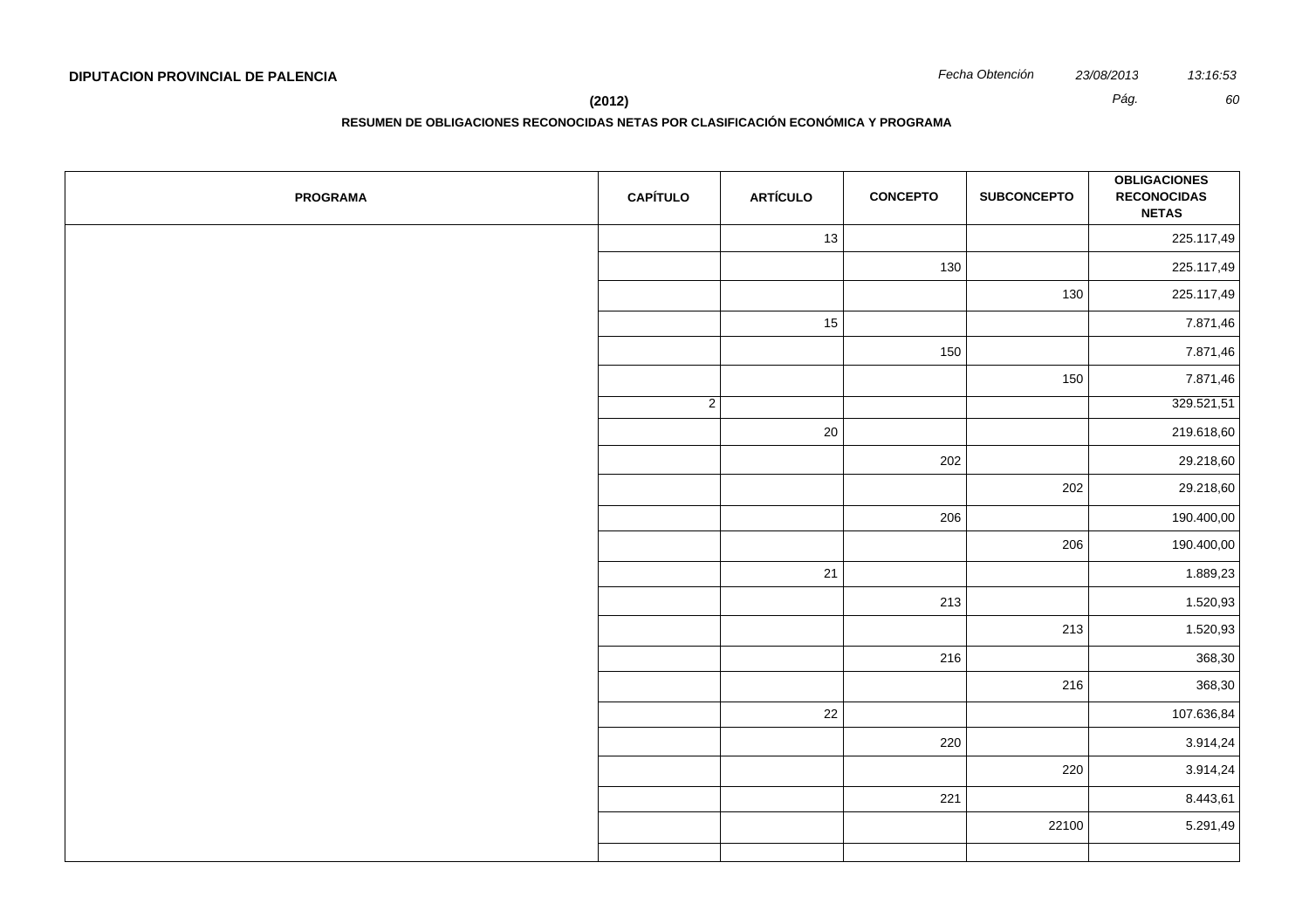**DIPUTACION PROVINCIAL DE PALENCIA**

**(2012)**

**RESUMEN DE OBLIGACIONES RECONOCIDAS NETAS POR CLASIFICACIÓN ECONÓMICA Y PROGRAMA**

| PROGRAMA | CAPÍTULO | ARTÍCULO | CONCEPTO | SUBCONCEPTO | OBLIGACIONES RECONOCIDAS NETAS |
|---|---|---|---|---|---|
| | | 13 | | | 225.117,49 |
| | | | 130 | | 225.117,49 |
| | | | | 130 | 225.117,49 |
| | | 15 | | | 7.871,46 |
| | | | 150 | | 7.871,46 |
| | | | | 150 | 7.871,46 |
| | 2 | | | | 329.521,51 |
| | | 20 | | | 219.618,60 |
| | | | 202 | | 29.218,60 |
| | | | | 202 | 29.218,60 |
| | | | 206 | | 190.400,00 |
| | | | | 206 | 190.400,00 |
| | | 21 | | | 1.889,23 |
| | | | 213 | | 1.520,93 |
| | | | | 213 | 1.520,93 |
| | | | 216 | | 368,30 |
| | | | | 216 | 368,30 |
| | | 22 | | | 107.636,84 |
| | | | 220 | | 3.914,24 |
| | | | | 220 | 3.914,24 |
| | | | 221 | | 8.443,61 |
| | | | | 22100 | 5.291,49 |
| | | | | | |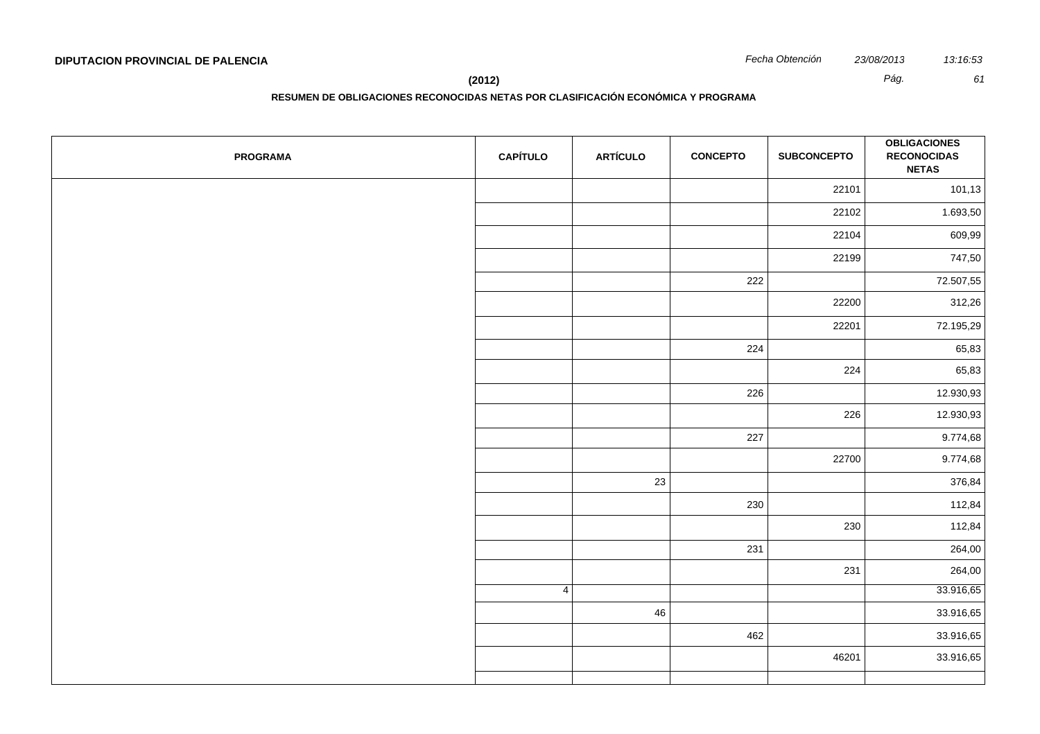**DIPUTACION PROVINCIAL DE PALENCIA**

*Fecha Obtención* *23/08/2013* *13:16:53*

**(2012)**

**RESUMEN DE OBLIGACIONES RECONOCIDAS NETAS POR CLASIFICACIÓN ECONÓMICA Y PROGRAMA**

| PROGRAMA | CAPÍTULO | ARTÍCULO | CONCEPTO | SUBCONCEPTO | OBLIGACIONES RECONOCIDAS NETAS |
|---|---|---|---|---|---|
| | | | | 22101 | 101,13 |
| | | | | 22102 | 1.693,50 |
| | | | | 22104 | 609,99 |
| | | | | 22199 | 747,50 |
| | | | 222 | | 72.507,55 |
| | | | | 22200 | 312,26 |
| | | | | 22201 | 72.195,29 |
| | | | 224 | | 65,83 |
| | | | | 224 | 65,83 |
| | | | 226 | | 12.930,93 |
| | | | | 226 | 12.930,93 |
| | | | 227 | | 9.774,68 |
| | | | | 22700 | 9.774,68 |
| | | 23 | | | 376,84 |
| | | | 230 | | 112,84 |
| | | | | 230 | 112,84 |
| | | | 231 | | 264,00 |
| | | | | 231 | 264,00 |
| | 4 | | | | 33.916,65 |
| | | 46 | | | 33.916,65 |
| | | | 462 | | 33.916,65 |
| | | | | 46201 | 33.916,65 |
| | | | | | |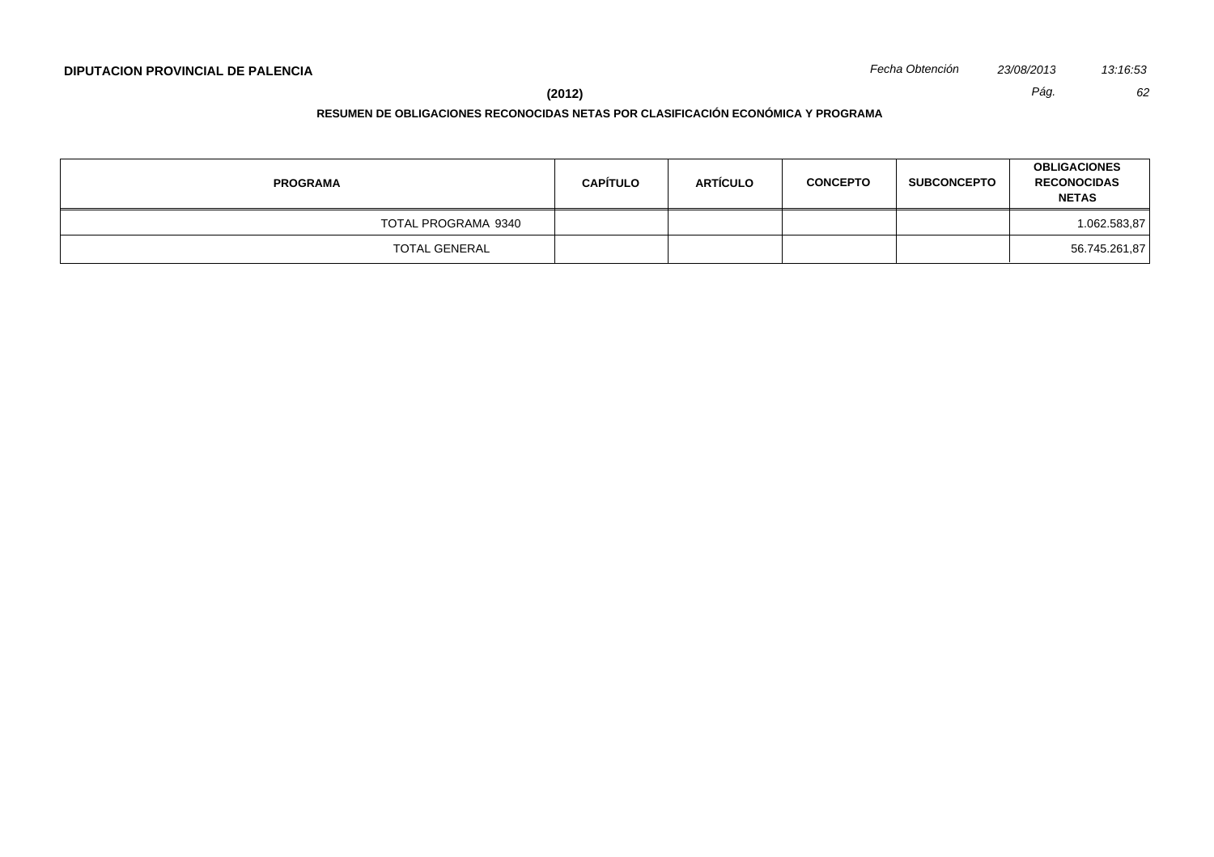**DIPUTACION PROVINCIAL DE PALENCIA**

*Fecha Obtención* *23/08/2013* *13:16:53*

**(2012)**

**RESUMEN DE OBLIGACIONES RECONOCIDAS NETAS POR CLASIFICACIÓN ECONÓMICA Y PROGRAMA**

| PROGRAMA | CAPÍTULO | ARTÍCULO | CONCEPTO | SUBCONCEPTO | OBLIGACIONES RECONOCIDAS NETAS |
|---|---|---|---|---|---|
| TOTAL PROGRAMA 9340 | | | | | 1.062.583,87 |
| TOTAL GENERAL | | | | | 56.745.261,87 |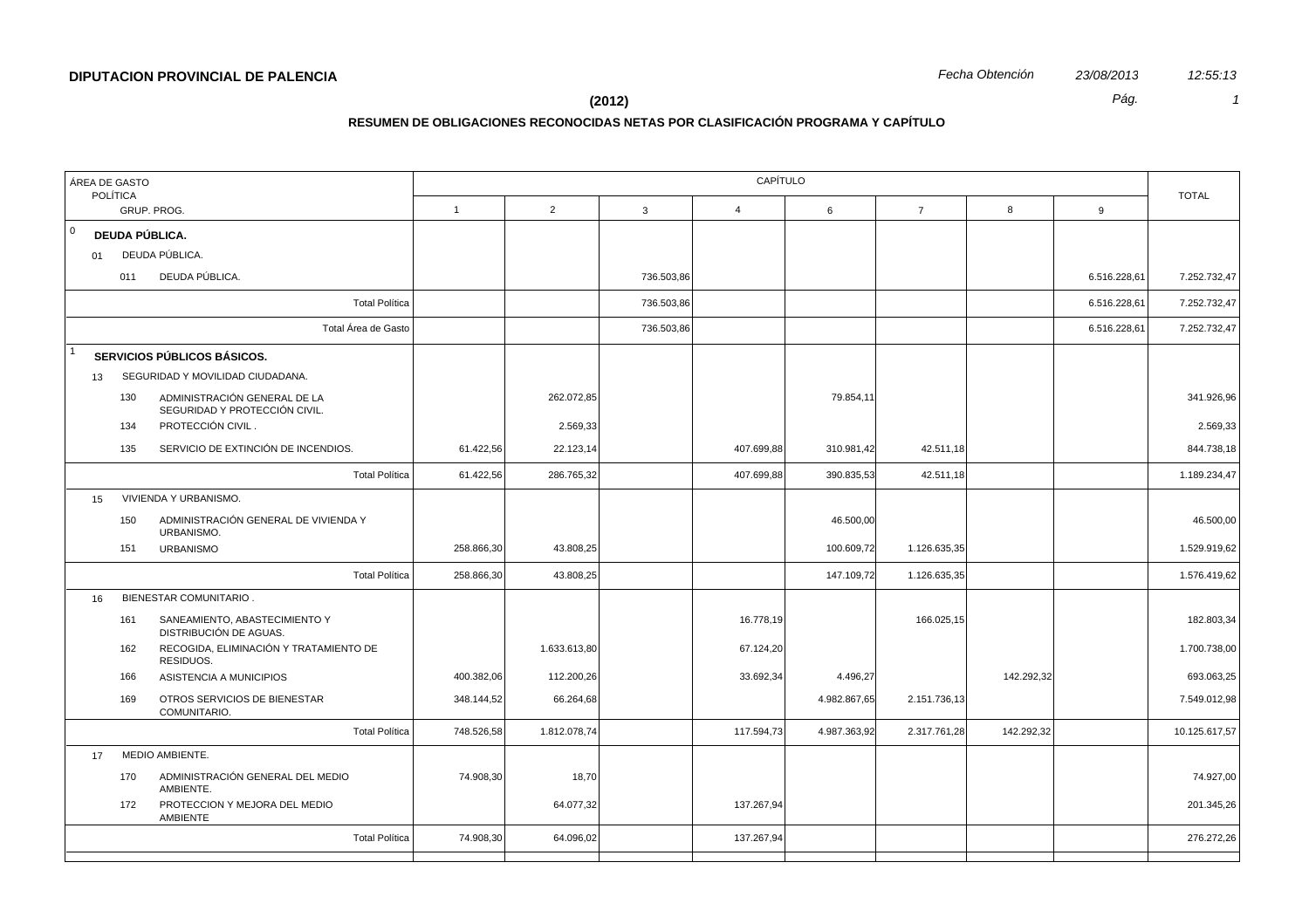**DIPUTACION PROVINCIAL DE PALENCIA**

*Fecha Obtención* *23/08/2013* *12:55:13*

**(2012)**

**RESUMEN DE OBLIGACIONES RECONOCIDAS NETAS POR CLASIFICACIÓN PROGRAMA Y CAPÍTULO**

| ÁREA DE GASTO / POLÍTICA / GRUP. PROG. | | | CAPÍTULO 1 | 2 | 3 | 4 | 6 | 7 | 8 | 9 | TOTAL |
|---|---|---|---|---|---|---|---|---|---|---|---|
| 0 | | **DEUDA PÚBLICA.** | | | | | | | | | |
| | 01 | DEUDA PÚBLICA. | | | | | | | | | |
| | 011 | DEUDA PÚBLICA. | | | 736.503,86 | | | | | 6.516.228,61 | 7.252.732,47 |
| | | Total Política | | | 736.503,86 | | | | | 6.516.228,61 | 7.252.732,47 |
| | | Total Área de Gasto | | | 736.503,86 | | | | | 6.516.228,61 | 7.252.732,47 |
| 1 | | **SERVICIOS PÚBLICOS BÁSICOS.** | | | | | | | | | |
| | 13 | SEGURIDAD Y MOVILIDAD CIUDADANA. | | | | | | | | | |
| | 130 | ADMINISTRACIÓN GENERAL DE LA SEGURIDAD Y PROTECCIÓN CIVIL. | | 262.072,85 | | | 79.854,11 | | | | 341.926,96 |
| | 134 | PROTECCIÓN CIVIL . | | 2.569,33 | | | | | | | 2.569,33 |
| | 135 | SERVICIO DE EXTINCIÓN DE INCENDIOS. | 61.422,56 | 22.123,14 | | 407.699,88 | 310.981,42 | 42.511,18 | | | 844.738,18 |
| | | Total Política | 61.422,56 | 286.765,32 | | 407.699,88 | 390.835,53 | 42.511,18 | | | 1.189.234,47 |
| | 15 | VIVIENDA Y URBANISMO. | | | | | | | | | |
| | 150 | ADMINISTRACIÓN GENERAL DE VIVIENDA Y URBANISMO. | | | | | 46.500,00 | | | | 46.500,00 |
| | 151 | URBANISMO | 258.866,30 | 43.808,25 | | | 100.609,72 | 1.126.635,35 | | | 1.529.919,62 |
| | | Total Política | 258.866,30 | 43.808,25 | | | 147.109,72 | 1.126.635,35 | | | 1.576.419,62 |
| | 16 | BIENESTAR COMUNITARIO . | | | | | | | | | |
| | 161 | SANEAMIENTO, ABASTECIMIENTO Y DISTRIBUCIÓN DE AGUAS. | | | | 16.778,19 | | 166.025,15 | | | 182.803,34 |
| | 162 | RECOGIDA, ELIMINACIÓN Y TRATAMIENTO DE RESIDUOS. | | 1.633.613,80 | | 67.124,20 | | | | | 1.700.738,00 |
| | 166 | ASISTENCIA A MUNICIPIOS | 400.382,06 | 112.200,26 | | 33.692,34 | 4.496,27 | | 142.292,32 | | 693.063,25 |
| | 169 | OTROS SERVICIOS DE BIENESTAR COMUNITARIO. | 348.144,52 | 66.264,68 | | | 4.982.867,65 | 2.151.736,13 | | | 7.549.012,98 |
| | | Total Política | 748.526,58 | 1.812.078,74 | | 117.594,73 | 4.987.363,92 | 2.317.761,28 | 142.292,32 | | 10.125.617,57 |
| | 17 | MEDIO AMBIENTE. | | | | | | | | | |
| | 170 | ADMINISTRACIÓN GENERAL DEL MEDIO AMBIENTE. | 74.908,30 | 18,70 | | | | | | | 74.927,00 |
| | 172 | PROTECCION Y MEJORA DEL MEDIO AMBIENTE | | 64.077,32 | | 137.267,94 | | | | | 201.345,26 |
| | | Total Política | 74.908,30 | 64.096,02 | | 137.267,94 | | | | | 276.272,26 |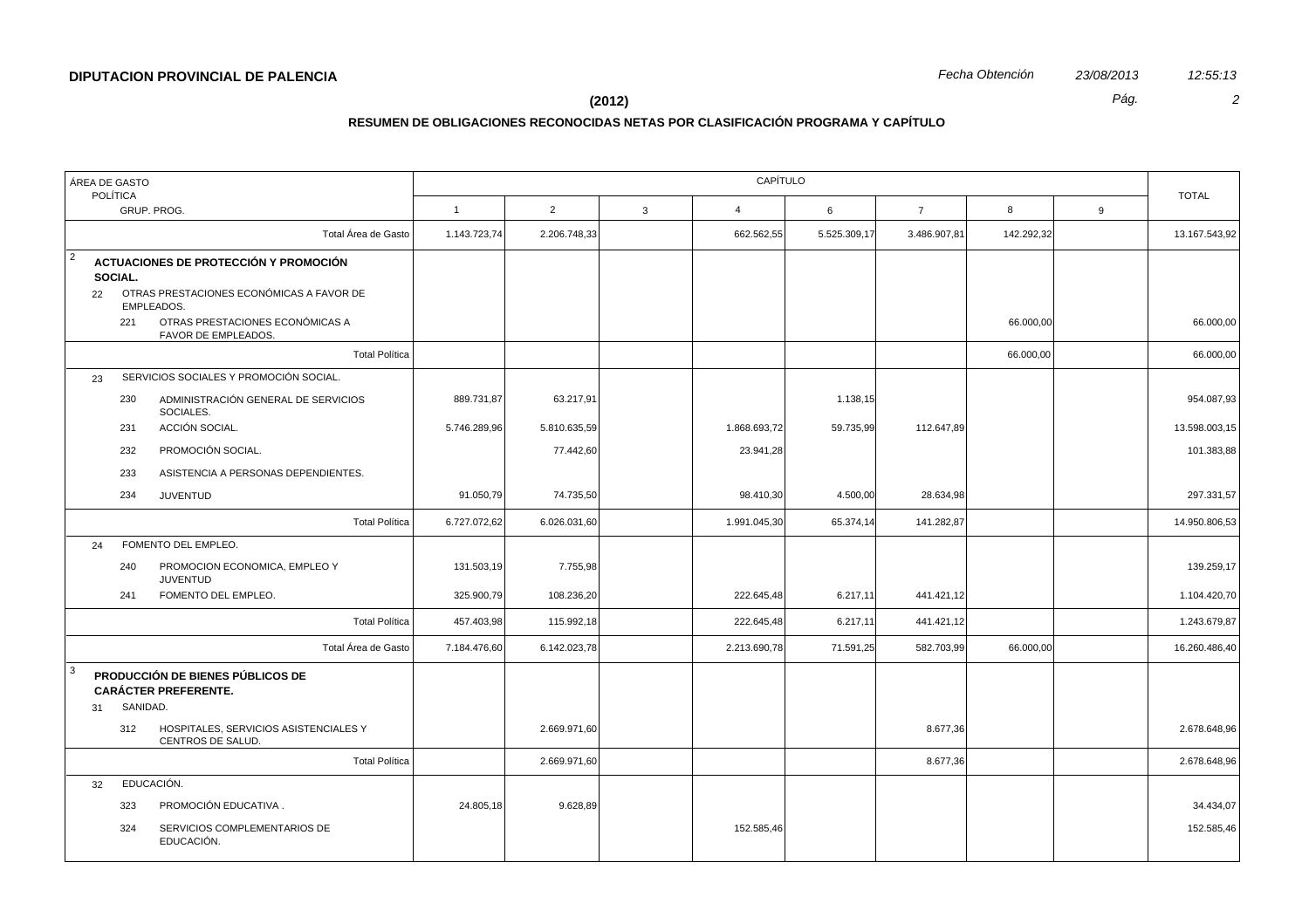**DIPUTACION PROVINCIAL DE PALENCIA**

*Fecha Obtención* *23/08/2013* *12:55:13*

**(2012)**

**RESUMEN DE OBLIGACIONES RECONOCIDAS NETAS POR CLASIFICACIÓN PROGRAMA Y CAPÍTULO**

| ÁREA DE GASTO / POLÍTICA / GRUP. PROG. | CAPÍTULO 1 | 2 | 3 | 4 | 6 | 7 | 8 | 9 | TOTAL |
|---|---|---|---|---|---|---|---|---|---|
| Total Área de Gasto | 1.143.723,74 | 2.206.748,33 | | 662.562,55 | 5.525.309,17 | 3.486.907,81 | 142.292,32 | | 13.167.543,92 |
| **2 ACTUACIONES DE PROTECCIÓN Y PROMOCIÓN SOCIAL.** | | | | | | | | | |
| 22 OTRAS PRESTACIONES ECONÓMICAS A FAVOR DE EMPLEADOS. | | | | | | | | | |
| 221 OTRAS PRESTACIONES ECONÓMICAS A FAVOR DE EMPLEADOS. | | | | | | | 66.000,00 | | 66.000,00 |
| Total Política | | | | | | | 66.000,00 | | 66.000,00 |
| 23 SERVICIOS SOCIALES Y PROMOCIÓN SOCIAL. | | | | | | | | | |
| 230 ADMINISTRACIÓN GENERAL DE SERVICIOS SOCIALES. | 889.731,87 | 63.217,91 | | | 1.138,15 | | | | 954.087,93 |
| 231 ACCIÓN SOCIAL. | 5.746.289,96 | 5.810.635,59 | | 1.868.693,72 | 59.735,99 | 112.647,89 | | | 13.598.003,15 |
| 232 PROMOCIÓN SOCIAL. | | 77.442,60 | | 23.941,28 | | | | | 101.383,88 |
| 233 ASISTENCIA A PERSONAS DEPENDIENTES. | | | | | | | | | |
| 234 JUVENTUD | 91.050,79 | 74.735,50 | | 98.410,30 | 4.500,00 | 28.634,98 | | | 297.331,57 |
| Total Política | 6.727.072,62 | 6.026.031,60 | | 1.991.045,30 | 65.374,14 | 141.282,87 | | | 14.950.806,53 |
| 24 FOMENTO DEL EMPLEO. | | | | | | | | | |
| 240 PROMOCION ECONOMICA, EMPLEO Y JUVENTUD | 131.503,19 | 7.755,98 | | | | | | | 139.259,17 |
| 241 FOMENTO DEL EMPLEO. | 325.900,79 | 108.236,20 | | 222.645,48 | 6.217,11 | 441.421,12 | | | 1.104.420,70 |
| Total Política | 457.403,98 | 115.992,18 | | 222.645,48 | 6.217,11 | 441.421,12 | | | 1.243.679,87 |
| Total Área de Gasto | 7.184.476,60 | 6.142.023,78 | | 2.213.690,78 | 71.591,25 | 582.703,99 | 66.000,00 | | 16.260.486,40 |
| **3 PRODUCCIÓN DE BIENES PÚBLICOS DE CARÁCTER PREFERENTE.** | | | | | | | | | |
| 31 SANIDAD. | | | | | | | | | |
| 312 HOSPITALES, SERVICIOS ASISTENCIALES Y CENTROS DE SALUD. | | 2.669.971,60 | | | | 8.677,36 | | | 2.678.648,96 |
| Total Política | | 2.669.971,60 | | | | 8.677,36 | | | 2.678.648,96 |
| 32 EDUCACIÓN. | | | | | | | | | |
| 323 PROMOCIÓN EDUCATIVA . | 24.805,18 | 9.628,89 | | | | | | | 34.434,07 |
| 324 SERVICIOS COMPLEMENTARIOS DE EDUCACIÓN. | | | | 152.585,46 | | | | | 152.585,46 |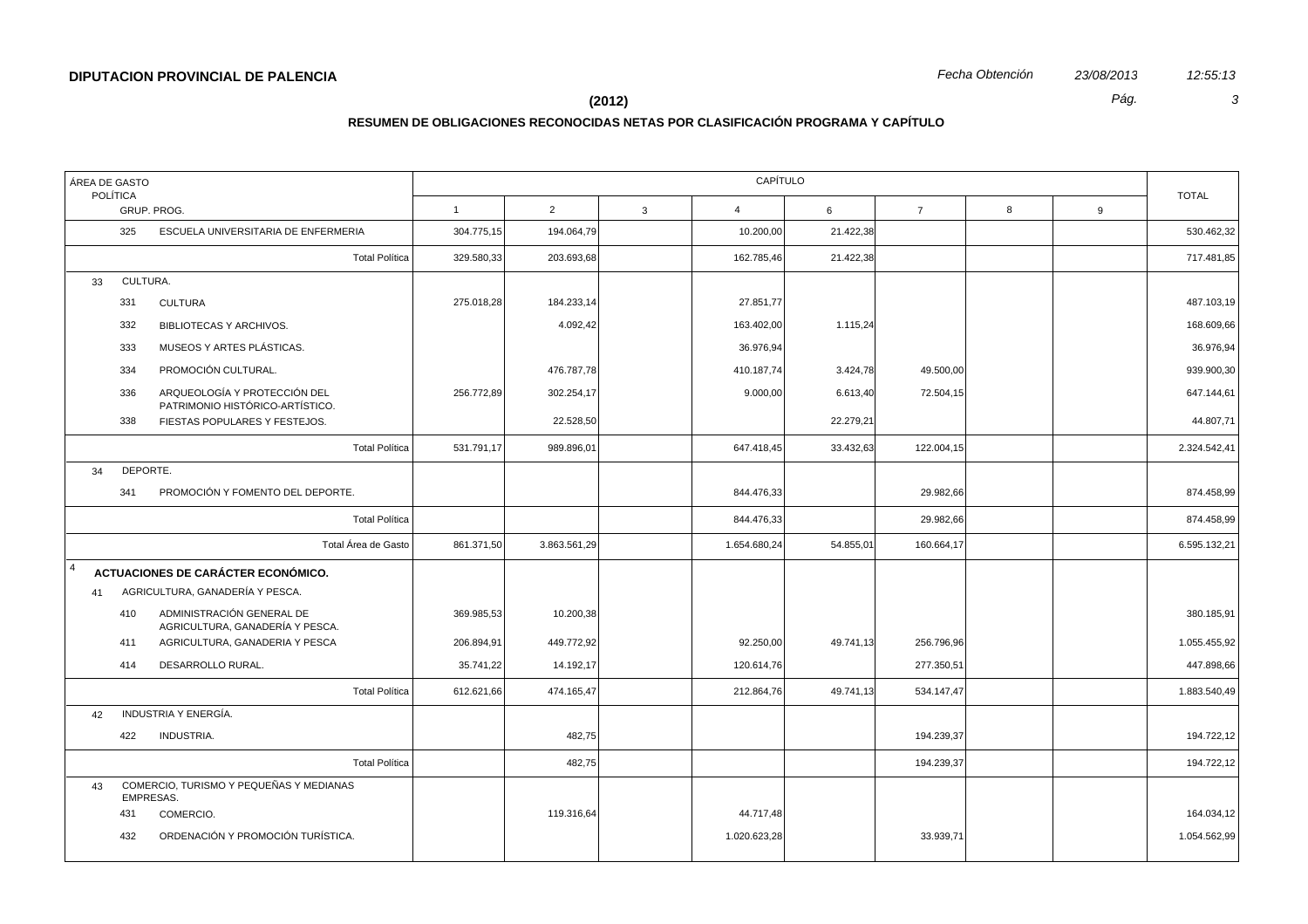**DIPUTACION PROVINCIAL DE PALENCIA**

*Fecha Obtención* *23/08/2013* *12:55:13*

**(2012)**

**RESUMEN DE OBLIGACIONES RECONOCIDAS NETAS POR CLASIFICACIÓN PROGRAMA Y CAPÍTULO**

| ÁREA DE GASTO / POLÍTICA / GRUP. PROG. | | 1 | 2 | 3 | 4 | 6 | 7 | 8 | 9 | TOTAL |
|---|---|---|---|---|---|---|---|---|---|---|
| 325 | ESCUELA UNIVERSITARIA DE ENFERMERIA | 304.775,15 | 194.064,79 | | 10.200,00 | 21.422,38 | | | | 530.462,32 |
| | Total Política | 329.580,33 | 203.693,68 | | 162.785,46 | 21.422,38 | | | | 717.481,85 |
| 33 | CULTURA. | | | | | | | | | |
| 331 | CULTURA | 275.018,28 | 184.233,14 | | 27.851,77 | | | | | 487.103,19 |
| 332 | BIBLIOTECAS Y ARCHIVOS. | | 4.092,42 | | 163.402,00 | 1.115,24 | | | | 168.609,66 |
| 333 | MUSEOS Y ARTES PLÁSTICAS. | | | | 36.976,94 | | | | | 36.976,94 |
| 334 | PROMOCIÓN CULTURAL. | | 476.787,78 | | 410.187,74 | 3.424,78 | 49.500,00 | | | 939.900,30 |
| 336 | ARQUEOLOGÍA Y PROTECCIÓN DEL PATRIMONIO HISTÓRICO-ARTÍSTICO. | 256.772,89 | 302.254,17 | | 9.000,00 | 6.613,40 | 72.504,15 | | | 647.144,61 |
| 338 | FIESTAS POPULARES Y FESTEJOS. | | 22.528,50 | | | 22.279,21 | | | | 44.807,71 |
| | Total Política | 531.791,17 | 989.896,01 | | 647.418,45 | 33.432,63 | 122.004,15 | | | 2.324.542,41 |
| 34 | DEPORTE. | | | | | | | | | |
| 341 | PROMOCIÓN Y FOMENTO DEL DEPORTE. | | | | 844.476,33 | | 29.982,66 | | | 874.458,99 |
| | Total Política | | | | 844.476,33 | | 29.982,66 | | | 874.458,99 |
| | Total Área de Gasto | 861.371,50 | 3.863.561,29 | | 1.654.680,24 | 54.855,01 | 160.664,17 | | | 6.595.132,21 |
| 4 | **ACTUACIONES DE CARÁCTER ECONÓMICO.** | | | | | | | | | |
| 41 | AGRICULTURA, GANADERÍA Y PESCA. | | | | | | | | | |
| 410 | ADMINISTRACIÓN GENERAL DE AGRICULTURA, GANADERÍA Y PESCA. | 369.985,53 | 10.200,38 | | | | | | | 380.185,91 |
| 411 | AGRICULTURA, GANADERIA Y PESCA | 206.894,91 | 449.772,92 | | 92.250,00 | 49.741,13 | 256.796,96 | | | 1.055.455,92 |
| 414 | DESARROLLO RURAL. | 35.741,22 | 14.192,17 | | 120.614,76 | | 277.350,51 | | | 447.898,66 |
| | Total Política | 612.621,66 | 474.165,47 | | 212.864,76 | 49.741,13 | 534.147,47 | | | 1.883.540,49 |
| 42 | INDUSTRIA Y ENERGÍA. | | | | | | | | | |
| 422 | INDUSTRIA. | | 482,75 | | | | 194.239,37 | | | 194.722,12 |
| | Total Política | | 482,75 | | | | 194.239,37 | | | 194.722,12 |
| 43 | COMERCIO, TURISMO Y PEQUEÑAS Y MEDIANAS EMPRESAS. | | | | | | | | | |
| 431 | COMERCIO. | | 119.316,64 | | 44.717,48 | | | | | 164.034,12 |
| 432 | ORDENACIÓN Y PROMOCIÓN TURÍSTICA. | | | | 1.020.623,28 | | 33.939,71 | | | 1.054.562,99 |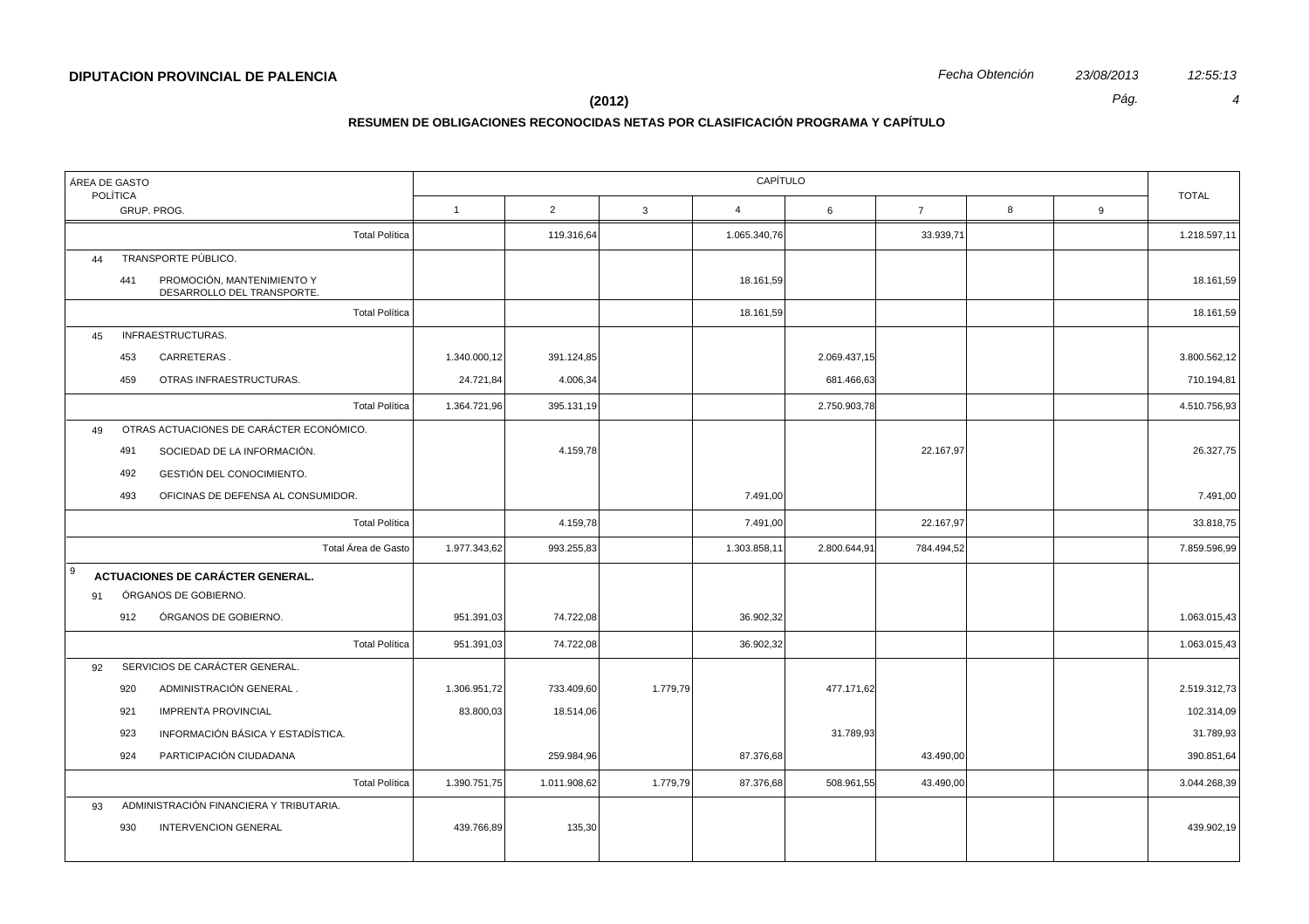**DIPUTACION PROVINCIAL DE PALENCIA**

*Fecha Obtención* *23/08/2013* *12:55:13*

**(2012)**

**RESUMEN DE OBLIGACIONES RECONOCIDAS NETAS POR CLASIFICACIÓN PROGRAMA Y CAPÍTULO**

| ÁREA DE GASTO / POLÍTICA / GRUP. PROG. | CAPÍTULO 1 | 2 | 3 | 4 | 6 | 7 | 8 | 9 | TOTAL |
|---|---|---|---|---|---|---|---|---|---|
| Total Política | | 119.316,64 | | 1.065.340,76 | | 33.939,71 | | | 1.218.597,11 |
| 44 TRANSPORTE PÚBLICO. | | | | | | | | | |
| 441 PROMOCIÓN, MANTENIMIENTO Y DESARROLLO DEL TRANSPORTE. | | | | 18.161,59 | | | | | 18.161,59 |
| Total Política | | | | 18.161,59 | | | | | 18.161,59 |
| 45 INFRAESTRUCTURAS. | | | | | | | | | |
| 453 CARRETERAS . | 1.340.000,12 | 391.124,85 | | | 2.069.437,15 | | | | 3.800.562,12 |
| 459 OTRAS INFRAESTRUCTURAS. | 24.721,84 | 4.006,34 | | | 681.466,63 | | | | 710.194,81 |
| Total Política | 1.364.721,96 | 395.131,19 | | | 2.750.903,78 | | | | 4.510.756,93 |
| 49 OTRAS ACTUACIONES DE CARÁCTER ECONÓMICO. | | | | | | | | | |
| 491 SOCIEDAD DE LA INFORMACIÓN. | | 4.159,78 | | | | 22.167,97 | | | 26.327,75 |
| 492 GESTIÓN DEL CONOCIMIENTO. | | | | | | | | | |
| 493 OFICINAS DE DEFENSA AL CONSUMIDOR. | | | | 7.491,00 | | | | | 7.491,00 |
| Total Política | | 4.159,78 | | 7.491,00 | | 22.167,97 | | | 33.818,75 |
| Total Área de Gasto | 1.977.343,62 | 993.255,83 | | 1.303.858,11 | 2.800.644,91 | 784.494,52 | | | 7.859.596,99 |
| 9 **ACTUACIONES DE CARÁCTER GENERAL.** | | | | | | | | | |
| 91 ÓRGANOS DE GOBIERNO. | | | | | | | | | |
| 912 ÓRGANOS DE GOBIERNO. | 951.391,03 | 74.722,08 | | 36.902,32 | | | | | 1.063.015,43 |
| Total Política | 951.391,03 | 74.722,08 | | 36.902,32 | | | | | 1.063.015,43 |
| 92 SERVICIOS DE CARÁCTER GENERAL. | | | | | | | | | |
| 920 ADMINISTRACIÓN GENERAL . | 1.306.951,72 | 733.409,60 | 1.779,79 | | 477.171,62 | | | | 2.519.312,73 |
| 921 IMPRENTA PROVINCIAL | 83.800,03 | 18.514,06 | | | | | | | 102.314,09 |
| 923 INFORMACIÓN BÁSICA Y ESTADÍSTICA. | | | | | 31.789,93 | | | | 31.789,93 |
| 924 PARTICIPACIÓN CIUDADANA | | 259.984,96 | | 87.376,68 | | 43.490,00 | | | 390.851,64 |
| Total Política | 1.390.751,75 | 1.011.908,62 | 1.779,79 | 87.376,68 | 508.961,55 | 43.490,00 | | | 3.044.268,39 |
| 93 ADMINISTRACIÓN FINANCIERA Y TRIBUTARIA. | | | | | | | | | |
| 930 INTERVENCION GENERAL | 439.766,89 | 135,30 | | | | | | | 439.902,19 |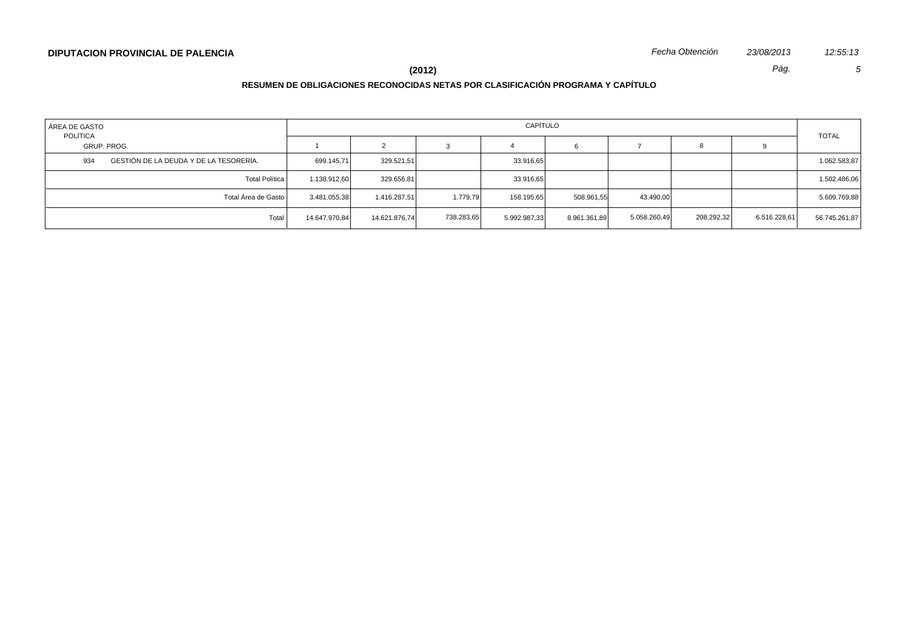**DIPUTACION PROVINCIAL DE PALENCIA**

*Fecha Obtención* *23/08/2013* *12:55:13*

**(2012)**

**RESUMEN DE OBLIGACIONES RECONOCIDAS NETAS POR CLASIFICACIÓN PROGRAMA Y CAPÍTULO**

| ÁREA DE GASTO / POLÍTICA / GRUP. PROG. | CAPÍTULO | | | | | | | | TOTAL |
|---|---|---|---|---|---|---|---|---|---|
| | 1 | 2 | 3 | 4 | 6 | 7 | 8 | 9 | |
| 934 GESTIÓN DE LA DEUDA Y DE LA TESORERÍA. | 699.145,71 | 329.521,51 | | 33.916,65 | | | | | 1.062.583,87 |
| Total Política | 1.138.912,60 | 329.656,81 | | 33.916,65 | | | | | 1.502.486,06 |
| Total Área de Gasto | 3.481.055,38 | 1.416.287,51 | 1.779,79 | 158.195,65 | 508.961,55 | 43.490,00 | | | 5.609.769,88 |
| Total | 14.647.970,84 | 14.621.876,74 | 738.283,65 | 5.992.987,33 | 8.961.361,89 | 5.058.260,49 | 208.292,32 | 6.516.228,61 | 56.745.261,87 |